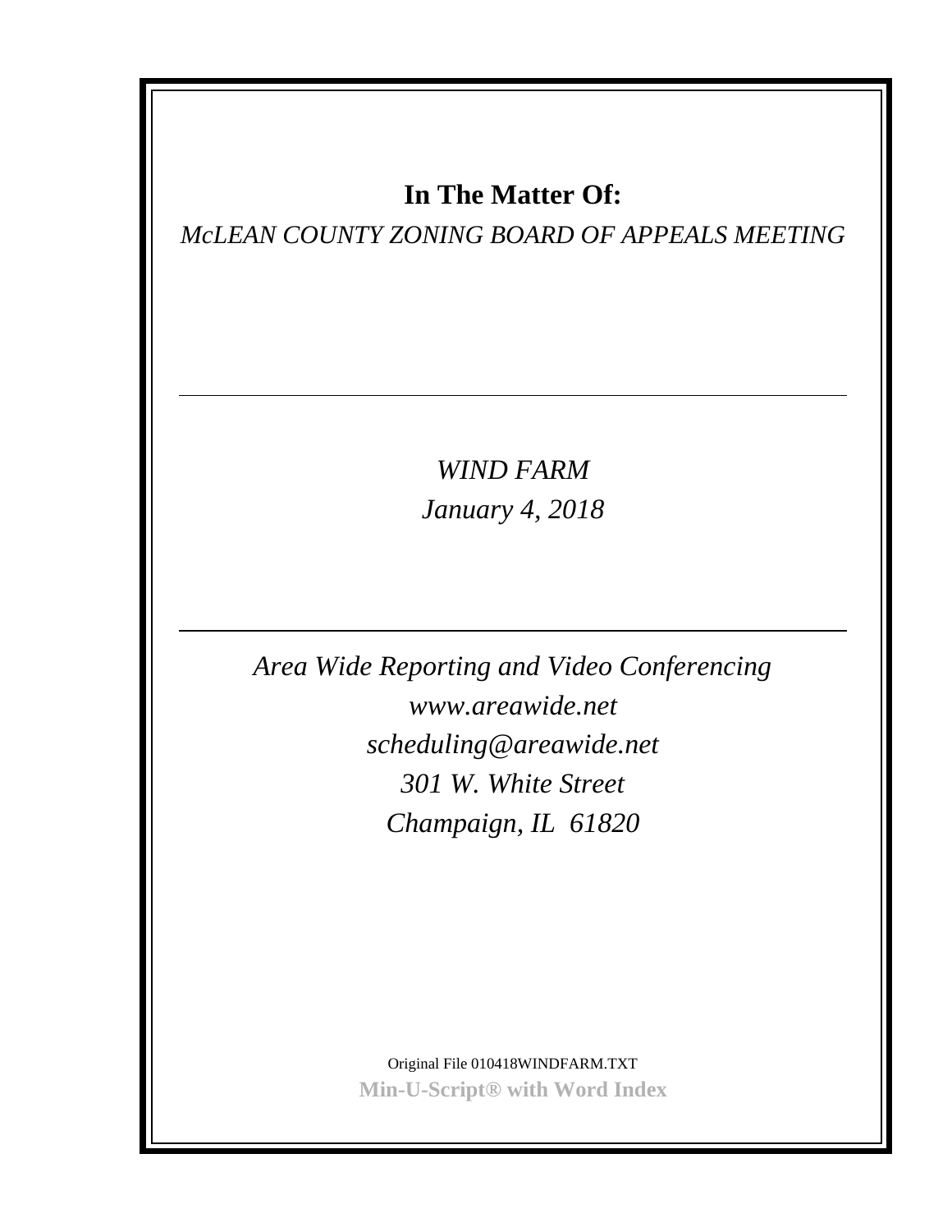# In The Matter Of:

*McLEAN COUNTY ZONING BOARD OF APPEALS MEETING*

---

*WIND FARM*

*January 4, 2018*

---

*Area Wide Reporting and Video Conferencing*

*www.areawide.net*

*scheduling@areawide.net*

*301 W. White Street*

*Champaign, IL 61820*

Original File 010418WINDFARM.TXT

**Min-U-Script® with Word Index**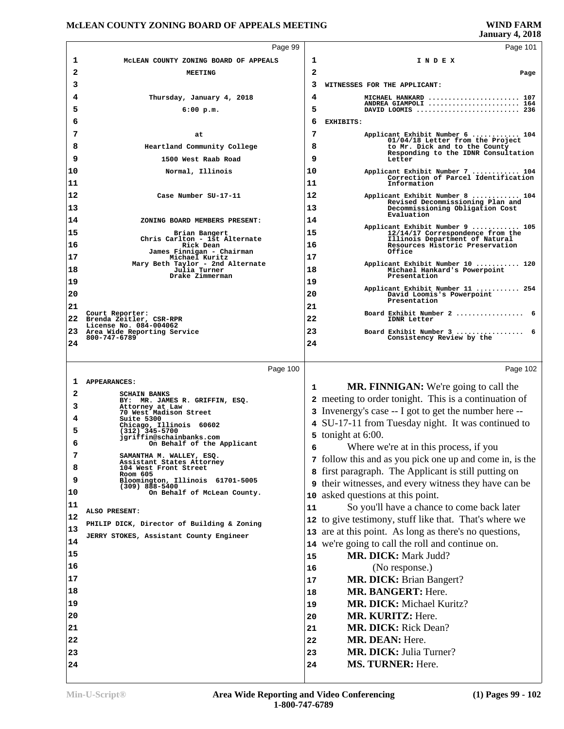MCLEAN COUNTY ZONING BOARD OF APPEALS

MEETING

Thursday, January 4, 2018

6:00 p.m.

at

Heartland Community College

1500 West Raab Road

Normal, Illinois

Case Number SU-17-11

ZONING BOARD MEMBERS PRESENT:

Brian Bangert
Chris Carlton - 1st Alternate
Rick Dean
James Finnigan - Chairman
Michael Kuritz
Mary Beth Taylor - 2nd Alternate
Julia Turner
Drake Zimmerman

Court Reporter:
Brenda Zeitler, CSR-RPR
License No. 084-004062
Area Wide Reporting Service
800-747-6789

APPEARANCES:

SCHAIN BANKS
BY: MR. JAMES R. GRIFFIN, ESQ.
Attorney at Law
70 West Madison Street
Suite 5300
Chicago, Illinois 60602
(312) 345-5700
jgriffin@schainbanks.com
On Behalf of the Applicant

SAMANTHA M. WALLEY, ESQ.
Assistant States Attorney
104 West Front Street
Room 605
Bloomington, Illinois 61701-5005
(309) 888-5400
On Behalf of McLean County.

ALSO PRESENT:

PHILIP DICK, Director of Building & Zoning

JERRY STOKES, Assistant County Engineer

I N D E X

| | Page |
|---|---|
| WITNESSES FOR THE APPLICANT: | |
| MICHAEL HANKARD | 107 |
| ANDREA GIAMPOLI | 164 |
| DAVID LOOMIS | 236 |
| EXHIBITS: | |
| Applicant Exhibit Number 6 — 01/04/18 Letter from the Project to Mr. Dick and to the County Responding to the IDNR Consultation Letter | 104 |
| Applicant Exhibit Number 7 — Correction of Parcel Identification Information | 104 |
| Applicant Exhibit Number 8 — Revised Decommissioning Plan and Decommissioning Obligation Cost Evaluation | 104 |
| Applicant Exhibit Number 9 — 12/14/17 Correspondence from the Illinois Department of Natural Resources Historic Preservation Office | 105 |
| Applicant Exhibit Number 10 — Michael Hankard's Powerpoint Presentation | 120 |
| Applicant Exhibit Number 11 — David Loomis's Powerpoint Presentation | 254 |
| Board Exhibit Number 2 — IDNR Letter | 6 |
| Board Exhibit Number 3 — Consistency Review by the | 6 |

**MR. FINNIGAN:** We're going to call the meeting to order tonight. This is a continuation of Invenergy's case -- I got to get the number here -- SU-17-11 from Tuesday night. It was continued to tonight at 6:00.

Where we're at in this process, if you follow this and as you pick one up and come in, is the first paragraph. The Applicant is still putting on their witnesses, and every witness they have can be asked questions at this point.

So you'll have a chance to come back later to give testimony, stuff like that. That's where we are at this point. As long as there's no questions, we're going to call the roll and continue on.

**MR. DICK:** Mark Judd?

(No response.)

**MR. DICK:** Brian Bangert?

**MR. BANGERT:** Here.

**MR. DICK:** Michael Kuritz?

**MR. KURITZ:** Here.

**MR. DICK:** Rick Dean?

**MR. DEAN:** Here.

**MR. DICK:** Julia Turner?

**MS. TURNER:** Here.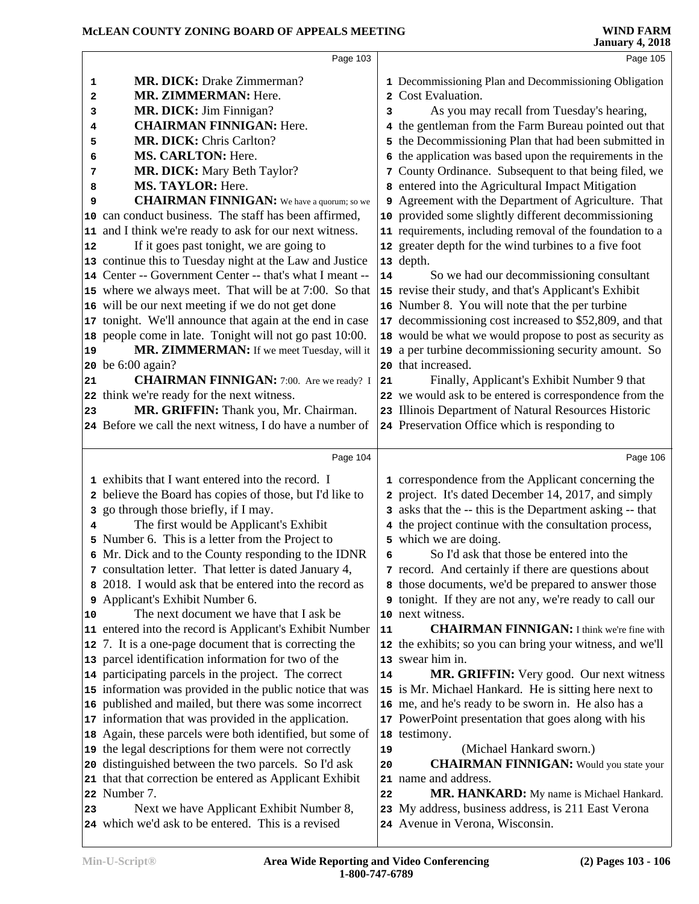**MR. DICK:** Drake Zimmerman?

**MR. ZIMMERMAN:** Here.

**MR. DICK:** Jim Finnigan?

**CHAIRMAN FINNIGAN:** Here.

**MR. DICK:** Chris Carlton?

**MS. CARLTON:** Here.

**MR. DICK:** Mary Beth Taylor?

**MS. TAYLOR:** Here.

**CHAIRMAN FINNIGAN:** We have a quorum; so we can conduct business. The staff has been affirmed, and I think we're ready to ask for our next witness.

If it goes past tonight, we are going to continue this to Tuesday night at the Law and Justice Center -- Government Center -- that's what I meant -- where we always meet. That will be at 7:00. So that will be our next meeting if we do not get done tonight. We'll announce that again at the end in case people come in late. Tonight will not go past 10:00.

**MR. ZIMMERMAN:** If we meet Tuesday, will it be 6:00 again?

**CHAIRMAN FINNIGAN:** 7:00. Are we ready? I think we're ready for the next witness.

**MR. GRIFFIN:** Thank you, Mr. Chairman. Before we call the next witness, I do have a number of exhibits that I want entered into the record. I believe the Board has copies of those, but I'd like to go through those briefly, if I may.

The first would be Applicant's Exhibit Number 6. This is a letter from the Project to Mr. Dick and to the County responding to the IDNR consultation letter. That letter is dated January 4, 2018. I would ask that be entered into the record as Applicant's Exhibit Number 6.

The next document we have that I ask be entered into the record is Applicant's Exhibit Number 7. It is a one-page document that is correcting the parcel identification information for two of the participating parcels in the project. The correct information was provided in the public notice that was published and mailed, but there was some incorrect information that was provided in the application. Again, these parcels were both identified, but some of the legal descriptions for them were not correctly distinguished between the two parcels. So I'd ask that that correction be entered as Applicant Exhibit Number 7.

Next we have Applicant Exhibit Number 8, which we'd ask to be entered. This is a revised Decommissioning Plan and Decommissioning Obligation Cost Evaluation.

As you may recall from Tuesday's hearing, the gentleman from the Farm Bureau pointed out that the Decommissioning Plan that had been submitted in the application was based upon the requirements in the County Ordinance. Subsequent to that being filed, we entered into the Agricultural Impact Mitigation Agreement with the Department of Agriculture. That provided some slightly different decommissioning requirements, including removal of the foundation to a greater depth for the wind turbines to a five foot depth.

So we had our decommissioning consultant revise their study, and that's Applicant's Exhibit Number 8. You will note that the per turbine decommissioning cost increased to $52,809, and that would be what we would propose to post as security as a per turbine decommissioning security amount. So that increased.

Finally, Applicant's Exhibit Number 9 that we would ask to be entered is correspondence from the Illinois Department of Natural Resources Historic Preservation Office which is responding to correspondence from the Applicant concerning the project. It's dated December 14, 2017, and simply asks that the -- this is the Department asking -- that the project continue with the consultation process, which we are doing.

So I'd ask that those be entered into the record. And certainly if there are questions about those documents, we'd be prepared to answer those tonight. If they are not any, we're ready to call our next witness.

**CHAIRMAN FINNIGAN:** I think we're fine with the exhibits; so you can bring your witness, and we'll swear him in.

**MR. GRIFFIN:** Very good. Our next witness is Mr. Michael Hankard. He is sitting here next to me, and he's ready to be sworn in. He also has a PowerPoint presentation that goes along with his testimony.

(Michael Hankard sworn.)

**CHAIRMAN FINNIGAN:** Would you state your name and address.

**MR. HANKARD:** My name is Michael Hankard. My address, business address, is 211 East Verona Avenue in Verona, Wisconsin.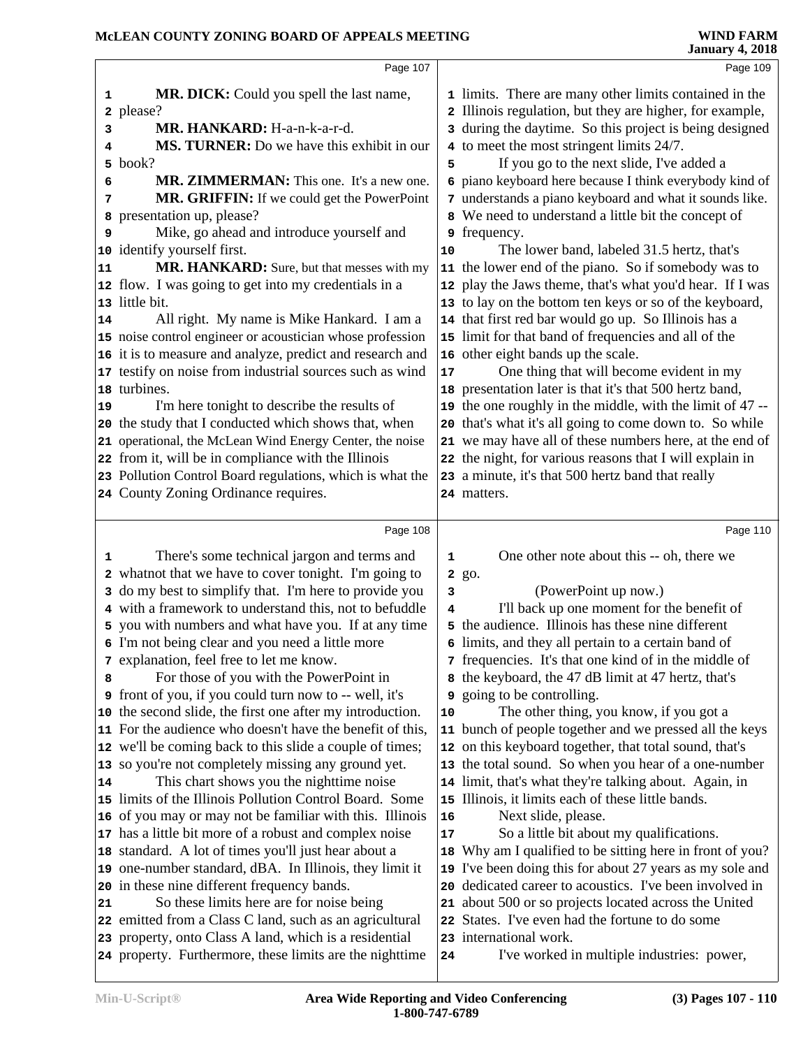Page 107

1 **MR. DICK:** Could you spell the last name,
2 please?
3 **MR. HANKARD:** H-a-n-k-a-r-d.
4 **MS. TURNER:** Do we have this exhibit in our
5 book?
6 **MR. ZIMMERMAN:** This one. It's a new one.
7 **MR. GRIFFIN:** If we could get the PowerPoint
8 presentation up, please?
9 Mike, go ahead and introduce yourself and
10 identify yourself first.
11 **MR. HANKARD:** Sure, but that messes with my
12 flow. I was going to get into my credentials in a
13 little bit.
14 All right. My name is Mike Hankard. I am a
15 noise control engineer or acoustician whose profession
16 it is to measure and analyze, predict and research and
17 testify on noise from industrial sources such as wind
18 turbines.
19 I'm here tonight to describe the results of
20 the study that I conducted which shows that, when
21 operational, the McLean Wind Energy Center, the noise
22 from it, will be in compliance with the Illinois
23 Pollution Control Board regulations, which is what the
24 County Zoning Ordinance requires.

Page 108

1 There's some technical jargon and terms and
2 whatnot that we have to cover tonight. I'm going to
3 do my best to simplify that. I'm here to provide you
4 with a framework to understand this, not to befuddle
5 you with numbers and what have you. If at any time
6 I'm not being clear and you need a little more
7 explanation, feel free to let me know.
8 For those of you with the PowerPoint in
9 front of you, if you could turn now to -- well, it's
10 the second slide, the first one after my introduction.
11 For the audience who doesn't have the benefit of this,
12 we'll be coming back to this slide a couple of times;
13 so you're not completely missing any ground yet.
14 This chart shows you the nighttime noise
15 limits of the Illinois Pollution Control Board. Some
16 of you may or may not be familiar with this. Illinois
17 has a little bit more of a robust and complex noise
18 standard. A lot of times you'll just hear about a
19 one-number standard, dBA. In Illinois, they limit it
20 in these nine different frequency bands.
21 So these limits here are for noise being
22 emitted from a Class C land, such as an agricultural
23 property, onto Class A land, which is a residential
24 property. Furthermore, these limits are the nighttime

Page 109

1 limits. There are many other limits contained in the
2 Illinois regulation, but they are higher, for example,
3 during the daytime. So this project is being designed
4 to meet the most stringent limits 24/7.
5 If you go to the next slide, I've added a
6 piano keyboard here because I think everybody kind of
7 understands a piano keyboard and what it sounds like.
8 We need to understand a little bit the concept of
9 frequency.
10 The lower band, labeled 31.5 hertz, that's
11 the lower end of the piano. So if somebody was to
12 play the Jaws theme, that's what you'd hear. If I was
13 to lay on the bottom ten keys or so of the keyboard,
14 that first red bar would go up. So Illinois has a
15 limit for that band of frequencies and all of the
16 other eight bands up the scale.
17 One thing that will become evident in my
18 presentation later is that it's that 500 hertz band,
19 the one roughly in the middle, with the limit of 47 --
20 that's what it's all going to come down to. So while
21 we may have all of these numbers here, at the end of
22 the night, for various reasons that I will explain in
23 a minute, it's that 500 hertz band that really
24 matters.

Page 110

1 One other note about this -- oh, there we
2 go.
3 (PowerPoint up now.)
4 I'll back up one moment for the benefit of
5 the audience. Illinois has these nine different
6 limits, and they all pertain to a certain band of
7 frequencies. It's that one kind of in the middle of
8 the keyboard, the 47 dB limit at 47 hertz, that's
9 going to be controlling.
10 The other thing, you know, if you got a
11 bunch of people together and we pressed all the keys
12 on this keyboard together, that total sound, that's
13 the total sound. So when you hear of a one-number
14 limit, that's what they're talking about. Again, in
15 Illinois, it limits each of these little bands.
16 Next slide, please.
17 So a little bit about my qualifications.
18 Why am I qualified to be sitting here in front of you?
19 I've been doing this for about 27 years as my sole and
20 dedicated career to acoustics. I've been involved in
21 about 500 or so projects located across the United
22 States. I've even had the fortune to do some
23 international work.
24 I've worked in multiple industries: power,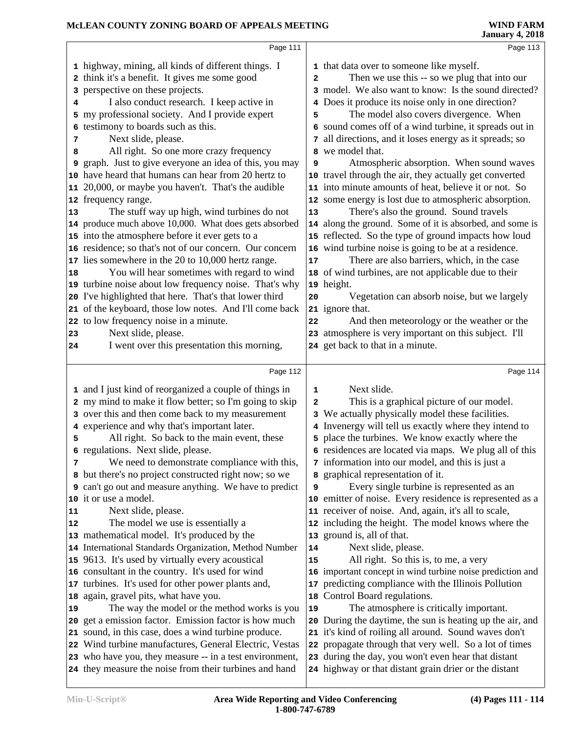Page 111

1 highway, mining, all kinds of different things. I
2 think it's a benefit. It gives me some good
3 perspective on these projects.
4 I also conduct research. I keep active in
5 my professional society. And I provide expert
6 testimony to boards such as this.
7 Next slide, please.
8 All right. So one more crazy frequency
9 graph. Just to give everyone an idea of this, you may
10 have heard that humans can hear from 20 hertz to
11 20,000, or maybe you haven't. That's the audible
12 frequency range.
13 The stuff way up high, wind turbines do not
14 produce much above 10,000. What does gets absorbed
15 into the atmosphere before it ever gets to a
16 residence; so that's not of our concern. Our concern
17 lies somewhere in the 20 to 10,000 hertz range.
18 You will hear sometimes with regard to wind
19 turbine noise about low frequency noise. That's why
20 I've highlighted that here. That's that lower third
21 of the keyboard, those low notes. And I'll come back
22 to low frequency noise in a minute.
23 Next slide, please.
24 I went over this presentation this morning,

Page 112

1 and I just kind of reorganized a couple of things in
2 my mind to make it flow better; so I'm going to skip
3 over this and then come back to my measurement
4 experience and why that's important later.
5 All right. So back to the main event, these
6 regulations. Next slide, please.
7 We need to demonstrate compliance with this,
8 but there's no project constructed right now; so we
9 can't go out and measure anything. We have to predict
10 it or use a model.
11 Next slide, please.
12 The model we use is essentially a
13 mathematical model. It's produced by the
14 International Standards Organization, Method Number
15 9613. It's used by virtually every acoustical
16 consultant in the country. It's used for wind
17 turbines. It's used for other power plants and,
18 again, gravel pits, what have you.
19 The way the model or the method works is you
20 get a emission factor. Emission factor is how much
21 sound, in this case, does a wind turbine produce.
22 Wind turbine manufactures, General Electric, Vestas
23 who have you, they measure -- in a test environment,
24 they measure the noise from their turbines and hand

Page 113

1 that data over to someone like myself.
2 Then we use this -- so we plug that into our
3 model. We also want to know: Is the sound directed?
4 Does it produce its noise only in one direction?
5 The model also covers divergence. When
6 sound comes off of a wind turbine, it spreads out in
7 all directions, and it loses energy as it spreads; so
8 we model that.
9 Atmospheric absorption. When sound waves
10 travel through the air, they actually get converted
11 into minute amounts of heat, believe it or not. So
12 some energy is lost due to atmospheric absorption.
13 There's also the ground. Sound travels
14 along the ground. Some of it is absorbed, and some is
15 reflected. So the type of ground impacts how loud
16 wind turbine noise is going to be at a residence.
17 There are also barriers, which, in the case
18 of wind turbines, are not applicable due to their
19 height.
20 Vegetation can absorb noise, but we largely
21 ignore that.
22 And then meteorology or the weather or the
23 atmosphere is very important on this subject. I'll
24 get back to that in a minute.

Page 114

1 Next slide.
2 This is a graphical picture of our model.
3 We actually physically model these facilities.
4 Invenergy will tell us exactly where they intend to
5 place the turbines. We know exactly where the
6 residences are located via maps. We plug all of this
7 information into our model, and this is just a
8 graphical representation of it.
9 Every single turbine is represented as an
10 emitter of noise. Every residence is represented as a
11 receiver of noise. And, again, it's all to scale,
12 including the height. The model knows where the
13 ground is, all of that.
14 Next slide, please.
15 All right. So this is, to me, a very
16 important concept in wind turbine noise prediction and
17 predicting compliance with the Illinois Pollution
18 Control Board regulations.
19 The atmosphere is critically important.
20 During the daytime, the sun is heating up the air, and
21 it's kind of roiling all around. Sound waves don't
22 propagate through that very well. So a lot of times
23 during the day, you won't even hear that distant
24 highway or that distant grain drier or the distant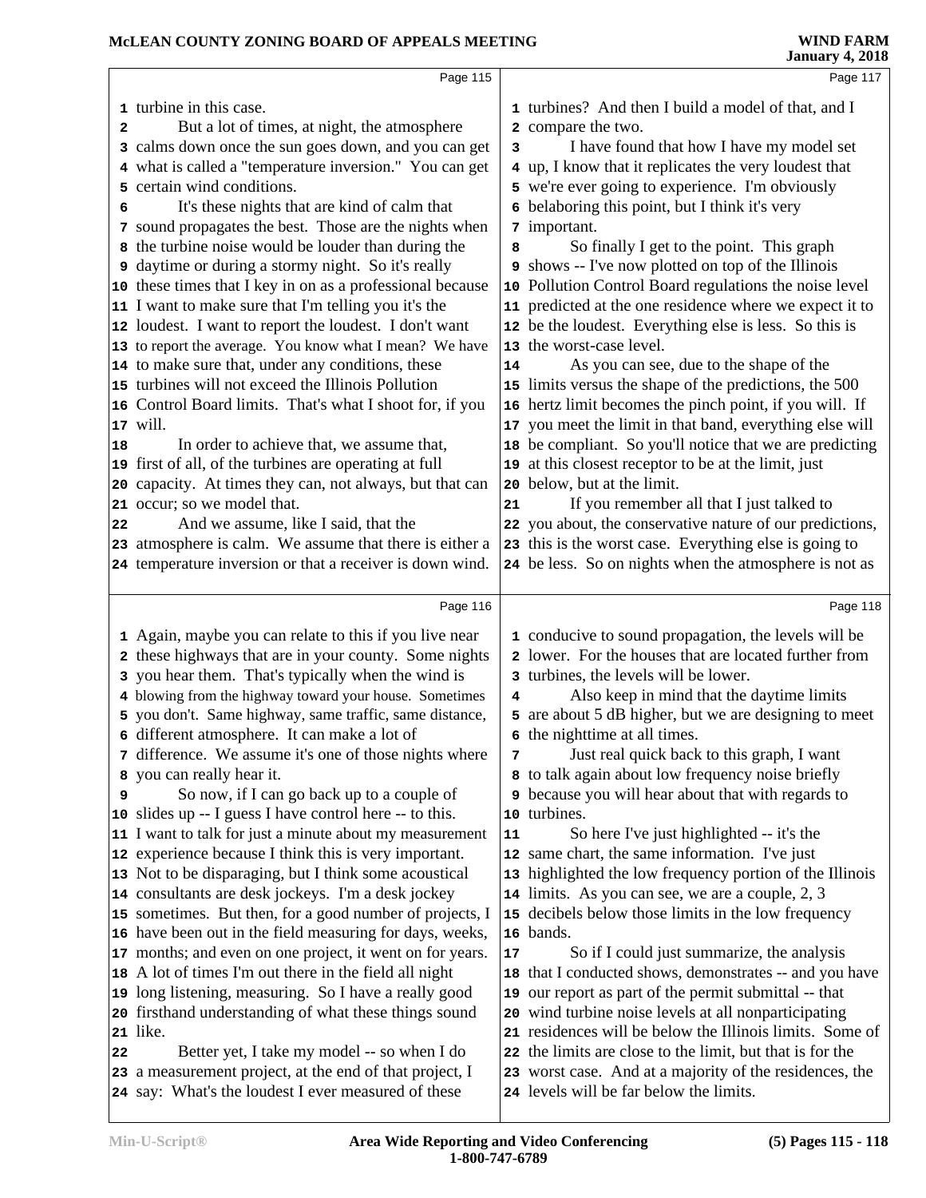Page 115

turbine in this case.

But a lot of times, at night, the atmosphere calms down once the sun goes down, and you can get what is called a "temperature inversion." You can get certain wind conditions.

It's these nights that are kind of calm that sound propagates the best. Those are the nights when the turbine noise would be louder than during the daytime or during a stormy night. So it's really these times that I key in on as a professional because I want to make sure that I'm telling you it's the loudest. I want to report the loudest. I don't want to report the average. You know what I mean? We have to make sure that, under any conditions, these turbines will not exceed the Illinois Pollution Control Board limits. That's what I shoot for, if you will.

In order to achieve that, we assume that, first of all, of the turbines are operating at full capacity. At times they can, not always, but that can occur; so we model that.

And we assume, like I said, that the atmosphere is calm. We assume that there is either a temperature inversion or that a receiver is down wind.

Page 116

Again, maybe you can relate to this if you live near these highways that are in your county. Some nights you hear them. That's typically when the wind is blowing from the highway toward your house. Sometimes you don't. Same highway, same traffic, same distance, different atmosphere. It can make a lot of difference. We assume it's one of those nights where you can really hear it.

So now, if I can go back up to a couple of slides up -- I guess I have control here -- to this. I want to talk for just a minute about my measurement experience because I think this is very important. Not to be disparaging, but I think some acoustical consultants are desk jockeys. I'm a desk jockey sometimes. But then, for a good number of projects, I have been out in the field measuring for days, weeks, months; and even on one project, it went on for years. A lot of times I'm out there in the field all night long listening, measuring. So I have a really good firsthand understanding of what these things sound like.

Better yet, I take my model -- so when I do a measurement project, at the end of that project, I say: What's the loudest I ever measured of these

Page 117

turbines? And then I build a model of that, and I compare the two.

I have found that how I have my model set up, I know that it replicates the very loudest that we're ever going to experience. I'm obviously belaboring this point, but I think it's very important.

So finally I get to the point. This graph shows -- I've now plotted on top of the Illinois Pollution Control Board regulations the noise level predicted at the one residence where we expect it to be the loudest. Everything else is less. So this is the worst-case level.

As you can see, due to the shape of the limits versus the shape of the predictions, the 500 hertz limit becomes the pinch point, if you will. If you meet the limit in that band, everything else will be compliant. So you'll notice that we are predicting at this closest receptor to be at the limit, just below, but at the limit.

If you remember all that I just talked to you about, the conservative nature of our predictions, this is the worst case. Everything else is going to be less. So on nights when the atmosphere is not as

Page 118

conducive to sound propagation, the levels will be lower. For the houses that are located further from turbines, the levels will be lower.

Also keep in mind that the daytime limits are about 5 dB higher, but we are designing to meet the nighttime at all times.

Just real quick back to this graph, I want to talk again about low frequency noise briefly because you will hear about that with regards to turbines.

So here I've just highlighted -- it's the same chart, the same information. I've just highlighted the low frequency portion of the Illinois limits. As you can see, we are a couple, 2, 3 decibels below those limits in the low frequency bands.

So if I could just summarize, the analysis that I conducted shows, demonstrates -- and you have our report as part of the permit submittal -- that wind turbine noise levels at all nonparticipating residences will be below the Illinois limits. Some of the limits are close to the limit, but that is for the worst case. And at a majority of the residences, the levels will be far below the limits.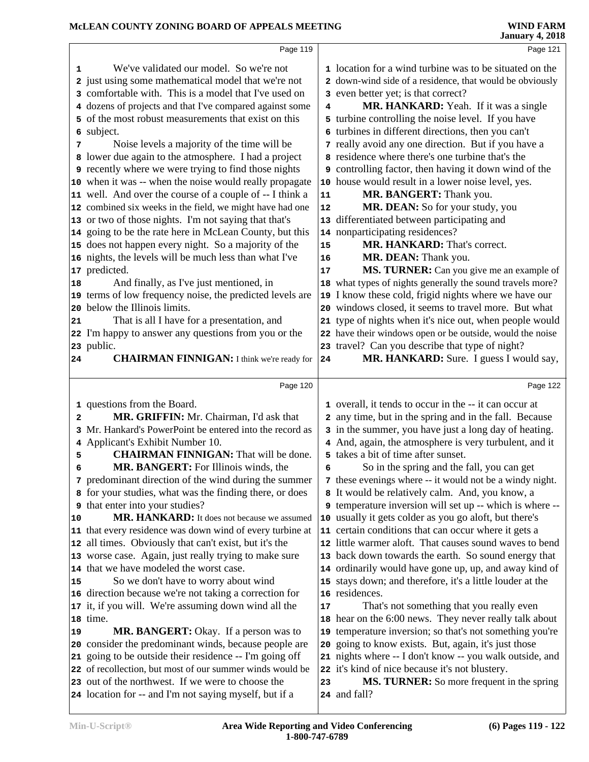We've validated our model. So we're not just using some mathematical model that we're not comfortable with. This is a model that I've used on dozens of projects and that I've compared against some of the most robust measurements that exist on this subject.

Noise levels a majority of the time will be lower due again to the atmosphere. I had a project recently where we were trying to find those nights when it was -- when the noise would really propagate well. And over the course of a couple of -- I think a combined six weeks in the field, we might have had one or two of those nights. I'm not saying that that's going to be the rate here in McLean County, but this does not happen every night. So a majority of the nights, the levels will be much less than what I've predicted.

And finally, as I've just mentioned, in terms of low frequency noise, the predicted levels are below the Illinois limits.

That is all I have for a presentation, and I'm happy to answer any questions from you or the public.

**CHAIRMAN FINNIGAN:** I think we're ready for questions from the Board.

**MR. GRIFFIN:** Mr. Chairman, I'd ask that Mr. Hankard's PowerPoint be entered into the record as Applicant's Exhibit Number 10.

**CHAIRMAN FINNIGAN:** That will be done.

**MR. BANGERT:** For Illinois winds, the predominant direction of the wind during the summer for your studies, what was the finding there, or does that enter into your studies?

**MR. HANKARD:** It does not because we assumed that every residence was down wind of every turbine at all times. Obviously that can't exist, but it's the worse case. Again, just really trying to make sure that we have modeled the worst case.

So we don't have to worry about wind direction because we're not taking a correction for it, if you will. We're assuming down wind all the time.

**MR. BANGERT:** Okay. If a person was to consider the predominant winds, because people are going to be outside their residence -- I'm going off of recollection, but most of our summer winds would be out of the northwest. If we were to choose the location for -- and I'm not saying myself, but if a location for a wind turbine was to be situated on the down-wind side of a residence, that would be obviously even better yet; is that correct?

**MR. HANKARD:** Yeah. If it was a single turbine controlling the noise level. If you have turbines in different directions, then you can't really avoid any one direction. But if you have a residence where there's one turbine that's the controlling factor, then having it down wind of the house would result in a lower noise level, yes.

**MR. BANGERT:** Thank you.

**MR. DEAN:** So for your study, you differentiated between participating and nonparticipating residences?

**MR. HANKARD:** That's correct.

**MR. DEAN:** Thank you.

**MS. TURNER:** Can you give me an example of what types of nights generally the sound travels more? I know these cold, frigid nights where we have our windows closed, it seems to travel more. But what type of nights when it's nice out, when people would have their windows open or be outside, would the noise travel? Can you describe that type of night?

**MR. HANKARD:** Sure. I guess I would say, overall, it tends to occur in the -- it can occur at any time, but in the spring and in the fall. Because in the summer, you have just a long day of heating. And, again, the atmosphere is very turbulent, and it takes a bit of time after sunset.

So in the spring and the fall, you can get these evenings where -- it would not be a windy night. It would be relatively calm. And, you know, a temperature inversion will set up -- which is where -- usually it gets colder as you go aloft, but there's certain conditions that can occur where it gets a little warmer aloft. That causes sound waves to bend back down towards the earth. So sound energy that ordinarily would have gone up, up, and away kind of stays down; and therefore, it's a little louder at the residences.

That's not something that you really even hear on the 6:00 news. They never really talk about temperature inversion; so that's not something you're going to know exists. But, again, it's just those nights where -- I don't know -- you walk outside, and it's kind of nice because it's not blustery.

**MS. TURNER:** So more frequent in the spring and fall?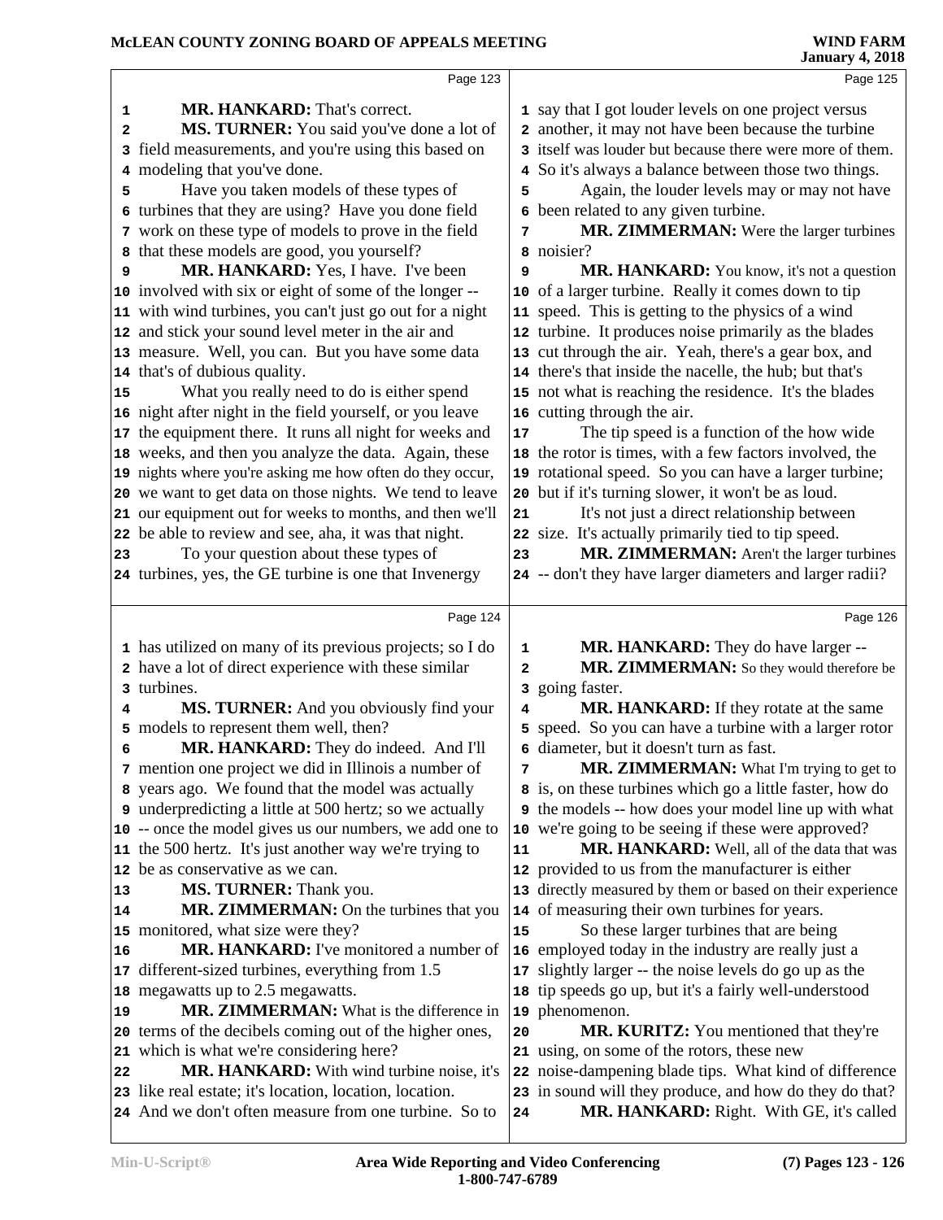Page 123

**MR. HANKARD:** That's correct.

**MS. TURNER:** You said you've done a lot of field measurements, and you're using this based on modeling that you've done.

Have you taken models of these types of turbines that they are using? Have you done field work on these type of models to prove in the field that these models are good, you yourself?

**MR. HANKARD:** Yes, I have. I've been involved with six or eight of some of the longer -- with wind turbines, you can't just go out for a night and stick your sound level meter in the air and measure. Well, you can. But you have some data that's of dubious quality.

What you really need to do is either spend night after night in the field yourself, or you leave the equipment there. It runs all night for weeks and weeks, and then you analyze the data. Again, these nights where you're asking me how often do they occur, we want to get data on those nights. We tend to leave our equipment out for weeks to months, and then we'll be able to review and see, aha, it was that night.

To your question about these types of turbines, yes, the GE turbine is one that Invenergy

Page 124

has utilized on many of its previous projects; so I do have a lot of direct experience with these similar turbines.

**MS. TURNER:** And you obviously find your models to represent them well, then?

**MR. HANKARD:** They do indeed. And I'll mention one project we did in Illinois a number of years ago. We found that the model was actually underpredicting a little at 500 hertz; so we actually -- once the model gives us our numbers, we add one to the 500 hertz. It's just another way we're trying to be as conservative as we can.

**MS. TURNER:** Thank you.

**MR. ZIMMERMAN:** On the turbines that you monitored, what size were they?

**MR. HANKARD:** I've monitored a number of different-sized turbines, everything from 1.5 megawatts up to 2.5 megawatts.

**MR. ZIMMERMAN:** What is the difference in terms of the decibels coming out of the higher ones, which is what we're considering here?

**MR. HANKARD:** With wind turbine noise, it's like real estate; it's location, location, location. And we don't often measure from one turbine. So to

Page 125

say that I got louder levels on one project versus another, it may not have been because the turbine itself was louder but because there were more of them. So it's always a balance between those two things.

Again, the louder levels may or may not have been related to any given turbine.

**MR. ZIMMERMAN:** Were the larger turbines noisier?

**MR. HANKARD:** You know, it's not a question of a larger turbine. Really it comes down to tip speed. This is getting to the physics of a wind turbine. It produces noise primarily as the blades cut through the air. Yeah, there's a gear box, and there's that inside the nacelle, the hub; but that's not what is reaching the residence. It's the blades cutting through the air.

The tip speed is a function of the how wide the rotor is times, with a few factors involved, the rotational speed. So you can have a larger turbine; but if it's turning slower, it won't be as loud.

It's not just a direct relationship between size. It's actually primarily tied to tip speed.

**MR. ZIMMERMAN:** Aren't the larger turbines -- don't they have larger diameters and larger radii?

Page 126

**MR. HANKARD:** They do have larger --

**MR. ZIMMERMAN:** So they would therefore be going faster.

**MR. HANKARD:** If they rotate at the same speed. So you can have a turbine with a larger rotor diameter, but it doesn't turn as fast.

**MR. ZIMMERMAN:** What I'm trying to get to is, on these turbines which go a little faster, how do the models -- how does your model line up with what we're going to be seeing if these were approved?

**MR. HANKARD:** Well, all of the data that was provided to us from the manufacturer is either directly measured by them or based on their experience of measuring their own turbines for years.

So these larger turbines that are being employed today in the industry are really just a slightly larger -- the noise levels do go up as the tip speeds go up, but it's a fairly well-understood phenomenon.

**MR. KURITZ:** You mentioned that they're using, on some of the rotors, these new noise-dampening blade tips. What kind of difference in sound will they produce, and how do they do that?

**MR. HANKARD:** Right. With GE, it's called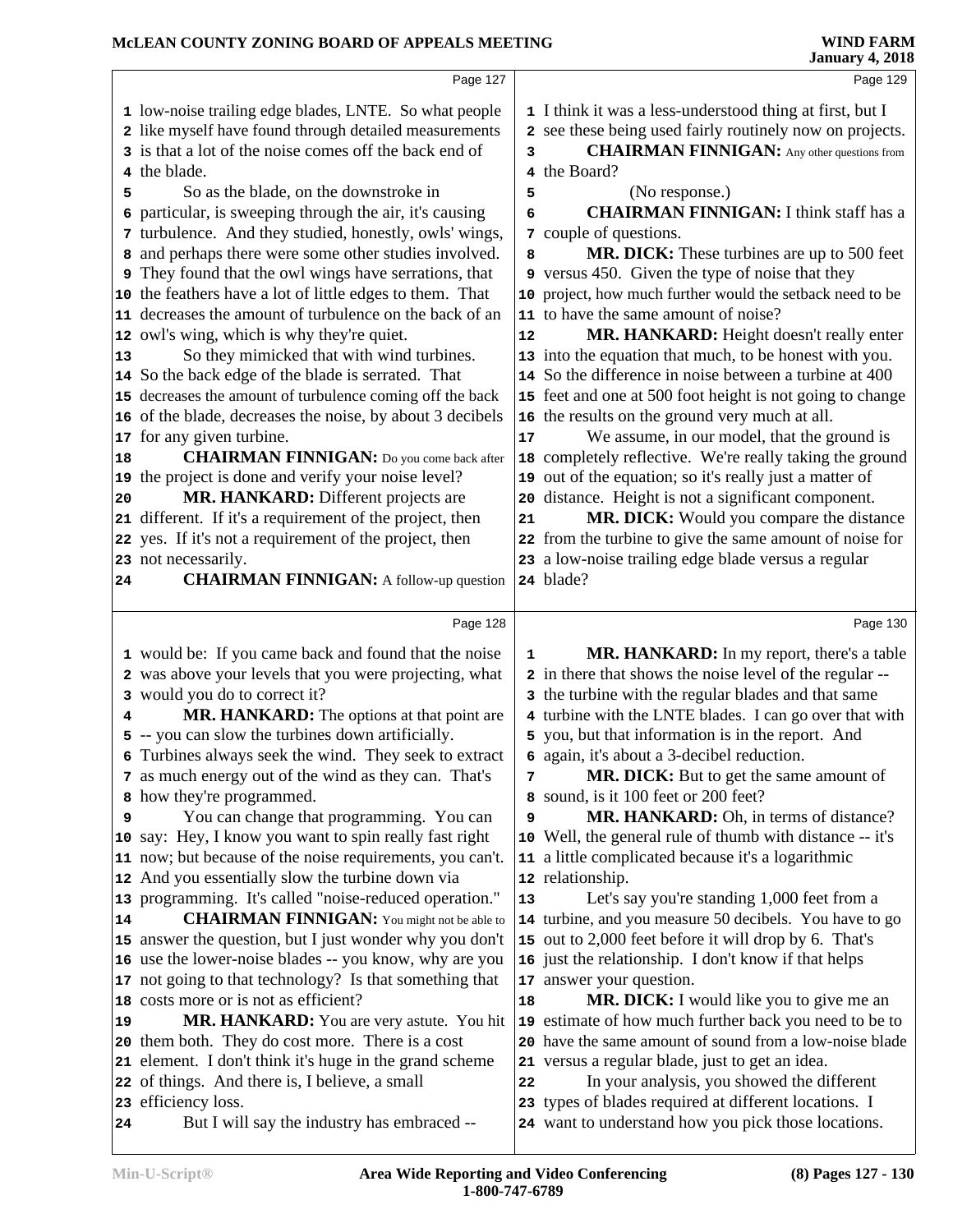low-noise trailing edge blades, LNTE. So what people like myself have found through detailed measurements is that a lot of the noise comes off the back end of the blade.

So as the blade, on the downstroke in particular, is sweeping through the air, it's causing turbulence. And they studied, honestly, owls' wings, and perhaps there were some other studies involved. They found that the owl wings have serrations, that the feathers have a lot of little edges to them. That decreases the amount of turbulence on the back of an owl's wing, which is why they're quiet.

So they mimicked that with wind turbines. So the back edge of the blade is serrated. That decreases the amount of turbulence coming off the back of the blade, decreases the noise, by about 3 decibels for any given turbine.

**CHAIRMAN FINNIGAN:** Do you come back after the project is done and verify your noise level?

**MR. HANKARD:** Different projects are different. If it's a requirement of the project, then yes. If it's not a requirement of the project, then not necessarily.

**CHAIRMAN FINNIGAN:** A follow-up question would be: If you came back and found that the noise was above your levels that you were projecting, what would you do to correct it?

**MR. HANKARD:** The options at that point are -- you can slow the turbines down artificially. Turbines always seek the wind. They seek to extract as much energy out of the wind as they can. That's how they're programmed.

You can change that programming. You can say: Hey, I know you want to spin really fast right now; but because of the noise requirements, you can't. And you essentially slow the turbine down via programming. It's called "noise-reduced operation."

**CHAIRMAN FINNIGAN:** You might not be able to answer the question, but I just wonder why you don't use the lower-noise blades -- you know, why are you not going to that technology? Is that something that costs more or is not as efficient?

**MR. HANKARD:** You are very astute. You hit them both. They do cost more. There is a cost element. I don't think it's huge in the grand scheme of things. And there is, I believe, a small efficiency loss.

But I will say the industry has embraced -- I think it was a less-understood thing at first, but I see these being used fairly routinely now on projects.

**CHAIRMAN FINNIGAN:** Any other questions from the Board?

(No response.)

**CHAIRMAN FINNIGAN:** I think staff has a couple of questions.

**MR. DICK:** These turbines are up to 500 feet versus 450. Given the type of noise that they project, how much further would the setback need to be to have the same amount of noise?

**MR. HANKARD:** Height doesn't really enter into the equation that much, to be honest with you. So the difference in noise between a turbine at 400 feet and one at 500 foot height is not going to change the results on the ground very much at all.

We assume, in our model, that the ground is completely reflective. We're really taking the ground out of the equation; so it's really just a matter of distance. Height is not a significant component.

**MR. DICK:** Would you compare the distance from the turbine to give the same amount of noise for a low-noise trailing edge blade versus a regular blade?

**MR. HANKARD:** In my report, there's a table in there that shows the noise level of the regular -- the turbine with the regular blades and that same turbine with the LNTE blades. I can go over that with you, but that information is in the report. And again, it's about a 3-decibel reduction.

**MR. DICK:** But to get the same amount of sound, is it 100 feet or 200 feet?

**MR. HANKARD:** Oh, in terms of distance? Well, the general rule of thumb with distance -- it's a little complicated because it's a logarithmic relationship.

Let's say you're standing 1,000 feet from a turbine, and you measure 50 decibels. You have to go out to 2,000 feet before it will drop by 6. That's just the relationship. I don't know if that helps answer your question.

**MR. DICK:** I would like you to give me an estimate of how much further back you need to be to have the same amount of sound from a low-noise blade versus a regular blade, just to get an idea.

In your analysis, you showed the different types of blades required at different locations. I want to understand how you pick those locations.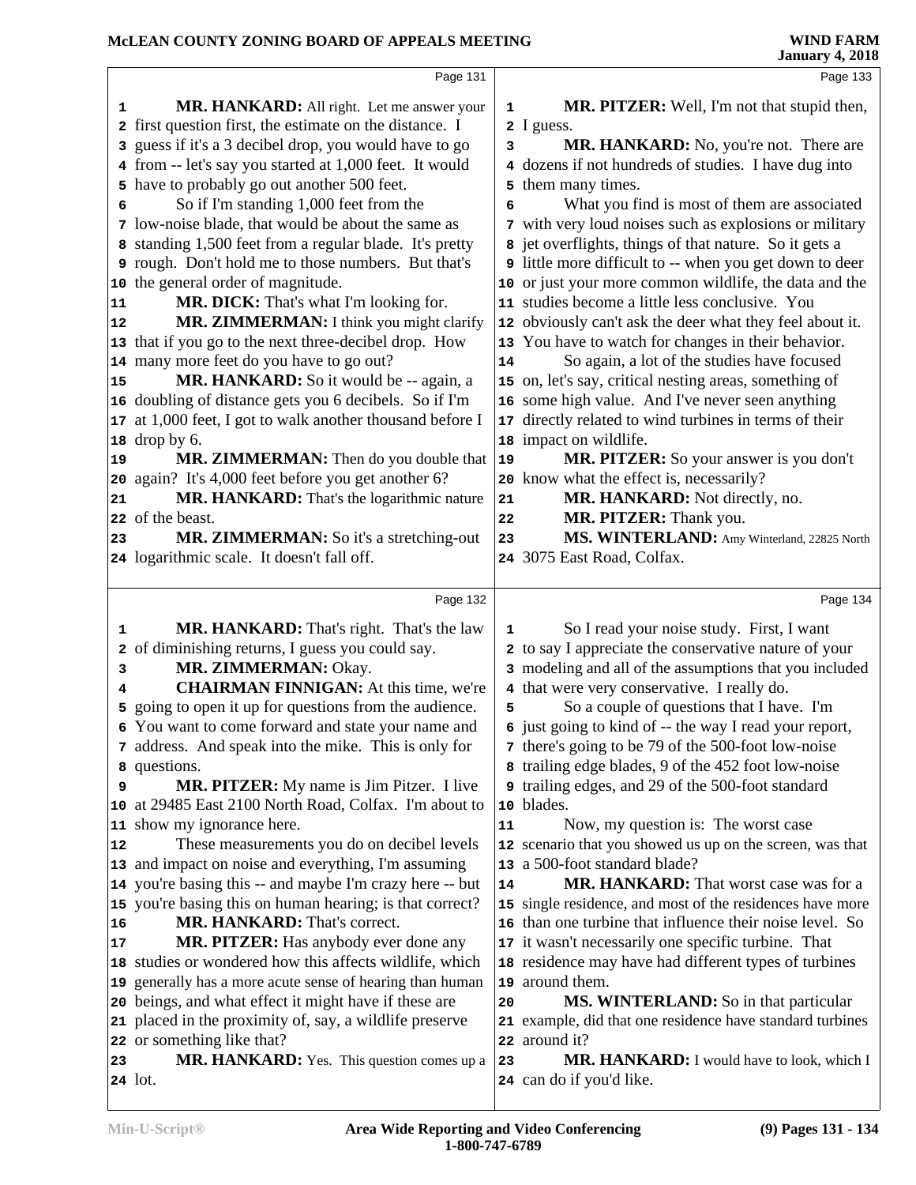**MR. HANKARD:** All right. Let me answer your first question first, the estimate on the distance. I guess if it's a 3 decibel drop, you would have to go from -- let's say you started at 1,000 feet. It would have to probably go out another 500 feet.

So if I'm standing 1,000 feet from the low-noise blade, that would be about the same as standing 1,500 feet from a regular blade. It's pretty rough. Don't hold me to those numbers. But that's the general order of magnitude.

**MR. DICK:** That's what I'm looking for.

**MR. ZIMMERMAN:** I think you might clarify that if you go to the next three-decibel drop. How many more feet do you have to go out?

**MR. HANKARD:** So it would be -- again, a doubling of distance gets you 6 decibels. So if I'm at 1,000 feet, I got to walk another thousand before I drop by 6.

**MR. ZIMMERMAN:** Then do you double that again? It's 4,000 feet before you get another 6?

**MR. HANKARD:** That's the logarithmic nature of the beast.

**MR. ZIMMERMAN:** So it's a stretching-out logarithmic scale. It doesn't fall off.

**MR. HANKARD:** That's right. That's the law of diminishing returns, I guess you could say.

**MR. ZIMMERMAN:** Okay.

**CHAIRMAN FINNIGAN:** At this time, we're going to open it up for questions from the audience. You want to come forward and state your name and address. And speak into the mike. This is only for questions.

**MR. PITZER:** My name is Jim Pitzer. I live at 29485 East 2100 North Road, Colfax. I'm about to show my ignorance here.

These measurements you do on decibel levels and impact on noise and everything, I'm assuming you're basing this -- and maybe I'm crazy here -- but you're basing this on human hearing; is that correct?

**MR. HANKARD:** That's correct.

**MR. PITZER:** Has anybody ever done any studies or wondered how this affects wildlife, which generally has a more acute sense of hearing than human beings, and what effect it might have if these are placed in the proximity of, say, a wildlife preserve or something like that?

**MR. HANKARD:** Yes. This question comes up a lot.

**MR. PITZER:** Well, I'm not that stupid then, I guess.

**MR. HANKARD:** No, you're not. There are dozens if not hundreds of studies. I have dug into them many times.

What you find is most of them are associated with very loud noises such as explosions or military jet overflights, things of that nature. So it gets a little more difficult to -- when you get down to deer or just your more common wildlife, the data and the studies become a little less conclusive. You obviously can't ask the deer what they feel about it. You have to watch for changes in their behavior.

So again, a lot of the studies have focused on, let's say, critical nesting areas, something of some high value. And I've never seen anything directly related to wind turbines in terms of their impact on wildlife.

**MR. PITZER:** So your answer is you don't know what the effect is, necessarily?

**MR. HANKARD:** Not directly, no.

**MR. PITZER:** Thank you.

**MS. WINTERLAND:** Amy Winterland, 22825 North 3075 East Road, Colfax.

So I read your noise study. First, I want to say I appreciate the conservative nature of your modeling and all of the assumptions that you included that were very conservative. I really do.

So a couple of questions that I have. I'm just going to kind of -- the way I read your report, there's going to be 79 of the 500-foot low-noise trailing edge blades, 9 of the 452 foot low-noise trailing edges, and 29 of the 500-foot standard blades.

Now, my question is: The worst case scenario that you showed us up on the screen, was that a 500-foot standard blade?

**MR. HANKARD:** That worst case was for a single residence, and most of the residences have more than one turbine that influence their noise level. So it wasn't necessarily one specific turbine. That residence may have had different types of turbines around them.

**MS. WINTERLAND:** So in that particular example, did that one residence have standard turbines around it?

**MR. HANKARD:** I would have to look, which I can do if you'd like.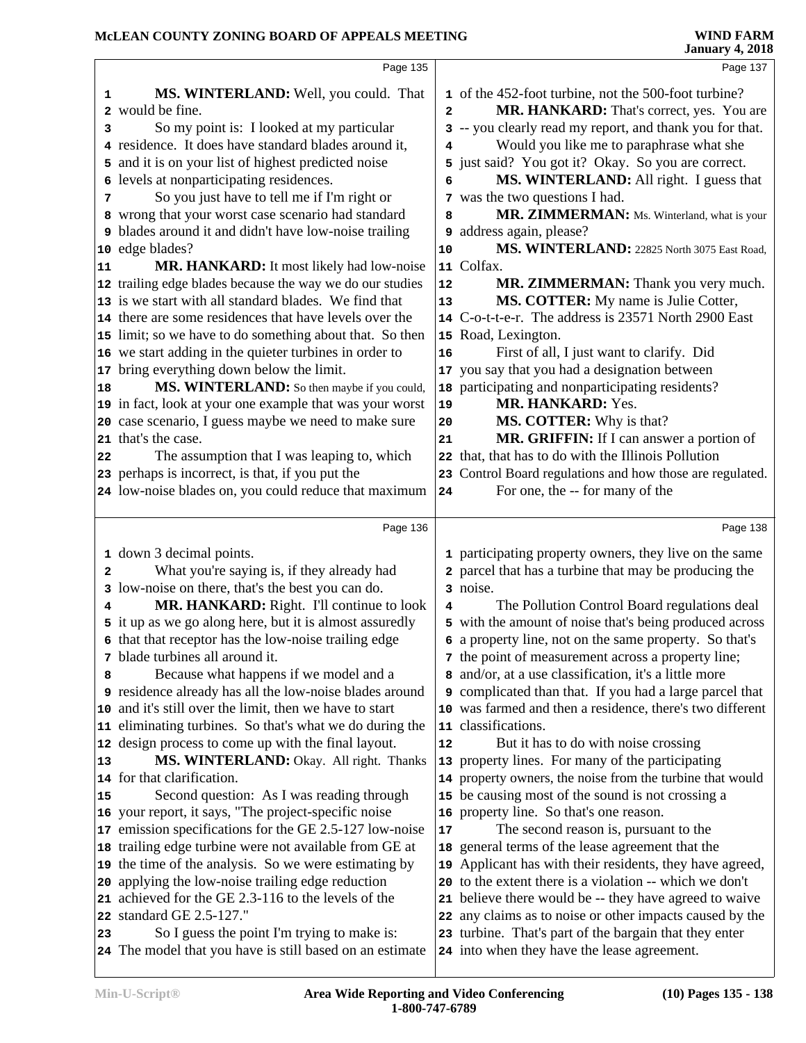Page 135

MS. WINTERLAND: Well, you could. That would be fine.

So my point is: I looked at my particular residence. It does have standard blades around it, and it is on your list of highest predicted noise levels at nonparticipating residences.

So you just have to tell me if I'm right or wrong that your worst case scenario had standard blades around it and didn't have low-noise trailing edge blades?

MR. HANKARD: It most likely had low-noise trailing edge blades because the way we do our studies is we start with all standard blades. We find that there are some residences that have levels over the limit; so we have to do something about that. So then we start adding in the quieter turbines in order to bring everything down below the limit.

MS. WINTERLAND: So then maybe if you could, in fact, look at your one example that was your worst case scenario, I guess maybe we need to make sure that's the case.

The assumption that I was leaping to, which perhaps is incorrect, is that, if you put the low-noise blades on, you could reduce that maximum

Page 136

down 3 decimal points.

What you're saying is, if they already had low-noise on there, that's the best you can do.

MR. HANKARD: Right. I'll continue to look it up as we go along here, but it is almost assuredly that that receptor has the low-noise trailing edge blade turbines all around it.

Because what happens if we model and a residence already has all the low-noise blades around and it's still over the limit, then we have to start eliminating turbines. So that's what we do during the design process to come up with the final layout.

MS. WINTERLAND: Okay. All right. Thanks for that clarification.

Second question: As I was reading through your report, it says, "The project-specific noise emission specifications for the GE 2.5-127 low-noise trailing edge turbine were not available from GE at the time of the analysis. So we were estimating by applying the low-noise trailing edge reduction achieved for the GE 2.3-116 to the levels of the standard GE 2.5-127."

So I guess the point I'm trying to make is: The model that you have is still based on an estimate

Page 137

of the 452-foot turbine, not the 500-foot turbine?

MR. HANKARD: That's correct, yes. You are -- you clearly read my report, and thank you for that.

Would you like me to paraphrase what she just said? You got it? Okay. So you are correct.

MS. WINTERLAND: All right. I guess that was the two questions I had.

MR. ZIMMERMAN: Ms. Winterland, what is your address again, please?

MS. WINTERLAND: 22825 North 3075 East Road, Colfax.

MR. ZIMMERMAN: Thank you very much.

MS. COTTER: My name is Julie Cotter, C-o-t-t-e-r. The address is 23571 North 2900 East Road, Lexington.

First of all, I just want to clarify. Did you say that you had a designation between participating and nonparticipating residents?

MR. HANKARD: Yes.

MS. COTTER: Why is that?

MR. GRIFFIN: If I can answer a portion of that, that has to do with the Illinois Pollution Control Board regulations and how those are regulated.

For one, the -- for many of the

Page 138

participating property owners, they live on the same parcel that has a turbine that may be producing the noise.

The Pollution Control Board regulations deal with the amount of noise that's being produced across a property line, not on the same property. So that's the point of measurement across a property line; and/or, at a use classification, it's a little more complicated than that. If you had a large parcel that was farmed and then a residence, there's two different classifications.

But it has to do with noise crossing property lines. For many of the participating property owners, the noise from the turbine that would be causing most of the sound is not crossing a property line. So that's one reason.

The second reason is, pursuant to the general terms of the lease agreement that the Applicant has with their residents, they have agreed, to the extent there is a violation -- which we don't believe there would be -- they have agreed to waive any claims as to noise or other impacts caused by the turbine. That's part of the bargain that they enter into when they have the lease agreement.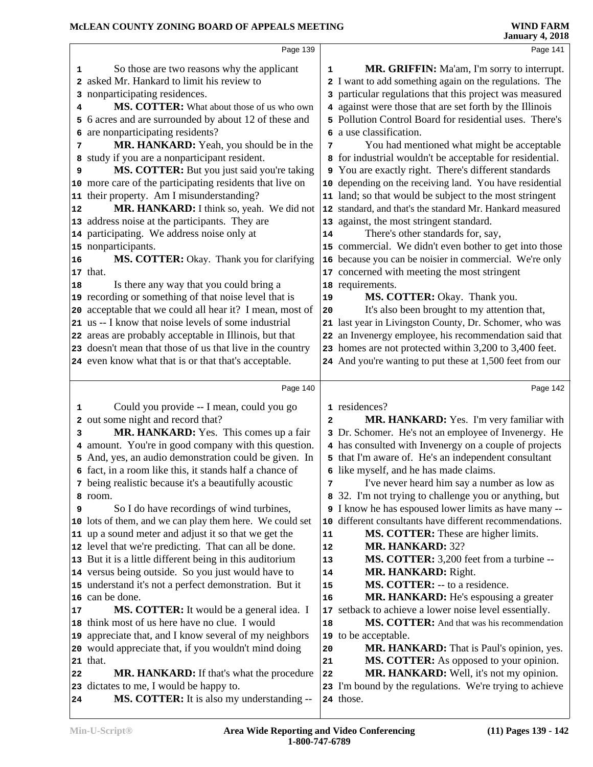So those are two reasons why the applicant asked Mr. Hankard to limit his review to nonparticipating residences.

**MS. COTTER:** What about those of us who own 6 acres and are surrounded by about 12 of these and are nonparticipating residents?

**MR. HANKARD:** Yeah, you should be in the study if you are a nonparticipant resident.

**MS. COTTER:** But you just said you're taking more care of the participating residents that live on their property. Am I misunderstanding?

**MR. HANKARD:** I think so, yeah. We did not address noise at the participants. They are participating. We address noise only at nonparticipants.

**MS. COTTER:** Okay. Thank you for clarifying that.

Is there any way that you could bring a recording or something of that noise level that is acceptable that we could all hear it? I mean, most of us -- I know that noise levels of some industrial areas are probably acceptable in Illinois, but that doesn't mean that those of us that live in the country even know what that is or that that's acceptable.

Could you provide -- I mean, could you go out some night and record that?

**MR. HANKARD:** Yes. This comes up a fair amount. You're in good company with this question. And, yes, an audio demonstration could be given. In fact, in a room like this, it stands half a chance of being realistic because it's a beautifully acoustic room.

So I do have recordings of wind turbines, lots of them, and we can play them here. We could set up a sound meter and adjust it so that we get the level that we're predicting. That can all be done. But it is a little different being in this auditorium versus being outside. So you just would have to understand it's not a perfect demonstration. But it can be done.

**MS. COTTER:** It would be a general idea. I think most of us here have no clue. I would appreciate that, and I know several of my neighbors would appreciate that, if you wouldn't mind doing that.

**MR. HANKARD:** If that's what the procedure dictates to me, I would be happy to.

**MS. COTTER:** It is also my understanding --

**MR. GRIFFIN:** Ma'am, I'm sorry to interrupt. I want to add something again on the regulations. The particular regulations that this project was measured against were those that are set forth by the Illinois Pollution Control Board for residential uses. There's a use classification.

You had mentioned what might be acceptable for industrial wouldn't be acceptable for residential. You are exactly right. There's different standards depending on the receiving land. You have residential land; so that would be subject to the most stringent standard, and that's the standard Mr. Hankard measured against, the most stringent standard.

There's other standards for, say, commercial. We didn't even bother to get into those because you can be noisier in commercial. We're only concerned with meeting the most stringent requirements.

**MS. COTTER:** Okay. Thank you.

It's also been brought to my attention that, last year in Livingston County, Dr. Schomer, who was an Invenergy employee, his recommendation said that homes are not protected within 3,200 to 3,400 feet. And you're wanting to put these at 1,500 feet from our residences?

**MR. HANKARD:** Yes. I'm very familiar with Dr. Schomer. He's not an employee of Invenergy. He has consulted with Invenergy on a couple of projects that I'm aware of. He's an independent consultant like myself, and he has made claims.

I've never heard him say a number as low as 32. I'm not trying to challenge you or anything, but I know he has espoused lower limits as have many -- different consultants have different recommendations.

**MS. COTTER:** These are higher limits.

**MR. HANKARD:** 32?

**MS. COTTER:** 3,200 feet from a turbine --

**MR. HANKARD:** Right.

**MS. COTTER:** -- to a residence.

**MR. HANKARD:** He's espousing a greater setback to achieve a lower noise level essentially.

**MS. COTTER:** And that was his recommendation to be acceptable.

**MR. HANKARD:** That is Paul's opinion, yes.

**MS. COTTER:** As opposed to your opinion.

**MR. HANKARD:** Well, it's not my opinion. I'm bound by the regulations. We're trying to achieve those.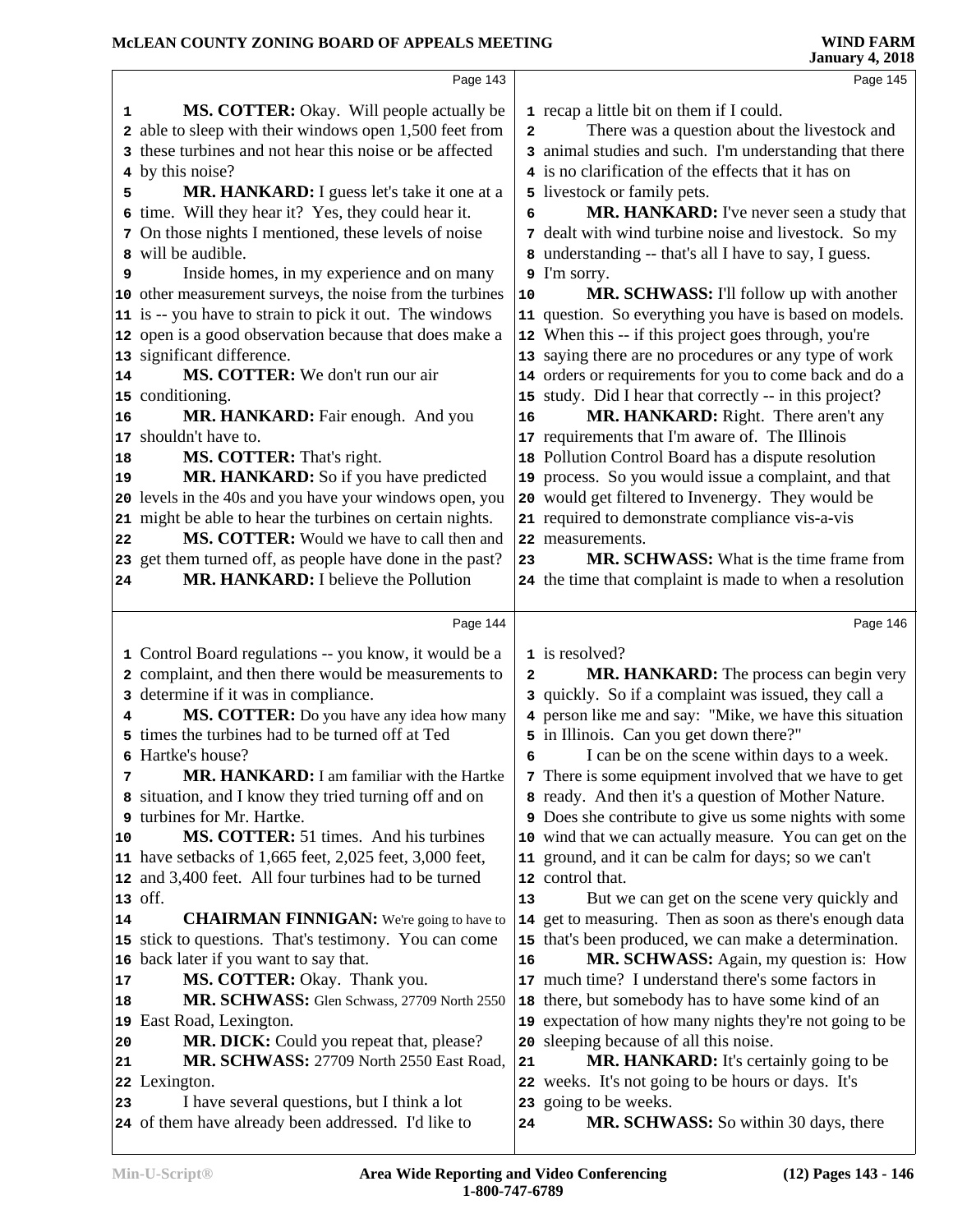Page 143

**MS. COTTER:** Okay. Will people actually be able to sleep with their windows open 1,500 feet from these turbines and not hear this noise or be affected by this noise?

**MR. HANKARD:** I guess let's take it one at a time. Will they hear it? Yes, they could hear it. On those nights I mentioned, these levels of noise will be audible.

Inside homes, in my experience and on many other measurement surveys, the noise from the turbines is -- you have to strain to pick it out. The windows open is a good observation because that does make a significant difference.

**MS. COTTER:** We don't run our air conditioning.

**MR. HANKARD:** Fair enough. And you shouldn't have to.

**MS. COTTER:** That's right.

**MR. HANKARD:** So if you have predicted levels in the 40s and you have your windows open, you might be able to hear the turbines on certain nights.

**MS. COTTER:** Would we have to call then and get them turned off, as people have done in the past?

**MR. HANKARD:** I believe the Pollution

Page 144

Control Board regulations -- you know, it would be a complaint, and then there would be measurements to determine if it was in compliance.

**MS. COTTER:** Do you have any idea how many times the turbines had to be turned off at Ted Hartke's house?

**MR. HANKARD:** I am familiar with the Hartke situation, and I know they tried turning off and on turbines for Mr. Hartke.

**MS. COTTER:** 51 times. And his turbines have setbacks of 1,665 feet, 2,025 feet, 3,000 feet, and 3,400 feet. All four turbines had to be turned off.

**CHAIRMAN FINNIGAN:** We're going to have to stick to questions. That's testimony. You can come back later if you want to say that.

**MS. COTTER:** Okay. Thank you.

**MR. SCHWASS:** Glen Schwass, 27709 North 2550 East Road, Lexington.

**MR. DICK:** Could you repeat that, please?

**MR. SCHWASS:** 27709 North 2550 East Road, Lexington.

I have several questions, but I think a lot of them have already been addressed. I'd like to

Page 145

recap a little bit on them if I could.

There was a question about the livestock and animal studies and such. I'm understanding that there is no clarification of the effects that it has on livestock or family pets.

**MR. HANKARD:** I've never seen a study that dealt with wind turbine noise and livestock. So my understanding -- that's all I have to say, I guess. I'm sorry.

**MR. SCHWASS:** I'll follow up with another question. So everything you have is based on models. When this -- if this project goes through, you're saying there are no procedures or any type of work orders or requirements for you to come back and do a study. Did I hear that correctly -- in this project?

**MR. HANKARD:** Right. There aren't any requirements that I'm aware of. The Illinois Pollution Control Board has a dispute resolution process. So you would issue a complaint, and that would get filtered to Invenergy. They would be required to demonstrate compliance vis-a-vis measurements.

**MR. SCHWASS:** What is the time frame from the time that complaint is made to when a resolution

Page 146

is resolved?

**MR. HANKARD:** The process can begin very quickly. So if a complaint was issued, they call a person like me and say: "Mike, we have this situation in Illinois. Can you get down there?"

I can be on the scene within days to a week. There is some equipment involved that we have to get ready. And then it's a question of Mother Nature. Does she contribute to give us some nights with some wind that we can actually measure. You can get on the ground, and it can be calm for days; so we can't control that.

But we can get on the scene very quickly and get to measuring. Then as soon as there's enough data that's been produced, we can make a determination.

**MR. SCHWASS:** Again, my question is: How much time? I understand there's some factors in there, but somebody has to have some kind of an expectation of how many nights they're not going to be sleeping because of all this noise.

**MR. HANKARD:** It's certainly going to be weeks. It's not going to be hours or days. It's going to be weeks.

**MR. SCHWASS:** So within 30 days, there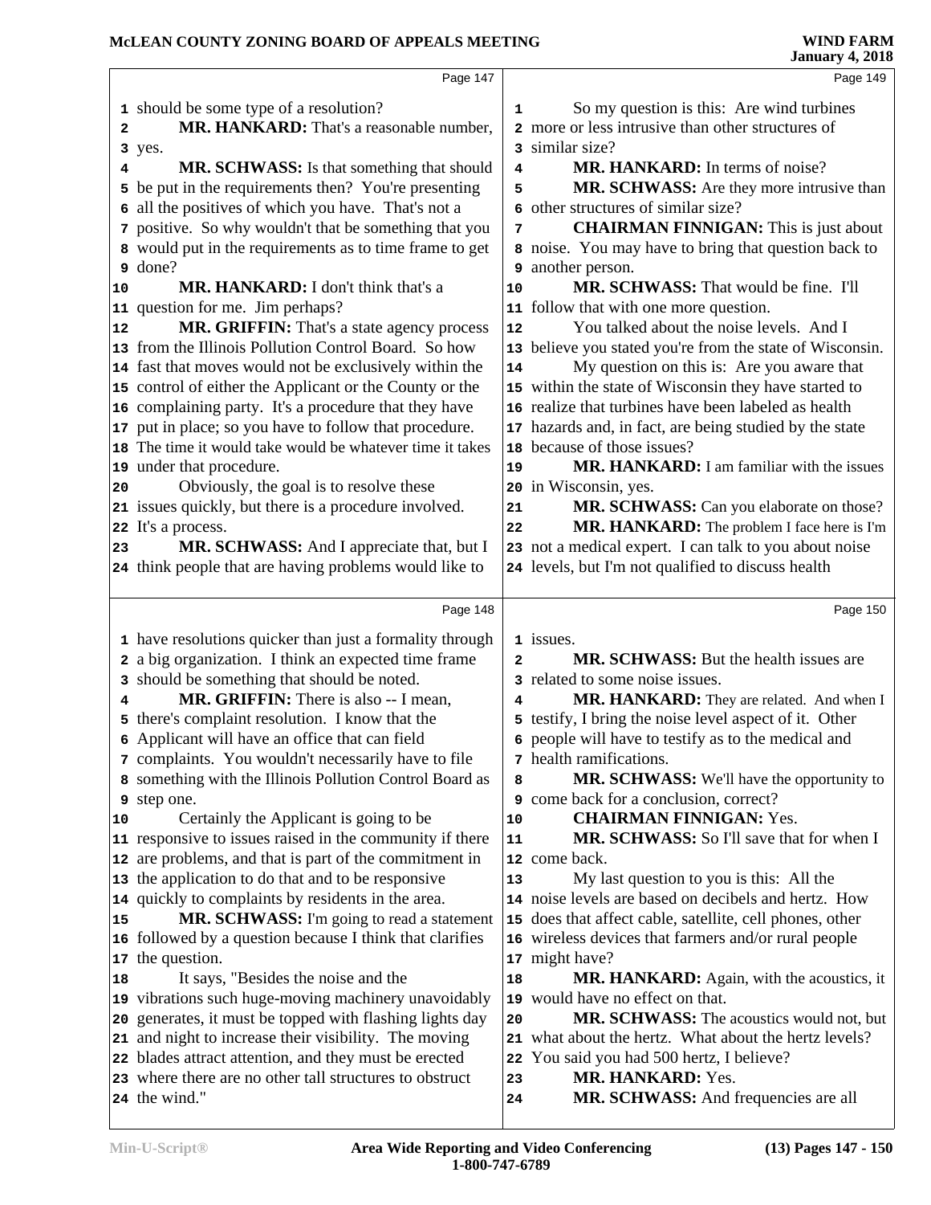Page 147

should be some type of a resolution?

**MR. HANKARD:** That's a reasonable number, yes.

**MR. SCHWASS:** Is that something that should be put in the requirements then? You're presenting all the positives of which you have. That's not a positive. So why wouldn't that be something that you would put in the requirements as to time frame to get done?

**MR. HANKARD:** I don't think that's a question for me. Jim perhaps?

**MR. GRIFFIN:** That's a state agency process from the Illinois Pollution Control Board. So how fast that moves would not be exclusively within the control of either the Applicant or the County or the complaining party. It's a procedure that they have put in place; so you have to follow that procedure. The time it would take would be whatever time it takes under that procedure.

Obviously, the goal is to resolve these issues quickly, but there is a procedure involved. It's a process.

**MR. SCHWASS:** And I appreciate that, but I think people that are having problems would like to

Page 148

have resolutions quicker than just a formality through a big organization. I think an expected time frame should be something that should be noted.

**MR. GRIFFIN:** There is also -- I mean, there's complaint resolution. I know that the Applicant will have an office that can field complaints. You wouldn't necessarily have to file something with the Illinois Pollution Control Board as step one.

Certainly the Applicant is going to be responsive to issues raised in the community if there are problems, and that is part of the commitment in the application to do that and to be responsive quickly to complaints by residents in the area.

**MR. SCHWASS:** I'm going to read a statement followed by a question because I think that clarifies the question.

It says, "Besides the noise and the vibrations such huge-moving machinery unavoidably generates, it must be topped with flashing lights day and night to increase their visibility. The moving blades attract attention, and they must be erected where there are no other tall structures to obstruct the wind."

Page 149

So my question is this: Are wind turbines more or less intrusive than other structures of similar size?

**MR. HANKARD:** In terms of noise?

**MR. SCHWASS:** Are they more intrusive than other structures of similar size?

**CHAIRMAN FINNIGAN:** This is just about noise. You may have to bring that question back to another person.

**MR. SCHWASS:** That would be fine. I'll follow that with one more question.

You talked about the noise levels. And I believe you stated you're from the state of Wisconsin.

My question on this is: Are you aware that within the state of Wisconsin they have started to realize that turbines have been labeled as health hazards and, in fact, are being studied by the state because of those issues?

**MR. HANKARD:** I am familiar with the issues in Wisconsin, yes.

**MR. SCHWASS:** Can you elaborate on those?

**MR. HANKARD:** The problem I face here is I'm not a medical expert. I can talk to you about noise levels, but I'm not qualified to discuss health

Page 150

issues.

**MR. SCHWASS:** But the health issues are related to some noise issues.

**MR. HANKARD:** They are related. And when I testify, I bring the noise level aspect of it. Other people will have to testify as to the medical and health ramifications.

**MR. SCHWASS:** We'll have the opportunity to come back for a conclusion, correct?

**CHAIRMAN FINNIGAN:** Yes.

**MR. SCHWASS:** So I'll save that for when I come back.

My last question to you is this: All the noise levels are based on decibels and hertz. How does that affect cable, satellite, cell phones, other wireless devices that farmers and/or rural people might have?

**MR. HANKARD:** Again, with the acoustics, it would have no effect on that.

**MR. SCHWASS:** The acoustics would not, but what about the hertz. What about the hertz levels? You said you had 500 hertz, I believe?

**MR. HANKARD:** Yes.

**MR. SCHWASS:** And frequencies are all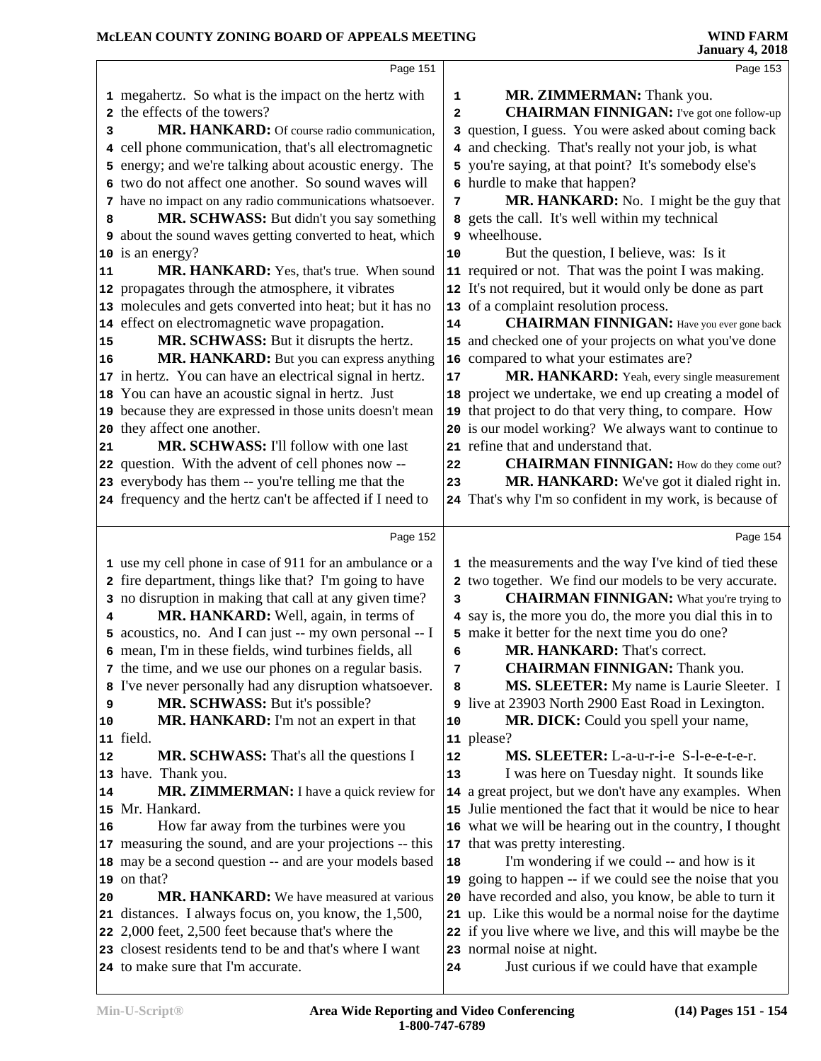megahertz. So what is the impact on the hertz with the effects of the towers?

**MR. HANKARD:** Of course radio communication, cell phone communication, that's all electromagnetic energy; and we're talking about acoustic energy. The two do not affect one another. So sound waves will have no impact on any radio communications whatsoever.

**MR. SCHWASS:** But didn't you say something about the sound waves getting converted to heat, which is an energy?

**MR. HANKARD:** Yes, that's true. When sound propagates through the atmosphere, it vibrates molecules and gets converted into heat; but it has no effect on electromagnetic wave propagation.

**MR. SCHWASS:** But it disrupts the hertz.

**MR. HANKARD:** But you can express anything in hertz. You can have an electrical signal in hertz. You can have an acoustic signal in hertz. Just because they are expressed in those units doesn't mean they affect one another.

**MR. SCHWASS:** I'll follow with one last question. With the advent of cell phones now -- everybody has them -- you're telling me that the frequency and the hertz can't be affected if I need to use my cell phone in case of 911 for an ambulance or a fire department, things like that? I'm going to have no disruption in making that call at any given time?

**MR. HANKARD:** Well, again, in terms of acoustics, no. And I can just -- my own personal -- I mean, I'm in these fields, wind turbines fields, all the time, and we use our phones on a regular basis. I've never personally had any disruption whatsoever.

**MR. SCHWASS:** But it's possible?

**MR. HANKARD:** I'm not an expert in that field.

**MR. SCHWASS:** That's all the questions I have. Thank you.

**MR. ZIMMERMAN:** I have a quick review for Mr. Hankard.

How far away from the turbines were you measuring the sound, and are your projections -- this may be a second question -- and are your models based on that?

**MR. HANKARD:** We have measured at various distances. I always focus on, you know, the 1,500, 2,000 feet, 2,500 feet because that's where the closest residents tend to be and that's where I want to make sure that I'm accurate.

**MR. ZIMMERMAN:** Thank you.

**CHAIRMAN FINNIGAN:** I've got one follow-up question, I guess. You were asked about coming back and checking. That's really not your job, is what you're saying, at that point? It's somebody else's hurdle to make that happen?

**MR. HANKARD:** No. I might be the guy that gets the call. It's well within my technical wheelhouse.

But the question, I believe, was: Is it required or not. That was the point I was making. It's not required, but it would only be done as part of a complaint resolution process.

**CHAIRMAN FINNIGAN:** Have you ever gone back and checked one of your projects on what you've done compared to what your estimates are?

**MR. HANKARD:** Yeah, every single measurement project we undertake, we end up creating a model of that project to do that very thing, to compare. How is our model working? We always want to continue to refine that and understand that.

**CHAIRMAN FINNIGAN:** How do they come out?

**MR. HANKARD:** We've got it dialed right in. That's why I'm so confident in my work, is because of the measurements and the way I've kind of tied these two together. We find our models to be very accurate.

**CHAIRMAN FINNIGAN:** What you're trying to say is, the more you do, the more you dial this in to make it better for the next time you do one?

**MR. HANKARD:** That's correct.

**CHAIRMAN FINNIGAN:** Thank you.

**MS. SLEETER:** My name is Laurie Sleeter. I live at 23903 North 2900 East Road in Lexington.

**MR. DICK:** Could you spell your name, please?

**MS. SLEETER:** L-a-u-r-i-e S-l-e-e-t-e-r.

I was here on Tuesday night. It sounds like a great project, but we don't have any examples. When Julie mentioned the fact that it would be nice to hear what we will be hearing out in the country, I thought that was pretty interesting.

I'm wondering if we could -- and how is it going to happen -- if we could see the noise that you have recorded and also, you know, be able to turn it up. Like this would be a normal noise for the daytime if you live where we live, and this will maybe be the normal noise at night.

Just curious if we could have that example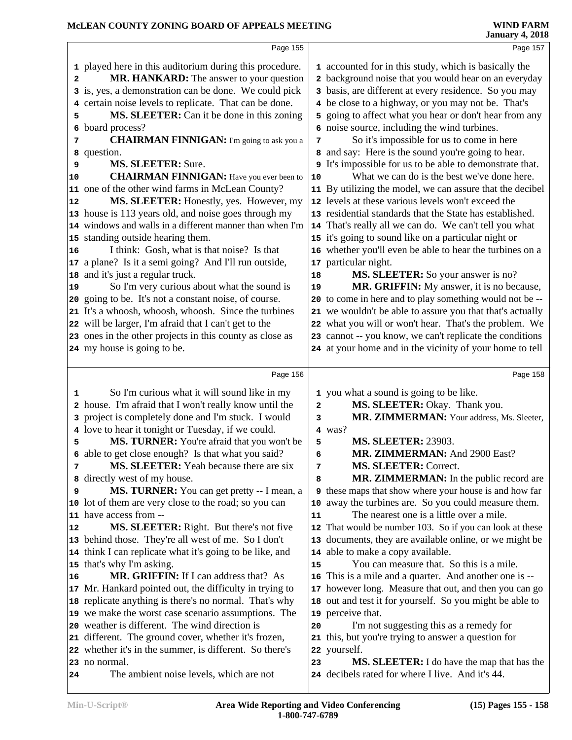Page 155

1 played here in this auditorium during this procedure.
2 **MR. HANKARD:** The answer to your question
3 is, yes, a demonstration can be done. We could pick
4 certain noise levels to replicate. That can be done.
5 **MS. SLEETER:** Can it be done in this zoning
6 board process?
7 **CHAIRMAN FINNIGAN:** I'm going to ask you a
8 question.
9 **MS. SLEETER:** Sure.
10 **CHAIRMAN FINNIGAN:** Have you ever been to
11 one of the other wind farms in McLean County?
12 **MS. SLEETER:** Honestly, yes. However, my
13 house is 113 years old, and noise goes through my
14 windows and walls in a different manner than when I'm
15 standing outside hearing them.
16 I think: Gosh, what is that noise? Is that
17 a plane? Is it a semi going? And I'll run outside,
18 and it's just a regular truck.
19 So I'm very curious about what the sound is
20 going to be. It's not a constant noise, of course.
21 It's a whoosh, whoosh, whoosh. Since the turbines
22 will be larger, I'm afraid that I can't get to the
23 ones in the other projects in this county as close as
24 my house is going to be.

Page 156

1 So I'm curious what it will sound like in my
2 house. I'm afraid that I won't really know until the
3 project is completely done and I'm stuck. I would
4 love to hear it tonight or Tuesday, if we could.
5 **MS. TURNER:** You're afraid that you won't be
6 able to get close enough? Is that what you said?
7 **MS. SLEETER:** Yeah because there are six
8 directly west of my house.
9 **MS. TURNER:** You can get pretty -- I mean, a
10 lot of them are very close to the road; so you can
11 have access from --
12 **MS. SLEETER:** Right. But there's not five
13 behind those. They're all west of me. So I don't
14 think I can replicate what it's going to be like, and
15 that's why I'm asking.
16 **MR. GRIFFIN:** If I can address that? As
17 Mr. Hankard pointed out, the difficulty in trying to
18 replicate anything is there's no normal. That's why
19 we make the worst case scenario assumptions. The
20 weather is different. The wind direction is
21 different. The ground cover, whether it's frozen,
22 whether it's in the summer, is different. So there's
23 no normal.
24 The ambient noise levels, which are not

Page 157

1 accounted for in this study, which is basically the
2 background noise that you would hear on an everyday
3 basis, are different at every residence. So you may
4 be close to a highway, or you may not be. That's
5 going to affect what you hear or don't hear from any
6 noise source, including the wind turbines.
7 So it's impossible for us to come in here
8 and say: Here is the sound you're going to hear.
9 It's impossible for us to be able to demonstrate that.
10 What we can do is the best we've done here.
11 By utilizing the model, we can assure that the decibel
12 levels at these various levels won't exceed the
13 residential standards that the State has established.
14 That's really all we can do. We can't tell you what
15 it's going to sound like on a particular night or
16 whether you'll even be able to hear the turbines on a
17 particular night.
18 **MS. SLEETER:** So your answer is no?
19 **MR. GRIFFIN:** My answer, it is no because,
20 to come in here and to play something would not be --
21 we wouldn't be able to assure you that that's actually
22 what you will or won't hear. That's the problem. We
23 cannot -- you know, we can't replicate the conditions
24 at your home and in the vicinity of your home to tell

Page 158

1 you what a sound is going to be like.
2 **MS. SLEETER:** Okay. Thank you.
3 **MR. ZIMMERMAN:** Your address, Ms. Sleeter,
4 was?
5 **MS. SLEETER:** 23903.
6 **MR. ZIMMERMAN:** And 2900 East?
7 **MS. SLEETER:** Correct.
8 **MR. ZIMMERMAN:** In the public record are
9 these maps that show where your house is and how far
10 away the turbines are. So you could measure them.
11 The nearest one is a little over a mile.
12 That would be number 103. So if you can look at these
13 documents, they are available online, or we might be
14 able to make a copy available.
15 You can measure that. So this is a mile.
16 This is a mile and a quarter. And another one is --
17 however long. Measure that out, and then you can go
18 out and test it for yourself. So you might be able to
19 perceive that.
20 I'm not suggesting this as a remedy for
21 this, but you're trying to answer a question for
22 yourself.
23 **MS. SLEETER:** I do have the map that has the
24 decibels rated for where I live. And it's 44.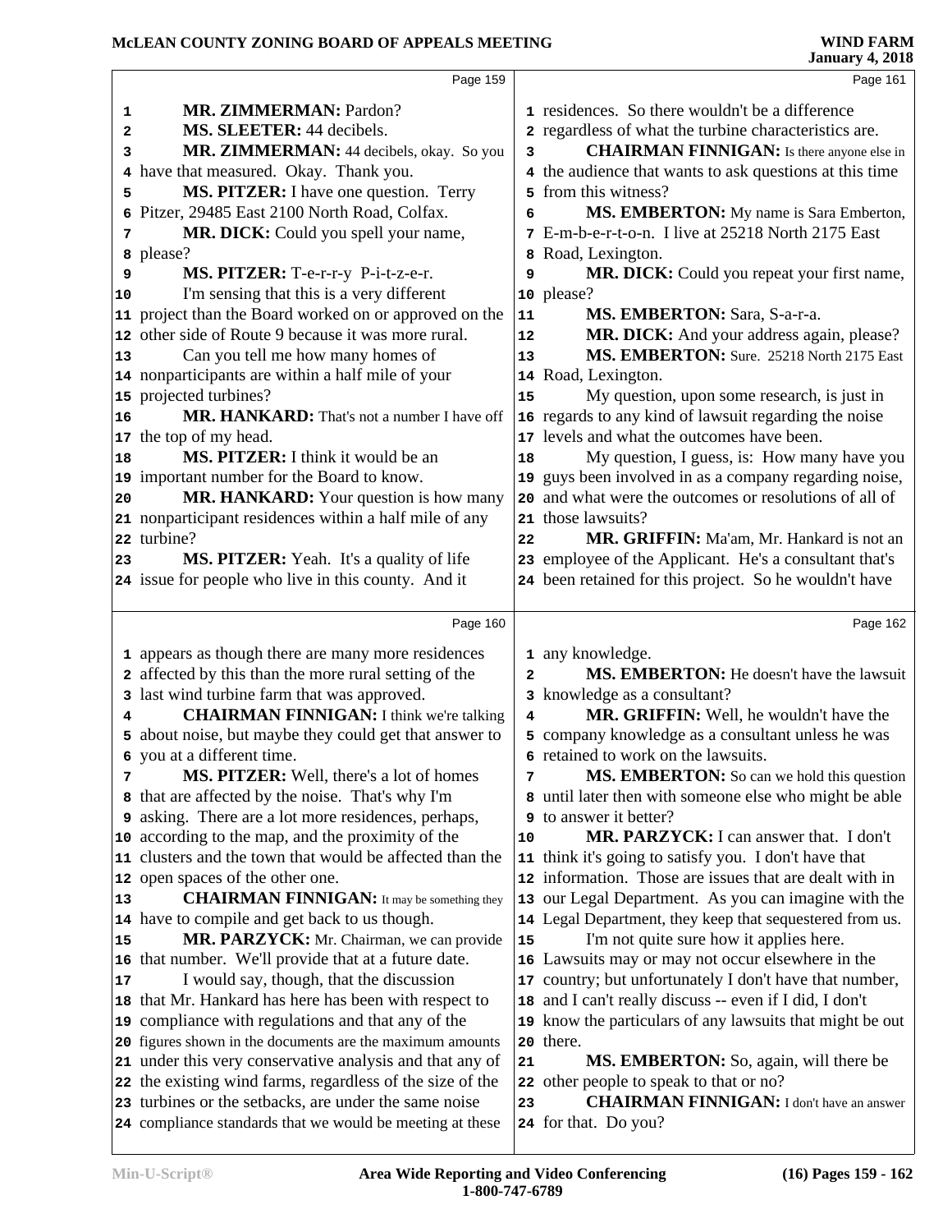**Page 159**

MR. ZIMMERMAN: Pardon?

MS. SLEETER: 44 decibels.

MR. ZIMMERMAN: 44 decibels, okay. So you have that measured. Okay. Thank you.

MS. PITZER: I have one question. Terry Pitzer, 29485 East 2100 North Road, Colfax.

MR. DICK: Could you spell your name, please?

MS. PITZER: T-e-r-r-y P-i-t-z-e-r.

I'm sensing that this is a very different project than the Board worked on or approved on the other side of Route 9 because it was more rural.

Can you tell me how many homes of nonparticipants are within a half mile of your projected turbines?

MR. HANKARD: That's not a number I have off the top of my head.

MS. PITZER: I think it would be an important number for the Board to know.

MR. HANKARD: Your question is how many nonparticipant residences within a half mile of any turbine?

MS. PITZER: Yeah. It's a quality of life issue for people who live in this county. And it

**Page 160**

appears as though there are many more residences affected by this than the more rural setting of the last wind turbine farm that was approved.

CHAIRMAN FINNIGAN: I think we're talking about noise, but maybe they could get that answer to you at a different time.

MS. PITZER: Well, there's a lot of homes that are affected by the noise. That's why I'm asking. There are a lot more residences, perhaps, according to the map, and the proximity of the clusters and the town that would be affected than the open spaces of the other one.

CHAIRMAN FINNIGAN: It may be something they have to compile and get back to us though.

MR. PARZYCK: Mr. Chairman, we can provide that number. We'll provide that at a future date.

I would say, though, that the discussion that Mr. Hankard has here has been with respect to compliance with regulations and that any of the figures shown in the documents are the maximum amounts under this very conservative analysis and that any of the existing wind farms, regardless of the size of the turbines or the setbacks, are under the same noise compliance standards that we would be meeting at these

**Page 161**

residences. So there wouldn't be a difference regardless of what the turbine characteristics are.

CHAIRMAN FINNIGAN: Is there anyone else in the audience that wants to ask questions at this time from this witness?

MS. EMBERTON: My name is Sara Emberton, E-m-b-e-r-t-o-n. I live at 25218 North 2175 East Road, Lexington.

MR. DICK: Could you repeat your first name, please?

MS. EMBERTON: Sara, S-a-r-a.

MR. DICK: And your address again, please?

MS. EMBERTON: Sure. 25218 North 2175 East Road, Lexington.

My question, upon some research, is just in regards to any kind of lawsuit regarding the noise levels and what the outcomes have been.

My question, I guess, is: How many have you guys been involved in as a company regarding noise, and what were the outcomes or resolutions of all of those lawsuits?

MR. GRIFFIN: Ma'am, Mr. Hankard is not an employee of the Applicant. He's a consultant that's been retained for this project. So he wouldn't have

**Page 162**

any knowledge.

MS. EMBERTON: He doesn't have the lawsuit knowledge as a consultant?

MR. GRIFFIN: Well, he wouldn't have the company knowledge as a consultant unless he was retained to work on the lawsuits.

MS. EMBERTON: So can we hold this question until later then with someone else who might be able to answer it better?

MR. PARZYCK: I can answer that. I don't think it's going to satisfy you. I don't have that information. Those are issues that are dealt with in our Legal Department. As you can imagine with the Legal Department, they keep that sequestered from us.

I'm not quite sure how it applies here. Lawsuits may or may not occur elsewhere in the country; but unfortunately I don't have that number, and I can't really discuss -- even if I did, I don't know the particulars of any lawsuits that might be out there.

MS. EMBERTON: So, again, will there be other people to speak to that or no?

CHAIRMAN FINNIGAN: I don't have an answer for that. Do you?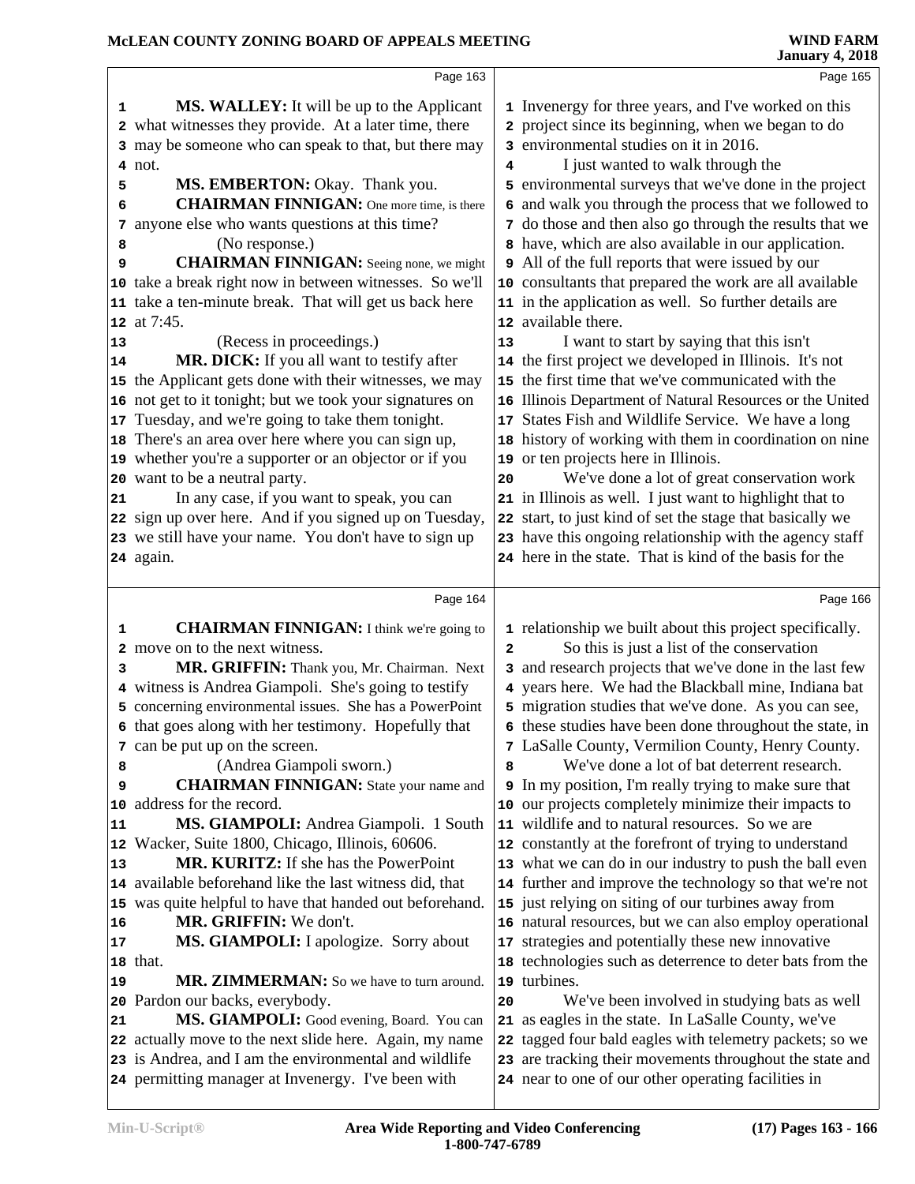Page 163

**MS. WALLEY:** It will be up to the Applicant what witnesses they provide. At a later time, there may be someone who can speak to that, but there may not.

**MS. EMBERTON:** Okay. Thank you.

**CHAIRMAN FINNIGAN:** One more time, is there anyone else who wants questions at this time?

(No response.)

**CHAIRMAN FINNIGAN:** Seeing none, we might take a break right now in between witnesses. So we'll take a ten-minute break. That will get us back here at 7:45.

(Recess in proceedings.)

**MR. DICK:** If you all want to testify after the Applicant gets done with their witnesses, we may not get to it tonight; but we took your signatures on Tuesday, and we're going to take them tonight. There's an area over here where you can sign up, whether you're a supporter or an objector or if you want to be a neutral party.

In any case, if you want to speak, you can sign up over here. And if you signed up on Tuesday, we still have your name. You don't have to sign up again.

Page 164

**CHAIRMAN FINNIGAN:** I think we're going to move on to the next witness.

**MR. GRIFFIN:** Thank you, Mr. Chairman. Next witness is Andrea Giampoli. She's going to testify concerning environmental issues. She has a PowerPoint that goes along with her testimony. Hopefully that can be put up on the screen.

(Andrea Giampoli sworn.)

**CHAIRMAN FINNIGAN:** State your name and address for the record.

**MS. GIAMPOLI:** Andrea Giampoli. 1 South Wacker, Suite 1800, Chicago, Illinois, 60606.

**MR. KURITZ:** If she has the PowerPoint available beforehand like the last witness did, that was quite helpful to have that handed out beforehand.

**MR. GRIFFIN:** We don't.

**MS. GIAMPOLI:** I apologize. Sorry about that.

**MR. ZIMMERMAN:** So we have to turn around. Pardon our backs, everybody.

**MS. GIAMPOLI:** Good evening, Board. You can actually move to the next slide here. Again, my name is Andrea, and I am the environmental and wildlife permitting manager at Invenergy. I've been with

Page 165

Invenergy for three years, and I've worked on this project since its beginning, when we began to do environmental studies on it in 2016.

I just wanted to walk through the environmental surveys that we've done in the project and walk you through the process that we followed to do those and then also go through the results that we have, which are also available in our application. All of the full reports that were issued by our consultants that prepared the work are all available in the application as well. So further details are available there.

I want to start by saying that this isn't the first project we developed in Illinois. It's not the first time that we've communicated with the Illinois Department of Natural Resources or the United States Fish and Wildlife Service. We have a long history of working with them in coordination on nine or ten projects here in Illinois.

We've done a lot of great conservation work in Illinois as well. I just want to highlight that to start, to just kind of set the stage that basically we have this ongoing relationship with the agency staff here in the state. That is kind of the basis for the

Page 166

relationship we built about this project specifically.

So this is just a list of the conservation and research projects that we've done in the last few years here. We had the Blackball mine, Indiana bat migration studies that we've done. As you can see, these studies have been done throughout the state, in LaSalle County, Vermilion County, Henry County.

We've done a lot of bat deterrent research. In my position, I'm really trying to make sure that our projects completely minimize their impacts to wildlife and to natural resources. So we are constantly at the forefront of trying to understand what we can do in our industry to push the ball even further and improve the technology so that we're not just relying on siting of our turbines away from natural resources, but we can also employ operational strategies and potentially these new innovative technologies such as deterrence to deter bats from the turbines.

We've been involved in studying bats as well as eagles in the state. In LaSalle County, we've tagged four bald eagles with telemetry packets; so we are tracking their movements throughout the state and near to one of our other operating facilities in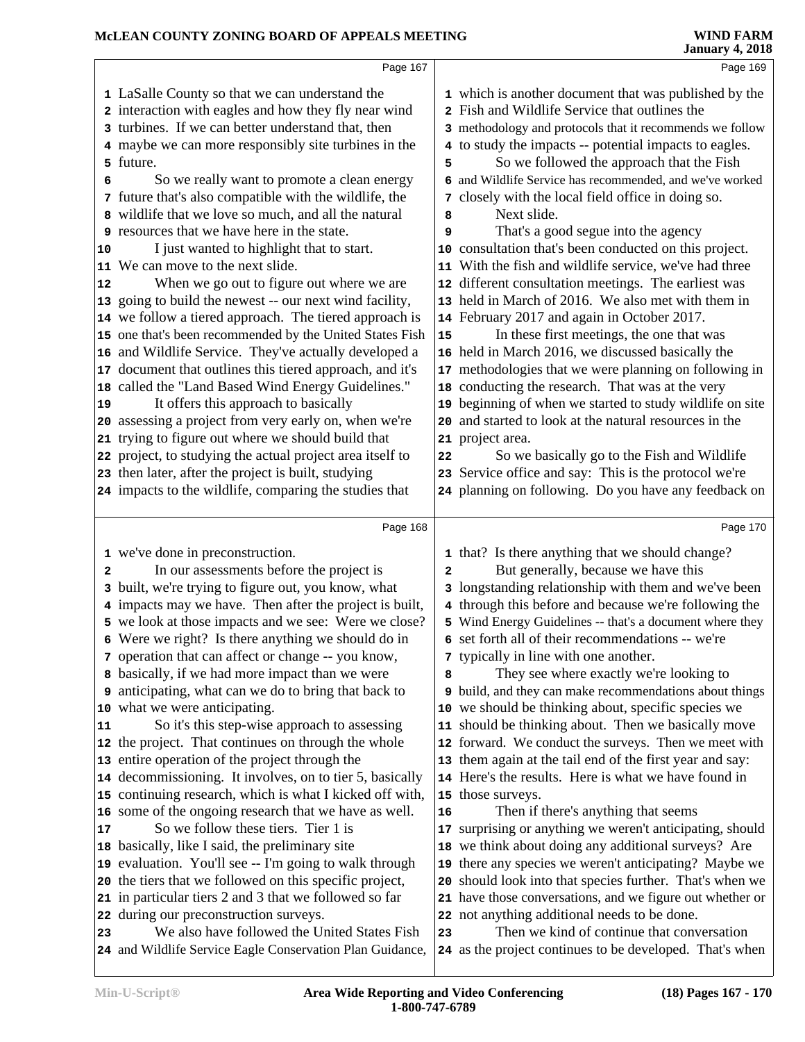Page 167

LaSalle County so that we can understand the interaction with eagles and how they fly near wind turbines. If we can better understand that, then maybe we can more responsibly site turbines in the future.

So we really want to promote a clean energy future that's also compatible with the wildlife, the wildlife that we love so much, and all the natural resources that we have here in the state.

I just wanted to highlight that to start. We can move to the next slide.

When we go out to figure out where we are going to build the newest -- our next wind facility, we follow a tiered approach. The tiered approach is one that's been recommended by the United States Fish and Wildlife Service. They've actually developed a document that outlines this tiered approach, and it's called the "Land Based Wind Energy Guidelines."

It offers this approach to basically assessing a project from very early on, when we're trying to figure out where we should build that project, to studying the actual project area itself to then later, after the project is built, studying impacts to the wildlife, comparing the studies that

Page 168

we've done in preconstruction.

In our assessments before the project is built, we're trying to figure out, you know, what impacts may we have. Then after the project is built, we look at those impacts and we see: Were we close? Were we right? Is there anything we should do in operation that can affect or change -- you know, basically, if we had more impact than we were anticipating, what can we do to bring that back to what we were anticipating.

So it's this step-wise approach to assessing the project. That continues on through the whole entire operation of the project through the decommissioning. It involves, on to tier 5, basically continuing research, which is what I kicked off with, some of the ongoing research that we have as well.

So we follow these tiers. Tier 1 is basically, like I said, the preliminary site evaluation. You'll see -- I'm going to walk through the tiers that we followed on this specific project, in particular tiers 2 and 3 that we followed so far during our preconstruction surveys.

We also have followed the United States Fish and Wildlife Service Eagle Conservation Plan Guidance,

Page 169

which is another document that was published by the Fish and Wildlife Service that outlines the methodology and protocols that it recommends we follow to study the impacts -- potential impacts to eagles.

So we followed the approach that the Fish and Wildlife Service has recommended, and we've worked closely with the local field office in doing so.

Next slide.

That's a good segue into the agency consultation that's been conducted on this project. With the fish and wildlife service, we've had three different consultation meetings. The earliest was held in March of 2016. We also met with them in February 2017 and again in October 2017.

In these first meetings, the one that was held in March 2016, we discussed basically the methodologies that we were planning on following in conducting the research. That was at the very beginning of when we started to study wildlife on site and started to look at the natural resources in the project area.

So we basically go to the Fish and Wildlife Service office and say: This is the protocol we're planning on following. Do you have any feedback on

Page 170

that? Is there anything that we should change?

But generally, because we have this longstanding relationship with them and we've been through this before and because we're following the Wind Energy Guidelines -- that's a document where they set forth all of their recommendations -- we're typically in line with one another.

They see where exactly we're looking to build, and they can make recommendations about things we should be thinking about, specific species we should be thinking about. Then we basically move forward. We conduct the surveys. Then we meet with them again at the tail end of the first year and say: Here's the results. Here is what we have found in those surveys.

Then if there's anything that seems surprising or anything we weren't anticipating, should we think about doing any additional surveys? Are there any species we weren't anticipating? Maybe we should look into that species further. That's when we have those conversations, and we figure out whether or not anything additional needs to be done.

Then we kind of continue that conversation as the project continues to be developed. That's when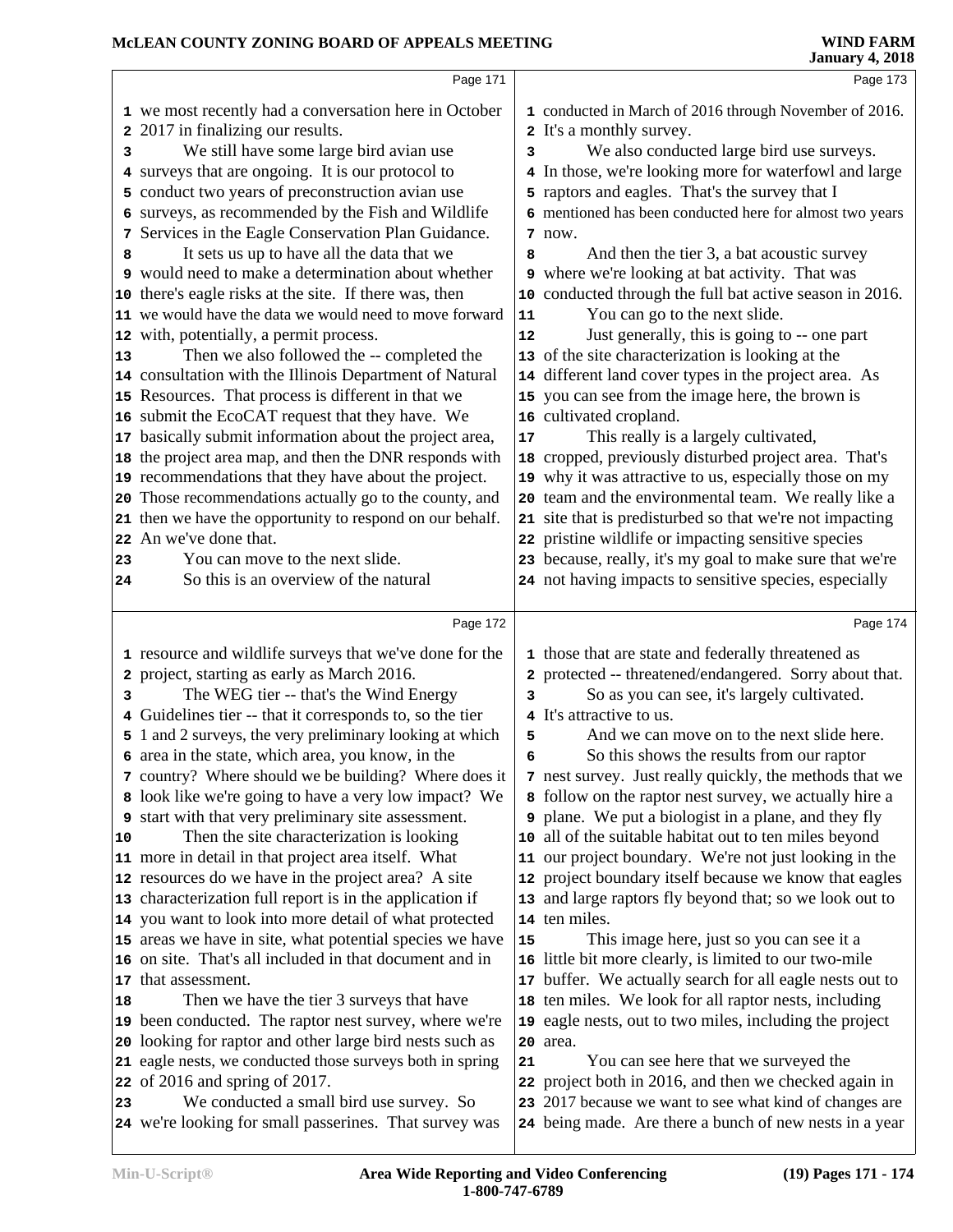Page 171

1 we most recently had a conversation here in October
2 2017 in finalizing our results.
3 We still have some large bird avian use
4 surveys that are ongoing. It is our protocol to
5 conduct two years of preconstruction avian use
6 surveys, as recommended by the Fish and Wildlife
7 Services in the Eagle Conservation Plan Guidance.
8 It sets us up to have all the data that we
9 would need to make a determination about whether
10 there's eagle risks at the site. If there was, then
11 we would have the data we would need to move forward
12 with, potentially, a permit process.
13 Then we also followed the -- completed the
14 consultation with the Illinois Department of Natural
15 Resources. That process is different in that we
16 submit the EcoCAT request that they have. We
17 basically submit information about the project area,
18 the project area map, and then the DNR responds with
19 recommendations that they have about the project.
20 Those recommendations actually go to the county, and
21 then we have the opportunity to respond on our behalf.
22 An we've done that.
23 You can move to the next slide.
24 So this is an overview of the natural

Page 172

1 resource and wildlife surveys that we've done for the
2 project, starting as early as March 2016.
3 The WEG tier -- that's the Wind Energy
4 Guidelines tier -- that it corresponds to, so the tier
5 1 and 2 surveys, the very preliminary looking at which
6 area in the state, which area, you know, in the
7 country? Where should we be building? Where does it
8 look like we're going to have a very low impact? We
9 start with that very preliminary site assessment.
10 Then the site characterization is looking
11 more in detail in that project area itself. What
12 resources do we have in the project area? A site
13 characterization full report is in the application if
14 you want to look into more detail of what protected
15 areas we have in site, what potential species we have
16 on site. That's all included in that document and in
17 that assessment.
18 Then we have the tier 3 surveys that have
19 been conducted. The raptor nest survey, where we're
20 looking for raptor and other large bird nests such as
21 eagle nests, we conducted those surveys both in spring
22 of 2016 and spring of 2017.
23 We conducted a small bird use survey. So
24 we're looking for small passerines. That survey was

Page 173

1 conducted in March of 2016 through November of 2016.
2 It's a monthly survey.
3 We also conducted large bird use surveys.
4 In those, we're looking more for waterfowl and large
5 raptors and eagles. That's the survey that I
6 mentioned has been conducted here for almost two years
7 now.
8 And then the tier 3, a bat acoustic survey
9 where we're looking at bat activity. That was
10 conducted through the full bat active season in 2016.
11 You can go to the next slide.
12 Just generally, this is going to -- one part
13 of the site characterization is looking at the
14 different land cover types in the project area. As
15 you can see from the image here, the brown is
16 cultivated cropland.
17 This really is a largely cultivated,
18 cropped, previously disturbed project area. That's
19 why it was attractive to us, especially those on my
20 team and the environmental team. We really like a
21 site that is predisturbed so that we're not impacting
22 pristine wildlife or impacting sensitive species
23 because, really, it's my goal to make sure that we're
24 not having impacts to sensitive species, especially

Page 174

1 those that are state and federally threatened as
2 protected -- threatened/endangered. Sorry about that.
3 So as you can see, it's largely cultivated.
4 It's attractive to us.
5 And we can move on to the next slide here.
6 So this shows the results from our raptor
7 nest survey. Just really quickly, the methods that we
8 follow on the raptor nest survey, we actually hire a
9 plane. We put a biologist in a plane, and they fly
10 all of the suitable habitat out to ten miles beyond
11 our project boundary. We're not just looking in the
12 project boundary itself because we know that eagles
13 and large raptors fly beyond that; so we look out to
14 ten miles.
15 This image here, just so you can see it a
16 little bit more clearly, is limited to our two-mile
17 buffer. We actually search for all eagle nests out to
18 ten miles. We look for all raptor nests, including
19 eagle nests, out to two miles, including the project
20 area.
21 You can see here that we surveyed the
22 project both in 2016, and then we checked again in
23 2017 because we want to see what kind of changes are
24 being made. Are there a bunch of new nests in a year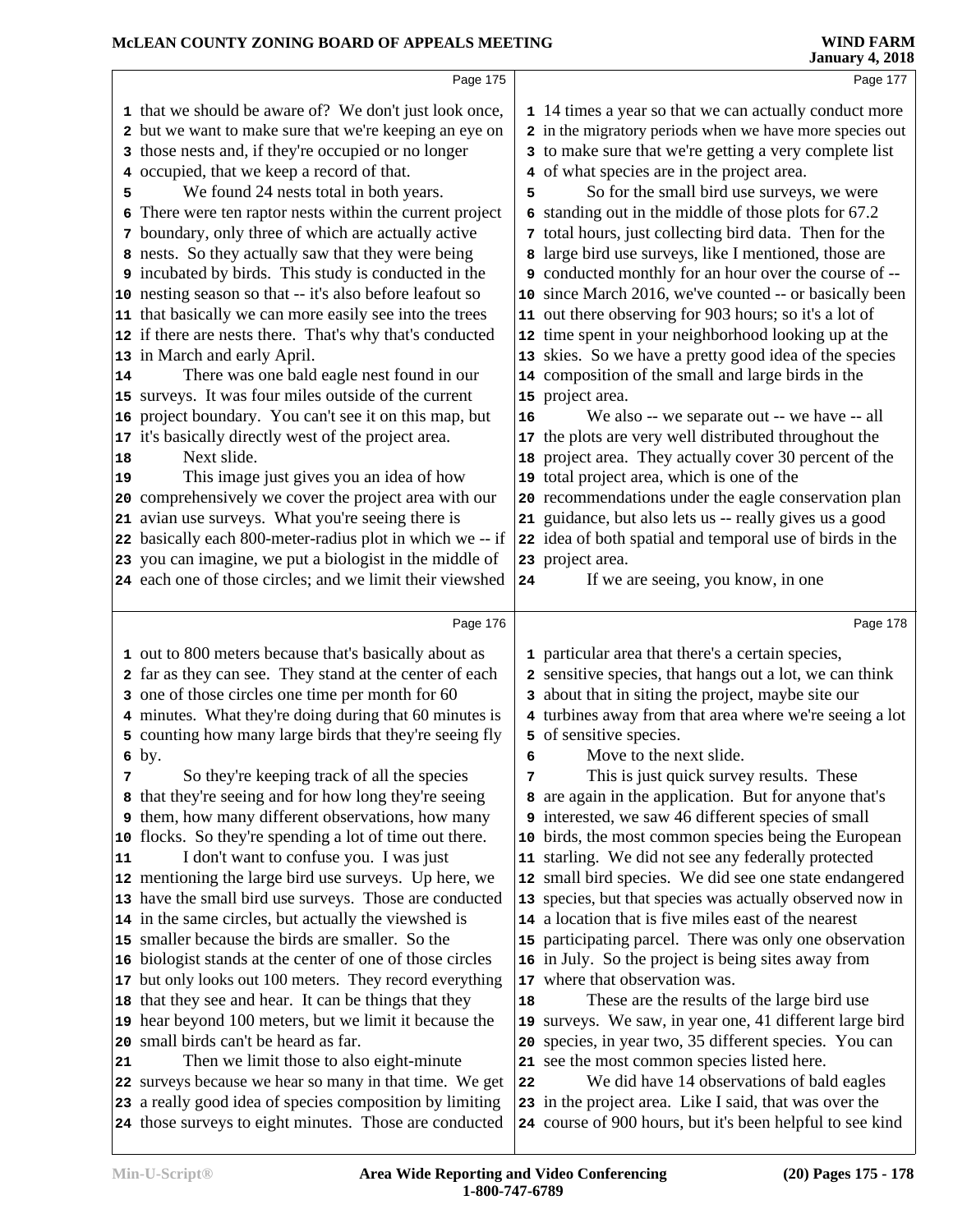Page 175

1 that we should be aware of? We don't just look once,
2 but we want to make sure that we're keeping an eye on
3 those nests and, if they're occupied or no longer
4 occupied, that we keep a record of that.
5 We found 24 nests total in both years.
6 There were ten raptor nests within the current project
7 boundary, only three of which are actually active
8 nests. So they actually saw that they were being
9 incubated by birds. This study is conducted in the
10 nesting season so that -- it's also before leafout so
11 that basically we can more easily see into the trees
12 if there are nests there. That's why that's conducted
13 in March and early April.
14 There was one bald eagle nest found in our
15 surveys. It was four miles outside of the current
16 project boundary. You can't see it on this map, but
17 it's basically directly west of the project area.
18 Next slide.
19 This image just gives you an idea of how
20 comprehensively we cover the project area with our
21 avian use surveys. What you're seeing there is
22 basically each 800-meter-radius plot in which we -- if
23 you can imagine, we put a biologist in the middle of
24 each one of those circles; and we limit their viewshed

Page 176

1 out to 800 meters because that's basically about as
2 far as they can see. They stand at the center of each
3 one of those circles one time per month for 60
4 minutes. What they're doing during that 60 minutes is
5 counting how many large birds that they're seeing fly
6 by.
7 So they're keeping track of all the species
8 that they're seeing and for how long they're seeing
9 them, how many different observations, how many
10 flocks. So they're spending a lot of time out there.
11 I don't want to confuse you. I was just
12 mentioning the large bird use surveys. Up here, we
13 have the small bird use surveys. Those are conducted
14 in the same circles, but actually the viewshed is
15 smaller because the birds are smaller. So the
16 biologist stands at the center of one of those circles
17 but only looks out 100 meters. They record everything
18 that they see and hear. It can be things that they
19 hear beyond 100 meters, but we limit it because the
20 small birds can't be heard as far.
21 Then we limit those to also eight-minute
22 surveys because we hear so many in that time. We get
23 a really good idea of species composition by limiting
24 those surveys to eight minutes. Those are conducted

Page 177

1 14 times a year so that we can actually conduct more
2 in the migratory periods when we have more species out
3 to make sure that we're getting a very complete list
4 of what species are in the project area.
5 So for the small bird use surveys, we were
6 standing out in the middle of those plots for 67.2
7 total hours, just collecting bird data. Then for the
8 large bird use surveys, like I mentioned, those are
9 conducted monthly for an hour over the course of --
10 since March 2016, we've counted -- or basically been
11 out there observing for 903 hours; so it's a lot of
12 time spent in your neighborhood looking up at the
13 skies. So we have a pretty good idea of the species
14 composition of the small and large birds in the
15 project area.
16 We also -- we separate out -- we have -- all
17 the plots are very well distributed throughout the
18 project area. They actually cover 30 percent of the
19 total project area, which is one of the
20 recommendations under the eagle conservation plan
21 guidance, but also lets us -- really gives us a good
22 idea of both spatial and temporal use of birds in the
23 project area.
24 If we are seeing, you know, in one

Page 178

1 particular area that there's a certain species,
2 sensitive species, that hangs out a lot, we can think
3 about that in siting the project, maybe site our
4 turbines away from that area where we're seeing a lot
5 of sensitive species.
6 Move to the next slide.
7 This is just quick survey results. These
8 are again in the application. But for anyone that's
9 interested, we saw 46 different species of small
10 birds, the most common species being the European
11 starling. We did not see any federally protected
12 small bird species. We did see one state endangered
13 species, but that species was actually observed now in
14 a location that is five miles east of the nearest
15 participating parcel. There was only one observation
16 in July. So the project is being sites away from
17 where that observation was.
18 These are the results of the large bird use
19 surveys. We saw, in year one, 41 different large bird
20 species, in year two, 35 different species. You can
21 see the most common species listed here.
22 We did have 14 observations of bald eagles
23 in the project area. Like I said, that was over the
24 course of 900 hours, but it's been helpful to see kind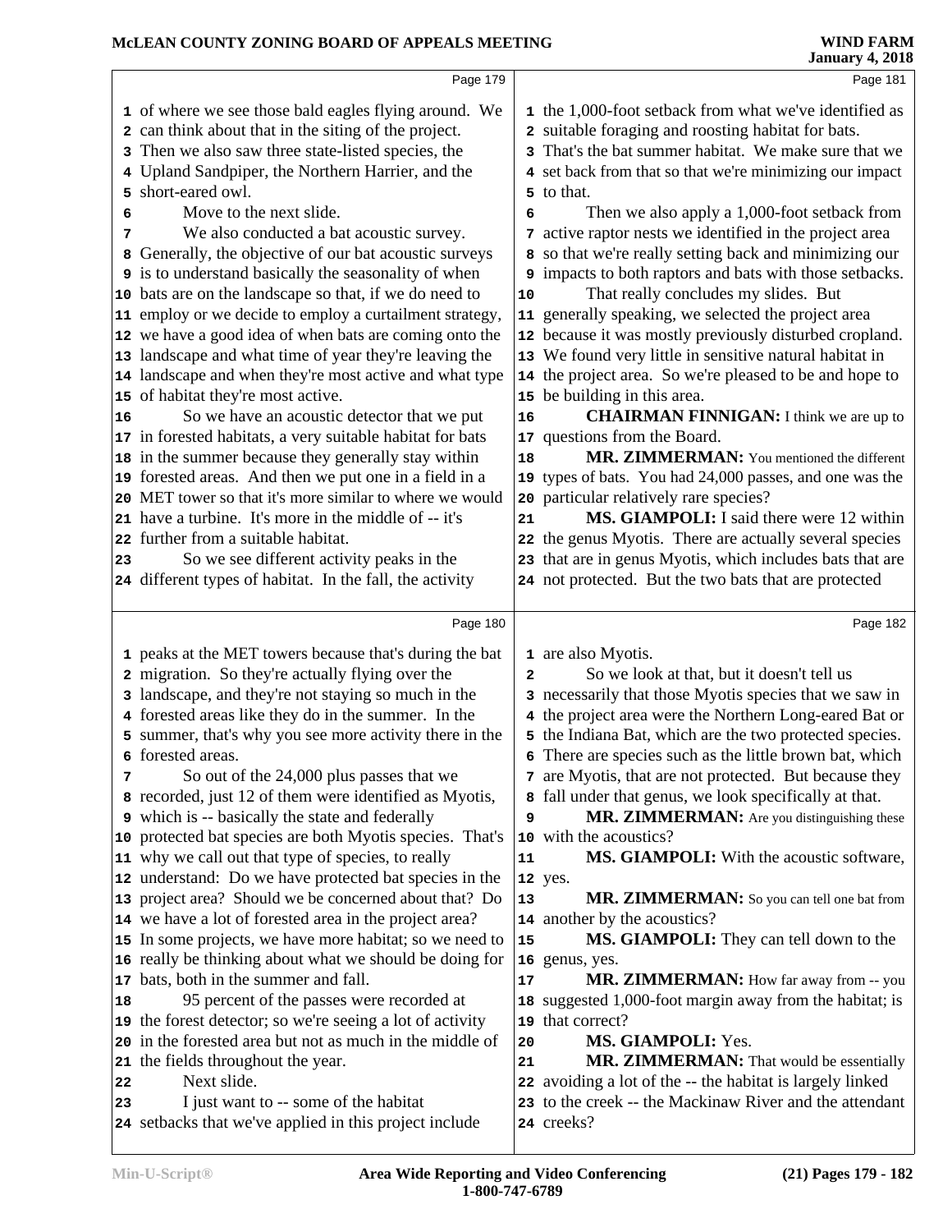Page 179

of where we see those bald eagles flying around. We can think about that in the siting of the project. Then we also saw three state-listed species, the Upland Sandpiper, the Northern Harrier, and the short-eared owl.

Move to the next slide.

We also conducted a bat acoustic survey. Generally, the objective of our bat acoustic surveys is to understand basically the seasonality of when bats are on the landscape so that, if we do need to employ or we decide to employ a curtailment strategy, we have a good idea of when bats are coming onto the landscape and what time of year they're leaving the landscape and when they're most active and what type of habitat they're most active.

So we have an acoustic detector that we put in forested habitats, a very suitable habitat for bats in the summer because they generally stay within forested areas. And then we put one in a field in a MET tower so that it's more similar to where we would have a turbine. It's more in the middle of -- it's further from a suitable habitat.

So we see different activity peaks in the different types of habitat. In the fall, the activity

Page 180

peaks at the MET towers because that's during the bat migration. So they're actually flying over the landscape, and they're not staying so much in the forested areas like they do in the summer. In the summer, that's why you see more activity there in the forested areas.

So out of the 24,000 plus passes that we recorded, just 12 of them were identified as Myotis, which is -- basically the state and federally protected bat species are both Myotis species. That's why we call out that type of species, to really understand: Do we have protected bat species in the project area? Should we be concerned about that? Do we have a lot of forested area in the project area? In some projects, we have more habitat; so we need to really be thinking about what we should be doing for bats, both in the summer and fall.

95 percent of the passes were recorded at the forest detector; so we're seeing a lot of activity in the forested area but not as much in the middle of the fields throughout the year.

Next slide.

I just want to -- some of the habitat setbacks that we've applied in this project include

Page 181

the 1,000-foot setback from what we've identified as suitable foraging and roosting habitat for bats. That's the bat summer habitat. We make sure that we set back from that so that we're minimizing our impact to that.

Then we also apply a 1,000-foot setback from active raptor nests we identified in the project area so that we're really setting back and minimizing our impacts to both raptors and bats with those setbacks.

That really concludes my slides. But generally speaking, we selected the project area because it was mostly previously disturbed cropland. We found very little in sensitive natural habitat in the project area. So we're pleased to be and hope to be building in this area.

**CHAIRMAN FINNIGAN:** I think we are up to questions from the Board.

**MR. ZIMMERMAN:** You mentioned the different types of bats. You had 24,000 passes, and one was the particular relatively rare species?

**MS. GIAMPOLI:** I said there were 12 within the genus Myotis. There are actually several species that are in genus Myotis, which includes bats that are not protected. But the two bats that are protected

Page 182

are also Myotis.

So we look at that, but it doesn't tell us necessarily that those Myotis species that we saw in the project area were the Northern Long-eared Bat or the Indiana Bat, which are the two protected species. There are species such as the little brown bat, which are Myotis, that are not protected. But because they fall under that genus, we look specifically at that.

**MR. ZIMMERMAN:** Are you distinguishing these with the acoustics?

**MS. GIAMPOLI:** With the acoustic software, yes.

**MR. ZIMMERMAN:** So you can tell one bat from another by the acoustics?

**MS. GIAMPOLI:** They can tell down to the genus, yes.

**MR. ZIMMERMAN:** How far away from -- you suggested 1,000-foot margin away from the habitat; is that correct?

**MS. GIAMPOLI:** Yes.

**MR. ZIMMERMAN:** That would be essentially avoiding a lot of the -- the habitat is largely linked to the creek -- the Mackinaw River and the attendant creeks?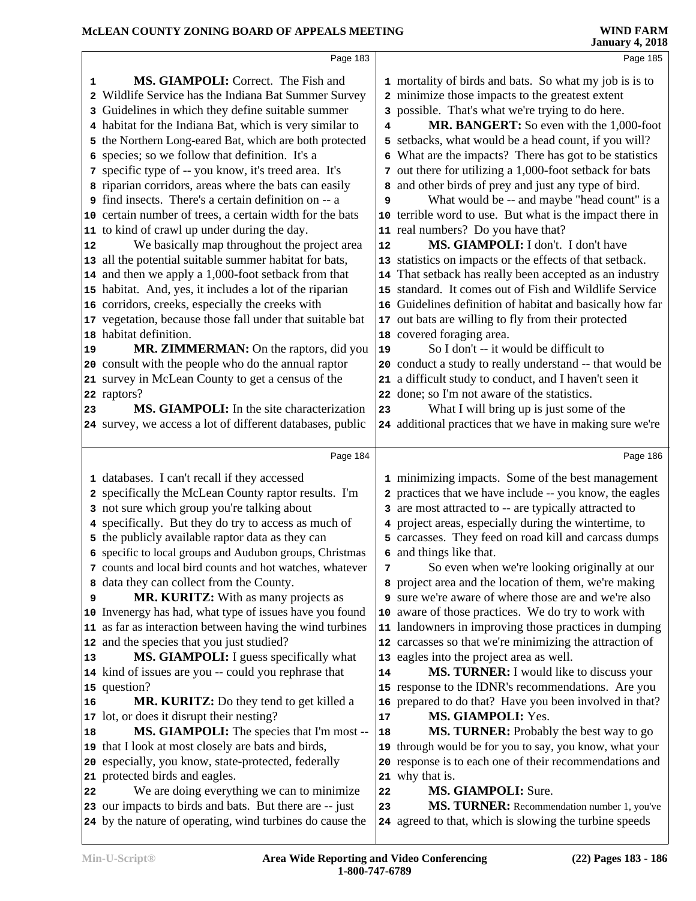**MS. GIAMPOLI:** Correct. The Fish and Wildlife Service has the Indiana Bat Summer Survey Guidelines in which they define suitable summer habitat for the Indiana Bat, which is very similar to the Northern Long-eared Bat, which are both protected species; so we follow that definition. It's a specific type of -- you know, it's treed area. It's riparian corridors, areas where the bats can easily find insects. There's a certain definition on -- a certain number of trees, a certain width for the bats to kind of crawl up under during the day.

We basically map throughout the project area all the potential suitable summer habitat for bats, and then we apply a 1,000-foot setback from that habitat. And, yes, it includes a lot of the riparian corridors, creeks, especially the creeks with vegetation, because those fall under that suitable bat habitat definition.

**MR. ZIMMERMAN:** On the raptors, did you consult with the people who do the annual raptor survey in McLean County to get a census of the raptors?

**MS. GIAMPOLI:** In the site characterization survey, we access a lot of different databases, public databases. I can't recall if they accessed specifically the McLean County raptor results. I'm not sure which group you're talking about specifically. But they do try to access as much of the publicly available raptor data as they can specific to local groups and Audubon groups, Christmas counts and local bird counts and hot watches, whatever data they can collect from the County.

**MR. KURITZ:** With as many projects as Invenergy has had, what type of issues have you found as far as interaction between having the wind turbines and the species that you just studied?

**MS. GIAMPOLI:** I guess specifically what kind of issues are you -- could you rephrase that question?

**MR. KURITZ:** Do they tend to get killed a lot, or does it disrupt their nesting?

**MS. GIAMPOLI:** The species that I'm most -- that I look at most closely are bats and birds, especially, you know, state-protected, federally protected birds and eagles.

We are doing everything we can to minimize our impacts to birds and bats. But there are -- just by the nature of operating, wind turbines do cause the mortality of birds and bats. So what my job is is to minimize those impacts to the greatest extent possible. That's what we're trying to do here.

**MR. BANGERT:** So even with the 1,000-foot setbacks, what would be a head count, if you will? What are the impacts? There has got to be statistics out there for utilizing a 1,000-foot setback for bats and other birds of prey and just any type of bird.

What would be -- and maybe "head count" is a terrible word to use. But what is the impact there in real numbers? Do you have that?

**MS. GIAMPOLI:** I don't. I don't have statistics on impacts or the effects of that setback. That setback has really been accepted as an industry standard. It comes out of Fish and Wildlife Service Guidelines definition of habitat and basically how far out bats are willing to fly from their protected covered foraging area.

So I don't -- it would be difficult to conduct a study to really understand -- that would be a difficult study to conduct, and I haven't seen it done; so I'm not aware of the statistics.

What I will bring up is just some of the additional practices that we have in making sure we're minimizing impacts. Some of the best management practices that we have include -- you know, the eagles are most attracted to -- are typically attracted to project areas, especially during the wintertime, to carcasses. They feed on road kill and carcass dumps and things like that.

So even when we're looking originally at our project area and the location of them, we're making sure we're aware of where those are and we're also aware of those practices. We do try to work with landowners in improving those practices in dumping carcasses so that we're minimizing the attraction of eagles into the project area as well.

**MS. TURNER:** I would like to discuss your response to the IDNR's recommendations. Are you prepared to do that? Have you been involved in that?

**MS. GIAMPOLI:** Yes.

**MS. TURNER:** Probably the best way to go through would be for you to say, you know, what your response is to each one of their recommendations and why that is.

**MS. GIAMPOLI:** Sure.

**MS. TURNER:** Recommendation number 1, you've agreed to that, which is slowing the turbine speeds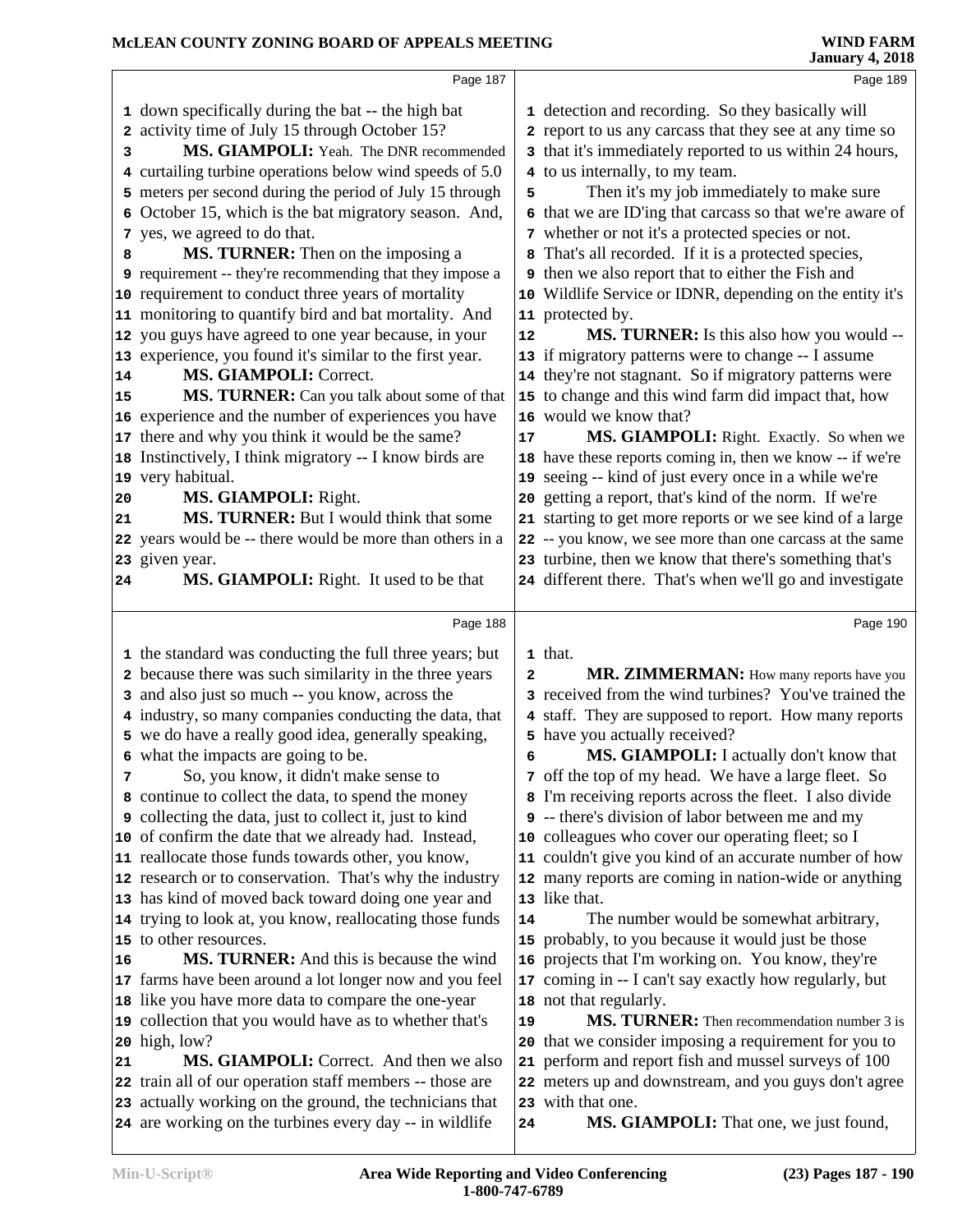Page 187

1 down specifically during the bat -- the high bat
2 activity time of July 15 through October 15?
3 **MS. GIAMPOLI:** Yeah. The DNR recommended
4 curtailing turbine operations below wind speeds of 5.0
5 meters per second during the period of July 15 through
6 October 15, which is the bat migratory season. And,
7 yes, we agreed to do that.
8 **MS. TURNER:** Then on the imposing a
9 requirement -- they're recommending that they impose a
10 requirement to conduct three years of mortality
11 monitoring to quantify bird and bat mortality. And
12 you guys have agreed to one year because, in your
13 experience, you found it's similar to the first year.
14 **MS. GIAMPOLI:** Correct.
15 **MS. TURNER:** Can you talk about some of that
16 experience and the number of experiences you have
17 there and why you think it would be the same?
18 Instinctively, I think migratory -- I know birds are
19 very habitual.
20 **MS. GIAMPOLI:** Right.
21 **MS. TURNER:** But I would think that some
22 years would be -- there would be more than others in a
23 given year.
24 **MS. GIAMPOLI:** Right. It used to be that

Page 188

1 the standard was conducting the full three years; but
2 because there was such similarity in the three years
3 and also just so much -- you know, across the
4 industry, so many companies conducting the data, that
5 we do have a really good idea, generally speaking,
6 what the impacts are going to be.
7 So, you know, it didn't make sense to
8 continue to collect the data, to spend the money
9 collecting the data, just to collect it, just to kind
10 of confirm the date that we already had. Instead,
11 reallocate those funds towards other, you know,
12 research or to conservation. That's why the industry
13 has kind of moved back toward doing one year and
14 trying to look at, you know, reallocating those funds
15 to other resources.
16 **MS. TURNER:** And this is because the wind
17 farms have been around a lot longer now and you feel
18 like you have more data to compare the one-year
19 collection that you would have as to whether that's
20 high, low?
21 **MS. GIAMPOLI:** Correct. And then we also
22 train all of our operation staff members -- those are
23 actually working on the ground, the technicians that
24 are working on the turbines every day -- in wildlife

Page 189

1 detection and recording. So they basically will
2 report to us any carcass that they see at any time so
3 that it's immediately reported to us within 24 hours,
4 to us internally, to my team.
5 Then it's my job immediately to make sure
6 that we are ID'ing that carcass so that we're aware of
7 whether or not it's a protected species or not.
8 That's all recorded. If it is a protected species,
9 then we also report that to either the Fish and
10 Wildlife Service or IDNR, depending on the entity it's
11 protected by.
12 **MS. TURNER:** Is this also how you would --
13 if migratory patterns were to change -- I assume
14 they're not stagnant. So if migratory patterns were
15 to change and this wind farm did impact that, how
16 would we know that?
17 **MS. GIAMPOLI:** Right. Exactly. So when we
18 have these reports coming in, then we know -- if we're
19 seeing -- kind of just every once in a while we're
20 getting a report, that's kind of the norm. If we're
21 starting to get more reports or we see kind of a large
22 -- you know, we see more than one carcass at the same
23 turbine, then we know that there's something that's
24 different there. That's when we'll go and investigate

Page 190

1 that.
2 **MR. ZIMMERMAN:** How many reports have you
3 received from the wind turbines? You've trained the
4 staff. They are supposed to report. How many reports
5 have you actually received?
6 **MS. GIAMPOLI:** I actually don't know that
7 off the top of my head. We have a large fleet. So
8 I'm receiving reports across the fleet. I also divide
9 -- there's division of labor between me and my
10 colleagues who cover our operating fleet; so I
11 couldn't give you kind of an accurate number of how
12 many reports are coming in nation-wide or anything
13 like that.
14 The number would be somewhat arbitrary,
15 probably, to you because it would just be those
16 projects that I'm working on. You know, they're
17 coming in -- I can't say exactly how regularly, but
18 not that regularly.
19 **MS. TURNER:** Then recommendation number 3 is
20 that we consider imposing a requirement for you to
21 perform and report fish and mussel surveys of 100
22 meters up and downstream, and you guys don't agree
23 with that one.
24 **MS. GIAMPOLI:** That one, we just found,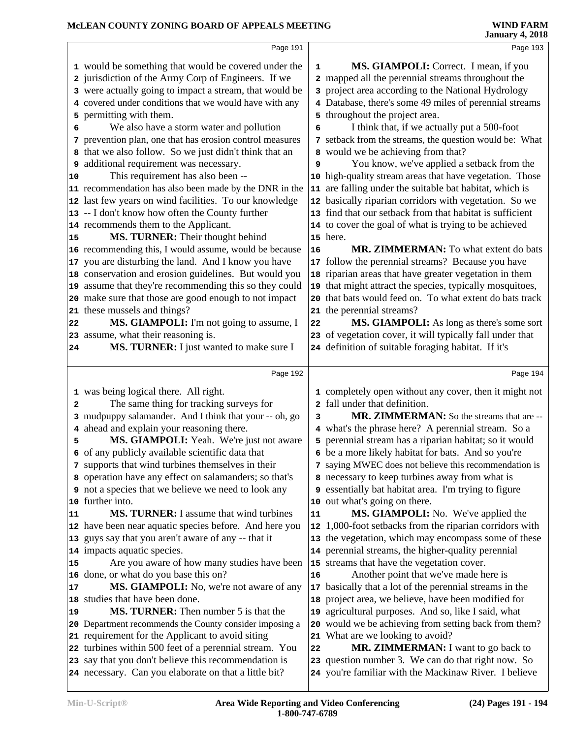would be something that would be covered under the jurisdiction of the Army Corp of Engineers. If we were actually going to impact a stream, that would be covered under conditions that we would have with any permitting with them.

We also have a storm water and pollution prevention plan, one that has erosion control measures that we also follow. So we just didn't think that an additional requirement was necessary.

This requirement has also been -- recommendation has also been made by the DNR in the last few years on wind facilities. To our knowledge -- I don't know how often the County further recommends them to the Applicant.

**MS. TURNER:** Their thought behind recommending this, I would assume, would be because you are disturbing the land. And I know you have conservation and erosion guidelines. But would you assume that they're recommending this so they could make sure that those are good enough to not impact these mussels and things?

**MS. GIAMPOLI:** I'm not going to assume, I assume, what their reasoning is.

**MS. TURNER:** I just wanted to make sure I was being logical there. All right.

The same thing for tracking surveys for mudpuppy salamander. And I think that your -- oh, go ahead and explain your reasoning there.

**MS. GIAMPOLI:** Yeah. We're just not aware of any publicly available scientific data that supports that wind turbines themselves in their operation have any effect on salamanders; so that's not a species that we believe we need to look any further into.

**MS. TURNER:** I assume that wind turbines have been near aquatic species before. And here you guys say that you aren't aware of any -- that it impacts aquatic species.

Are you aware of how many studies have been done, or what do you base this on?

**MS. GIAMPOLI:** No, we're not aware of any studies that have been done.

**MS. TURNER:** Then number 5 is that the Department recommends the County consider imposing a requirement for the Applicant to avoid siting turbines within 500 feet of a perennial stream. You say that you don't believe this recommendation is necessary. Can you elaborate on that a little bit?

**MS. GIAMPOLI:** Correct. I mean, if you mapped all the perennial streams throughout the project area according to the National Hydrology Database, there's some 49 miles of perennial streams throughout the project area.

I think that, if we actually put a 500-foot setback from the streams, the question would be: What would we be achieving from that?

You know, we've applied a setback from the high-quality stream areas that have vegetation. Those are falling under the suitable bat habitat, which is basically riparian corridors with vegetation. So we find that our setback from that habitat is sufficient to cover the goal of what is trying to be achieved here.

**MR. ZIMMERMAN:** To what extent do bats follow the perennial streams? Because you have riparian areas that have greater vegetation in them that might attract the species, typically mosquitoes, that bats would feed on. To what extent do bats track the perennial streams?

**MS. GIAMPOLI:** As long as there's some sort of vegetation cover, it will typically fall under that definition of suitable foraging habitat. If it's completely open without any cover, then it might not fall under that definition.

**MR. ZIMMERMAN:** So the streams that are -- what's the phrase here? A perennial stream. So a perennial stream has a riparian habitat; so it would be a more likely habitat for bats. And so you're saying MWEC does not believe this recommendation is necessary to keep turbines away from what is essentially bat habitat area. I'm trying to figure out what's going on there.

**MS. GIAMPOLI:** No. We've applied the 1,000-foot setbacks from the riparian corridors with the vegetation, which may encompass some of these perennial streams, the higher-quality perennial streams that have the vegetation cover.

Another point that we've made here is basically that a lot of the perennial streams in the project area, we believe, have been modified for agricultural purposes. And so, like I said, what would we be achieving from setting back from them? What are we looking to avoid?

**MR. ZIMMERMAN:** I want to go back to question number 3. We can do that right now. So you're familiar with the Mackinaw River. I believe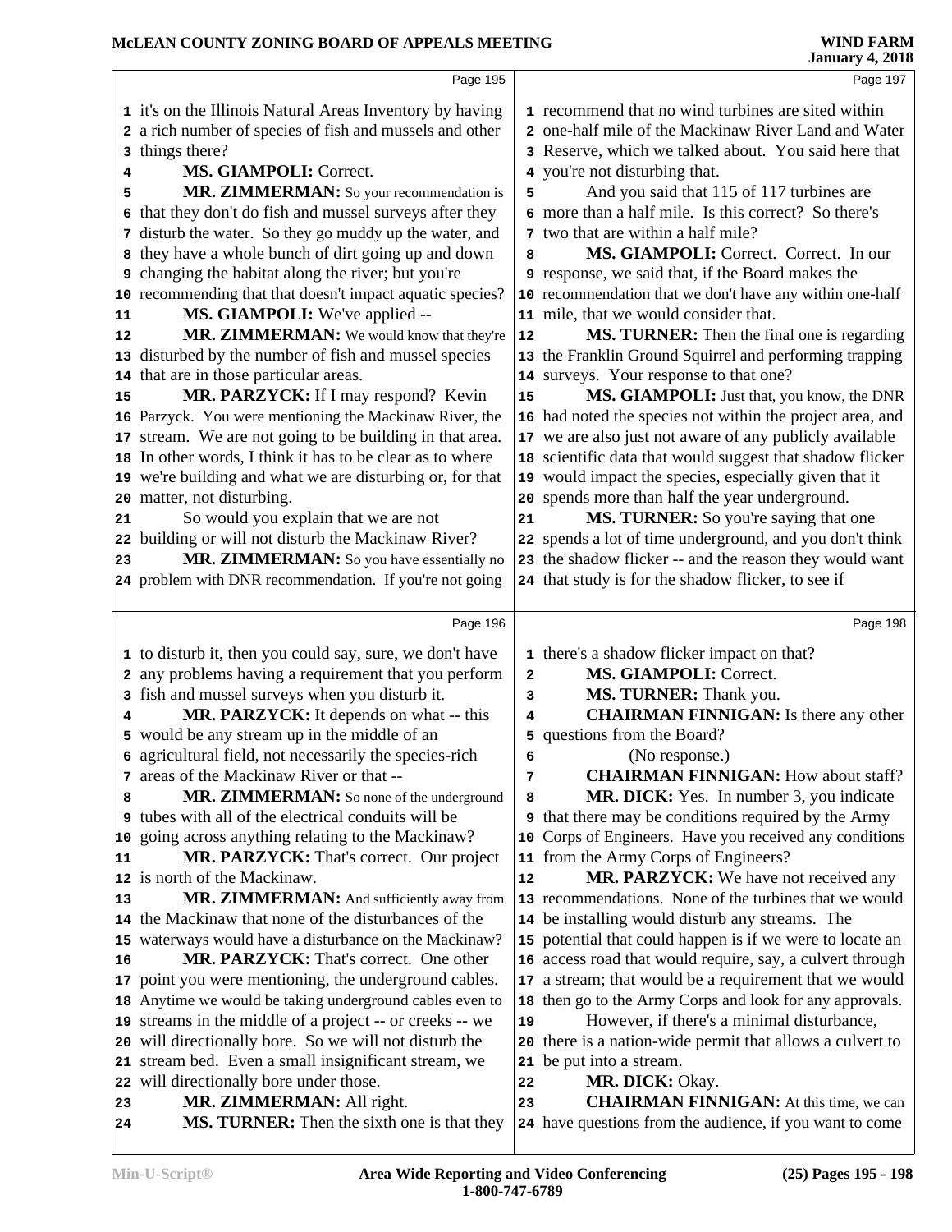it's on the Illinois Natural Areas Inventory by having a rich number of species of fish and mussels and other things there?

**MS. GIAMPOLI:** Correct.

**MR. ZIMMERMAN:** So your recommendation is that they don't do fish and mussel surveys after they disturb the water. So they go muddy up the water, and they have a whole bunch of dirt going up and down changing the habitat along the river; but you're recommending that that doesn't impact aquatic species?

**MS. GIAMPOLI:** We've applied --

**MR. ZIMMERMAN:** We would know that they're disturbed by the number of fish and mussel species that are in those particular areas.

**MR. PARZYCK:** If I may respond? Kevin Parzyck. You were mentioning the Mackinaw River, the stream. We are not going to be building in that area. In other words, I think it has to be clear as to where we're building and what we are disturbing or, for that matter, not disturbing.

So would you explain that we are not building or will not disturb the Mackinaw River?

**MR. ZIMMERMAN:** So you have essentially no problem with DNR recommendation. If you're not going to disturb it, then you could say, sure, we don't have any problems having a requirement that you perform fish and mussel surveys when you disturb it.

**MR. PARZYCK:** It depends on what -- this would be any stream up in the middle of an agricultural field, not necessarily the species-rich areas of the Mackinaw River or that --

**MR. ZIMMERMAN:** So none of the underground tubes with all of the electrical conduits will be going across anything relating to the Mackinaw?

**MR. PARZYCK:** That's correct. Our project is north of the Mackinaw.

**MR. ZIMMERMAN:** And sufficiently away from the Mackinaw that none of the disturbances of the waterways would have a disturbance on the Mackinaw?

**MR. PARZYCK:** That's correct. One other point you were mentioning, the underground cables. Anytime we would be taking underground cables even to streams in the middle of a project -- or creeks -- we will directionally bore. So we will not disturb the stream bed. Even a small insignificant stream, we will directionally bore under those.

**MR. ZIMMERMAN:** All right.

**MS. TURNER:** Then the sixth one is that they recommend that no wind turbines are sited within one-half mile of the Mackinaw River Land and Water Reserve, which we talked about. You said here that you're not disturbing that.

And you said that 115 of 117 turbines are more than a half mile. Is this correct? So there's two that are within a half mile?

**MS. GIAMPOLI:** Correct. Correct. In our response, we said that, if the Board makes the recommendation that we don't have any within one-half mile, that we would consider that.

**MS. TURNER:** Then the final one is regarding the Franklin Ground Squirrel and performing trapping surveys. Your response to that one?

**MS. GIAMPOLI:** Just that, you know, the DNR had noted the species not within the project area, and we are also just not aware of any publicly available scientific data that would suggest that shadow flicker would impact the species, especially given that it spends more than half the year underground.

**MS. TURNER:** So you're saying that one spends a lot of time underground, and you don't think the shadow flicker -- and the reason they would want that study is for the shadow flicker, to see if there's a shadow flicker impact on that?

**MS. GIAMPOLI:** Correct.

**MS. TURNER:** Thank you.

**CHAIRMAN FINNIGAN:** Is there any other questions from the Board?

(No response.)

**CHAIRMAN FINNIGAN:** How about staff?

**MR. DICK:** Yes. In number 3, you indicate that there may be conditions required by the Army Corps of Engineers. Have you received any conditions from the Army Corps of Engineers?

**MR. PARZYCK:** We have not received any recommendations. None of the turbines that we would be installing would disturb any streams. The potential that could happen is if we were to locate an access road that would require, say, a culvert through a stream; that would be a requirement that we would then go to the Army Corps and look for any approvals.

However, if there's a minimal disturbance, there is a nation-wide permit that allows a culvert to be put into a stream.

**MR. DICK:** Okay.

**CHAIRMAN FINNIGAN:** At this time, we can have questions from the audience, if you want to come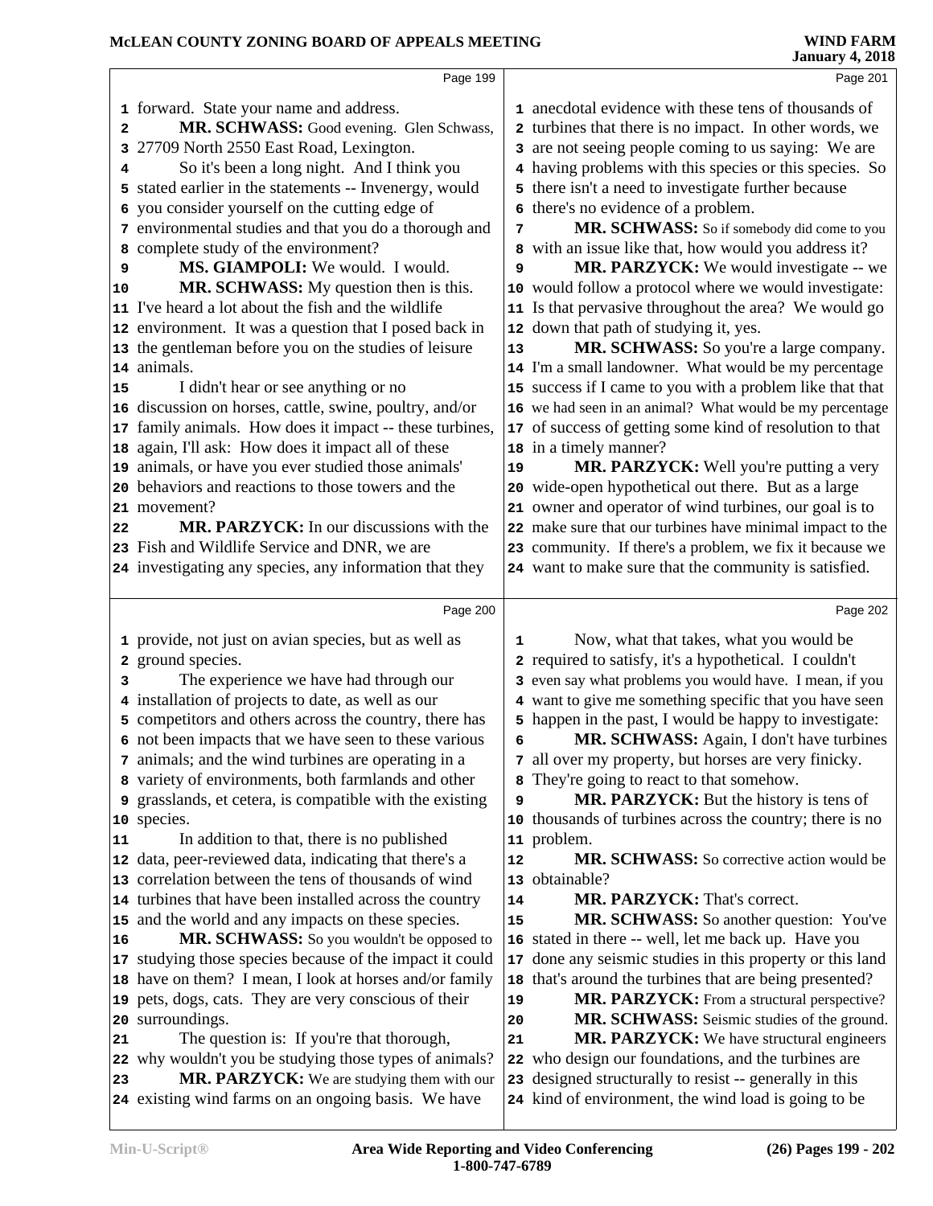forward. State your name and address.

**MR. SCHWASS:** Good evening. Glen Schwass, 27709 North 2550 East Road, Lexington.

So it's been a long night. And I think you stated earlier in the statements -- Invenergy, would you consider yourself on the cutting edge of environmental studies and that you do a thorough and complete study of the environment?

**MS. GIAMPOLI:** We would. I would.

**MR. SCHWASS:** My question then is this. I've heard a lot about the fish and the wildlife environment. It was a question that I posed back in the gentleman before you on the studies of leisure animals.

I didn't hear or see anything or no discussion on horses, cattle, swine, poultry, and/or family animals. How does it impact -- these turbines, again, I'll ask: How does it impact all of these animals, or have you ever studied those animals' behaviors and reactions to those towers and the movement?

**MR. PARZYCK:** In our discussions with the Fish and Wildlife Service and DNR, we are investigating any species, any information that they provide, not just on avian species, but as well as ground species.

The experience we have had through our installation of projects to date, as well as our competitors and others across the country, there has not been impacts that we have seen to these various animals; and the wind turbines are operating in a variety of environments, both farmlands and other grasslands, et cetera, is compatible with the existing species.

In addition to that, there is no published data, peer-reviewed data, indicating that there's a correlation between the tens of thousands of wind turbines that have been installed across the country and the world and any impacts on these species.

**MR. SCHWASS:** So you wouldn't be opposed to studying those species because of the impact it could have on them? I mean, I look at horses and/or family pets, dogs, cats. They are very conscious of their surroundings.

The question is: If you're that thorough, why wouldn't you be studying those types of animals?

**MR. PARZYCK:** We are studying them with our existing wind farms on an ongoing basis. We have anecdotal evidence with these tens of thousands of turbines that there is no impact. In other words, we are not seeing people coming to us saying: We are having problems with this species or this species. So there isn't a need to investigate further because there's no evidence of a problem.

**MR. SCHWASS:** So if somebody did come to you with an issue like that, how would you address it?

**MR. PARZYCK:** We would investigate -- we would follow a protocol where we would investigate: Is that pervasive throughout the area? We would go down that path of studying it, yes.

**MR. SCHWASS:** So you're a large company. I'm a small landowner. What would be my percentage success if I came to you with a problem like that that we had seen in an animal? What would be my percentage of success of getting some kind of resolution to that in a timely manner?

**MR. PARZYCK:** Well you're putting a very wide-open hypothetical out there. But as a large owner and operator of wind turbines, our goal is to make sure that our turbines have minimal impact to the community. If there's a problem, we fix it because we want to make sure that the community is satisfied.

Now, what that takes, what you would be required to satisfy, it's a hypothetical. I couldn't even say what problems you would have. I mean, if you want to give me something specific that you have seen happen in the past, I would be happy to investigate:

**MR. SCHWASS:** Again, I don't have turbines all over my property, but horses are very finicky. They're going to react to that somehow.

**MR. PARZYCK:** But the history is tens of thousands of turbines across the country; there is no problem.

**MR. SCHWASS:** So corrective action would be obtainable?

**MR. PARZYCK:** That's correct.

**MR. SCHWASS:** So another question: You've stated in there -- well, let me back up. Have you done any seismic studies in this property or this land that's around the turbines that are being presented?

**MR. PARZYCK:** From a structural perspective?

**MR. SCHWASS:** Seismic studies of the ground.

**MR. PARZYCK:** We have structural engineers who design our foundations, and the turbines are designed structurally to resist -- generally in this kind of environment, the wind load is going to be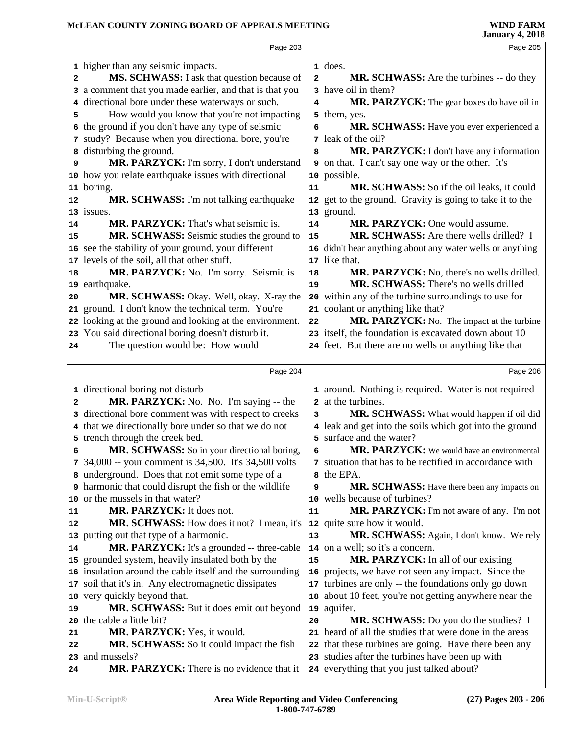Page 203

higher than any seismic impacts.

**MS. SCHWASS:** I ask that question because of a comment that you made earlier, and that is that you directional bore under these waterways or such.

How would you know that you're not impacting the ground if you don't have any type of seismic study? Because when you directional bore, you're disturbing the ground.

**MR. PARZYCK:** I'm sorry, I don't understand how you relate earthquake issues with directional boring.

**MR. SCHWASS:** I'm not talking earthquake issues.

**MR. PARZYCK:** That's what seismic is.

**MR. SCHWASS:** Seismic studies the ground to see the stability of your ground, your different levels of the soil, all that other stuff.

**MR. PARZYCK:** No. I'm sorry. Seismic is earthquake.

**MR. SCHWASS:** Okay. Well, okay. X-ray the ground. I don't know the technical term. You're looking at the ground and looking at the environment. You said directional boring doesn't disturb it.

The question would be: How would

Page 204

directional boring not disturb --

**MR. PARZYCK:** No. No. I'm saying -- the directional bore comment was with respect to creeks that we directionally bore under so that we do not trench through the creek bed.

**MR. SCHWASS:** So in your directional boring, 34,000 -- your comment is 34,500. It's 34,500 volts underground. Does that not emit some type of a harmonic that could disrupt the fish or the wildlife or the mussels in that water?

**MR. PARZYCK:** It does not.

**MR. SCHWASS:** How does it not? I mean, it's putting out that type of a harmonic.

**MR. PARZYCK:** It's a grounded -- three-cable grounded system, heavily insulated both by the insulation around the cable itself and the surrounding soil that it's in. Any electromagnetic dissipates very quickly beyond that.

**MR. SCHWASS:** But it does emit out beyond the cable a little bit?

**MR. PARZYCK:** Yes, it would.

**MR. SCHWASS:** So it could impact the fish and mussels?

**MR. PARZYCK:** There is no evidence that it

Page 205

does.

**MR. SCHWASS:** Are the turbines -- do they have oil in them?

**MR. PARZYCK:** The gear boxes do have oil in them, yes.

**MR. SCHWASS:** Have you ever experienced a leak of the oil?

**MR. PARZYCK:** I don't have any information on that. I can't say one way or the other. It's possible.

**MR. SCHWASS:** So if the oil leaks, it could get to the ground. Gravity is going to take it to the ground.

**MR. PARZYCK:** One would assume.

**MR. SCHWASS:** Are there wells drilled? I didn't hear anything about any water wells or anything like that.

**MR. PARZYCK:** No, there's no wells drilled.

**MR. SCHWASS:** There's no wells drilled within any of the turbine surroundings to use for coolant or anything like that?

**MR. PARZYCK:** No. The impact at the turbine itself, the foundation is excavated down about 10 feet. But there are no wells or anything like that

Page 206

around. Nothing is required. Water is not required at the turbines.

**MR. SCHWASS:** What would happen if oil did leak and get into the soils which got into the ground surface and the water?

**MR. PARZYCK:** We would have an environmental situation that has to be rectified in accordance with the EPA.

**MR. SCHWASS:** Have there been any impacts on wells because of turbines?

**MR. PARZYCK:** I'm not aware of any. I'm not quite sure how it would.

**MR. SCHWASS:** Again, I don't know. We rely on a well; so it's a concern.

**MR. PARZYCK:** In all of our existing projects, we have not seen any impact. Since the turbines are only -- the foundations only go down about 10 feet, you're not getting anywhere near the aquifer.

**MR. SCHWASS:** Do you do the studies? I heard of all the studies that were done in the areas that these turbines are going. Have there been any studies after the turbines have been up with everything that you just talked about?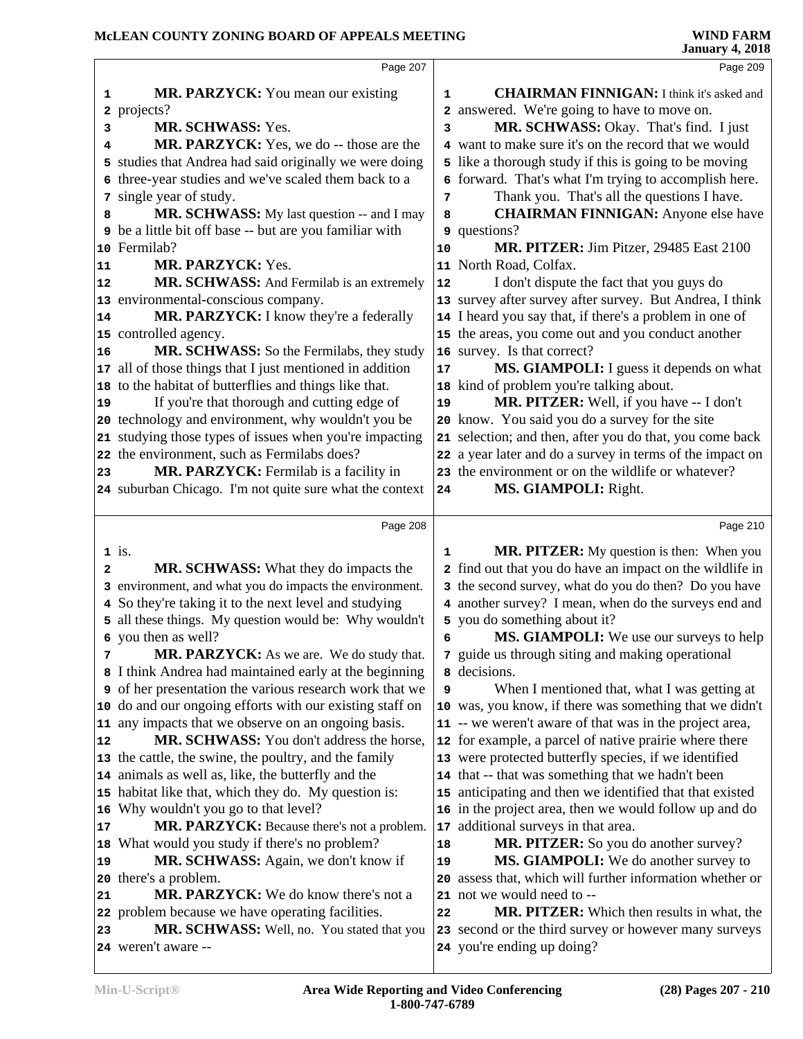**MR. PARZYCK:** You mean our existing projects?

**MR. SCHWASS:** Yes.

**MR. PARZYCK:** Yes, we do -- those are the studies that Andrea had said originally we were doing three-year studies and we've scaled them back to a single year of study.

**MR. SCHWASS:** My last question -- and I may be a little bit off base -- but are you familiar with Fermilab?

**MR. PARZYCK:** Yes.

**MR. SCHWASS:** And Fermilab is an extremely environmental-conscious company.

**MR. PARZYCK:** I know they're a federally controlled agency.

**MR. SCHWASS:** So the Fermilabs, they study all of those things that I just mentioned in addition to the habitat of butterflies and things like that.

If you're that thorough and cutting edge of technology and environment, why wouldn't you be studying those types of issues when you're impacting the environment, such as Fermilabs does?

**MR. PARZYCK:** Fermilab is a facility in suburban Chicago. I'm not quite sure what the context is.

**MR. SCHWASS:** What they do impacts the environment, and what you do impacts the environment. So they're taking it to the next level and studying all these things. My question would be: Why wouldn't you then as well?

**MR. PARZYCK:** As we are. We do study that. I think Andrea had maintained early at the beginning of her presentation the various research work that we do and our ongoing efforts with our existing staff on any impacts that we observe on an ongoing basis.

**MR. SCHWASS:** You don't address the horse, the cattle, the swine, the poultry, and the family animals as well as, like, the butterfly and the habitat like that, which they do. My question is: Why wouldn't you go to that level?

**MR. PARZYCK:** Because there's not a problem. What would you study if there's no problem?

**MR. SCHWASS:** Again, we don't know if there's a problem.

**MR. PARZYCK:** We do know there's not a problem because we have operating facilities.

**MR. SCHWASS:** Well, no. You stated that you weren't aware --

**CHAIRMAN FINNIGAN:** I think it's asked and answered. We're going to have to move on.

**MR. SCHWASS:** Okay. That's find. I just want to make sure it's on the record that we would like a thorough study if this is going to be moving forward. That's what I'm trying to accomplish here.

Thank you. That's all the questions I have.

**CHAIRMAN FINNIGAN:** Anyone else have questions?

**MR. PITZER:** Jim Pitzer, 29485 East 2100 North Road, Colfax.

I don't dispute the fact that you guys do survey after survey after survey. But Andrea, I think I heard you say that, if there's a problem in one of the areas, you come out and you conduct another survey. Is that correct?

**MS. GIAMPOLI:** I guess it depends on what kind of problem you're talking about.

**MR. PITZER:** Well, if you have -- I don't know. You said you do a survey for the site selection; and then, after you do that, you come back a year later and do a survey in terms of the impact on the environment or on the wildlife or whatever?

**MS. GIAMPOLI:** Right.

**MR. PITZER:** My question is then: When you find out that you do have an impact on the wildlife in the second survey, what do you do then? Do you have another survey? I mean, when do the surveys end and you do something about it?

**MS. GIAMPOLI:** We use our surveys to help guide us through siting and making operational decisions.

When I mentioned that, what I was getting at was, you know, if there was something that we didn't -- we weren't aware of that was in the project area, for example, a parcel of native prairie where there were protected butterfly species, if we identified that -- that was something that we hadn't been anticipating and then we identified that that existed in the project area, then we would follow up and do additional surveys in that area.

**MR. PITZER:** So you do another survey?

**MS. GIAMPOLI:** We do another survey to assess that, which will further information whether or not we would need to --

**MR. PITZER:** Which then results in what, the second or the third survey or however many surveys you're ending up doing?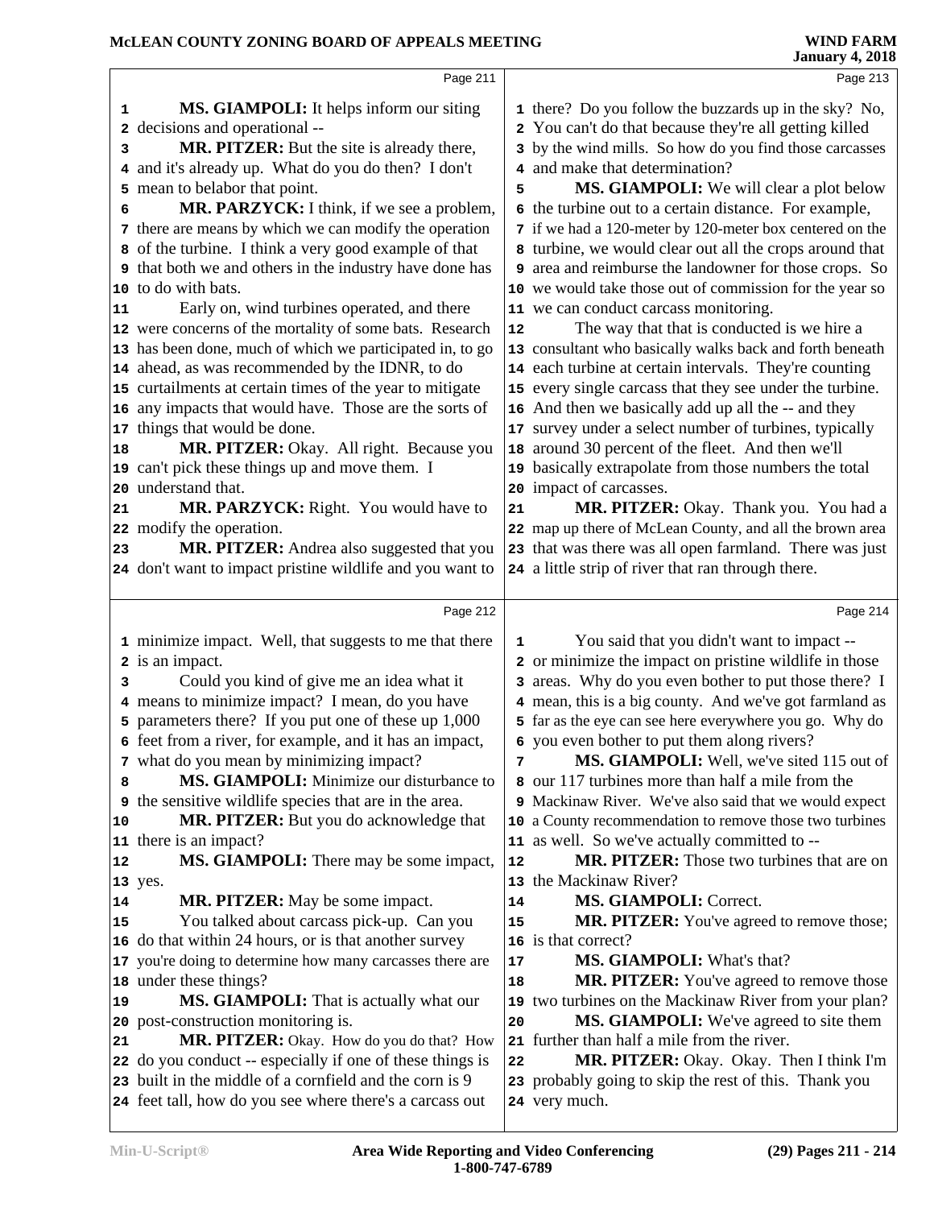**MS. GIAMPOLI:** It helps inform our siting decisions and operational --

**MR. PITZER:** But the site is already there, and it's already up. What do you do then? I don't mean to belabor that point.

**MR. PARZYCK:** I think, if we see a problem, there are means by which we can modify the operation of the turbine. I think a very good example of that that both we and others in the industry have done has to do with bats.

Early on, wind turbines operated, and there were concerns of the mortality of some bats. Research has been done, much of which we participated in, to go ahead, as was recommended by the IDNR, to do curtailments at certain times of the year to mitigate any impacts that would have. Those are the sorts of things that would be done.

**MR. PITZER:** Okay. All right. Because you can't pick these things up and move them. I understand that.

**MR. PARZYCK:** Right. You would have to modify the operation.

**MR. PITZER:** Andrea also suggested that you don't want to impact pristine wildlife and you want to minimize impact. Well, that suggests to me that there is an impact.

Could you kind of give me an idea what it means to minimize impact? I mean, do you have parameters there? If you put one of these up 1,000 feet from a river, for example, and it has an impact, what do you mean by minimizing impact?

**MS. GIAMPOLI:** Minimize our disturbance to the sensitive wildlife species that are in the area.

**MR. PITZER:** But you do acknowledge that there is an impact?

**MS. GIAMPOLI:** There may be some impact, yes.

**MR. PITZER:** May be some impact.

You talked about carcass pick-up. Can you do that within 24 hours, or is that another survey you're doing to determine how many carcasses there are under these things?

**MS. GIAMPOLI:** That is actually what our post-construction monitoring is.

**MR. PITZER:** Okay. How do you do that? How do you conduct -- especially if one of these things is built in the middle of a cornfield and the corn is 9 feet tall, how do you see where there's a carcass out there? Do you follow the buzzards up in the sky? No, You can't do that because they're all getting killed by the wind mills. So how do you find those carcasses and make that determination?

**MS. GIAMPOLI:** We will clear a plot below the turbine out to a certain distance. For example, if we had a 120-meter by 120-meter box centered on the turbine, we would clear out all the crops around that area and reimburse the landowner for those crops. So we would take those out of commission for the year so we can conduct carcass monitoring.

The way that that is conducted is we hire a consultant who basically walks back and forth beneath each turbine at certain intervals. They're counting every single carcass that they see under the turbine. And then we basically add up all the -- and they survey under a select number of turbines, typically around 30 percent of the fleet. And then we'll basically extrapolate from those numbers the total impact of carcasses.

**MR. PITZER:** Okay. Thank you. You had a map up there of McLean County, and all the brown area that was there was all open farmland. There was just a little strip of river that ran through there.

You said that you didn't want to impact -- or minimize the impact on pristine wildlife in those areas. Why do you even bother to put those there? I mean, this is a big county. And we've got farmland as far as the eye can see here everywhere you go. Why do you even bother to put them along rivers?

**MS. GIAMPOLI:** Well, we've sited 115 out of our 117 turbines more than half a mile from the Mackinaw River. We've also said that we would expect a County recommendation to remove those two turbines as well. So we've actually committed to --

**MR. PITZER:** Those two turbines that are on the Mackinaw River?

**MS. GIAMPOLI:** Correct.

**MR. PITZER:** You've agreed to remove those; is that correct?

**MS. GIAMPOLI:** What's that?

**MR. PITZER:** You've agreed to remove those two turbines on the Mackinaw River from your plan?

**MS. GIAMPOLI:** We've agreed to site them further than half a mile from the river.

**MR. PITZER:** Okay. Okay. Then I think I'm probably going to skip the rest of this. Thank you very much.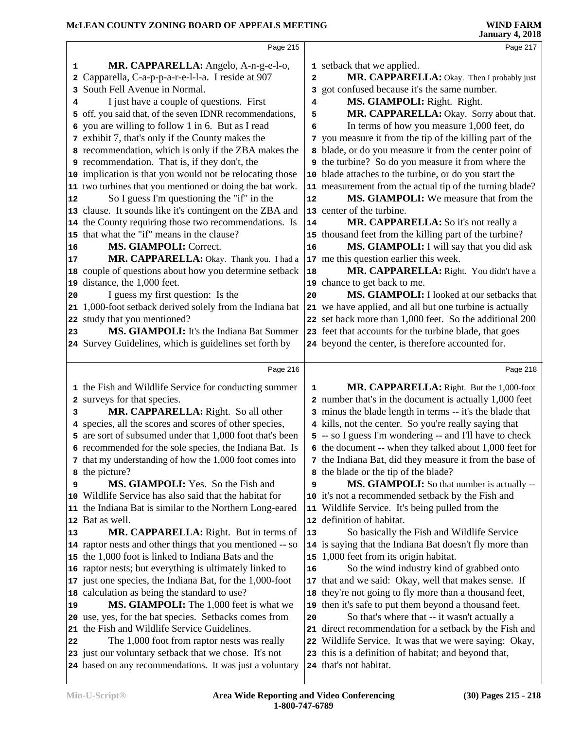**MR. CAPPARELLA:** Angelo, A-n-g-e-l-o, Capparella, C-a-p-p-a-r-e-l-l-a. I reside at 907 South Fell Avenue in Normal.

I just have a couple of questions. First off, you said that, of the seven IDNR recommendations, you are willing to follow 1 in 6. But as I read exhibit 7, that's only if the County makes the recommendation, which is only if the ZBA makes the recommendation. That is, if they don't, the implication is that you would not be relocating those two turbines that you mentioned or doing the bat work.

So I guess I'm questioning the "if" in the clause. It sounds like it's contingent on the ZBA and the County requiring those two recommendations. Is that what the "if" means in the clause?

**MS. GIAMPOLI:** Correct.

**MR. CAPPARELLA:** Okay. Thank you. I had a couple of questions about how you determine setback distance, the 1,000 feet.

I guess my first question: Is the 1,000-foot setback derived solely from the Indiana bat study that you mentioned?

**MS. GIAMPOLI:** It's the Indiana Bat Summer Survey Guidelines, which is guidelines set forth by the Fish and Wildlife Service for conducting summer surveys for that species.

**MR. CAPPARELLA:** Right. So all other species, all the scores and scores of other species, are sort of subsumed under that 1,000 foot that's been recommended for the sole species, the Indiana Bat. Is that my understanding of how the 1,000 foot comes into the picture?

**MS. GIAMPOLI:** Yes. So the Fish and Wildlife Service has also said that the habitat for the Indiana Bat is similar to the Northern Long-eared Bat as well.

**MR. CAPPARELLA:** Right. But in terms of raptor nests and other things that you mentioned -- so the 1,000 foot is linked to Indiana Bats and the raptor nests; but everything is ultimately linked to just one species, the Indiana Bat, for the 1,000-foot calculation as being the standard to use?

**MS. GIAMPOLI:** The 1,000 feet is what we use, yes, for the bat species. Setbacks comes from the Fish and Wildlife Service Guidelines.

The 1,000 foot from raptor nests was really just our voluntary setback that we chose. It's not based on any recommendations. It was just a voluntary setback that we applied.

**MR. CAPPARELLA:** Okay. Then I probably just got confused because it's the same number.

**MS. GIAMPOLI:** Right. Right.

**MR. CAPPARELLA:** Okay. Sorry about that.

In terms of how you measure 1,000 feet, do you measure it from the tip of the killing part of the blade, or do you measure it from the center point of the turbine? So do you measure it from where the blade attaches to the turbine, or do you start the measurement from the actual tip of the turning blade?

**MS. GIAMPOLI:** We measure that from the center of the turbine.

**MR. CAPPARELLA:** So it's not really a thousand feet from the killing part of the turbine?

**MS. GIAMPOLI:** I will say that you did ask me this question earlier this week.

**MR. CAPPARELLA:** Right. You didn't have a chance to get back to me.

**MS. GIAMPOLI:** I looked at our setbacks that we have applied, and all but one turbine is actually set back more than 1,000 feet. So the additional 200 feet that accounts for the turbine blade, that goes beyond the center, is therefore accounted for.

**MR. CAPPARELLA:** Right. But the 1,000-foot number that's in the document is actually 1,000 feet minus the blade length in terms -- it's the blade that kills, not the center. So you're really saying that -- so I guess I'm wondering -- and I'll have to check the document -- when they talked about 1,000 feet for the Indiana Bat, did they measure it from the base of the blade or the tip of the blade?

**MS. GIAMPOLI:** So that number is actually -- it's not a recommended setback by the Fish and Wildlife Service. It's being pulled from the definition of habitat.

So basically the Fish and Wildlife Service is saying that the Indiana Bat doesn't fly more than 1,000 feet from its origin habitat.

So the wind industry kind of grabbed onto that and we said: Okay, well that makes sense. If they're not going to fly more than a thousand feet, then it's safe to put them beyond a thousand feet.

So that's where that -- it wasn't actually a direct recommendation for a setback by the Fish and Wildlife Service. It was that we were saying: Okay, this is a definition of habitat; and beyond that, that's not habitat.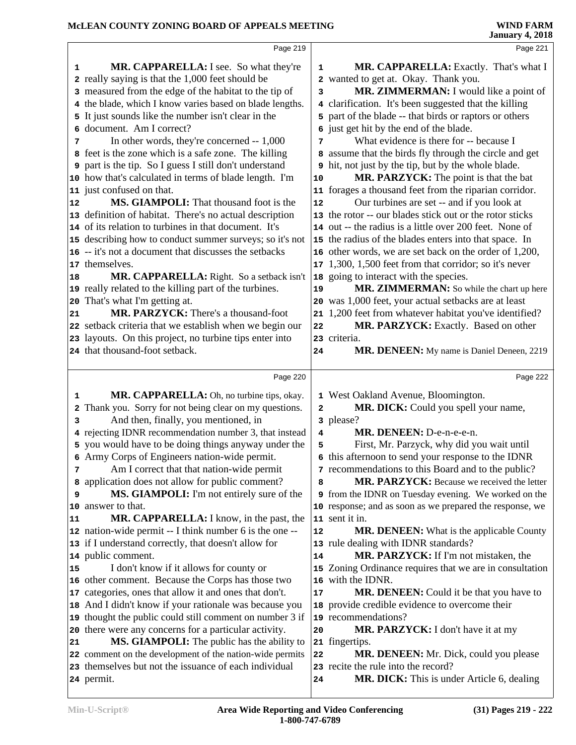Page 219

MR. CAPPARELLA: I see. So what they're really saying is that the 1,000 feet should be measured from the edge of the habitat to the tip of the blade, which I know varies based on blade lengths. It just sounds like the number isn't clear in the document. Am I correct?

In other words, they're concerned -- 1,000 feet is the zone which is a safe zone. The killing part is the tip. So I guess I still don't understand how that's calculated in terms of blade length. I'm just confused on that.

MS. GIAMPOLI: That thousand foot is the definition of habitat. There's no actual description of its relation to turbines in that document. It's describing how to conduct summer surveys; so it's not -- it's not a document that discusses the setbacks themselves.

MR. CAPPARELLA: Right. So a setback isn't really related to the killing part of the turbines. That's what I'm getting at.

MR. PARZYCK: There's a thousand-foot setback criteria that we establish when we begin our layouts. On this project, no turbine tips enter into that thousand-foot setback.

Page 220

MR. CAPPARELLA: Oh, no turbine tips, okay. Thank you. Sorry for not being clear on my questions.

And then, finally, you mentioned, in rejecting IDNR recommendation number 3, that instead you would have to be doing things anyway under the Army Corps of Engineers nation-wide permit.

Am I correct that that nation-wide permit application does not allow for public comment?

MS. GIAMPOLI: I'm not entirely sure of the answer to that.

MR. CAPPARELLA: I know, in the past, the nation-wide permit -- I think number 6 is the one -- if I understand correctly, that doesn't allow for public comment.

I don't know if it allows for county or other comment. Because the Corps has those two categories, ones that allow it and ones that don't. And I didn't know if your rationale was because you thought the public could still comment on number 3 if there were any concerns for a particular activity.

MS. GIAMPOLI: The public has the ability to comment on the development of the nation-wide permits themselves but not the issuance of each individual permit.

Page 221

MR. CAPPARELLA: Exactly. That's what I wanted to get at. Okay. Thank you.

MR. ZIMMERMAN: I would like a point of clarification. It's been suggested that the killing part of the blade -- that birds or raptors or others just get hit by the end of the blade.

What evidence is there for -- because I assume that the birds fly through the circle and get hit, not just by the tip, but by the whole blade.

MR. PARZYCK: The point is that the bat forages a thousand feet from the riparian corridor.

Our turbines are set -- and if you look at the rotor -- our blades stick out or the rotor sticks out -- the radius is a little over 200 feet. None of the radius of the blades enters into that space. In other words, we are set back on the order of 1,200, 1,300, 1,500 feet from that corridor; so it's never going to interact with the species.

MR. ZIMMERMAN: So while the chart up here was 1,000 feet, your actual setbacks are at least 1,200 feet from whatever habitat you've identified?

MR. PARZYCK: Exactly. Based on other criteria.

MR. DENEEN: My name is Daniel Deneen, 2219

Page 222

West Oakland Avenue, Bloomington.

MR. DICK: Could you spell your name, please?

MR. DENEEN: D-e-n-e-e-n.

First, Mr. Parzyck, why did you wait until this afternoon to send your response to the IDNR recommendations to this Board and to the public?

MR. PARZYCK: Because we received the letter from the IDNR on Tuesday evening. We worked on the response; and as soon as we prepared the response, we sent it in.

MR. DENEEN: What is the applicable County rule dealing with IDNR standards?

MR. PARZYCK: If I'm not mistaken, the Zoning Ordinance requires that we are in consultation with the IDNR.

MR. DENEEN: Could it be that you have to provide credible evidence to overcome their recommendations?

MR. PARZYCK: I don't have it at my fingertips.

MR. DENEEN: Mr. Dick, could you please recite the rule into the record?

MR. DICK: This is under Article 6, dealing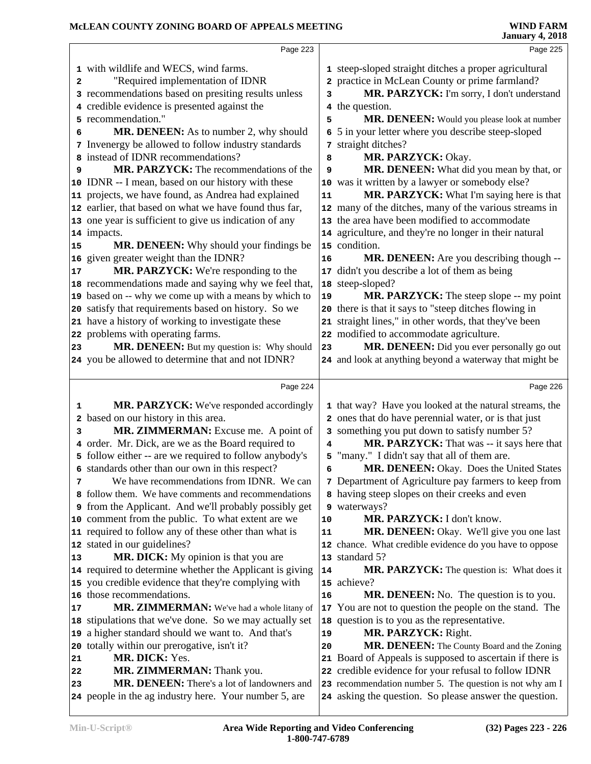Page 223

with wildlife and WECS, wind farms.

"Required implementation of IDNR recommendations based on presiting results unless credible evidence is presented against the recommendation."

**MR. DENEEN:** As to number 2, why should Invenergy be allowed to follow industry standards instead of IDNR recommendations?

**MR. PARZYCK:** The recommendations of the IDNR -- I mean, based on our history with these projects, we have found, as Andrea had explained earlier, that based on what we have found thus far, one year is sufficient to give us indication of any impacts.

**MR. DENEEN:** Why should your findings be given greater weight than the IDNR?

**MR. PARZYCK:** We're responding to the recommendations made and saying why we feel that, based on -- why we come up with a means by which to satisfy that requirements based on history. So we have a history of working to investigate these problems with operating farms.

**MR. DENEEN:** But my question is: Why should you be allowed to determine that and not IDNR?

Page 224

**MR. PARZYCK:** We've responded accordingly based on our history in this area.

**MR. ZIMMERMAN:** Excuse me. A point of order. Mr. Dick, are we as the Board required to follow either -- are we required to follow anybody's standards other than our own in this respect?

We have recommendations from IDNR. We can follow them. We have comments and recommendations from the Applicant. And we'll probably possibly get comment from the public. To what extent are we required to follow any of these other than what is stated in our guidelines?

**MR. DICK:** My opinion is that you are required to determine whether the Applicant is giving you credible evidence that they're complying with those recommendations.

**MR. ZIMMERMAN:** We've had a whole litany of stipulations that we've done. So we may actually set a higher standard should we want to. And that's totally within our prerogative, isn't it?

**MR. DICK:** Yes.

**MR. ZIMMERMAN:** Thank you.

**MR. DENEEN:** There's a lot of landowners and people in the ag industry here. Your number 5, are

Page 225

steep-sloped straight ditches a proper agricultural practice in McLean County or prime farmland?

**MR. PARZYCK:** I'm sorry, I don't understand the question.

**MR. DENEEN:** Would you please look at number 5 in your letter where you describe steep-sloped straight ditches?

**MR. PARZYCK:** Okay.

**MR. DENEEN:** What did you mean by that, or was it written by a lawyer or somebody else?

**MR. PARZYCK:** What I'm saying here is that many of the ditches, many of the various streams in the area have been modified to accommodate agriculture, and they're no longer in their natural condition.

**MR. DENEEN:** Are you describing though -- didn't you describe a lot of them as being steep-sloped?

**MR. PARZYCK:** The steep slope -- my point there is that it says to "steep ditches flowing in straight lines," in other words, that they've been modified to accommodate agriculture.

**MR. DENEEN:** Did you ever personally go out and look at anything beyond a waterway that might be

Page 226

that way? Have you looked at the natural streams, the ones that do have perennial water, or is that just something you put down to satisfy number 5?

**MR. PARZYCK:** That was -- it says here that "many." I didn't say that all of them are.

**MR. DENEEN:** Okay. Does the United States Department of Agriculture pay farmers to keep from having steep slopes on their creeks and even waterways?

**MR. PARZYCK:** I don't know.

**MR. DENEEN:** Okay. We'll give you one last chance. What credible evidence do you have to oppose standard 5?

**MR. PARZYCK:** The question is: What does it achieve?

**MR. DENEEN:** No. The question is to you. You are not to question the people on the stand. The question is to you as the representative.

**MR. PARZYCK:** Right.

**MR. DENEEN:** The County Board and the Zoning Board of Appeals is supposed to ascertain if there is credible evidence for your refusal to follow IDNR recommendation number 5. The question is not why am I asking the question. So please answer the question.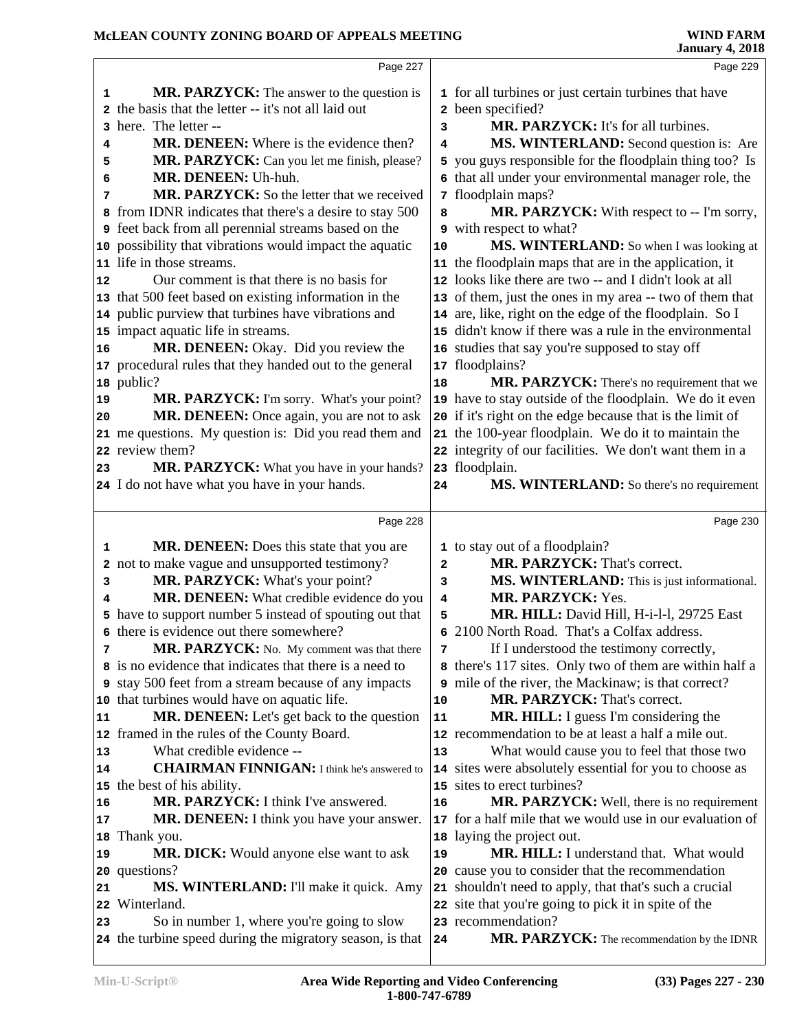Page 227

**MR. PARZYCK:** The answer to the question is the basis that the letter -- it's not all laid out here. The letter --

**MR. DENEEN:** Where is the evidence then?

**MR. PARZYCK:** Can you let me finish, please?

**MR. DENEEN:** Uh-huh.

**MR. PARZYCK:** So the letter that we received from IDNR indicates that there's a desire to stay 500 feet back from all perennial streams based on the possibility that vibrations would impact the aquatic life in those streams.

Our comment is that there is no basis for that 500 feet based on existing information in the public purview that turbines have vibrations and impact aquatic life in streams.

**MR. DENEEN:** Okay. Did you review the procedural rules that they handed out to the general public?

**MR. PARZYCK:** I'm sorry. What's your point?

**MR. DENEEN:** Once again, you are not to ask me questions. My question is: Did you read them and review them?

**MR. PARZYCK:** What you have in your hands? I do not have what you have in your hands.

Page 228

**MR. DENEEN:** Does this state that you are not to make vague and unsupported testimony?

**MR. PARZYCK:** What's your point?

**MR. DENEEN:** What credible evidence do you have to support number 5 instead of spouting out that there is evidence out there somewhere?

**MR. PARZYCK:** No. My comment was that there is no evidence that indicates that there is a need to stay 500 feet from a stream because of any impacts that turbines would have on aquatic life.

**MR. DENEEN:** Let's get back to the question framed in the rules of the County Board.

What credible evidence --

**CHAIRMAN FINNIGAN:** I think he's answered to the best of his ability.

**MR. PARZYCK:** I think I've answered.

**MR. DENEEN:** I think you have your answer. Thank you.

**MR. DICK:** Would anyone else want to ask questions?

**MS. WINTERLAND:** I'll make it quick. Amy Winterland.

So in number 1, where you're going to slow the turbine speed during the migratory season, is that

Page 229

for all turbines or just certain turbines that have been specified?

**MR. PARZYCK:** It's for all turbines.

**MS. WINTERLAND:** Second question is: Are you guys responsible for the floodplain thing too? Is that all under your environmental manager role, the floodplain maps?

**MR. PARZYCK:** With respect to -- I'm sorry, with respect to what?

**MS. WINTERLAND:** So when I was looking at the floodplain maps that are in the application, it looks like there are two -- and I didn't look at all of them, just the ones in my area -- two of them that are, like, right on the edge of the floodplain. So I didn't know if there was a rule in the environmental studies that say you're supposed to stay off floodplains?

**MR. PARZYCK:** There's no requirement that we have to stay outside of the floodplain. We do it even if it's right on the edge because that is the limit of the 100-year floodplain. We do it to maintain the integrity of our facilities. We don't want them in a floodplain.

**MS. WINTERLAND:** So there's no requirement

Page 230

to stay out of a floodplain?

**MR. PARZYCK:** That's correct.

**MS. WINTERLAND:** This is just informational.

**MR. PARZYCK:** Yes.

**MR. HILL:** David Hill, H-i-l-l, 29725 East 2100 North Road. That's a Colfax address.

If I understood the testimony correctly, there's 117 sites. Only two of them are within half a mile of the river, the Mackinaw; is that correct?

**MR. PARZYCK:** That's correct.

**MR. HILL:** I guess I'm considering the recommendation to be at least a half a mile out.

What would cause you to feel that those two sites were absolutely essential for you to choose as sites to erect turbines?

**MR. PARZYCK:** Well, there is no requirement for a half mile that we would use in our evaluation of laying the project out.

**MR. HILL:** I understand that. What would cause you to consider that the recommendation shouldn't need to apply, that that's such a crucial site that you're going to pick it in spite of the recommendation?

**MR. PARZYCK:** The recommendation by the IDNR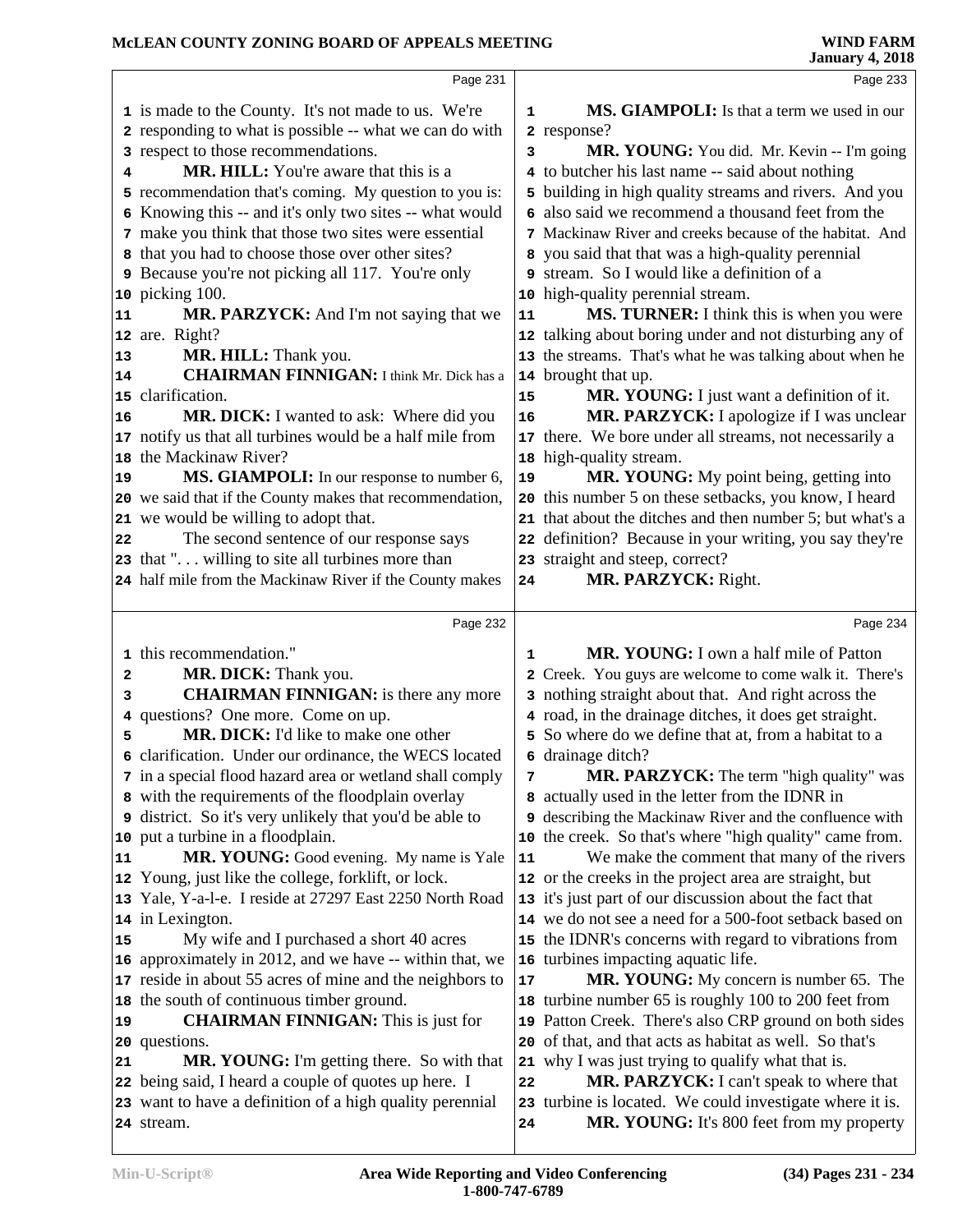is made to the County. It's not made to us. We're responding to what is possible -- what we can do with respect to those recommendations.

**MR. HILL:** You're aware that this is a recommendation that's coming. My question to you is: Knowing this -- and it's only two sites -- what would make you think that those two sites were essential that you had to choose those over other sites? Because you're not picking all 117. You're only picking 100.

**MR. PARZYCK:** And I'm not saying that we are. Right?

**MR. HILL:** Thank you.

**CHAIRMAN FINNIGAN:** I think Mr. Dick has a clarification.

**MR. DICK:** I wanted to ask: Where did you notify us that all turbines would be a half mile from the Mackinaw River?

**MS. GIAMPOLI:** In our response to number 6, we said that if the County makes that recommendation, we would be willing to adopt that.

The second sentence of our response says that ". . . willing to site all turbines more than half mile from the Mackinaw River if the County makes this recommendation."

**MR. DICK:** Thank you.

**CHAIRMAN FINNIGAN:** is there any more questions? One more. Come on up.

**MR. DICK:** I'd like to make one other clarification. Under our ordinance, the WECS located in a special flood hazard area or wetland shall comply with the requirements of the floodplain overlay district. So it's very unlikely that you'd be able to put a turbine in a floodplain.

**MR. YOUNG:** Good evening. My name is Yale Young, just like the college, forklift, or lock. Yale, Y-a-l-e. I reside at 27297 East 2250 North Road in Lexington.

My wife and I purchased a short 40 acres approximately in 2012, and we have -- within that, we reside in about 55 acres of mine and the neighbors to the south of continuous timber ground.

**CHAIRMAN FINNIGAN:** This is just for questions.

**MR. YOUNG:** I'm getting there. So with that being said, I heard a couple of quotes up here. I want to have a definition of a high quality perennial stream.

**MS. GIAMPOLI:** Is that a term we used in our response?

**MR. YOUNG:** You did. Mr. Kevin -- I'm going to butcher his last name -- said about nothing building in high quality streams and rivers. And you also said we recommend a thousand feet from the Mackinaw River and creeks because of the habitat. And you said that that was a high-quality perennial stream. So I would like a definition of a high-quality perennial stream.

**MS. TURNER:** I think this is when you were talking about boring under and not disturbing any of the streams. That's what he was talking about when he brought that up.

**MR. YOUNG:** I just want a definition of it.

**MR. PARZYCK:** I apologize if I was unclear there. We bore under all streams, not necessarily a high-quality stream.

**MR. YOUNG:** My point being, getting into this number 5 on these setbacks, you know, I heard that about the ditches and then number 5; but what's a definition? Because in your writing, you say they're straight and steep, correct?

**MR. PARZYCK:** Right.

**MR. YOUNG:** I own a half mile of Patton Creek. You guys are welcome to come walk it. There's nothing straight about that. And right across the road, in the drainage ditches, it does get straight. So where do we define that at, from a habitat to a drainage ditch?

**MR. PARZYCK:** The term "high quality" was actually used in the letter from the IDNR in describing the Mackinaw River and the confluence with the creek. So that's where "high quality" came from.

We make the comment that many of the rivers or the creeks in the project area are straight, but it's just part of our discussion about the fact that we do not see a need for a 500-foot setback based on the IDNR's concerns with regard to vibrations from turbines impacting aquatic life.

**MR. YOUNG:** My concern is number 65. The turbine number 65 is roughly 100 to 200 feet from Patton Creek. There's also CRP ground on both sides of that, and that acts as habitat as well. So that's why I was just trying to qualify what that is.

**MR. PARZYCK:** I can't speak to where that turbine is located. We could investigate where it is.

**MR. YOUNG:** It's 800 feet from my property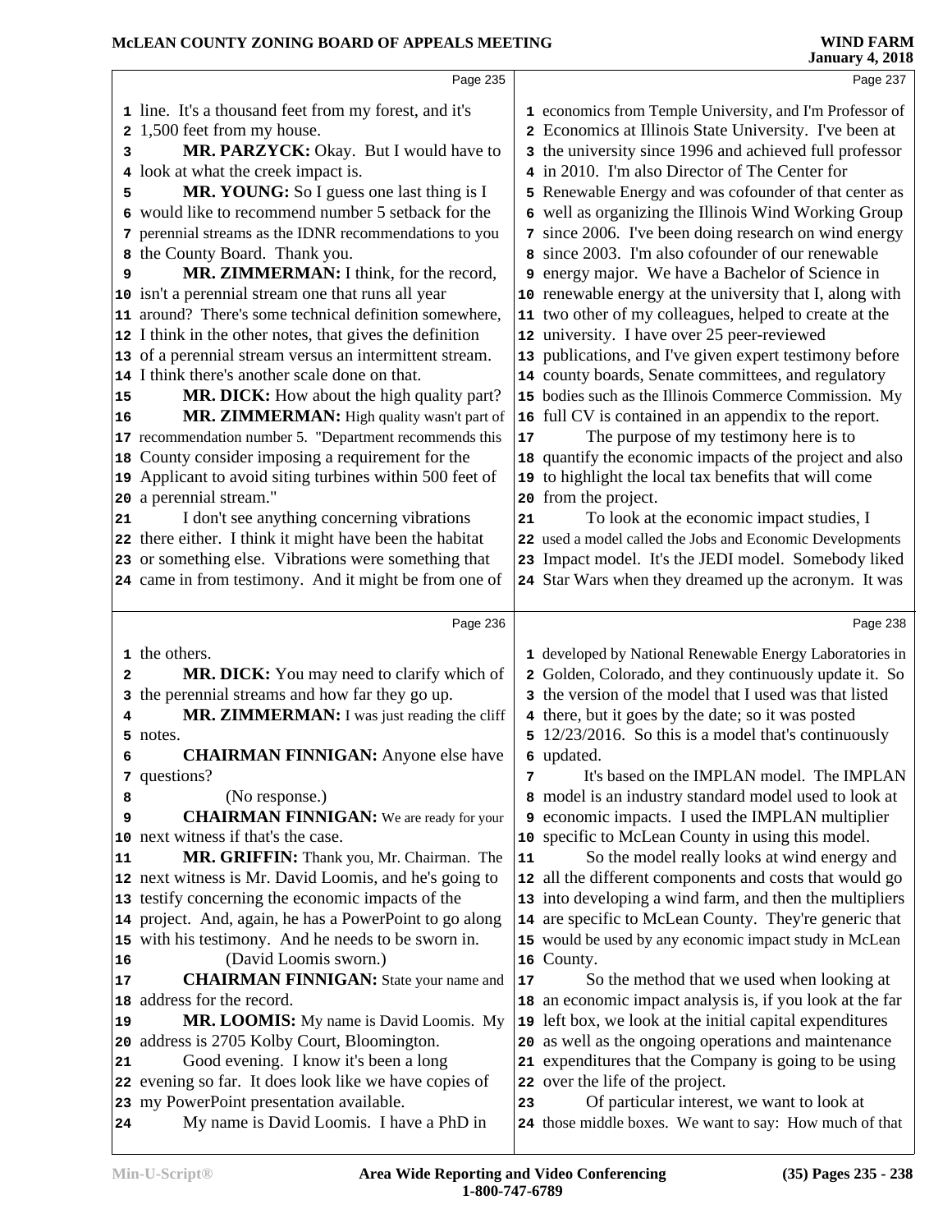line. It's a thousand feet from my forest, and it's 1,500 feet from my house.

**MR. PARZYCK:** Okay. But I would have to look at what the creek impact is.

**MR. YOUNG:** So I guess one last thing is I would like to recommend number 5 setback for the perennial streams as the IDNR recommendations to you the County Board. Thank you.

**MR. ZIMMERMAN:** I think, for the record, isn't a perennial stream one that runs all year around? There's some technical definition somewhere, I think in the other notes, that gives the definition of a perennial stream versus an intermittent stream. I think there's another scale done on that.

**MR. DICK:** How about the high quality part?

**MR. ZIMMERMAN:** High quality wasn't part of recommendation number 5. "Department recommends this County consider imposing a requirement for the Applicant to avoid siting turbines within 500 feet of a perennial stream."

I don't see anything concerning vibrations there either. I think it might have been the habitat or something else. Vibrations were something that came in from testimony. And it might be from one of the others.

**MR. DICK:** You may need to clarify which of the perennial streams and how far they go up.

**MR. ZIMMERMAN:** I was just reading the cliff notes.

**CHAIRMAN FINNIGAN:** Anyone else have questions?

(No response.)

**CHAIRMAN FINNIGAN:** We are ready for your next witness if that's the case.

**MR. GRIFFIN:** Thank you, Mr. Chairman. The next witness is Mr. David Loomis, and he's going to testify concerning the economic impacts of the project. And, again, he has a PowerPoint to go along with his testimony. And he needs to be sworn in.

(David Loomis sworn.)

**CHAIRMAN FINNIGAN:** State your name and address for the record.

**MR. LOOMIS:** My name is David Loomis. My address is 2705 Kolby Court, Bloomington.

Good evening. I know it's been a long evening so far. It does look like we have copies of my PowerPoint presentation available.

My name is David Loomis. I have a PhD in economics from Temple University, and I'm Professor of Economics at Illinois State University. I've been at the university since 1996 and achieved full professor in 2010. I'm also Director of The Center for Renewable Energy and was cofounder of that center as well as organizing the Illinois Wind Working Group since 2006. I've been doing research on wind energy since 2003. I'm also cofounder of our renewable energy major. We have a Bachelor of Science in renewable energy at the university that I, along with two other of my colleagues, helped to create at the university. I have over 25 peer-reviewed publications, and I've given expert testimony before county boards, Senate committees, and regulatory bodies such as the Illinois Commerce Commission. My full CV is contained in an appendix to the report.

The purpose of my testimony here is to quantify the economic impacts of the project and also to highlight the local tax benefits that will come from the project.

To look at the economic impact studies, I used a model called the Jobs and Economic Developments Impact model. It's the JEDI model. Somebody liked Star Wars when they dreamed up the acronym. It was developed by National Renewable Energy Laboratories in Golden, Colorado, and they continuously update it. So the version of the model that I used was that listed there, but it goes by the date; so it was posted 12/23/2016. So this is a model that's continuously updated.

It's based on the IMPLAN model. The IMPLAN model is an industry standard model used to look at economic impacts. I used the IMPLAN multiplier specific to McLean County in using this model.

So the model really looks at wind energy and all the different components and costs that would go into developing a wind farm, and then the multipliers are specific to McLean County. They're generic that would be used by any economic impact study in McLean County.

So the method that we used when looking at an economic impact analysis is, if you look at the far left box, we look at the initial capital expenditures as well as the ongoing operations and maintenance expenditures that the Company is going to be using over the life of the project.

Of particular interest, we want to look at those middle boxes. We want to say: How much of that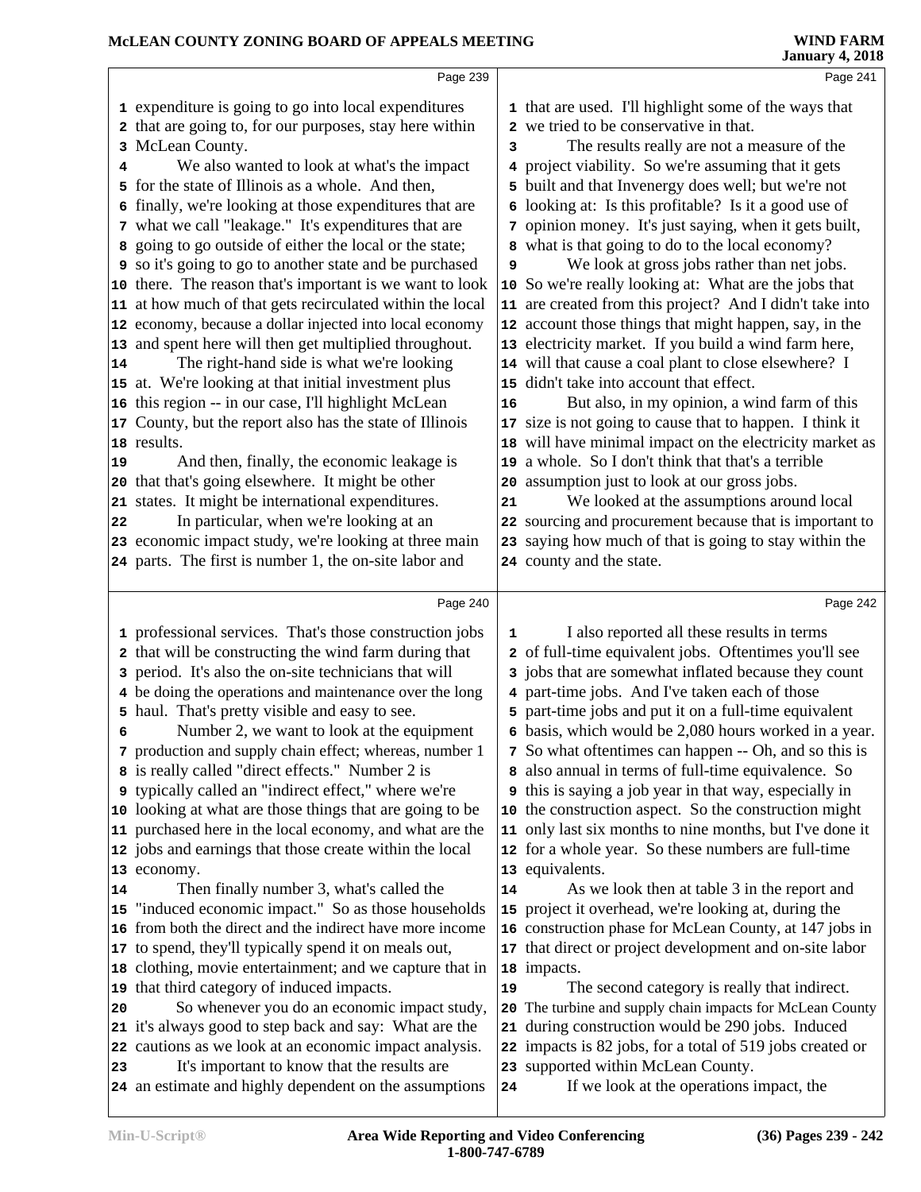Page 239

expenditure is going to go into local expenditures that are going to, for our purposes, stay here within McLean County.

We also wanted to look at what's the impact for the state of Illinois as a whole. And then, finally, we're looking at those expenditures that are what we call "leakage." It's expenditures that are going to go outside of either the local or the state; so it's going to go to another state and be purchased there. The reason that's important is we want to look at how much of that gets recirculated within the local economy, because a dollar injected into local economy and spent here will then get multiplied throughout.

The right-hand side is what we're looking at. We're looking at that initial investment plus this region -- in our case, I'll highlight McLean County, but the report also has the state of Illinois results.

And then, finally, the economic leakage is that that's going elsewhere. It might be other states. It might be international expenditures.

In particular, when we're looking at an economic impact study, we're looking at three main parts. The first is number 1, the on-site labor and

Page 240

professional services. That's those construction jobs that will be constructing the wind farm during that period. It's also the on-site technicians that will be doing the operations and maintenance over the long haul. That's pretty visible and easy to see.

Number 2, we want to look at the equipment production and supply chain effect; whereas, number 1 is really called "direct effects." Number 2 is typically called an "indirect effect," where we're looking at what are those things that are going to be purchased here in the local economy, and what are the jobs and earnings that those create within the local economy.

Then finally number 3, what's called the "induced economic impact." So as those households from both the direct and the indirect have more income to spend, they'll typically spend it on meals out, clothing, movie entertainment; and we capture that in that third category of induced impacts.

So whenever you do an economic impact study, it's always good to step back and say: What are the cautions as we look at an economic impact analysis.

It's important to know that the results are an estimate and highly dependent on the assumptions

Page 241

that are used. I'll highlight some of the ways that we tried to be conservative in that.

The results really are not a measure of the project viability. So we're assuming that it gets built and that Invenergy does well; but we're not looking at: Is this profitable? Is it a good use of opinion money. It's just saying, when it gets built, what is that going to do to the local economy?

We look at gross jobs rather than net jobs. So we're really looking at: What are the jobs that are created from this project? And I didn't take into account those things that might happen, say, in the electricity market. If you build a wind farm here, will that cause a coal plant to close elsewhere? I didn't take into account that effect.

But also, in my opinion, a wind farm of this size is not going to cause that to happen. I think it will have minimal impact on the electricity market as a whole. So I don't think that that's a terrible assumption just to look at our gross jobs.

We looked at the assumptions around local sourcing and procurement because that is important to saying how much of that is going to stay within the county and the state.

Page 242

I also reported all these results in terms of full-time equivalent jobs. Oftentimes you'll see jobs that are somewhat inflated because they count part-time jobs. And I've taken each of those part-time jobs and put it on a full-time equivalent basis, which would be 2,080 hours worked in a year. So what oftentimes can happen -- Oh, and so this is also annual in terms of full-time equivalence. So this is saying a job year in that way, especially in the construction aspect. So the construction might only last six months to nine months, but I've done it for a whole year. So these numbers are full-time equivalents.

As we look then at table 3 in the report and project it overhead, we're looking at, during the construction phase for McLean County, at 147 jobs in that direct or project development and on-site labor impacts.

The second category is really that indirect. The turbine and supply chain impacts for McLean County during construction would be 290 jobs. Induced impacts is 82 jobs, for a total of 519 jobs created or supported within McLean County.

If we look at the operations impact, the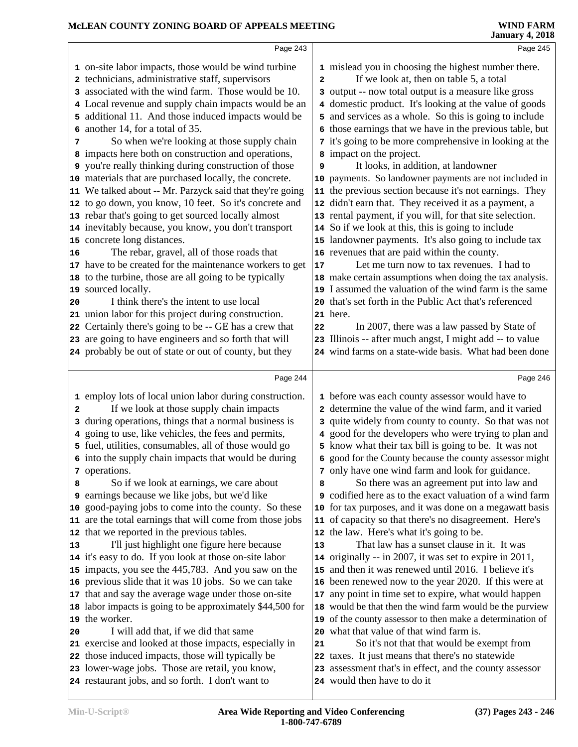Page 243

1 on-site labor impacts, those would be wind turbine
2 technicians, administrative staff, supervisors
3 associated with the wind farm. Those would be 10.
4 Local revenue and supply chain impacts would be an
5 additional 11. And those induced impacts would be
6 another 14, for a total of 35.
7 So when we're looking at those supply chain
8 impacts here both on construction and operations,
9 you're really thinking during construction of those
10 materials that are purchased locally, the concrete.
11 We talked about -- Mr. Parzyck said that they're going
12 to go down, you know, 10 feet. So it's concrete and
13 rebar that's going to get sourced locally almost
14 inevitably because, you know, you don't transport
15 concrete long distances.
16 The rebar, gravel, all of those roads that
17 have to be created for the maintenance workers to get
18 to the turbine, those are all going to be typically
19 sourced locally.
20 I think there's the intent to use local
21 union labor for this project during construction.
22 Certainly there's going to be -- GE has a crew that
23 are going to have engineers and so forth that will
24 probably be out of state or out of county, but they

Page 244

1 employ lots of local union labor during construction.
2 If we look at those supply chain impacts
3 during operations, things that a normal business is
4 going to use, like vehicles, the fees and permits,
5 fuel, utilities, consumables, all of those would go
6 into the supply chain impacts that would be during
7 operations.
8 So if we look at earnings, we care about
9 earnings because we like jobs, but we'd like
10 good-paying jobs to come into the county. So these
11 are the total earnings that will come from those jobs
12 that we reported in the previous tables.
13 I'll just highlight one figure here because
14 it's easy to do. If you look at those on-site labor
15 impacts, you see the 445,783. And you saw on the
16 previous slide that it was 10 jobs. So we can take
17 that and say the average wage under those on-site
18 labor impacts is going to be approximately $44,500 for
19 the worker.
20 I will add that, if we did that same
21 exercise and looked at those impacts, especially in
22 those induced impacts, those will typically be
23 lower-wage jobs. Those are retail, you know,
24 restaurant jobs, and so forth. I don't want to

Page 245

1 mislead you in choosing the highest number there.
2 If we look at, then on table 5, a total
3 output -- now total output is a measure like gross
4 domestic product. It's looking at the value of goods
5 and services as a whole. So this is going to include
6 those earnings that we have in the previous table, but
7 it's going to be more comprehensive in looking at the
8 impact on the project.
9 It looks, in addition, at landowner
10 payments. So landowner payments are not included in
11 the previous section because it's not earnings. They
12 didn't earn that. They received it as a payment, a
13 rental payment, if you will, for that site selection.
14 So if we look at this, this is going to include
15 landowner payments. It's also going to include tax
16 revenues that are paid within the county.
17 Let me turn now to tax revenues. I had to
18 make certain assumptions when doing the tax analysis.
19 I assumed the valuation of the wind farm is the same
20 that's set forth in the Public Act that's referenced
21 here.
22 In 2007, there was a law passed by State of
23 Illinois -- after much angst, I might add -- to value
24 wind farms on a state-wide basis. What had been done

Page 246

1 before was each county assessor would have to
2 determine the value of the wind farm, and it varied
3 quite widely from county to county. So that was not
4 good for the developers who were trying to plan and
5 know what their tax bill is going to be. It was not
6 good for the County because the county assessor might
7 only have one wind farm and look for guidance.
8 So there was an agreement put into law and
9 codified here as to the exact valuation of a wind farm
10 for tax purposes, and it was done on a megawatt basis
11 of capacity so that there's no disagreement. Here's
12 the law. Here's what it's going to be.
13 That law has a sunset clause in it. It was
14 originally -- in 2007, it was set to expire in 2011,
15 and then it was renewed until 2016. I believe it's
16 been renewed now to the year 2020. If this were at
17 any point in time set to expire, what would happen
18 would be that then the wind farm would be the purview
19 of the county assessor to then make a determination of
20 what that value of that wind farm is.
21 So it's not that that would be exempt from
22 taxes. It just means that there's no statewide
23 assessment that's in effect, and the county assessor
24 would then have to do it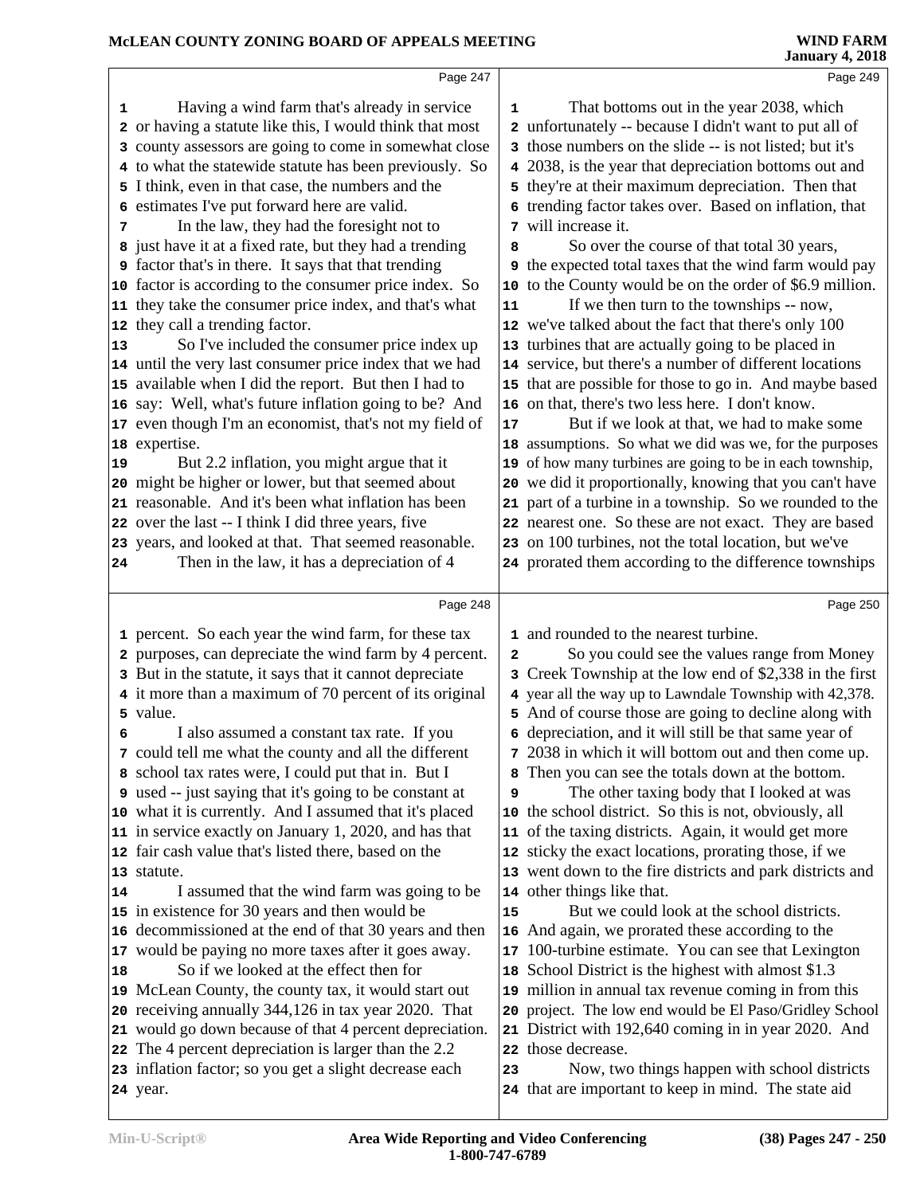Page 247

Having a wind farm that's already in service or having a statute like this, I would think that most county assessors are going to come in somewhat close to what the statewide statute has been previously. So I think, even in that case, the numbers and the estimates I've put forward here are valid.

In the law, they had the foresight not to just have it at a fixed rate, but they had a trending factor that's in there. It says that that trending factor is according to the consumer price index. So they take the consumer price index, and that's what they call a trending factor.

So I've included the consumer price index up until the very last consumer price index that we had available when I did the report. But then I had to say: Well, what's future inflation going to be? And even though I'm an economist, that's not my field of expertise.

But 2.2 inflation, you might argue that it might be higher or lower, but that seemed about reasonable. And it's been what inflation has been over the last -- I think I did three years, five years, and looked at that. That seemed reasonable.

Then in the law, it has a depreciation of 4

Page 248

percent. So each year the wind farm, for these tax purposes, can depreciate the wind farm by 4 percent. But in the statute, it says that it cannot depreciate it more than a maximum of 70 percent of its original value.

I also assumed a constant tax rate. If you could tell me what the county and all the different school tax rates were, I could put that in. But I used -- just saying that it's going to be constant at what it is currently. And I assumed that it's placed in service exactly on January 1, 2020, and has that fair cash value that's listed there, based on the statute.

I assumed that the wind farm was going to be in existence for 30 years and then would be decommissioned at the end of that 30 years and then would be paying no more taxes after it goes away.

So if we looked at the effect then for McLean County, the county tax, it would start out receiving annually 344,126 in tax year 2020. That would go down because of that 4 percent depreciation. The 4 percent depreciation is larger than the 2.2 inflation factor; so you get a slight decrease each year.

Page 249

That bottoms out in the year 2038, which unfortunately -- because I didn't want to put all of those numbers on the slide -- is not listed; but it's 2038, is the year that depreciation bottoms out and they're at their maximum depreciation. Then that trending factor takes over. Based on inflation, that will increase it.

So over the course of that total 30 years, the expected total taxes that the wind farm would pay to the County would be on the order of $6.9 million.

If we then turn to the townships -- now, we've talked about the fact that there's only 100 turbines that are actually going to be placed in service, but there's a number of different locations that are possible for those to go in. And maybe based on that, there's two less here. I don't know.

But if we look at that, we had to make some assumptions. So what we did was we, for the purposes of how many turbines are going to be in each township, we did it proportionally, knowing that you can't have part of a turbine in a township. So we rounded to the nearest one. So these are not exact. They are based on 100 turbines, not the total location, but we've prorated them according to the difference townships

Page 250

and rounded to the nearest turbine.

So you could see the values range from Money Creek Township at the low end of $2,338 in the first year all the way up to Lawndale Township with 42,378. And of course those are going to decline along with depreciation, and it will still be that same year of 2038 in which it will bottom out and then come up. Then you can see the totals down at the bottom.

The other taxing body that I looked at was the school district. So this is not, obviously, all of the taxing districts. Again, it would get more sticky the exact locations, prorating those, if we went down to the fire districts and park districts and other things like that.

But we could look at the school districts. And again, we prorated these according to the 100-turbine estimate. You can see that Lexington School District is the highest with almost $1.3 million in annual tax revenue coming in from this project. The low end would be El Paso/Gridley School District with 192,640 coming in in year 2020. And those decrease.

Now, two things happen with school districts that are important to keep in mind. The state aid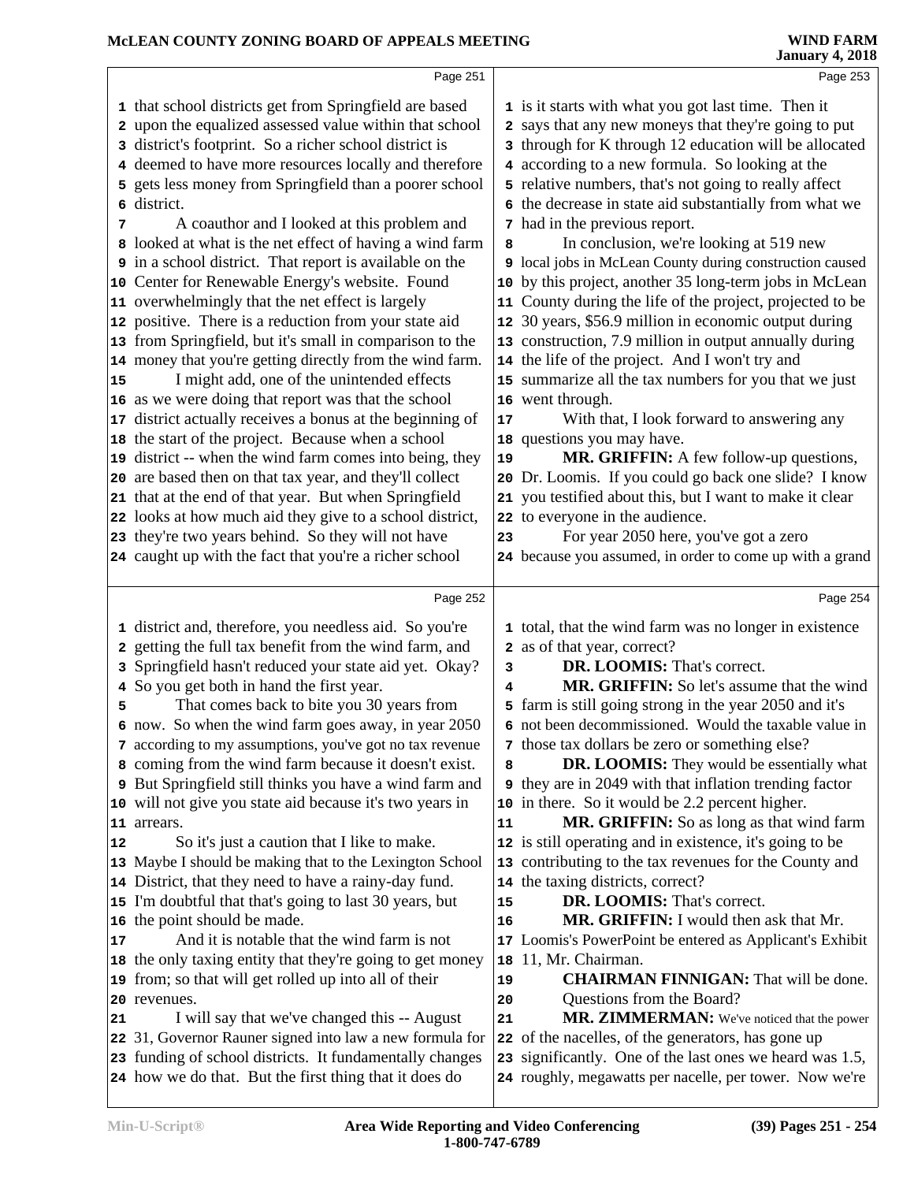Page 251

1 that school districts get from Springfield are based
2 upon the equalized assessed value within that school
3 district's footprint. So a richer school district is
4 deemed to have more resources locally and therefore
5 gets less money from Springfield than a poorer school
6 district.
7 A coauthor and I looked at this problem and
8 looked at what is the net effect of having a wind farm
9 in a school district. That report is available on the
10 Center for Renewable Energy's website. Found
11 overwhelmingly that the net effect is largely
12 positive. There is a reduction from your state aid
13 from Springfield, but it's small in comparison to the
14 money that you're getting directly from the wind farm.
15 I might add, one of the unintended effects
16 as we were doing that report was that the school
17 district actually receives a bonus at the beginning of
18 the start of the project. Because when a school
19 district -- when the wind farm comes into being, they
20 are based then on that tax year, and they'll collect
21 that at the end of that year. But when Springfield
22 looks at how much aid they give to a school district,
23 they're two years behind. So they will not have
24 caught up with the fact that you're a richer school

Page 252

1 district and, therefore, you needless aid. So you're
2 getting the full tax benefit from the wind farm, and
3 Springfield hasn't reduced your state aid yet. Okay?
4 So you get both in hand the first year.
5 That comes back to bite you 30 years from
6 now. So when the wind farm goes away, in year 2050
7 according to my assumptions, you've got no tax revenue
8 coming from the wind farm because it doesn't exist.
9 But Springfield still thinks you have a wind farm and
10 will not give you state aid because it's two years in
11 arrears.
12 So it's just a caution that I like to make.
13 Maybe I should be making that to the Lexington School
14 District, that they need to have a rainy-day fund.
15 I'm doubtful that that's going to last 30 years, but
16 the point should be made.
17 And it is notable that the wind farm is not
18 the only taxing entity that they're going to get money
19 from; so that will get rolled up into all of their
20 revenues.
21 I will say that we've changed this -- August
22 31, Governor Rauner signed into law a new formula for
23 funding of school districts. It fundamentally changes
24 how we do that. But the first thing that it does do

Page 253

1 is it starts with what you got last time. Then it
2 says that any new moneys that they're going to put
3 through for K through 12 education will be allocated
4 according to a new formula. So looking at the
5 relative numbers, that's not going to really affect
6 the decrease in state aid substantially from what we
7 had in the previous report.
8 In conclusion, we're looking at 519 new
9 local jobs in McLean County during construction caused
10 by this project, another 35 long-term jobs in McLean
11 County during the life of the project, projected to be
12 30 years, $56.9 million in economic output during
13 construction, 7.9 million in output annually during
14 the life of the project. And I won't try and
15 summarize all the tax numbers for you that we just
16 went through.
17 With that, I look forward to answering any
18 questions you may have.
19 **MR. GRIFFIN:** A few follow-up questions,
20 Dr. Loomis. If you could go back one slide? I know
21 you testified about this, but I want to make it clear
22 to everyone in the audience.
23 For year 2050 here, you've got a zero
24 because you assumed, in order to come up with a grand

Page 254

1 total, that the wind farm was no longer in existence
2 as of that year, correct?
3 **DR. LOOMIS:** That's correct.
4 **MR. GRIFFIN:** So let's assume that the wind
5 farm is still going strong in the year 2050 and it's
6 not been decommissioned. Would the taxable value in
7 those tax dollars be zero or something else?
8 **DR. LOOMIS:** They would be essentially what
9 they are in 2049 with that inflation trending factor
10 in there. So it would be 2.2 percent higher.
11 **MR. GRIFFIN:** So as long as that wind farm
12 is still operating and in existence, it's going to be
13 contributing to the tax revenues for the County and
14 the taxing districts, correct?
15 **DR. LOOMIS:** That's correct.
16 **MR. GRIFFIN:** I would then ask that Mr.
17 Loomis's PowerPoint be entered as Applicant's Exhibit
18 11, Mr. Chairman.
19 **CHAIRMAN FINNIGAN:** That will be done.
20 Questions from the Board?
21 **MR. ZIMMERMAN:** We've noticed that the power
22 of the nacelles, of the generators, has gone up
23 significantly. One of the last ones we heard was 1.5,
24 roughly, megawatts per nacelle, per tower. Now we're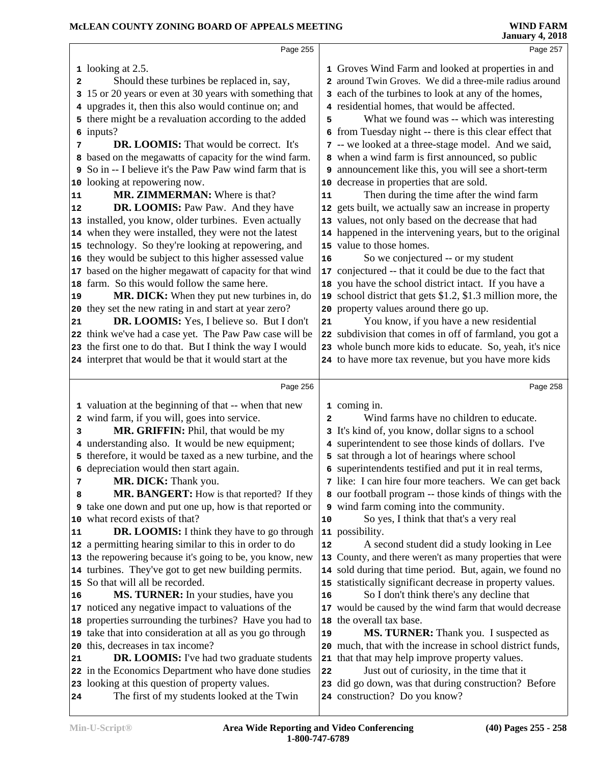looking at 2.5.

Should these turbines be replaced in, say, 15 or 20 years or even at 30 years with something that upgrades it, then this also would continue on; and there might be a revaluation according to the added inputs?

**DR. LOOMIS:** That would be correct. It's based on the megawatts of capacity for the wind farm. So in -- I believe it's the Paw Paw wind farm that is looking at repowering now.

**MR. ZIMMERMAN:** Where is that?

**DR. LOOMIS:** Paw Paw. And they have installed, you know, older turbines. Even actually when they were installed, they were not the latest technology. So they're looking at repowering, and they would be subject to this higher assessed value based on the higher megawatt of capacity for that wind farm. So this would follow the same here.

**MR. DICK:** When they put new turbines in, do they set the new rating in and start at year zero?

**DR. LOOMIS:** Yes, I believe so. But I don't think we've had a case yet. The Paw Paw case will be the first one to do that. But I think the way I would interpret that would be that it would start at the valuation at the beginning of that -- when that new wind farm, if you will, goes into service.

**MR. GRIFFIN:** Phil, that would be my understanding also. It would be new equipment; therefore, it would be taxed as a new turbine, and the depreciation would then start again.

**MR. DICK:** Thank you.

**MR. BANGERT:** How is that reported? If they take one down and put one up, how is that reported or what record exists of that?

**DR. LOOMIS:** I think they have to go through a permitting hearing similar to this in order to do the repowering because it's going to be, you know, new turbines. They've got to get new building permits. So that will all be recorded.

**MS. TURNER:** In your studies, have you noticed any negative impact to valuations of the properties surrounding the turbines? Have you had to take that into consideration at all as you go through this, decreases in tax income?

**DR. LOOMIS:** I've had two graduate students in the Economics Department who have done studies looking at this question of property values.

The first of my students looked at the Twin Groves Wind Farm and looked at properties in and around Twin Groves. We did a three-mile radius around each of the turbines to look at any of the homes, residential homes, that would be affected.

What we found was -- which was interesting from Tuesday night -- there is this clear effect that -- we looked at a three-stage model. And we said, when a wind farm is first announced, so public announcement like this, you will see a short-term decrease in properties that are sold.

Then during the time after the wind farm gets built, we actually saw an increase in property values, not only based on the decrease that had happened in the intervening years, but to the original value to those homes.

So we conjectured -- or my student conjectured -- that it could be due to the fact that you have the school district intact. If you have a school district that gets $1.2, $1.3 million more, the property values around there go up.

You know, if you have a new residential subdivision that comes in off of farmland, you got a whole bunch more kids to educate. So, yeah, it's nice to have more tax revenue, but you have more kids coming in.

Wind farms have no children to educate. It's kind of, you know, dollar signs to a school superintendent to see those kinds of dollars. I've sat through a lot of hearings where school superintendents testified and put it in real terms, like: I can hire four more teachers. We can get back our football program -- those kinds of things with the wind farm coming into the community.

So yes, I think that that's a very real possibility.

A second student did a study looking in Lee County, and there weren't as many properties that were sold during that time period. But, again, we found no statistically significant decrease in property values.

So I don't think there's any decline that would be caused by the wind farm that would decrease the overall tax base.

**MS. TURNER:** Thank you. I suspected as much, that with the increase in school district funds, that that may help improve property values.

Just out of curiosity, in the time that it did go down, was that during construction? Before construction? Do you know?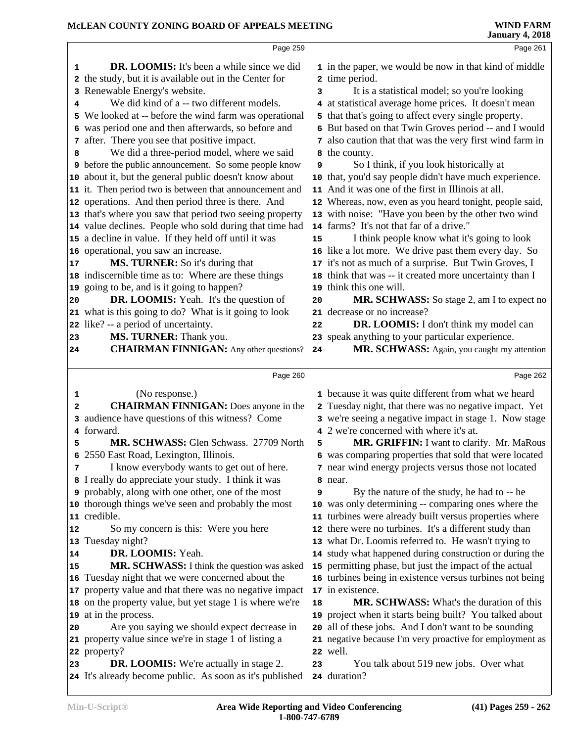DR. LOOMIS: It's been a while since we did the study, but it is available out in the Center for Renewable Energy's website.

We did kind of a -- two different models. We looked at -- before the wind farm was operational was period one and then afterwards, so before and after. There you see that positive impact.

We did a three-period model, where we said before the public announcement. So some people know about it, but the general public doesn't know about it. Then period two is between that announcement and operations. And then period three is there. And that's where you saw that period two seeing property value declines. People who sold during that time had a decline in value. If they held off until it was operational, you saw an increase.

MS. TURNER: So it's during that indiscernible time as to: Where are these things going to be, and is it going to happen?

DR. LOOMIS: Yeah. It's the question of what is this going to do? What is it going to look like? -- a period of uncertainty.

MS. TURNER: Thank you.

CHAIRMAN FINNIGAN: Any other questions?

(No response.)

CHAIRMAN FINNIGAN: Does anyone in the audience have questions of this witness? Come forward.

MR. SCHWASS: Glen Schwass. 27709 North 2550 East Road, Lexington, Illinois.

I know everybody wants to get out of here. I really do appreciate your study. I think it was probably, along with one other, one of the most thorough things we've seen and probably the most credible.

So my concern is this: Were you here Tuesday night?

DR. LOOMIS: Yeah.

MR. SCHWASS: I think the question was asked Tuesday night that we were concerned about the property value and that there was no negative impact on the property value, but yet stage 1 is where we're at in the process.

Are you saying we should expect decrease in property value since we're in stage 1 of listing a property?

DR. LOOMIS: We're actually in stage 2. It's already become public. As soon as it's published in the paper, we would be now in that kind of middle time period.

It is a statistical model; so you're looking at statistical average home prices. It doesn't mean that that's going to affect every single property. But based on that Twin Groves period -- and I would also caution that that was the very first wind farm in the county.

So I think, if you look historically at that, you'd say people didn't have much experience. And it was one of the first in Illinois at all. Whereas, now, even as you heard tonight, people said, with noise: "Have you been by the other two wind farms? It's not that far of a drive."

I think people know what it's going to look like a lot more. We drive past them every day. So it's not as much of a surprise. But Twin Groves, I think that was -- it created more uncertainty than I think this one will.

MR. SCHWASS: So stage 2, am I to expect no decrease or no increase?

DR. LOOMIS: I don't think my model can speak anything to your particular experience.

MR. SCHWASS: Again, you caught my attention because it was quite different from what we heard Tuesday night, that there was no negative impact. Yet we're seeing a negative impact in stage 1. Now stage 2 we're concerned with where it's at.

MR. GRIFFIN: I want to clarify. Mr. MaRous was comparing properties that sold that were located near wind energy projects versus those not located near.

By the nature of the study, he had to -- he was only determining -- comparing ones where the turbines were already built versus properties where there were no turbines. It's a different study than what Dr. Loomis referred to. He wasn't trying to study what happened during construction or during the permitting phase, but just the impact of the actual turbines being in existence versus turbines not being in existence.

MR. SCHWASS: What's the duration of this project when it starts being built? You talked about all of these jobs. And I don't want to be sounding negative because I'm very proactive for employment as well.

You talk about 519 new jobs. Over what duration?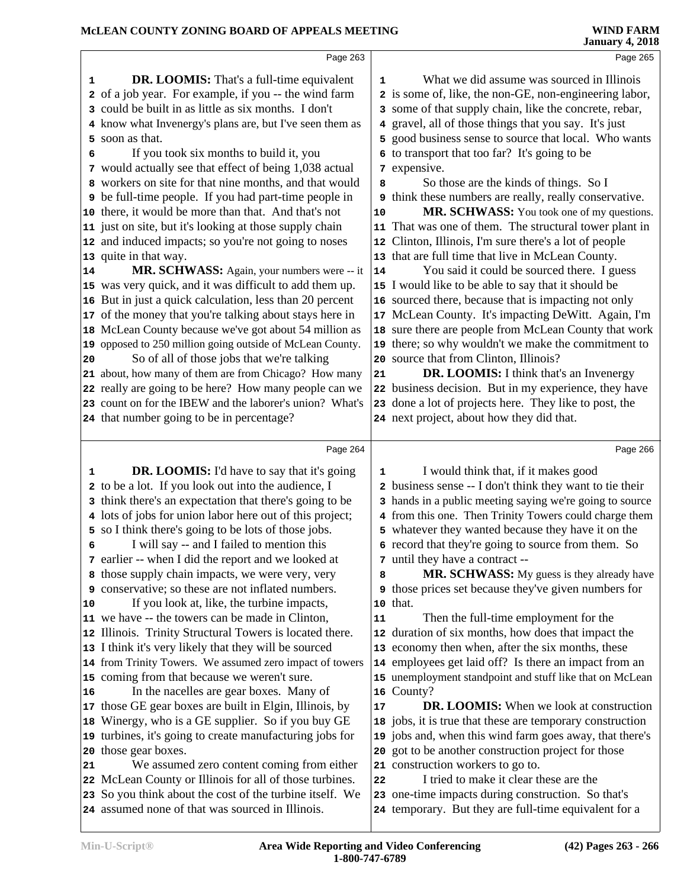**DR. LOOMIS:** That's a full-time equivalent of a job year. For example, if you -- the wind farm could be built in as little as six months. I don't know what Invenergy's plans are, but I've seen them as soon as that.

If you took six months to build it, you would actually see that effect of being 1,038 actual workers on site for that nine months, and that would be full-time people. If you had part-time people in there, it would be more than that. And that's not just on site, but it's looking at those supply chain and induced impacts; so you're not going to noses quite in that way.

**MR. SCHWASS:** Again, your numbers were -- it was very quick, and it was difficult to add them up. But in just a quick calculation, less than 20 percent of the money that you're talking about stays here in McLean County because we've got about 54 million as opposed to 250 million going outside of McLean County.

So of all of those jobs that we're talking about, how many of them are from Chicago? How many really are going to be here? How many people can we count on for the IBEW and the laborer's union? What's that number going to be in percentage?

**DR. LOOMIS:** I'd have to say that it's going to be a lot. If you look out into the audience, I think there's an expectation that there's going to be lots of jobs for union labor here out of this project; so I think there's going to be lots of those jobs.

I will say -- and I failed to mention this earlier -- when I did the report and we looked at those supply chain impacts, we were very, very conservative; so these are not inflated numbers.

If you look at, like, the turbine impacts, we have -- the towers can be made in Clinton, Illinois. Trinity Structural Towers is located there. I think it's very likely that they will be sourced from Trinity Towers. We assumed zero impact of towers coming from that because we weren't sure.

In the nacelles are gear boxes. Many of those GE gear boxes are built in Elgin, Illinois, by Winergy, who is a GE supplier. So if you buy GE turbines, it's going to create manufacturing jobs for those gear boxes.

We assumed zero content coming from either McLean County or Illinois for all of those turbines. So you think about the cost of the turbine itself. We assumed none of that was sourced in Illinois.

What we did assume was sourced in Illinois is some of, like, the non-GE, non-engineering labor, some of that supply chain, like the concrete, rebar, gravel, all of those things that you say. It's just good business sense to source that local. Who wants to transport that too far? It's going to be expensive.

So those are the kinds of things. So I think these numbers are really, really conservative.

**MR. SCHWASS:** You took one of my questions. That was one of them. The structural tower plant in Clinton, Illinois, I'm sure there's a lot of people that are full time that live in McLean County.

You said it could be sourced there. I guess I would like to be able to say that it should be sourced there, because that is impacting not only McLean County. It's impacting DeWitt. Again, I'm sure there are people from McLean County that work there; so why wouldn't we make the commitment to source that from Clinton, Illinois?

**DR. LOOMIS:** I think that's an Invenergy business decision. But in my experience, they have done a lot of projects here. They like to post, the next project, about how they did that.

I would think that, if it makes good business sense -- I don't think they want to tie their hands in a public meeting saying we're going to source from this one. Then Trinity Towers could charge them whatever they wanted because they have it on the record that they're going to source from them. So until they have a contract --

**MR. SCHWASS:** My guess is they already have those prices set because they've given numbers for that.

Then the full-time employment for the duration of six months, how does that impact the economy then when, after the six months, these employees get laid off? Is there an impact from an unemployment standpoint and stuff like that on McLean County?

**DR. LOOMIS:** When we look at construction jobs, it is true that these are temporary construction jobs and, when this wind farm goes away, that there's got to be another construction project for those construction workers to go to.

I tried to make it clear these are the one-time impacts during construction. So that's temporary. But they are full-time equivalent for a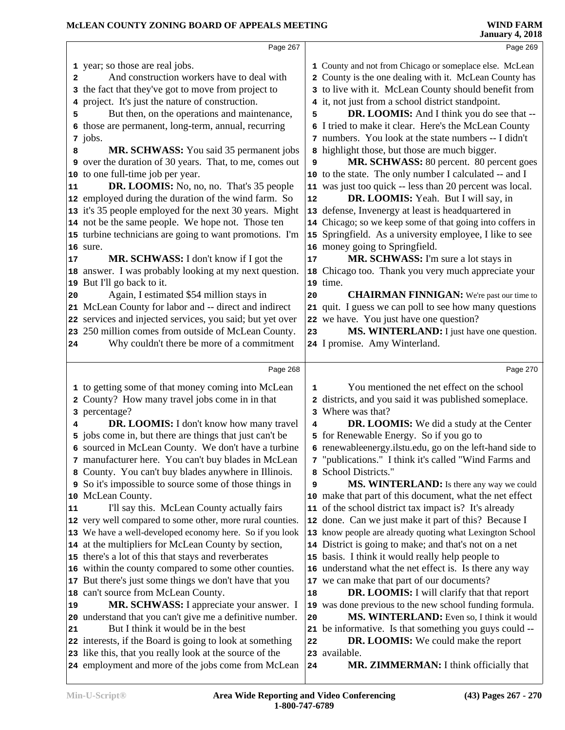Page 267

year; so those are real jobs.

And construction workers have to deal with the fact that they've got to move from project to project. It's just the nature of construction.

But then, on the operations and maintenance, those are permanent, long-term, annual, recurring jobs.

**MR. SCHWASS:** You said 35 permanent jobs over the duration of 30 years. That, to me, comes out to one full-time job per year.

**DR. LOOMIS:** No, no, no. That's 35 people employed during the duration of the wind farm. So it's 35 people employed for the next 30 years. Might not be the same people. We hope not. Those ten turbine technicians are going to want promotions. I'm sure.

**MR. SCHWASS:** I don't know if I got the answer. I was probably looking at my next question. But I'll go back to it.

Again, I estimated $54 million stays in McLean County for labor and -- direct and indirect services and injected services, you said; but yet over 250 million comes from outside of McLean County.

Why couldn't there be more of a commitment

Page 268

to getting some of that money coming into McLean County? How many travel jobs come in in that percentage?

**DR. LOOMIS:** I don't know how many travel jobs come in, but there are things that just can't be sourced in McLean County. We don't have a turbine manufacturer here. You can't buy blades in McLean County. You can't buy blades anywhere in Illinois. So it's impossible to source some of those things in McLean County.

I'll say this. McLean County actually fairs very well compared to some other, more rural counties. We have a well-developed economy here. So if you look at the multipliers for McLean County by section, there's a lot of this that stays and reverberates within the county compared to some other counties. But there's just some things we don't have that you can't source from McLean County.

**MR. SCHWASS:** I appreciate your answer. I understand that you can't give me a definitive number.

But I think it would be in the best interests, if the Board is going to look at something like this, that you really look at the source of the employment and more of the jobs come from McLean

Page 269

County and not from Chicago or someplace else. McLean County is the one dealing with it. McLean County has to live with it. McLean County should benefit from it, not just from a school district standpoint.

**DR. LOOMIS:** And I think you do see that -- I tried to make it clear. Here's the McLean County numbers. You look at the state numbers -- I didn't highlight those, but those are much bigger.

**MR. SCHWASS:** 80 percent. 80 percent goes to the state. The only number I calculated -- and I was just too quick -- less than 20 percent was local.

**DR. LOOMIS:** Yeah. But I will say, in defense, Invenergy at least is headquartered in Chicago; so we keep some of that going into coffers in Springfield. As a university employee, I like to see money going to Springfield.

**MR. SCHWASS:** I'm sure a lot stays in Chicago too. Thank you very much appreciate your time.

**CHAIRMAN FINNIGAN:** We're past our time to quit. I guess we can poll to see how many questions we have. You just have one question?

**MS. WINTERLAND:** I just have one question. I promise. Amy Winterland.

Page 270

You mentioned the net effect on the school districts, and you said it was published someplace. Where was that?

**DR. LOOMIS:** We did a study at the Center for Renewable Energy. So if you go to renewableenergy.ilstu.edu, go on the left-hand side to "publications." I think it's called "Wind Farms and School Districts."

**MS. WINTERLAND:** Is there any way we could make that part of this document, what the net effect of the school district tax impact is? It's already done. Can we just make it part of this? Because I know people are already quoting what Lexington School District is going to make; and that's not on a net basis. I think it would really help people to understand what the net effect is. Is there any way we can make that part of our documents?

**DR. LOOMIS:** I will clarify that that report was done previous to the new school funding formula.

**MS. WINTERLAND:** Even so, I think it would be informative. Is that something you guys could --

**DR. LOOMIS:** We could make the report available.

**MR. ZIMMERMAN:** I think officially that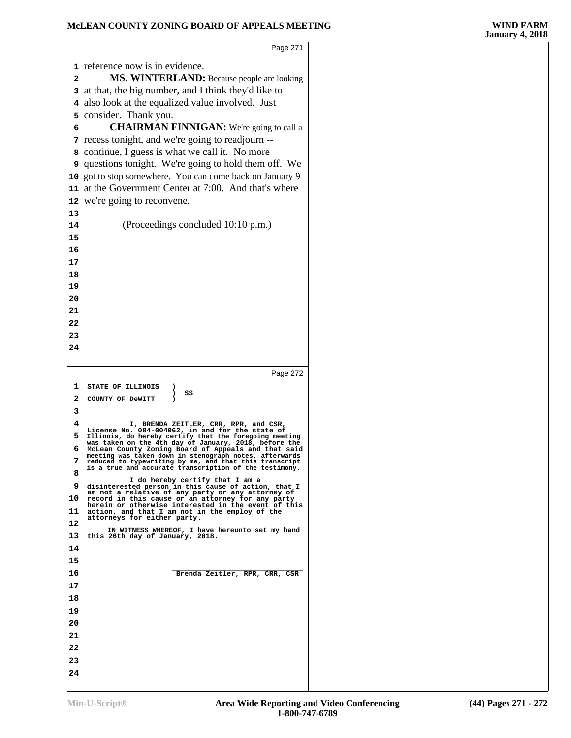Page 271

1 reference now is in evidence.

2 **MS. WINTERLAND:** Because people are looking

3 at that, the big number, and I think they'd like to

4 also look at the equalized value involved. Just

5 consider. Thank you.

6 **CHAIRMAN FINNIGAN:** We're going to call a

7 recess tonight, and we're going to readjourn --

8 continue, I guess is what we call it. No more

9 questions tonight. We're going to hold them off. We

10 got to stop somewhere. You can come back on January 9

11 at the Government Center at 7:00. And that's where

12 we're going to reconvene.

13

14 (Proceedings concluded 10:10 p.m.)

15

16

17

18

19

20

21

22

23

24

Page 272

1 STATE OF ILLINOIS )
 ) SS
2 COUNTY OF DeWITT )

3

4 I, BRENDA ZEITLER, CRR, RPR, and CSR, License No. 084-004062, in and for the state of

5 Illinois, do hereby certify that the foregoing meeting was taken on the 4th day of January, 2018, before the

6 McLean County Zoning Board of Appeals and that said meeting was taken down in stenograph notes, afterwards

7 reduced to typewriting by me, and that this transcript is a true and accurate transcription of the testimony.

8

I do hereby certify that I am a

9 disinterested person in this cause of action, that I am not a relative of any party or any attorney of

10 record in this cause or an attorney for any party herein or otherwise interested in the event of this

11 action, and that I am not in the employ of the attorneys for either party.

12

IN WITNESS WHEREOF, I have hereunto set my hand

13 this 26th day of January, 2018.

14

15

16 \_\_\_\_\_\_\_\_\_\_\_\_\_\_\_\_\_\_\_\_\_\_\_\_\_\_\_\_\_\_\_\_
Brenda Zeitler, RPR, CRR, CSR

17

18

19

20

21

22

23

24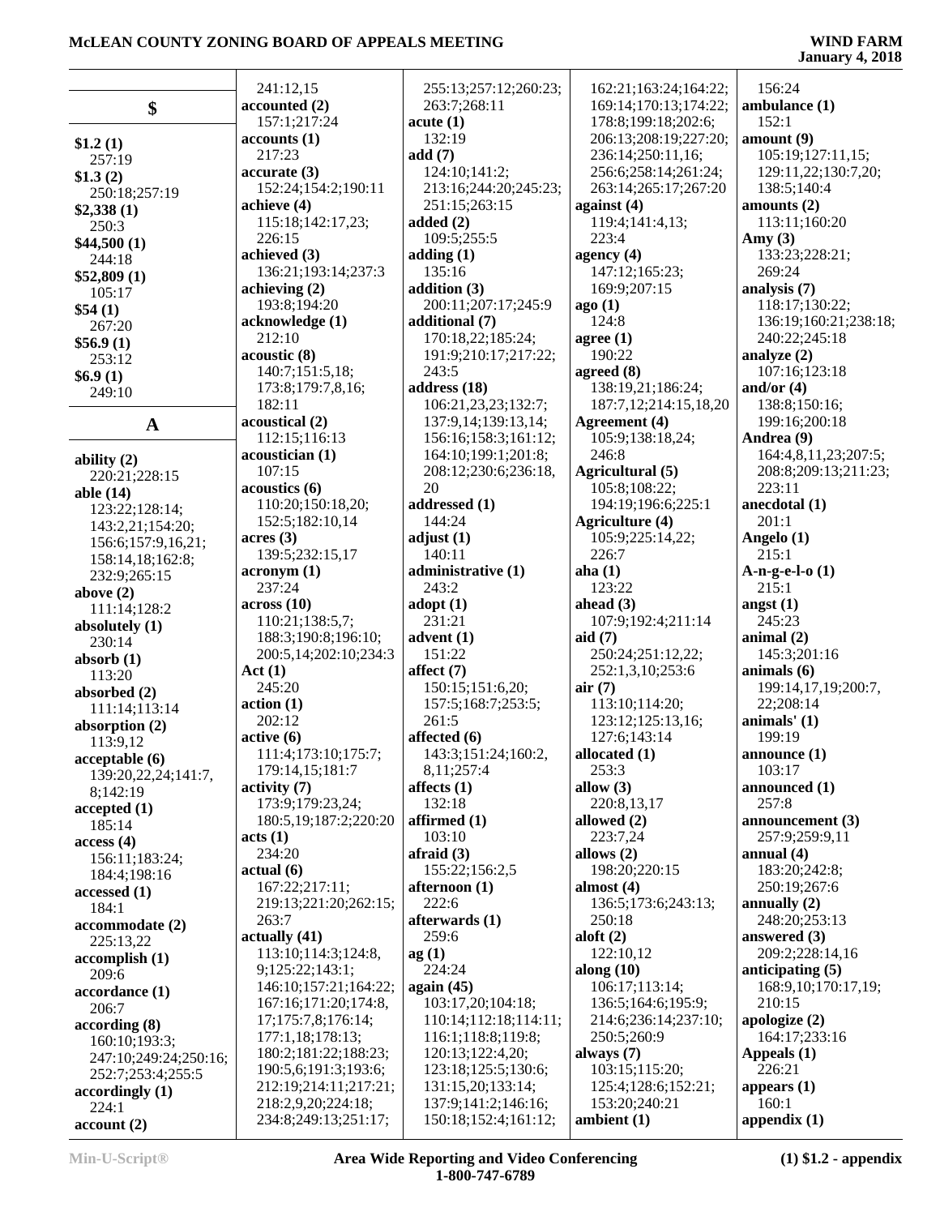## $

**$1.2 (1)**
257:19
**$1.3 (2)**
250:18;257:19
**$2,338 (1)**
250:3
**$44,500 (1)**
244:18
**$52,809 (1)**
105:17
**$54 (1)**
267:20
**$56.9 (1)**
253:12
**$6.9 (1)**
249:10

## A

**ability (2)**
220:21;228:15
**able (14)**
123:22;128:14;
143:2,21;154:20;
156:6;157:9,16,21;
158:14,18;162:8;
232:9;265:15
**above (2)**
111:14;128:2
**absolutely (1)**
230:14
**absorb (1)**
113:20
**absorbed (2)**
111:14;113:14
**absorption (2)**
113:9,12
**acceptable (6)**
139:20,22,24;141:7,
8;142:19
**accepted (1)**
185:14
**access (4)**
156:11;183:24;
184:4;198:16
**accessed (1)**
184:1
**accommodate (2)**
225:13,22
**accomplish (1)**
209:6
**accordance (1)**
206:7
**according (8)**
160:10;193:3;
247:10;249:24;250:16;
252:7;253:4;255:5
**accordingly (1)**
224:1
**account (2)**
241:12,15
**accounted (2)**
157:1;217:24
**accounts (1)**
217:23
**accurate (3)**
152:24;154:2;190:11
**achieve (4)**
115:18;142:17,23;
226:15
**achieved (3)**
136:21;193:14;237:3
**achieving (2)**
193:8;194:20
**acknowledge (1)**
212:10
**acoustic (8)**
140:7;151:5,18;
173:8;179:7,8,16;
182:11
**acoustical (2)**
112:15;116:13
**acoustician (1)**
107:15
**acoustics (6)**
110:20;150:18,20;
152:5;182:10,14
**acres (3)**
139:5;232:15,17
**acronym (1)**
237:24
**across (10)**
110:21;138:5,7;
188:3;190:8;196:10;
200:5,14;202:10;234:3
**Act (1)**
245:20
**action (1)**
202:12
**active (6)**
111:4;173:10;175:7;
179:14,15;181:7
**activity (7)**
173:9;179:23,24;
180:5,19;187:2;220:20
**acts (1)**
234:20
**actual (6)**
167:22;217:11;
219:13;221:20;262:15;
263:7
**actually (41)**
113:10;114:3;124:8,
9;125:22;143:1;
146:10;157:21;164:22;
167:16;171:20;174:8,
17;175:7,8;176:14;
177:1,18;178:13;
180:2;181:22;188:23;
190:5,6;191:3;193:6;
212:19;214:11;217:21;
218:2,9,20;224:18;
234:8;249:13;251:17;
255:13;257:12;260:23;
263:7;268:11
**acute (1)**
132:19
**add (7)**
124:10;141:2;
213:16;244:20;245:23;
251:15;263:15
**added (2)**
109:5;255:5
**adding (1)**
135:16
**addition (3)**
200:11;207:17;245:9
**additional (7)**
170:18,22;185:24;
191:9;210:17;217:22;
243:5
**address (18)**
106:21,23,23;132:7;
137:9,14;139:13,14;
156:16;158:3;161:12;
164:10;199:1;201:8;
208:12;230:6;236:18,
20
**addressed (1)**
144:24
**adjust (1)**
140:11
**administrative (1)**
243:2
**adopt (1)**
231:21
**advent (1)**
151:22
**affect (7)**
150:15;151:6,20;
157:5;168:7;253:5;
261:5
**affected (6)**
143:3;151:24;160:2,
8,11;257:4
**affects (1)**
132:18
**affirmed (1)**
103:10
**afraid (3)**
155:22;156:2,5
**afternoon (1)**
222:6
**afterwards (1)**
259:6
**ag (1)**
224:24
**again (45)**
103:17,20;104:18;
110:14;112:18;114:11;
116:1;118:8;119:8;
120:13;122:4,20;
123:18;125:3;130:6;
131:15,20;133:14;
137:9;141:2;146:16;
150:18;152:4;161:12;
162:21;163:24;164:22;
169:14;170:13;174:22;
178:8;199:18;202:6;
206:13;208:19;227:20;
236:14;250:11,16;
256:6;258:14;261:24;
263:14;265:17;267:20
**against (4)**
119:4;141:4,13;
223:4
**agency (4)**
147:12;165:23;
169:9;207:15
**ago (1)**
124:8
**agree (1)**
190:22
**agreed (8)**
138:19,21;186:24;
187:7,12;214:15,18,20
**Agreement (4)**
105:9;138:18,24;
246:8
**Agricultural (5)**
105:8;108:22;
194:19;196:6;225:1
**Agriculture (4)**
105:9;225:14,22;
226:7
**aha (1)**
123:22
**ahead (3)**
107:9;192:4;211:14
**aid (7)**
250:24;251:12,22;
252:1,3,10;253:6
**air (7)**
113:10;114:20;
123:12;125:13,16;
127:6;143:14
**allocated (1)**
253:3
**allow (3)**
220:8,13,17
**allowed (2)**
223:7,24
**allows (2)**
198:20;220:15
**almost (4)**
136:5;173:6;243:13;
250:18
**aloft (2)**
122:10,12
**along (10)**
106:17;113:14;
136:5,12;164:6;195:9;
214:6;236:14;237:10;
250:5;260:9
**always (7)**
103:15;115:20;
125:4;128:6;152:21;
153:20;240:21
**ambient (1)**
156:24
**ambulance (1)**
152:1
**amount (9)**
105:19;127:11,15;
129:11,22;130:7,20;
138:5;140:4
**amounts (2)**
113:11;160:20
**Amy (3)**
133:23;228:21;
269:24
**analysis (7)**
118:17;130:22;
136:19;160:21;238:18;
240:22;245:18
**analyze (2)**
107:16;123:18
**and/or (4)**
138:8;150:16;
199:16;200:18
**Andrea (9)**
164:4,8,11,23;207:5;
208:8;209:13;211:23;
223:11
**anecdotal (1)**
201:1
**Angelo (1)**
215:1
**A-n-g-e-l-o (1)**
215:1
**angst (1)**
245:23
**animal (2)**
145:3;201:16
**animals (6)**
199:14,17,19;200:7,
22;208:14
**animals' (1)**
199:19
**announce (1)**
103:17
**announced (1)**
257:8
**announcement (3)**
257:9;259:9,11
**annual (4)**
183:20;242:8;
250:19;267:6
**annually (2)**
248:20;253:13
**answered (3)**
209:2;228:14,16
**anticipating (5)**
168:9,10;170:17,19;
210:15
**apologize (2)**
164:17;233:16
**Appeals (1)**
226:21
**appears (1)**
160:1
**appendix (1)**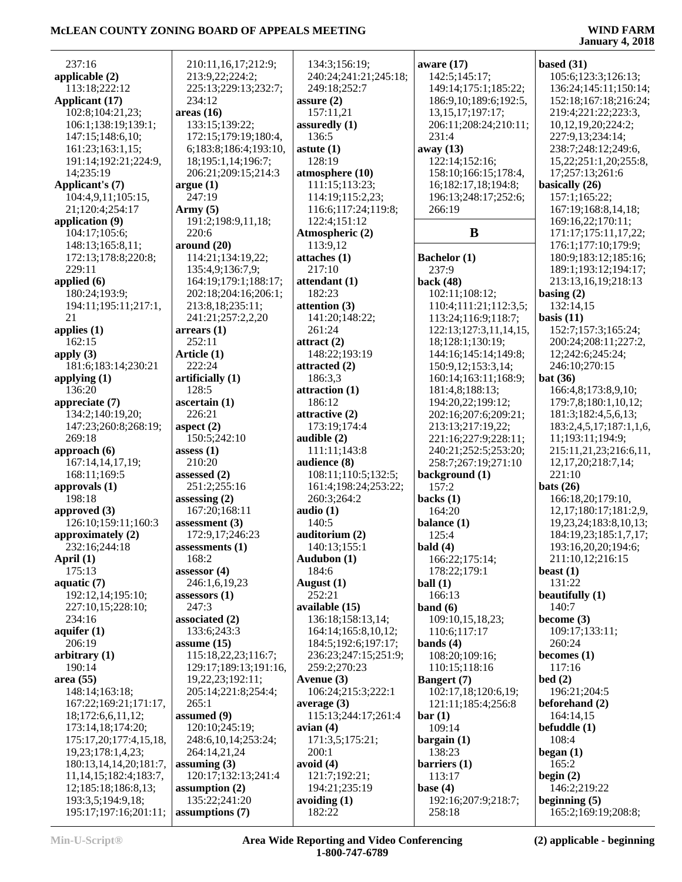237:16
**applicable (2)**
113:18;222:12
**Applicant (17)**
102:8;104:21,23;
106:1;138:19;139:1;
147:15;148:6,10;
161:23;163:1,15;
191:14;192:21;224:9,
14;235:19
**Applicant's (7)**
104:4,9,11;105:15,
21;120:4;254:17
**application (9)**
104:17;105:6;
148:13;165:8,11;
172:13;178:8;220:8;
229:11
**applied (6)**
180:24;193:9;
194:11;195:11;217:1,
21
**applies (1)**
162:15
**apply (3)**
181:6;183:14;230:21
**applying (1)**
136:20
**appreciate (7)**
134:2;140:19,20;
147:23;260:8;268:19;
269:18
**approach (6)**
167:14,14,17,19;
168:11;169:5
**approvals (1)**
198:18
**approved (3)**
126:10;159:11;160:3
**approximately (2)**
232:16;244:18
**April (1)**
175:13
**aquatic (7)**
192:12,14;195:10;
227:10,15;228:10;
234:16
**aquifer (1)**
206:19
**arbitrary (1)**
190:14
**area (55)**
148:14;163:18;
167:22;169:21;171:17,
18;172:6,6,11,12;
173:14,18;174:20;
175:17,20;177:4,15,18,
19,23;178:1,4,23;
180:13,14,14,20;181:7,
11,14,15;182:4;183:7,
12;185:18;186:8,13;
193:3,5;194:9,18;
195:17;197:16;201:11;
210:11,16,17;212:9;
213:9,22;224:2;
225:13;229:13;232:7;
234:12
**areas (16)**
133:15;139:22;
172:15;179:19;180:4,
6;183:8;186:4;193:10,
18;195:1,14;196:7;
206:21;209:15;214:3
**argue (1)**
247:19
**Army (5)**
191:2;198:9,11,18;
220:6
**around (20)**
114:21;134:19,22;
135:4,9;136:7,9;
164:19;179:1;188:17;
202:18;204:16;206:1;
213:8,18;235:11;
241:21;257:2,2,20
**arrears (1)**
252:11
**Article (1)**
222:24
**artificially (1)**
128:5
**ascertain (1)**
226:21
**aspect (2)**
150:5;242:10
**assess (1)**
210:20
**assessed (2)**
251:2;255:16
**assessing (2)**
167:20;168:11
**assessment (3)**
172:9,17;246:23
**assessments (1)**
168:2
**assessor (4)**
246:1,6,19,23
**assessors (1)**
247:3
**associated (2)**
133:6;243:3
**assume (15)**
115:18,22,23;116:7;
129:17;189:13;191:16,
19,22,23;192:11;
205:14;221:8;254:4;
265:1
**assumed (9)**
120:10;245:19;
248:6,10,14;253:24;
264:14,21,24
**assuming (3)**
120:17;132:13;241:4
**assumption (2)**
135:22;241:20
**assumptions (7)**
134:3;156:19;
240:24;241:21;245:18;
249:18;252:7
**assure (2)**
157:11,21
**assuredly (1)**
136:5
**astute (1)**
128:19
**atmosphere (10)**
111:15;113:23;
114:19;115:2,23;
116:6;117:24;119:8;
122:4;151:12
**Atmospheric (2)**
113:9,12
**attaches (1)**
217:10
**attendant (1)**
182:23
**attention (3)**
141:20;148:22;
261:24
**attract (2)**
148:22;193:19
**attracted (2)**
186:3,3
**attraction (1)**
186:12
**attractive (2)**
173:19;174:4
**audible (2)**
111:11;143:8
**audience (8)**
108:11;110:5;132:5;
161:4;198:24;253:22;
260:3;264:2
**audio (1)**
140:5
**auditorium (2)**
140:13;155:1
**Audubon (1)**
184:6
**August (1)**
252:21
**available (15)**
136:18;158:13,14;
164:14;165:8,10,12;
184:5;192:6;197:17;
236:23;247:15;251:9;
259:2;270:23
**Avenue (3)**
106:24;215:3;222:1
**average (3)**
115:13;244:17;261:4
**avian (4)**
171:3,5;175:21;
200:1
**avoid (4)**
121:7;192:21;
194:21;235:19
**avoiding (1)**
182:22
**aware (17)**
142:5;145:17;
149:14;175:1;185:22;
186:9,10;189:6;192:5,
13,15,17;197:17;
206:11;208:24;210:11;
231:4
**away (13)**
122:14;152:16;
158:10;166:15;178:4,
16;182:17,18;194:8;
196:13;248:17;252:6;
266:19

## B

**Bachelor (1)**
237:9
**back (48)**
102:11;108:12;
110:4;111:21;112:3,5;
113:24;116:9;118:7;
122:13;127:3,11,14,15,
18;128:1;130:19;
144:16;145:14;149:8;
150:9,12;153:3,14;
160:14;163:11;168:9;
181:4,8;188:13;
194:20,22;199:12;
202:16;207:6;209:21;
213:13;217:19,22;
221:16;227:9;228:11;
240:21;252:5;253:20;
258:7;267:19;271:10
**background (1)**
157:2
**backs (1)**
164:20
**balance (1)**
125:4
**bald (4)**
166:22;175:14;
178:22;179:1
**ball (1)**
166:13
**band (6)**
109:10,15,18,23;
110:6;117:17
**bands (4)**
108:20;109:16;
110:15;118:16
**Bangert (7)**
102:17,18;120:6,19;
121:11;185:4;256:8
**bar (1)**
109:14
**bargain (1)**
138:23
**barriers (1)**
113:17
**base (4)**
192:16;207:9;218:7;
258:18
**based (31)**
105:6;123:3;126:13;
136:24;145:11;150:14;
152:18;167:18;216:24;
219:4;221:22;223:3,
10,12,19,20;224:2;
227:9,13;234:14;
238:7;248:12;249:6,
15,22;251:1,20;255:8,
17;257:13;261:6
**basically (26)**
157:1;165:22;
167:19;168:8,14,18;
169:16,22;170:11;
171:17;175:11,17,22;
176:1;177:10;179:9;
180:9;183:12;185:16;
189:1;193:12;194:17;
213:13,16,19;218:13
**basing (2)**
132:14,15
**basis (11)**
152:7;157:3;165:24;
200:24;208:11;227:2,
12;242:6;245:24;
246:10;270:15
**bat (36)**
166:4,8;173:8,9,10;
179:7,8;180:1,10,12;
181:3;182:4,5,6,13;
183:2,4,5,17;187:1,1,6,
11;193:11;194:9;
215:11,21,23;216:6,11,
12,17,20;218:7,14;
221:10
**bats (26)**
166:18,20;179:10,
12,17;180:17;181:2,9,
19,23,24;183:8,10,13;
184:19,23;185:1,7,17;
193:16,20,20;194:6;
211:10,12;216:15
**beast (1)**
131:22
**beautifully (1)**
140:7
**become (3)**
109:17;133:11;
260:24
**becomes (1)**
117:16
**bed (2)**
196:21;204:5
**beforehand (2)**
164:14,15
**befuddle (1)**
108:4
**began (1)**
165:2
**begin (2)**
146:2;219:22
**beginning (5)**
165:2;169:19;208:8;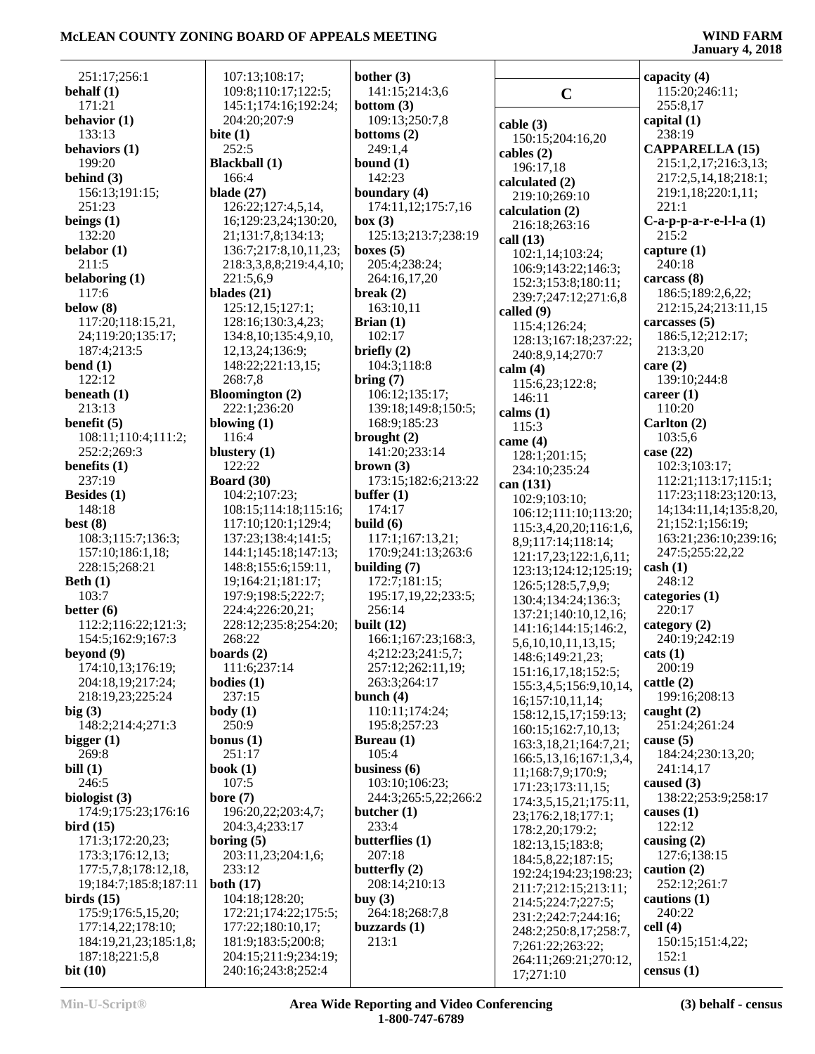251:17;256:1
**behalf (1)**
171:21
**behavior (1)**
133:13
**behaviors (1)**
199:20
**behind (3)**
156:13;191:15;
251:23
**beings (1)**
132:20
**belabor (1)**
211:5
**belaboring (1)**
117:6
**below (8)**
117:20;118:15,21,
24;119:20;135:17;
187:4;213:5
**bend (1)**
122:12
**beneath (1)**
213:13
**benefit (5)**
108:11;110:4;111:2;
252:2;269:3
**benefits (1)**
237:19
**Besides (1)**
148:18
**best (8)**
108:3;115:7;136:3;
157:10;186:1,18;
228:15;268:21
**Beth (1)**
103:7
**better (6)**
112:2;116:22;121:3;
154:5;162:9;167:3
**beyond (9)**
174:10,13;176:19;
204:18,19;217:24;
218:19,23;225:24
**big (3)**
148:2;214:4;271:3
**bigger (1)**
269:8
**bill (1)**
246:5
**biologist (3)**
174:9;175:23;176:16
**bird (15)**
171:3;172:20,23;
173:3;176:12,13;
177:5,7,8;178:12,18,
19;184:7;185:8;187:11
**birds (15)**
175:9;176:5,15,20;
177:14,22;178:10;
184:19,21,23;185:1,8;
187:18;221:5,8
**bit (10)**
107:13;108:17;
109:8;110:17;122:5;
145:1;174:16;192:24;
204:20;207:9
**bite (1)**
252:5
**Blackball (1)**
166:4
**blade (27)**
126:22;127:4,5,14,
16;129:23,24;130:20,
21;131:7,8;134:13;
136:7;217:8,10,11,23;
218:3,3,8,8;219:4,4,10;
221:5,6,9
**blades (21)**
125:12,15;127:1;
128:16;130:3,4,23;
134:8,10;135:4,9,10,
12,13,24;136:9;
148:22;221:13,15;
268:7,8
**Bloomington (2)**
222:1;236:20
**blowing (1)**
116:4
**blustery (1)**
122:22
**Board (30)**
104:2;107:23;
108:15;114:18;115:16;
117:10;120:1;129:4;
137:23;138:4;141:5;
144:1;145:18;147:13;
148:8;155:6;159:11,
19;164:21;181:17;
197:9;198:5;222:7;
224:4;226:20,21;
228:12;235:8;254:20;
268:22
**boards (2)**
111:6;237:14
**bodies (1)**
237:15
**body (1)**
250:9
**bonus (1)**
251:17
**book (1)**
107:5
**bore (7)**
196:20,22;203:4,7;
204:3,4;233:17
**boring (5)**
203:11,23;204:1,6;
233:12
**both (17)**
104:18;128:20;
172:21;174:22;175:5;
177:22;180:10,17;
181:9;183:5;200:8;
204:15;211:9;234:19;
240:16;243:8;252:4
**bother (3)**
141:15;214:3,6
**bottom (3)**
109:13;250:7,8
**bottoms (2)**
249:1,4
**bound (1)**
142:23
**boundary (4)**
174:11,12;175:7,16
**box (3)**
125:13;213:7;238:19
**boxes (5)**
205:4;238:24;
264:16,17,20
**break (2)**
163:10,11
**Brian (1)**
102:17
**briefly (2)**
104:3;118:8
**bring (7)**
106:12;135:17;
139:18;149:8;150:5;
168:9;185:23
**brought (2)**
141:20;233:14
**brown (3)**
173:15;182:6;213:22
**buffer (1)**
174:17
**build (6)**
117:1;167:13,21;
170:9;241:13;263:6
**building (7)**
172:7;181:15;
195:17,19,22;233:5;
256:14
**built (12)**
166:1;167:23;168:3,
4;212:23;241:5,7;
257:12;262:11,19;
263:3;264:17
**bunch (4)**
110:11;174:24;
195:8;257:23
**Bureau (1)**
105:4
**business (6)**
103:10;106:23;
244:3;265:5,22;266:2
**butcher (1)**
233:4
**butterflies (1)**
207:18
**butterfly (2)**
208:14;210:13
**buy (3)**
264:18;268:7,8
**buzzards (1)**
213:1

## C

**cable (3)**
150:15;204:16,20
**cables (2)**
196:17,18
**calculated (2)**
219:10;269:10
**calculation (2)**
216:18;263:16
**call (13)**
102:1,14;103:24;
106:9;143:22;146:3;
152:3;153:8;180:11;
239:7;247:12;271:6,8
**called (9)**
115:4;126:24;
128:13;167:18;237:22;
240:8,9,14;270:7
**calm (4)**
115:6,23;122:8;
146:11
**calms (1)**
115:3
**came (4)**
128:1;201:15;
234:10;235:24
**can (131)**
102:9;103:10;
106:12;111:10;113:20;
115:3,4,20,20;116:1,6,
8,9;117:14;118:14;
121:17,23;122:1,6,11;
123:13;124:12;125:19;
126:5;128:5,7,9,9;
130:4;134:24;136:3;
137:21;140:10,12,16;
141:16;144:15;146:2,
5,6,10,10,11,13,15;
148:6;149:21,23;
151:16,17,18;152:5;
155:3,4,5;156:9,10,14,
16;157:10,11,14;
158:12,15,17;159:13;
160:15;162:7,10,13;
163:3,18,21;164:7,21;
166:5,13,16;167:1,3,4,
11;168:7,9;170:9;
171:23;173:11,15;
174:3,5,15,21;175:11,
23;176:2,18;177:1;
178:2,20;179:2;
182:13,15;183:8;
184:5,8,22;187:15;
192:24;194:23;198:23;
211:7;212:15;213:11;
214:5;224:7;227:5;
231:2;242:7;244:16;
248:2;250:8,17;258:7,
7;261:22;263:22;
264:11;269:21;270:12,
17;271:10
**capacity (4)**
115:20;246:11;
255:8,17
**capital (1)**
238:19
**CAPPARELLA (15)**
215:1,2,17;216:3,13;
217:2,5,14,18;218:1;
219:1,18;220:1,11;
221:1
**C-a-p-p-a-r-e-l-l-a (1)**
215:2
**capture (1)**
240:18
**carcass (8)**
186:5;189:2,6,22;
212:15,24;213:11,15
**carcasses (5)**
186:5,12;212:17;
213:3,20
**care (2)**
139:10;244:8
**career (1)**
110:20
**Carlton (2)**
103:5,6
**case (22)**
102:3;103:17;
112:21;113:17;115:1;
117:23;118:23;120:13,
14;134:11,14;135:8,20,
21;152:1;156:19;
163:21;236:10;239:16;
247:5;255:22,22
**cash (1)**
248:12
**categories (1)**
220:17
**category (2)**
240:19;242:19
**cats (1)**
200:19
**cattle (2)**
199:16;208:13
**caught (2)**
251:24;261:24
**cause (5)**
184:24;230:13,20;
241:14,17
**caused (3)**
138:22;253:9;258:17
**causes (1)**
122:12
**causing (2)**
127:6;138:15
**caution (2)**
252:12;261:7
**cautions (1)**
240:22
**cell (4)**
150:15;151:4,22;
152:1
**census (1)**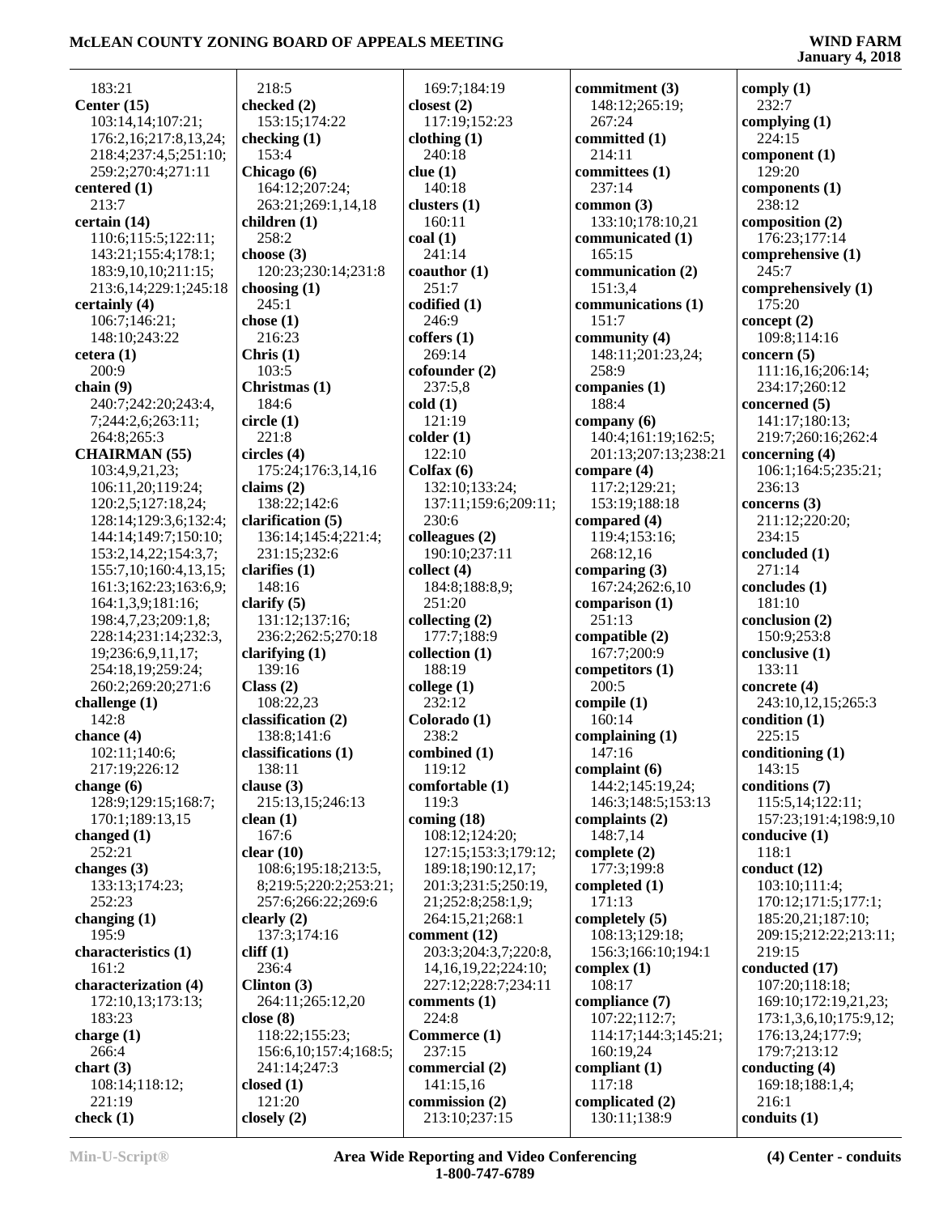183:21
**Center (15)**
103:14,14;107:21;
176:2,16;217:8,13,24;
218:4;237:4,5;251:10;
259:2;270:4;271:11
**centered (1)**
213:7
**certain (14)**
110:6;115:5;122:11;
143:21;155:4;178:1;
183:9,10,10;211:15;
213:6,14;229:1;245:18
**certainly (4)**
106:7;146:21;
148:10;243:22
**cetera (1)**
200:9
**chain (9)**
240:7;242:20;243:4,
7;244:2,6;263:11;
264:8;265:3
**CHAIRMAN (55)**
103:4,9,21,23;
106:11,20;119:24;
120:2,5;127:18,24;
128:14;129:3,6;132:4;
144:14;149:7;150:10;
153:2,14,22;154:3,7;
155:7,10;160:4,13,15;
161:3;162:23;163:6,9;
164:1,3,9;181:16;
198:4,7,23;209:1,8;
228:14;231:14;232:3,
19;236:6,9,11,17;
254:18,19;259:24;
260:2;262:5;269:20;271:6
**challenge (1)**
142:8
**chance (4)**
102:11;140:6;
217:19;226:12
**change (6)**
128:9;129:15;168:7;
170:1;189:13,15
**changed (1)**
252:21
**changes (3)**
133:13;174:23;
252:23
**changing (1)**
195:9
**characteristics (1)**
161:2
**characterization (4)**
172:10,13;173:13;
183:23
**charge (1)**
266:4
**chart (3)**
108:14;118:12;
221:19
**check (1)**
218:5
**checked (2)**
153:15;174:22
**checking (1)**
153:4
**Chicago (6)**
164:12;207:24;
263:21;269:1,14,18
**children (1)**
258:2
**choose (3)**
120:23;230:14;231:8
**choosing (1)**
245:1
**chose (1)**
216:23
**Chris (1)**
103:5
**Christmas (1)**
184:6
**circle (1)**
221:8
**circles (4)**
175:24;176:3,14,16
**claims (2)**
138:22;142:6
**clarification (5)**
136:14;145:4;221:4;
231:15;232:6
**clarifies (1)**
148:16
**clarify (5)**
131:12;137:16;
236:2;262:5;270:18
**clarifying (1)**
139:16
**Class (2)**
108:22,23
**classification (2)**
138:8;141:6
**classifications (1)**
138:11
**clause (3)**
215:13,15;246:13
**clean (1)**
167:6
**clear (10)**
108:6;195:18;213:5,
8;219:5;220:2;253:21;
257:6;266:22;269:6
**clearly (2)**
137:3;174:16
**cliff (1)**
236:4
**Clinton (3)**
264:11;265:12,20
**close (8)**
118:22;155:23;
156:6,10;157:4;168:5;
241:14;247:3
**closed (1)**
121:20
**closely (2)**
169:7;184:19
**closest (2)**
117:19;152:23
**clothing (1)**
240:18
**clue (1)**
140:18
**clusters (1)**
160:11
**coal (1)**
241:14
**coauthor (1)**
251:7
**codified (1)**
246:9
**coffers (1)**
269:14
**cofounder (2)**
237:5,8
**cold (1)**
121:19
**colder (1)**
122:10
**Colfax (6)**
132:10;133:24;
137:11;159:6;209:11;
230:6
**colleagues (2)**
190:10;237:11
**collect (4)**
184:8;188:8,9;
251:20
**collecting (2)**
177:7;188:9
**collection (1)**
188:19
**college (1)**
232:12
**Colorado (1)**
238:2
**combined (1)**
119:12
**comfortable (1)**
119:3
**coming (18)**
108:12;124:20;
127:15;153:3;179:12;
189:18;190:12,17;
201:3;231:5;250:19,
21;252:8;258:1,9;
264:15,21;268:1
**comment (12)**
203:3;204:3,7;220:8,
14,16,19,22;224:10;
227:12;228:7;234:11
**comments (1)**
224:8
**Commerce (1)**
237:15
**commercial (2)**
141:15,16
**commission (2)**
213:10;237:15
**commitment (3)**
148:12;265:19;
267:24
**committed (1)**
214:11
**committees (1)**
237:14
**common (3)**
133:10;178:10,21
**communicated (1)**
165:15
**communication (2)**
151:3,4
**communications (1)**
151:7
**community (4)**
148:11;201:23,24;
258:9
**companies (1)**
188:4
**company (6)**
140:4;161:19;162:5;
201:13;207:13;238:21
**compare (4)**
117:2;129:21;
153:19;188:18
**compared (4)**
119:4;153:16;
268:12,16
**comparing (3)**
167:24;262:6,10
**comparison (1)**
251:13
**compatible (2)**
167:7;200:9
**competitors (1)**
200:5
**compile (1)**
160:14
**complaining (1)**
147:16
**complaint (6)**
144:2;145:19,24;
146:3;148:5;153:13
**complaints (2)**
148:7,14
**complete (2)**
177:3;199:8
**completed (1)**
171:13
**completely (5)**
108:13;129:18;
156:3;166:10;194:1
**complex (1)**
108:17
**compliance (7)**
107:22;112:7;
114:17;144:3;145:21;
160:19,24
**compliant (1)**
117:18
**complicated (2)**
130:11;138:9
**comply (1)**
232:7
**complying (1)**
224:15
**component (1)**
129:20
**components (1)**
238:12
**composition (2)**
176:23;177:14
**comprehensive (1)**
245:7
**comprehensively (1)**
175:20
**concept (2)**
109:8;114:16
**concern (5)**
111:16,16;206:14;
234:17;260:12
**concerned (5)**
141:17;180:13;
219:7;260:16;262:4
**concerning (4)**
106:1;164:5;235:21;
236:13
**concerns (3)**
211:12;220:20;
234:15
**concluded (1)**
271:14
**concludes (1)**
181:10
**conclusion (2)**
150:9;253:8
**conclusive (1)**
133:11
**concrete (4)**
243:10,12,15;265:3
**condition (1)**
225:15
**conditioning (1)**
143:15
**conditions (7)**
115:5,14;122:11;
157:23;191:4;198:9,10
**conducive (1)**
118:1
**conduct (12)**
103:10;111:4;
170:12;171:5;177:1;
185:20,21;187:10;
209:15;212:22;213:11;
219:15
**conducted (17)**
107:20;118:18;
169:10;172:19,21,23;
173:1,3,6,10;175:9,12;
176:13,24;177:9;
179:7;213:12
**conducting (4)**
169:18;188:1,4;
216:1
**conduits (1)**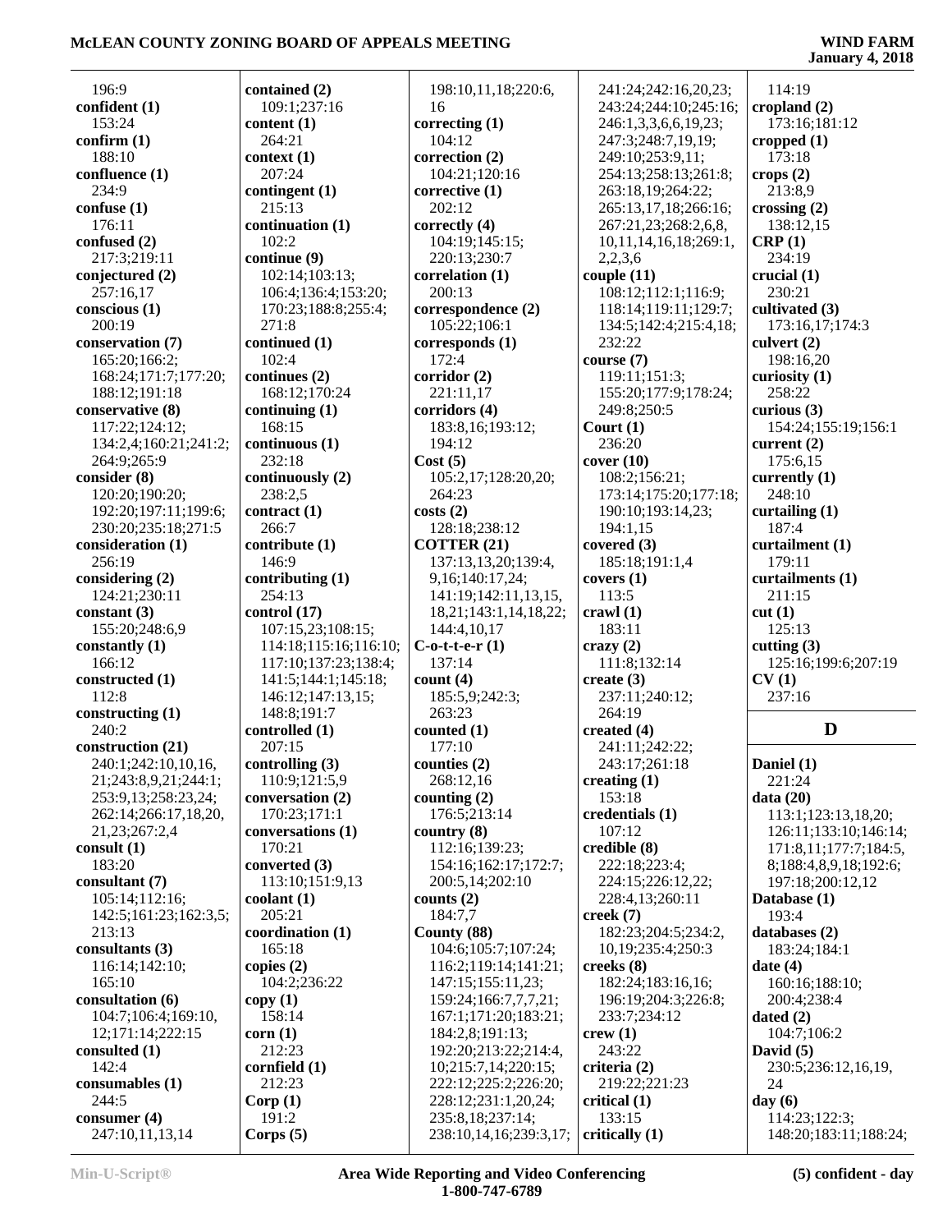196:9
**confident (1)**
153:24
**confirm (1)**
188:10
**confluence (1)**
234:9
**confuse (1)**
176:11
**confused (2)**
217:3;219:11
**conjectured (2)**
257:16,17
**conscious (1)**
200:19
**conservation (7)**
165:20;166:2;
168:24;171:7;177:20;
188:12;191:18
**conservative (8)**
117:22;124:12;
134:2,4;160:21;241:2;
264:9;265:9
**consider (8)**
120:20;190:20;
192:20;197:11;199:6;
230:20;235:18;271:5
**consideration (1)**
256:19
**considering (2)**
124:21;230:11
**constant (3)**
155:20;248:6,9
**constantly (1)**
166:12
**constructed (1)**
112:8
**constructing (1)**
240:2
**construction (21)**
240:1;242:10,10,16,
21;243:8,9,21;244:1;
253:9,13;258:23,24;
262:14;266:17,18,20,
21,23;267:2,4
**consult (1)**
183:20
**consultant (7)**
105:14;112:16;
142:5;161:23;162:3,5;
213:13
**consultants (3)**
116:14;142:10;
165:10
**consultation (6)**
104:7;106:4;169:10,
12;171:14;222:15
**consulted (1)**
142:4
**consumables (1)**
244:5
**consumer (4)**
247:10,11,13,14

**contained (2)**
109:1;237:16
**content (1)**
264:21
**context (1)**
207:24
**contingent (1)**
215:13
**continuation (1)**
102:2
**continue (9)**
102:14;103:13;
106:4;136:4;153:20;
170:23;188:8;255:4;
271:8
**continued (1)**
102:4
**continues (2)**
168:12;170:24
**continuing (1)**
168:15
**continuous (1)**
232:18
**continuously (2)**
238:2,5
**contract (1)**
266:7
**contribute (1)**
146:9
**contributing (1)**
254:13
**control (17)**
107:15,23;108:15;
114:18;115:16;116:10;
117:10;137:23;138:4;
141:5;144:1;145:18;
146:12;147:13,15;
148:8;191:7
**controlled (1)**
207:15
**controlling (3)**
110:9;121:5,9
**conversation (2)**
170:23;171:1
**conversations (1)**
170:21
**converted (3)**
113:10;151:9,13
**coolant (1)**
205:21
**coordination (1)**
165:18
**copies (2)**
104:2;236:22
**copy (1)**
158:14
**corn (1)**
212:23
**cornfield (1)**
212:23
**Corp (1)**
191:2
**Corps (5)**

198:10,11,18;220:6,
16
**correcting (1)**
104:12
**correction (2)**
104:21;120:16
**corrective (1)**
202:12
**correctly (4)**
104:19;145:15;
220:13;230:7
**correlation (1)**
200:13
**correspondence (2)**
105:22;106:1
**corresponds (1)**
172:4
**corridor (2)**
221:11,17
**corridors (4)**
183:8,16;193:12;
194:12
**Cost (5)**
105:2,17;128:20,20;
264:23
**costs (2)**
128:18;238:12
**COTTER (21)**
137:13,13,20;139:4,
9,16;140:17,24;
141:19;142:11,13,15,
18,21;143:1,14,18,22;
144:4,10,17
**C-o-t-t-e-r (1)**
137:14
**count (4)**
185:5,9;242:3;
263:23
**counted (1)**
177:10
**counties (2)**
268:12,16
**counting (2)**
176:5;213:14
**country (8)**
112:16;139:23;
154:16;162:17;172:7;
200:5,14;202:10
**counts (2)**
184:7,7
**County (88)**
104:6;105:7;107:24;
116:2;119:14;141:21;
147:15;155:11,23;
159:24;166:7,7,7,21;
167:1;171:20;183:21;
184:2,8;191:13;
192:20;213:22;214:4,
10;215:7,14;220:15;
222:12;225:2;226:20;
228:12;231:1,20,24;
235:8,18;237:14;
238:10,14,16;239:3,17;

241:24;242:16,20,23;
243:24;244:10;245:16;
246:1,3,3,6,6,19,23;
247:3;248:7,19,19;
249:10;253:9,11;
254:13;258:13;261:8;
263:18,19;264:22;
265:13,17,18;266:16;
267:21,23;268:2,6,8,
10,11,14,16,18;269:1,
2,2,3,6
**couple (11)**
108:12;112:1;116:9;
118:14;119:11;129:7;
134:5;142:4;215:4,18;
232:22
**course (7)**
119:11;151:3;
155:20;177:9;178:24;
249:8;250:5
**Court (1)**
236:20
**cover (10)**
108:2;156:21;
173:14;175:20;177:18;
190:10;193:14,23;
194:1,15
**covered (3)**
185:18;191:1,4
**covers (1)**
113:5
**crawl (1)**
183:11
**crazy (2)**
111:8;132:14
**create (3)**
237:11;240:12;
264:19
**created (4)**
241:11;242:22;
243:17;261:18
**creating (1)**
153:18
**credentials (1)**
107:12
**credible (8)**
222:18;223:4;
224:15;226:12,22;
228:4,13;260:11
**creek (7)**
182:23;204:5;234:2,
10,19;235:4;250:3
**creeks (8)**
182:24;183:16,16;
196:19;204:3;226:8;
233:7;234:12
**crew (1)**
243:22
**criteria (2)**
219:22;221:23
**critical (1)**
133:15
**critically (1)**

114:19
**cropland (2)**
173:16;181:12
**cropped (1)**
173:18
**crops (2)**
213:8,9
**crossing (2)**
138:12,15
**CRP (1)**
234:19
**crucial (1)**
230:21
**cultivated (3)**
173:16,17;174:3
**culvert (2)**
198:16,20
**curiosity (1)**
258:22
**curious (3)**
154:24;155:19;156:1
**current (2)**
175:6,15
**currently (1)**
248:10
**curtailing (1)**
187:4
**curtailment (1)**
179:11
**curtailments (1)**
211:15
**cut (1)**
125:13
**cutting (3)**
125:16;199:6;207:19
**CV (1)**
237:16

## D

**Daniel (1)**
221:24
**data (20)**
113:1;123:13,18,20;
126:11;133:10;146:14;
171:8,11;177:7;184:5,
8;188:4,8,9,18;192:6;
197:18;200:12,12
**Database (1)**
193:4
**databases (2)**
183:24;184:1
**date (4)**
160:16;188:10;
200:4;238:4
**dated (2)**
104:7;106:2
**David (5)**
230:5;236:12,16,19,
24
**day (6)**
114:23;122:3;
148:20;183:11;188:24;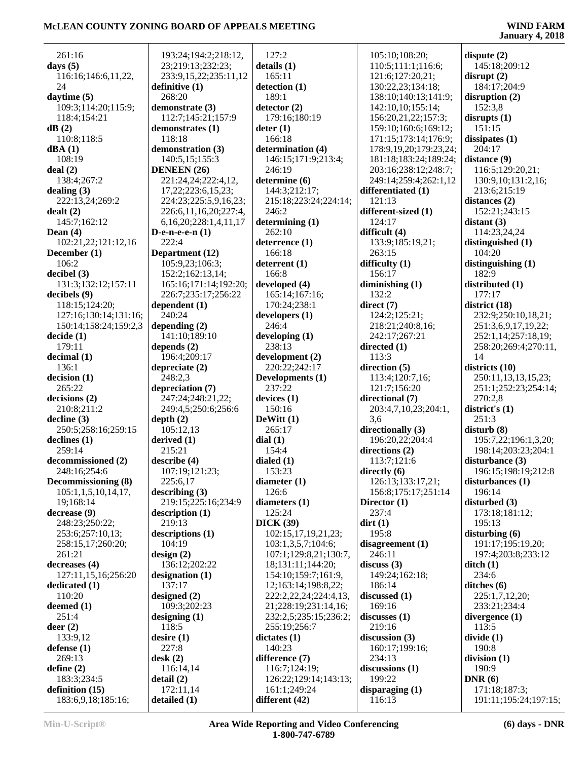261:16
**days (5)**
116:16;146:6,11,22,
24
**daytime (5)**
109:3;114:20;115:9;
118:4;154:21
**dB (2)**
110:8;118:5
**dBA (1)**
108:19
**deal (2)**
138:4;267:2
**dealing (3)**
222:13,24;269:2
**dealt (2)**
145:7;162:12
**Dean (4)**
102:21,22;121:12,16
**December (1)**
106:2
**decibel (3)**
131:3;132:12;157:11
**decibels (9)**
118:15;124:20;
127:16;130:14;131:16;
150:14;158:24;159:2,3
**decide (1)**
179:11
**decimal (1)**
136:1
**decision (1)**
265:22
**decisions (2)**
210:8;211:2
**decline (3)**
250:5;258:16;259:15
**declines (1)**
259:14
**decommissioned (2)**
248:16;254:6
**Decommissioning (8)**
105:1,1,5,10,14,17,
19;168:14
**decrease (9)**
248:23;250:22;
253:6;257:10,13;
258:15,17;260:20;
261:21
**decreases (4)**
127:11,15,16;256:20
**dedicated (1)**
110:20
**deemed (1)**
251:4
**deer (2)**
133:9,12
**defense (1)**
269:13
**define (2)**
183:3;234:5
**definition (15)**
183:6,9,18;185:16;
193:24;194:2;218:12,
23;219:13;232:23;
233:9,15,22;235:11,12
**definitive (1)**
268:20
**demonstrate (3)**
112:7;145:21;157:9
**demonstrates (1)**
118:18
**demonstration (3)**
140:5,15;155:3
**DENEEN (26)**
221:24,24;222:4,12,
17,22;223:6,15,23;
224:23;225:5,9,16,23;
226:6,11,16,20;227:4,
6,16,20;228:1,4,11,17
**D-e-n-e-e-n (1)**
222:4
**Department (12)**
105:9,23;106:3;
152:2;162:13,14;
165:16;171:14;192:20;
226:7;235:17;256:22
**dependent (1)**
240:24
**depending (2)**
141:10;189:10
**depends (2)**
196:4;209:17
**depreciate (2)**
248:2,3
**depreciation (7)**
247:24;248:21,22;
249:4,5;250:6;256:6
**depth (2)**
105:12,13
**derived (1)**
215:21
**describe (4)**
107:19;121:23;
225:6,17
**describing (3)**
219:15;225:16;234:9
**description (1)**
219:13
**descriptions (1)**
104:19
**design (2)**
136:12;202:22
**designation (1)**
137:17
**designed (2)**
109:3;202:23
**designing (1)**
118:5
**desire (1)**
227:8
**desk (2)**
116:14,14
**detail (2)**
172:11,14
**detailed (1)**
127:2
**details (1)**
165:11
**detection (1)**
189:1
**detector (2)**
179:16;180:19
**deter (1)**
166:18
**determination (4)**
146:15;171:9;213:4;
246:19
**determine (6)**
144:3;212:17;
215:18;223:24;224:14;
246:2
**determining (1)**
262:10
**deterrence (1)**
166:18
**deterrent (1)**
166:8
**developed (4)**
165:14;167:16;
170:24;238:1
**developers (1)**
246:4
**developing (1)**
238:13
**development (2)**
220:22;242:17
**Developments (1)**
237:22
**devices (1)**
150:16
**DeWitt (1)**
265:17
**dial (1)**
154:4
**dialed (1)**
153:23
**diameter (1)**
126:6
**diameters (1)**
125:24
**DICK (39)**
102:15,17,19,21,23;
103:1,3,5,7;104:6;
107:1;129:8,21;130:7,
18;131:11;144:20;
154:10;159:7;161:9,
12;163:14;198:8,22;
222:2,22,24;224:4,13,
21;228:19;231:14,16;
232:2,5;235:15;236:2;
255:19;256:7
**dictates (1)**
140:23
**difference (7)**
116:7;124:19;
126:22;129:14;143:13;
161:1;249:24
**different (42)**
105:10;108:20;
110:5;111:1;116:6;
121:6;127:20,21;
130:22,23;134:18;
138:10;140:13;141:9;
142:10,10;155:14;
156:20,21,22;157:3;
159:10;160:6;169:12;
171:15;173:14;176:9;
178:9,19,20;179:23,24;
181:18;183:24;189:24;
203:16;238:12;248:7;
249:14;259:4;262:1,12
**differentiated (1)**
121:13
**different-sized (1)**
124:17
**difficult (4)**
133:9;185:19,21;
263:15
**difficulty (1)**
156:17
**diminishing (1)**
132:2
**direct (7)**
124:2;125:21;
218:21;240:8,16;
242:17;267:21
**directed (1)**
113:3
**direction (5)**
113:4;120:7,16;
121:7;156:20
**directional (7)**
203:4,7,10,23;204:1,
3,6
**directionally (3)**
196:20,22;204:4
**directions (2)**
113:7;121:6
**directly (6)**
126:13;133:17,21;
156:8;175:17;251:14
**Director (1)**
237:4
**dirt (1)**
195:8
**disagreement (1)**
246:11
**discuss (3)**
149:24;162:18;
186:14
**discussed (1)**
169:16
**discusses (1)**
219:16
**discussion (3)**
160:17;199:16;
234:13
**discussions (1)**
199:22
**disparaging (1)**
116:13
**dispute (2)**
145:18;209:12
**disrupt (2)**
184:17;204:9
**disruption (2)**
152:3,8
**disrupts (1)**
151:15
**dissipates (1)**
204:17
**distance (9)**
116:5;129:20,21;
130:9,10;131:2,16;
213:6;215:19
**distances (2)**
152:21;243:15
**distant (3)**
114:23,24,24
**distinguished (1)**
104:20
**distinguishing (1)**
182:9
**distributed (1)**
177:17
**district (18)**
232:9;250:10,18,21;
251:3,6,9,17,19,22;
252:1,14;257:18,19;
258:20;269:4;270:11,
14
**districts (10)**
250:11,13,13,15,23;
251:1;252:23;254:14;
270:2,8
**district's (1)**
251:3
**disturb (8)**
195:7,22;196:1,3,20;
198:14;203:23;204:1
**disturbance (3)**
196:15;198:19;212:8
**disturbances (1)**
196:14
**disturbed (3)**
173:18;181:12;
195:13
**disturbing (6)**
191:17;195:19,20;
197:4;203:8;233:12
**ditch (1)**
234:6
**ditches (6)**
225:1,7,12,20;
233:21;234:4
**divergence (1)**
113:5
**divide (1)**
190:8
**division (1)**
190:9
**DNR (6)**
171:18;187:3;
191:11;195:24;197:15;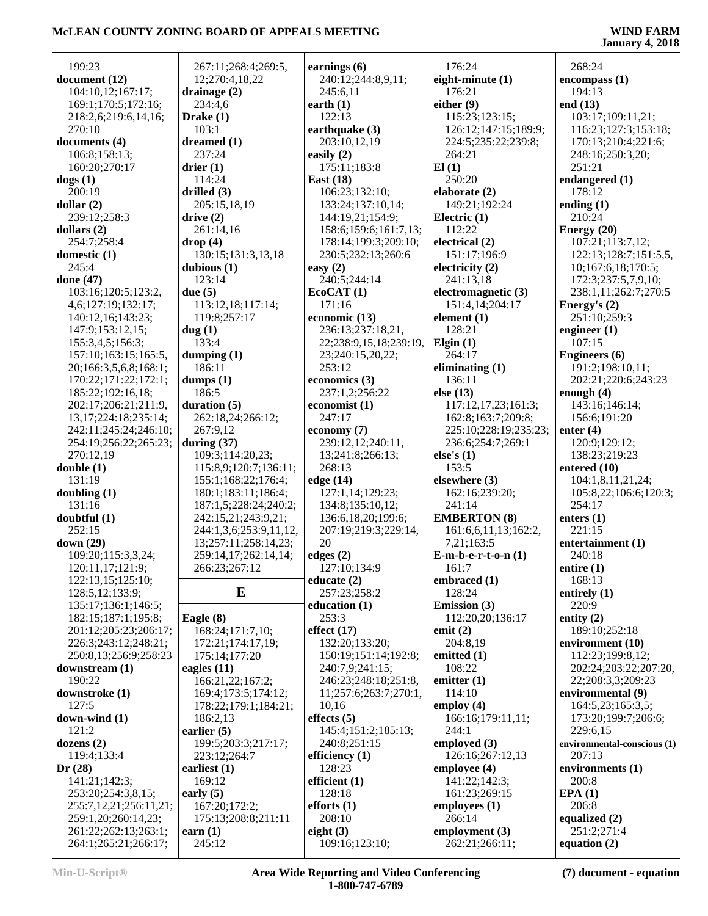199:23
**document (12)**
104:10,12;167:17;
169:1;170:5;172:16;
218:2,6;219:6,14,16;
270:10
**documents (4)**
106:8;158:13;
160:20;270:17
**dogs (1)**
200:19
**dollar (2)**
239:12;258:3
**dollars (2)**
254:7;258:4
**domestic (1)**
245:4
**done (47)**
103:16;120:5;123:2,
4,6;127:19;132:17;
140:12,16;143:23;
147:9;153:12,15;
155:3,4,5;156:3;
157:10;163:15;165:5,
20;166:3,5,6,8;168:1;
170:22;171:22;172:1;
185:22;192:16,18;
202:17;206:21;211:9,
13,17;224:18;235:14;
242:11;245:24;246:10;
254:19;256:22;265:23;
270:12,19
**double (1)**
131:19
**doubling (1)**
131:16
**doubtful (1)**
252:15
**down (29)**
109:20;115:3,3,24;
120:11,17;121:9;
122:13,15;125:10;
128:5,12;133:9;
135:17;136:1;146:5;
182:15;187:1;195:8;
201:12;205:23;206:17;
226:3;243:12;248:21;
250:8,13;256:9;258:23
**downstream (1)**
190:22
**downstroke (1)**
127:5
**down-wind (1)**
121:2
**dozens (2)**
119:4;133:4
**Dr (28)**
141:21;142:3;
253:20;254:3,8,15;
255:7,12,21;256:11,21;
259:1,20;260:14,23;
261:22;262:13;263:1;
264:1;265:21;266:17;
267:11;268:4;269:5,
12;270:4,18,22
**drainage (2)**
234:4,6
**Drake (1)**
103:1
**dreamed (1)**
237:24
**drier (1)**
114:24
**drilled (3)**
205:15,18,19
**drive (2)**
261:14,16
**drop (4)**
130:15;131:3,13,18
**dubious (1)**
123:14
**due (5)**
113:12,18;117:14;
119:8;257:17
**dug (1)**
133:4
**dumping (1)**
186:11
**dumps (1)**
186:5
**duration (5)**
262:18,24;266:12;
267:9,12
**during (37)**
109:3;114:20,23;
115:8,9;120:7;136:11;
155:1;168:22;176:4;
180:1;183:11;186:4;
187:1,5;228:24;240:2;
242:15,21;243:9,21;
244:1,3,6;253:9,11,12,
13;257:11;258:14,23;
259:14,17;262:14,14;
266:23;267:12

## E

**Eagle (8)**
168:24;171:7,10;
172:21;174:17,19;
175:14;177:20
**eagles (11)**
166:21,22;167:2;
169:4;173:5;174:12;
178:22;179:1;184:21;
186:2,13
**earlier (5)**
199:5;203:3;217:17;
223:12;264:7
**earliest (1)**
169:12
**early (5)**
167:20;172:2;
175:13;208:8;211:11
**earn (1)**
245:12
**earnings (6)**
240:12;244:8,9,11;
245:6,11
**earth (1)**
122:13
**earthquake (3)**
203:10,12,19
**easily (2)**
175:11;183:8
**East (18)**
106:23;132:10;
133:24;137:10,14;
144:19,21;154:9;
158:6;159:6;161:7,13;
178:14;199:3;209:10;
230:5;232:13;260:6
**easy (2)**
240:5;244:14
**EcoCAT (1)**
171:16
**economic (13)**
236:13;237:18,21,
22;238:9,15,18;239:19,
23;240:15,20,22;
253:12
**economics (3)**
237:1,2;256:22
**economist (1)**
247:17
**economy (7)**
239:12,12;240:11,
13;241:8;266:13;
268:13
**edge (14)**
127:1,14;129:23;
134:8;135:10,12;
136:6,18,20;199:6;
207:19;219:3;229:14,
20
**edges (2)**
127:10;134:9
**educate (2)**
257:23;258:2
**education (1)**
253:3
**effect (17)**
132:20;133:20;
150:19;151:14;192:8;
240:7,9;241:15;
246:23;248:18;251:8,
11;257:6;263:7;270:1,
10,16
**effects (5)**
145:4;151:2;185:13;
240:8;251:15
**efficiency (1)**
128:23
**efficient (1)**
128:18
**efforts (1)**
208:10
**eight (3)**
109:16;123:10;
176:24
**eight-minute (1)**
176:21
**either (9)**
115:23;123:15;
126:12;147:15;189:9;
224:5;235:22;239:8;
264:21
**El (1)**
250:20
**elaborate (2)**
149:21;192:24
**Electric (1)**
112:22
**electrical (2)**
151:17;196:9
**electricity (2)**
241:13,18
**electromagnetic (3)**
151:4,14;204:17
**element (1)**
128:21
**Elgin (1)**
264:17
**eliminating (1)**
136:11
**else (13)**
117:12,17,23;161:3;
162:8;163:7;209:8;
225:10;228:19;235:23;
236:6;254:7;269:1
**else's (1)**
153:5
**elsewhere (3)**
162:16;239:20;
241:14
**EMBERTON (8)**
161:6,6,11,13;162:2,
7,21;163:5
**E-m-b-e-r-t-o-n (1)**
161:7
**embraced (1)**
128:24
**Emission (3)**
112:20,20;136:17
**emit (2)**
204:8,19
**emitted (1)**
108:22
**emitter (1)**
114:10
**employ (4)**
166:16;179:11,11;
244:1
**employed (3)**
126:16;267:12,13
**employee (4)**
141:22;142:3;
161:23;269:15
**employees (1)**
266:14
**employment (3)**
262:21;266:11;
268:24
**encompass (1)**
194:13
**end (13)**
103:17;109:11,21;
116:23;127:3;153:18;
170:13;210:4;221:6;
248:16;250:3,20;
251:21
**endangered (1)**
178:12
**ending (1)**
210:24
**Energy (20)**
107:21;113:7,12;
122:13;128:7;151:5,5,
10;167:6,18;170:5;
172:3;237:5,7,9,10;
238:1,11;262:7;270:5
**Energy's (2)**
251:10;259:3
**engineer (1)**
107:15
**Engineers (6)**
191:2;198:10,11;
202:21;220:6;243:23
**enough (4)**
143:16;146:14;
156:6;191:20
**enter (4)**
120:9;129:12;
138:23;219:23
**entered (10)**
104:1,8,11,21,24;
105:8,22;106:6;120:3;
254:17
**enters (1)**
221:15
**entertainment (1)**
240:18
**entire (1)**
168:13
**entirely (1)**
220:9
**entity (2)**
189:10;252:18
**environment (10)**
112:23;199:8,12;
202:24;203:22;207:20,
22;208:3,3;209:23
**environmental (9)**
164:5,23;165:3,5;
173:20;199:7;206:6;
229:6,15
**environmental-conscious (1)**
207:13
**environments (1)**
200:8
**EPA (1)**
206:8
**equalized (2)**
251:2;271:4
**equation (2)**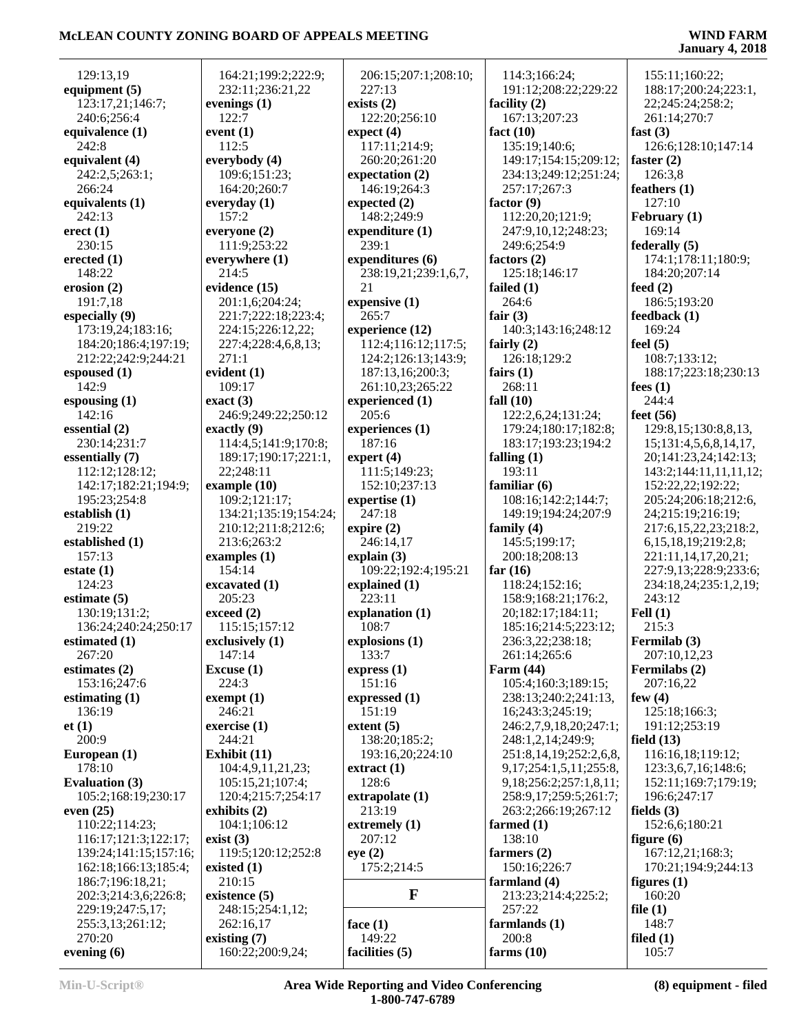129:13,19
**equipment (5)**
123:17,21;146:7;
240:6;256:4
**equivalence (1)**
242:8
**equivalent (4)**
242:2,5;263:1;
266:24
**equivalents (1)**
242:13
**erect (1)**
230:15
**erected (1)**
148:22
**erosion (2)**
191:7,18
**especially (9)**
173:19,24;183:16;
184:20;186:4;197:19;
212:22;242:9;244:21
**espoused (1)**
142:9
**espousing (1)**
142:16
**essential (2)**
230:14;231:7
**essentially (7)**
112:12;128:12;
142:17;182:21;194:9;
195:23;254:8
**establish (1)**
219:22
**established (1)**
157:13
**estate (1)**
124:23
**estimate (5)**
130:19;131:2;
136:24;240:24;250:17
**estimated (1)**
267:20
**estimates (2)**
153:16;247:6
**estimating (1)**
136:19
**et (1)**
200:9
**European (1)**
178:10
**Evaluation (3)**
105:2;168:19;230:17
**even (25)**
110:22;114:23;
116:17;121:3;122:17;
139:24;141:15;157:16;
162:18;166:13;185:4;
186:7;196:18,21;
202:3;214:3,6;226:8;
229:19;247:5,17;
255:3,13;261:12;
270:20
**evening (6)**
164:21;199:2;222:9;
232:11;236:21,22
**evenings (1)**
122:7
**event (1)**
112:5
**everybody (4)**
109:6;151:23;
164:20;260:7
**everyday (1)**
157:2
**everyone (2)**
111:9;253:22
**everywhere (1)**
214:5
**evidence (15)**
201:1,6;204:24;
221:7;222:18;223:4;
224:15;226:12,22;
227:4;228:4,6,8,13;
271:1
**evident (1)**
109:17
**exact (3)**
246:9;249:22;250:12
**exactly (9)**
114:4,5;141:9;170:8;
189:17;190:17;221:1,
22;248:11
**example (10)**
109:2;121:17;
134:21;135:19;154:24;
210:12;211:8;212:6;
213:6;263:2
**examples (1)**
154:14
**excavated (1)**
205:23
**exceed (2)**
115:15;157:12
**exclusively (1)**
147:14
**Excuse (1)**
224:3
**exempt (1)**
246:21
**exercise (1)**
244:21
**Exhibit (11)**
104:4,9,11,21,23;
105:15,21;107:4;
120:4;215:7;254:17
**exhibits (2)**
104:1;106:12
**exist (3)**
119:5;120:12;252:8
**existed (1)**
210:15
**existence (5)**
248:15;254:1,12;
262:16,17
**existing (7)**
160:22;200:9,24;
206:15;207:1;208:10;
227:13
**exists (2)**
122:20;256:10
**expect (4)**
117:11;214:9;
260:20;261:20
**expectation (2)**
146:19;264:3
**expected (2)**
148:2;249:9
**expenditure (1)**
239:1
**expenditures (6)**
238:19,21;239:1,6,7,
21
**expensive (1)**
265:7
**experience (12)**
112:4;116:12;117:5;
124:2;126:13;143:9;
187:13,16;200:3;
261:10,23;265:22
**experienced (1)**
205:6
**experiences (1)**
187:16
**expert (4)**
111:5;149:23;
152:10;237:13
**expertise (1)**
247:18
**expire (2)**
246:14,17
**explain (3)**
109:22;192:4;195:21
**explained (1)**
223:11
**explanation (1)**
108:7
**explosions (1)**
133:7
**express (1)**
151:16
**expressed (1)**
151:19
**extent (5)**
138:20;185:2;
193:16,20;224:10
**extract (1)**
128:6
**extrapolate (1)**
213:19
**extremely (1)**
207:12
**eye (2)**
175:2;214:5

## F

**face (1)**
149:22
**facilities (5)**
114:3;166:24;
191:12;208:22;229:22
**facility (2)**
167:13;207:23
**fact (10)**
135:19;140:6;
149:17;154:15;209:12;
234:13;249:12;251:24;
257:17;267:3
**factor (9)**
112:20,20;121:9;
247:9,10,12;248:23;
249:6;254:9
**factors (2)**
125:18;146:17
**failed (1)**
264:6
**fair (3)**
140:3;143:16;248:12
**fairly (2)**
126:18;129:2
**fairs (1)**
268:11
**fall (10)**
122:2,6,24;131:24;
179:24;180:17;182:8;
183:17;193:23;194:2
**falling (1)**
193:11
**familiar (6)**
108:16;142:2;144:7;
149:19;194:24;207:9
**family (4)**
145:5;199:17;
200:18;208:13
**far (16)**
118:24;152:16;
158:9;168:21;176:2,
20;182:17;184:11;
185:16;214:5;223:12;
236:3,22;238:18;
261:14;265:6
**Farm (44)**
105:4;160:3;189:15;
238:13;240:2;241:13,
16;243:3;245:19;
246:2,7,9,18,20;247:1;
248:1,2,14;249:9;
251:8,14,19;252:2,6,8,
9,17;254:1,5,11;255:8,
9,18;256:2;257:1,8,11;
258:9,17;259:5;261:7;
263:2;266:19;267:12
**farmed (1)**
138:10
**farmers (2)**
150:16;226:7
**farmland (4)**
213:23;214:4;225:2;
257:22
**farmlands (1)**
200:8
**farms (10)**
155:11;160:22;
188:17;200:24;223:1,
22;245:24;258:2;
261:14;270:7
**fast (3)**
126:6;128:10;147:14
**faster (2)**
126:3,8
**feathers (1)**
127:10
**February (1)**
169:14
**federally (5)**
174:1;178:11;180:9;
184:20;207:14
**feed (2)**
186:5;193:20
**feedback (1)**
169:24
**feel (5)**
108:7;133:12;
188:17;223:18;230:13
**fees (1)**
244:4
**feet (56)**
129:8,15;130:8,8,13,
15;131:4,5,6,8,14,17,
20;141:23,24;142:13;
143:2;144:11,11,11,12;
152:22,22;192:22;
205:24;206:18;212:6,
24;215:19;216:19;
217:6,15,22,23;218:2,
6,15,18,19;219:2,8,
221:11,14,17,20,21;
227:9,13;228:9;233:6;
234:18,24;235:1,2,19;
243:12
**Fell (1)**
215:3
**Fermilab (3)**
207:10,12,23
**Fermilabs (2)**
207:16,22
**few (4)**
125:18;166:3;
191:12;253:19
**field (13)**
116:16,18;119:12;
123:3,6,7,16;148:6;
152:11;169:7;179:19;
196:6;247:17
**fields (3)**
152:6,6;180:21
**figure (6)**
167:12,21;168:3;
170:21;194:9;244:13
**figures (1)**
160:20
**file (1)**
148:7
**filed (1)**
105:7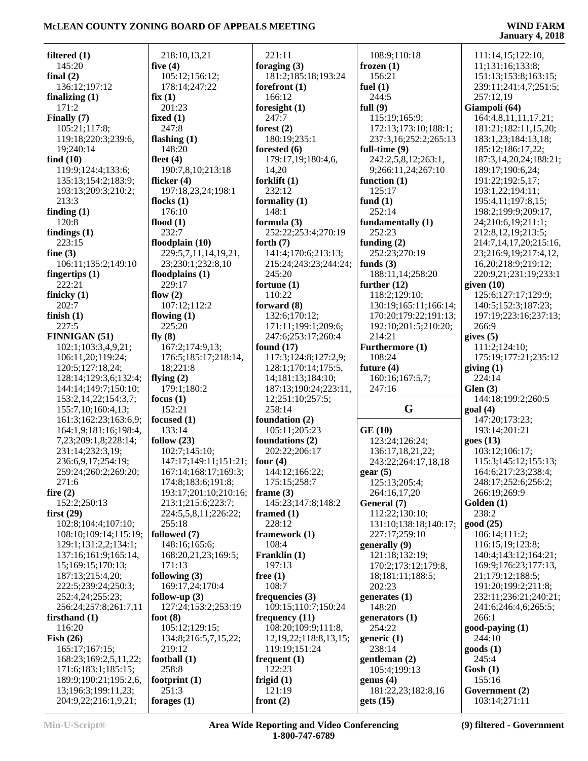**filtered (1)**
145:20
**final (2)**
136:12;197:12
**finalizing (1)**
171:2
**Finally (7)**
105:21;117:8;
119:18;220:3;239:6,
19;240:14
**find (10)**
119:9;124:4;133:6;
135:13;154:2;183:9;
193:13;209:3;210:2;
213:3
**finding (1)**
120:8
**findings (1)**
223:15
**fine (3)**
106:11;135:2;149:10
**fingertips (1)**
222:21
**finicky (1)**
202:7
**finish (1)**
227:5
**FINNIGAN (51)**
102:1;103:3,4,9,21;
106:11,20;119:24;
120:5;127:18,24;
128:14;129:3,6;132:4;
144:14;149:7;150:10;
153:2,14,22;154:3,7;
155:7,10;160:4,13;
161:3;162:23;163:6,9;
164:1,9;181:16;198:4,
7,23;209:1,8;228:14;
231:14;232:3,19;
236:6,9,17;254:19;
259:24;260:2;269:20;
271:6
**fire (2)**
152:2;250:13
**first (29)**
102:8;104:4;107:10;
108:10;109:14;115:19;
129:1;131:2,2;134:1;
137:16;161:9;165:14,
15;169:15;170:13;
187:13;215:4,20;
222:5;239:24;250:3;
252:4,24;255:23;
256:24;257:8;261:7,11
**firsthand (1)**
116:20
**Fish (26)**
165:17;167:15;
168:23;169:2,5,11,22;
171:6;183:1;185:15;
189:9;190:21;195:2,6,
13;196:3;199:11,23;
204:9,22;216:1,9,21;
218:10,13,21
**five (4)**
105:12;156:12;
178:14;247:22
**fix (1)**
201:23
**fixed (1)**
247:8
**flashing (1)**
148:20
**fleet (4)**
190:7,8,10;213:18
**flicker (4)**
197:18,23,24;198:1
**flocks (1)**
176:10
**flood (1)**
232:7
**floodplain (10)**
229:5,7,11,14,19,21,
23;230:1;232:8,10
**floodplains (1)**
229:17
**flow (2)**
107:12;112:2
**flowing (1)**
225:20
**fly (8)**
167:2;174:9,13;
176:5;185:17;218:14,
18;221:8
**flying (2)**
179:1;180:2
**focus (1)**
152:21
**focused (1)**
133:14
**follow (23)**
102:7;145:10;
147:17;149:11;151:21;
167:14;168:17;169:3;
174:8;183:6;191:8;
193:17;201:10;210:16;
213:1;215:6;223:7;
224:5,5,8,11;226:22;
255:18
**followed (7)**
148:16;165:6;
168:20,21,23;169:5;
171:13
**following (3)**
169:17,24;170:4
**follow-up (3)**
127:24;153:2;253:19
**foot (8)**
105:12;129:15;
134:8;216:5,7,15,22;
219:12
**football (1)**
258:8
**footprint (1)**
251:3
**forages (1)**
221:11
**foraging (3)**
181:2;185:18;193:24
**forefront (1)**
166:12
**foresight (1)**
247:7
**forest (2)**
180:19;235:1
**forested (6)**
179:17,19;180:4,6,
14,20
**forklift (1)**
232:12
**formality (1)**
148:1
**formula (3)**
252:22;253:4;270:19
**forth (7)**
141:4;170:6;213:13;
215:24;243:23;244:24;
245:20
**fortune (1)**
110:22
**forward (8)**
132:6;170:12;
171:11;199:1;209:6;
247:6;253:17;260:4
**found (17)**
117:3;124:8;127:2,9;
128:1;170:14;175:5,
14;181:13;184:10;
187:13;190:24;223:11,
12;251:10;257:5;
258:14
**foundation (2)**
105:11;205:23
**foundations (2)**
202:22;206:17
**four (4)**
144:12;166:22;
175:15;258:7
**frame (3)**
145:23;147:8;148:2
**framed (1)**
228:12
**framework (1)**
108:4
**Franklin (1)**
197:13
**free (1)**
108:7
**frequencies (3)**
109:15;110:7;150:24
**frequency (11)**
108:20;109:9;111:8,
12,19,22;118:8,13,15;
119:19;151:24
**frequent (1)**
122:23
**frigid (1)**
121:19
**front (2)**
108:9;110:18
**frozen (1)**
156:21
**fuel (1)**
244:5
**full (9)**
115:19;165:9;
172:13;173:10;188:1;
237:3,16;252:2;265:13
**full-time (9)**
242:2,5,8,12;263:1,
9;266:11,24;267:10
**function (1)**
125:17
**fund (1)**
252:14
**fundamentally (1)**
252:23
**funding (2)**
252:23;270:19
**funds (3)**
188:11,14;258:20
**further (12)**
118:2;129:10;
130:19;165:11;166:14;
170:20;179:22;191:13;
192:10;201:5;210:20;
214:21
**Furthermore (1)**
108:24
**future (4)**
160:16;167:5,7;
247:16

## G

**GE (10)**
123:24;126:24;
136:17,18,21,22;
243:22;264:17,18,18
**gear (5)**
125:13;205:4;
264:16,17,20
**General (7)**
112:22;130:10;
131:10;138:18;140:17;
227:17;259:10
**generally (9)**
121:18;132:19;
170:2;173:12;179:8,
18;181:11;188:5;
202:23
**generates (1)**
148:20
**generators (1)**
254:22
**generic (1)**
238:14
**gentleman (2)**
105:4;199:13
**genus (4)**
181:22,23;182:8,16
**gets (15)**
111:14,15;122:10,
11;131:16;133:8;
151:13;153:8;163:15;
239:11;241:4,7;251:5;
257:12,19
**Giampoli (64)**
164:4,8,11,11,17,21;
181:21;182:11,15,20;
183:1,23;184:13,18;
185:12;186:17,22;
187:3,14,20,24;188:21;
189:17;190:6,24;
191:22;192:5,17;
193:1,22;194:11;
195:4,11;197:8,15;
198:2;199:9;209:17,
24;210:6,19;211:1;
212:8,12,19;213:5;
214:7,14,17,20;215:16,
23;216:9,19;217:4,12,
16,20;218:9;219:12;
220:9,21;231:19;233:1
**given (10)**
125:6;127:17;129:9;
140:5;152:3;187:23;
197:19;223:16;237:13;
266:9
**gives (5)**
111:2;124:10;
175:19;177:21;235:12
**giving (1)**
224:14
**Glen (3)**
144:18;199:2;260:5
**goal (4)**
147:20;173:23;
193:14;201:21
**goes (13)**
103:12;106:17;
115:3;145:12;155:13;
164:6;217:23;238:4;
248:17;252:6;256:2;
266:19;269:9
**Golden (1)**
238:2
**good (25)**
106:14;111:2;
116:15,19;123:8;
140:4;143:12;164:21;
169:9;176:23;177:13,
21;179:12;188:5;
191:20;199:2;211:8;
232:11;236:21;240:21;
241:6;246:4,6;265:5;
266:1
**good-paying (1)**
244:10
**goods (1)**
245:4
**Gosh (1)**
155:16
**Government (2)**
103:14;271:11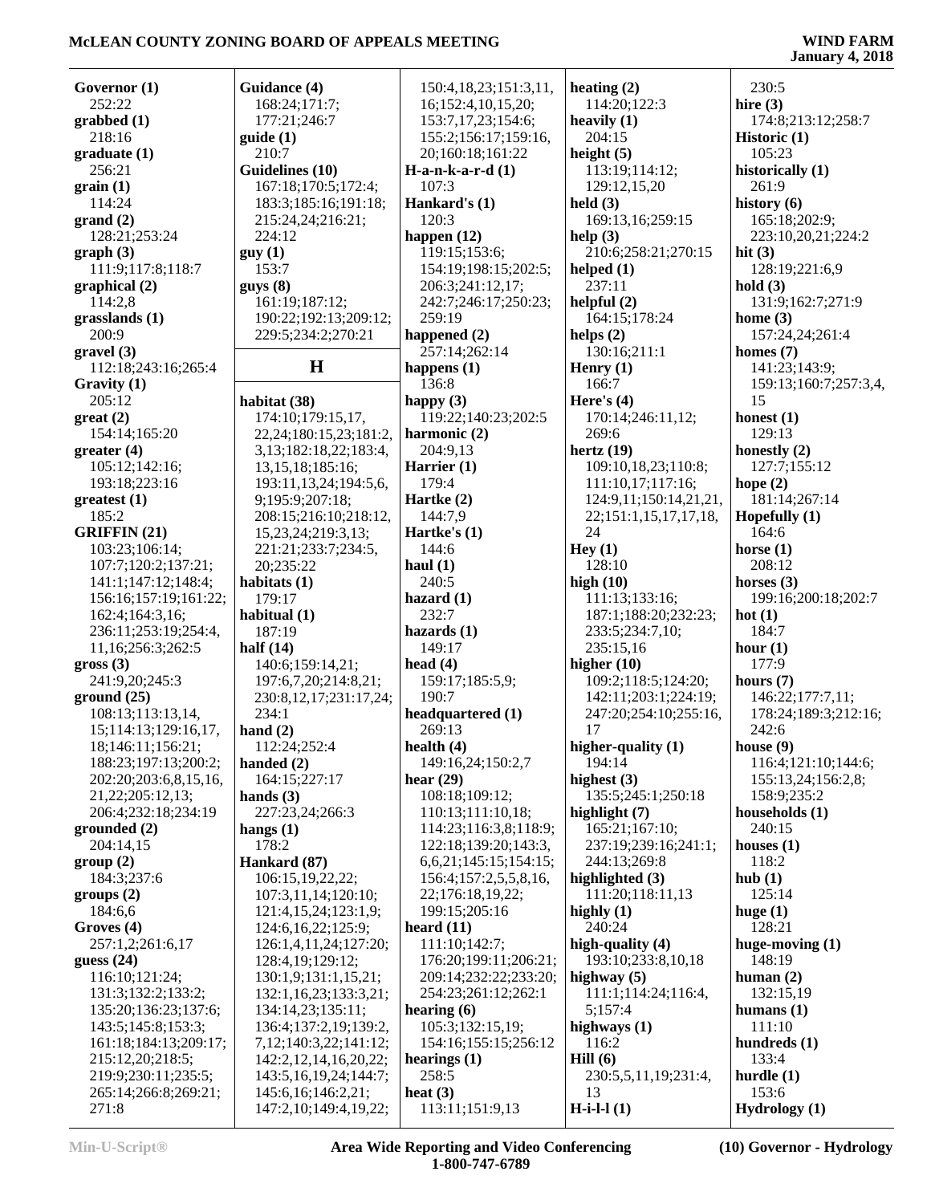**Governor (1)**
252:22
**grabbed (1)**
218:16
**graduate (1)**
256:21
**grain (1)**
114:24
**grand (2)**
128:21;253:24
**graph (3)**
111:9;117:8;118:7
**graphical (2)**
114:2,8
**grasslands (1)**
200:9
**gravel (3)**
112:18;243:16;265:4
**Gravity (1)**
205:12
**great (2)**
154:14;165:20
**greater (4)**
105:12;142:16;193:18;223:16
**greatest (1)**
185:2
**GRIFFIN (21)**
103:23;106:14;107:7;120:2;137:21;141:1;147:12;148:4;156:16;157:19;161:22;162:4;164:3,16;236:11;253:19;254:4,11,16;256:3;262:5
**gross (3)**
241:9,20;245:3
**ground (25)**
108:13;113:13,14,15;114:13;129:16,17,18;146:11;156:21;188:23;197:13;200:2;202:20;203:6,8,15,16,21,22;205:12,13;206:4;232:18;234:19
**grounded (2)**
204:14,15
**group (2)**
184:3;237:6
**groups (2)**
184:6,6
**Groves (4)**
257:1,2;261:6,17
**guess (24)**
116:10;121:24;131:3;132:2;133:2;135:20;136:23;137:6;143:5;145:8;153:3;161:18;184:13;209:17;215:12,20;218:5;219:9;230:11;235:5;265:14;266:8;269:21;271:8
**Guidance (4)**
168:24;171:7;177:21;246:7
**guide (1)**
210:7
**Guidelines (10)**
167:18;170:5;172:4;183:3;185:16;191:18;215:24,24;216:21;224:12
**guy (1)**
153:7
**guys (8)**
161:19;187:12;190:22;192:13;209:12;229:5;234:2;270:21

## H

**habitat (38)**
174:10;179:15,17,22,24;180:15,23;181:2,3,13;182:18,22;183:4,13,15,18;185:16;193:11,13,24;194:5,6,9;195:9;207:18;208:15;216:10;218:12,15,23,24;219:3,13;221:21;233:7;234:5,20;235:22
**habitats (1)**
179:17
**habitual (1)**
187:19
**half (14)**
140:6;159:14,21;197:6,7,20;214:8,21;230:8,12,17;231:17,24;234:1
**hand (2)**
112:24;252:4
**handed (2)**
164:15;227:17
**hands (3)**
227:23,24;266:3
**hangs (1)**
178:2
**Hankard (87)**
106:15,19,22,22;107:3,11,14;120:10;121:4,15,24;123:1,9;124:6,16,22;125:9;126:1,4,11,24;127:20;128:4,19;129:12;130:1,9;131:1,15,21;132:1,16,23;133:3,21;134:14,23;135:11;136:4;137:2,19;139:2,7,12;140:3,22;141:12;142:2,12,14,16,20,22;143:5,16,19,24;144:7;145:6,16;146:2,21;147:2,10;149:4,19,22;150:4,18,23;151:3,11,16;152:4,10,15,20;153:7,17,23;154:6;155:2;156:17;159:16,20;160:18;161:22
**H-a-n-k-a-r-d (1)**
107:3
**Hankard's (1)**
120:3
**happen (12)**
119:15;153:6;154:19;198:15;202:5;206:3;241:12,17;242:7;246:17;250:23;259:19
**happened (2)**
257:14;262:14
**happens (1)**
136:8
**happy (3)**
119:22;140:23;202:5
**harmonic (2)**
204:9,13
**Harrier (1)**
179:4
**Hartke (2)**
144:7,9
**Hartke's (1)**
144:6
**haul (1)**
240:5
**hazard (1)**
232:7
**hazards (1)**
149:17
**head (4)**
159:17;185:5,9;190:7
**headquartered (1)**
269:13
**health (4)**
149:16,24;150:2,7
**hear (29)**
108:18;109:12;110:13;111:10,18;114:23;116:3,8;118:9;122:18;139:20;143:3,6,6,21;145:15;154:15;156:4;157:2,5,5,8,16,22;176:18,19,22;199:15;205:16
**heard (11)**
111:10;142:7;176:20;199:11;206:21;209:14;232:22;233:20;254:23;261:12;262:1
**hearing (6)**
105:3;132:15,19;154:16;155:15;256:12
**hearings (1)**
258:5
**heat (3)**
113:11;151:9,13
**heating (2)**
114:20;122:3
**heavily (1)**
204:15
**height (5)**
113:19;114:12;129:12,15,20
**held (3)**
169:13,16;259:15
**help (3)**
210:6;258:21;270:15
**helped (1)**
237:11
**helpful (2)**
164:15;178:24
**helps (2)**
130:16;211:1
**Henry (1)**
166:7
**Here's (4)**
170:14;246:11,12;269:6
**hertz (19)**
109:10,18,23;110:8;111:10,17;117:16;124:9,11;150:14,21,21,22;151:1,15,17,17,18,24
**Hey (1)**
128:10
**high (10)**
111:13;133:16;187:1;188:20;232:23;233:5;234:7,10;235:15,16
**higher (10)**
109:2;118:5;124:20;142:11;203:1;224:19;247:20;254:10;255:16,17
**higher-quality (1)**
194:14
**highest (3)**
135:5;245:1;250:18
**highlight (7)**
165:21;167:10;237:19;239:16;241:1;244:13;269:8
**highlighted (3)**
111:20;118:11,13
**highly (1)**
240:24
**high-quality (4)**
193:10;233:8,10,18
**highway (5)**
111:11;114:24;116:4,5;157:4
**highways (1)**
116:2
**Hill (6)**
230:5,5,11,19;231:4,13
**H-i-l-l (1)**
230:5
**hire (3)**
174:8;213:12;258:7
**Historic (1)**
105:23
**historically (1)**
261:9
**history (6)**
165:18;202:9;223:10,20,21;224:2
**hit (3)**
128:19;221:6,9
**hold (3)**
131:9;162:7;271:9
**home (3)**
157:24,24;261:4
**homes (7)**
141:23;143:9;159:13;160:7;257:3,4,15
**honest (1)**
129:13
**honestly (2)**
127:7;155:12
**hope (2)**
181:14;267:14
**Hopefully (1)**
164:6
**horse (1)**
208:12
**horses (3)**
199:16;200:18;202:7
**hot (1)**
184:7
**hour (1)**
177:9
**hours (7)**
146:22;177:7,11;178:24;189:3;212:16;242:6
**house (9)**
116:4;121:10;144:6;155:13,24;156:2,8;158:9;235:2
**households (1)**
240:15
**houses (1)**
118:2
**hub (1)**
125:14
**huge (1)**
128:21
**huge-moving (1)**
148:19
**human (2)**
132:15,19
**humans (1)**
111:10
**hundreds (1)**
133:4
**hurdle (1)**
153:6
**Hydrology (1)**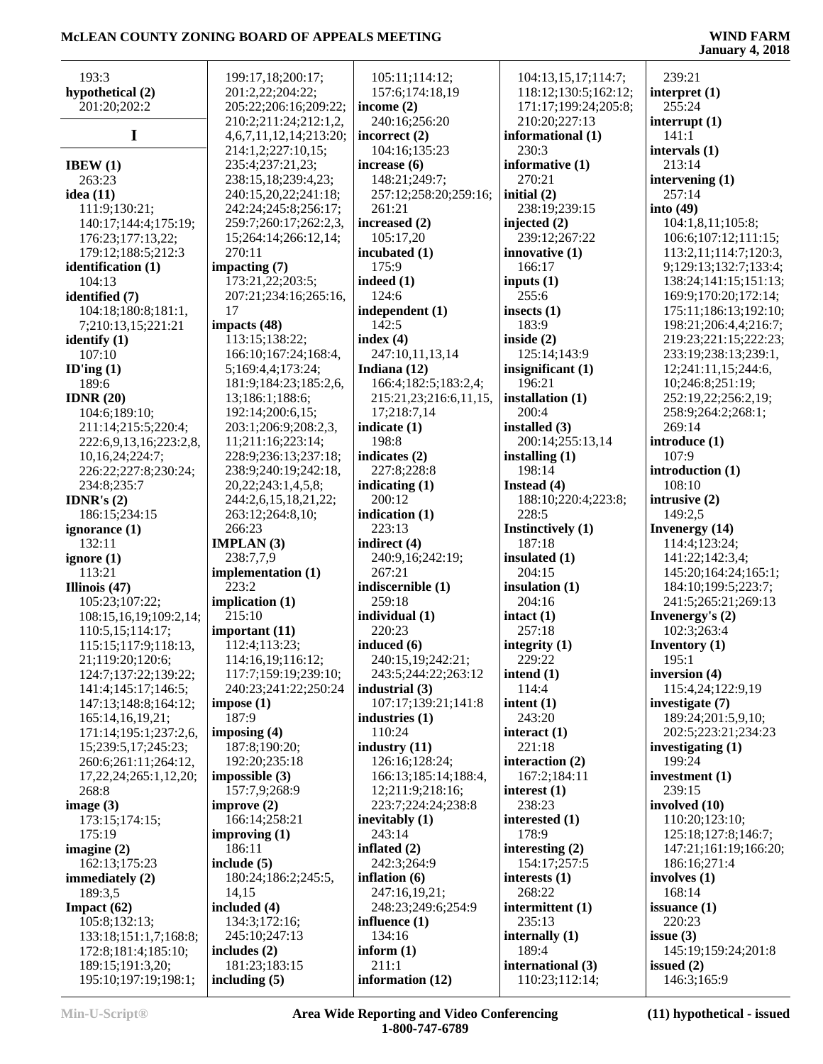193:3
**hypothetical (2)**
201:20;202:2

## I

**IBEW (1)**
263:23
**idea (11)**
111:9;130:21;
140:17;144:4;175:19;
176:23;177:13,22;
179:12;188:5;212:3
**identification (1)**
104:13
**identified (7)**
104:18;180:8;181:1,
7;210:13,15;221:21
**identify (1)**
107:10
**ID'ing (1)**
189:6
**IDNR (20)**
104:6;189:10;
211:14;215:5;220:4;
222:6,9,13,16;223:2,8,
10,16,24;224:7;
226:22;227:8;230:24;
234:8;235:7
**IDNR's (2)**
186:15;234:15
**ignorance (1)**
132:11
**ignore (1)**
113:21
**Illinois (47)**
105:23;107:22;
108:15,16,19;109:2,14;
110:5,15;114:17;
115:15;117:9;118:13,
21;119:20;120:6;
124:7;137:22;139:22;
141:4;145:17;146:5;
147:13;148:8;164:12;
165:14,16,19,21;
171:14;195:1;237:2,6,
15;239:5,17;245:23;
260:6;261:11;264:12,
17,22,24;265:1,12,20;
268:8
**image (3)**
173:15;174:15;
175:19
**imagine (2)**
162:13;175:23
**immediately (2)**
189:3,5
**Impact (62)**
105:8;132:13;
133:18;151:1,7;168:8;
172:8;181:4;185:10;
189:15;191:3,20;
195:10;197:19;198:1;
199:17,18;200:17;
201:2,22;204:22;
205:22;206:16;209:22;
210:2;211:24;212:1,2,
4,6,7,11,12,14;213:20;
214:1,2;227:10,15;
235:4;237:21,23;
238:15,18;239:4,23;
240:15,20,22;241:18;
242:24;245:8;256:17;
259:7;260:17;262:2,3,
15;264:14;266:12,14;
270:11
**impacting (7)**
173:21,22;203:5;
207:21;234:16;265:16,
17
**impacts (48)**
113:15;138:22;
166:10;167:24;168:4,
5;169:4,4;173:24;
181:9;184:23;185:2,6,
13;186:1;188:6;
192:14;200:6,15;
203:1;206:9;208:2,3,
11;211:16;223:14;
228:9;236:13;237:18;
238:9;240:19;242:18,
20,22;243:1,4,5,8;
244:2,6,15,18,21,22;
263:12;264:8,10;
266:23
**IMPLAN (3)**
238:7,7,9
**implementation (1)**
223:2
**implication (1)**
215:10
**important (11)**
112:4;113:23;
114:16,19;116:12;
117:7;159:19;239:10;
240:23;241:22;250:24
**impose (1)**
187:9
**imposing (4)**
187:8;190:20;
192:20;235:18
**impossible (3)**
157:7,9;268:9
**improve (2)**
166:14;258:21
**improving (1)**
186:11
**include (5)**
180:24;186:2;245:5,
14,15
**included (4)**
134:3;172:16;
245:10;247:13
**includes (2)**
181:23;183:15
**including (5)**
105:11;114:12;
157:6;174:18,19
**income (2)**
240:16;256:20
**incorrect (2)**
104:16;135:23
**increase (6)**
148:21;249:7;
257:12;258:20;259:16;
261:21
**increased (2)**
105:17,20
**incubated (1)**
175:9
**indeed (1)**
124:6
**independent (1)**
142:5
**index (4)**
247:10,11,13,14
**Indiana (12)**
166:4;182:5;183:2,4;
215:21,23;216:6,11,15,
17;218:7,14
**indicate (1)**
198:8
**indicates (2)**
227:8;228:8
**indicating (1)**
200:12
**indication (1)**
223:13
**indirect (4)**
240:9,16;242:19;
267:21
**indiscernible (1)**
259:18
**individual (1)**
220:23
**induced (6)**
240:15,19;242:21;
243:5;244:22;263:12
**industrial (3)**
107:17;139:21;141:8
**industries (1)**
110:24
**industry (11)**
126:16;128:24;
166:13;185:14;188:4,
12;211:9;218:16;
223:7;224:24;238:8
**inevitably (1)**
243:14
**inflated (2)**
242:3;264:9
**inflation (6)**
247:16,19,21;
248:23;249:6;254:9
**influence (1)**
134:16
**inform (1)**
211:1
**information (12)**
104:13,15,17;114:7;
118:12;130:5;162:12;
171:17;199:24;205:8;
210:20;227:13
**informational (1)**
230:3
**informative (1)**
270:21
**initial (2)**
238:19;239:15
**injected (2)**
239:12;267:22
**innovative (1)**
166:17
**inputs (1)**
255:6
**insects (1)**
183:9
**inside (2)**
125:14;143:9
**insignificant (1)**
196:21
**installation (1)**
200:4
**installed (3)**
200:14;255:13,14
**installing (1)**
198:14
**Instead (4)**
188:10;220:4;223:8;
228:5
**Instinctively (1)**
187:18
**insulated (1)**
204:15
**insulation (1)**
204:16
**intact (1)**
257:18
**integrity (1)**
229:22
**intend (1)**
114:4
**intent (1)**
243:20
**interact (1)**
221:18
**interaction (2)**
167:2;184:11
**interest (1)**
238:23
**interested (1)**
178:9
**interesting (2)**
154:17;257:5
**interests (1)**
268:22
**intermittent (1)**
235:13
**internally (1)**
189:4
**international (3)**
110:23;112:14;
239:21
**interpret (1)**
255:24
**interrupt (1)**
141:1
**intervals (1)**
213:14
**intervening (1)**
257:14
**into (49)**
104:1,8,11;105:8;
106:6;107:12;111:15;
113:2,11;114:7;120:3,
9;129:13;132:7;133:4;
138:24;141:15;151:13;
169:9;170:20;172:14;
175:11;186:13;192:10;
198:21;206:4,4;216:7;
219:23;221:15;222:23;
233:19;238:13;239:1,
12;241:11,15;244:6,
10;246:8;251:19;
252:19,22;256:2,19;
258:9;264:2;268:1;
269:14
**introduce (1)**
107:9
**introduction (1)**
108:10
**intrusive (2)**
149:2,5
**Invenergy (14)**
114:4;123:24;
141:22;142:3,4;
145:20;164:24;165:1;
184:10;199:5;223:7;
241:5;265:21;269:13
**Invenergy's (2)**
102:3;263:4
**Inventory (1)**
195:1
**inversion (4)**
115:4,24;122:9,19
**investigate (7)**
189:24;201:5,9,10;
202:5;223:21;234:23
**investigating (1)**
199:24
**investment (1)**
239:15
**involved (10)**
110:20;123:10;
125:18;127:8;146:7;
147:21;161:19;166:20;
186:16;271:4
**involves (1)**
168:14
**issuance (1)**
220:23
**issue (3)**
145:19;159:24;201:8
**issued (2)**
146:3;165:9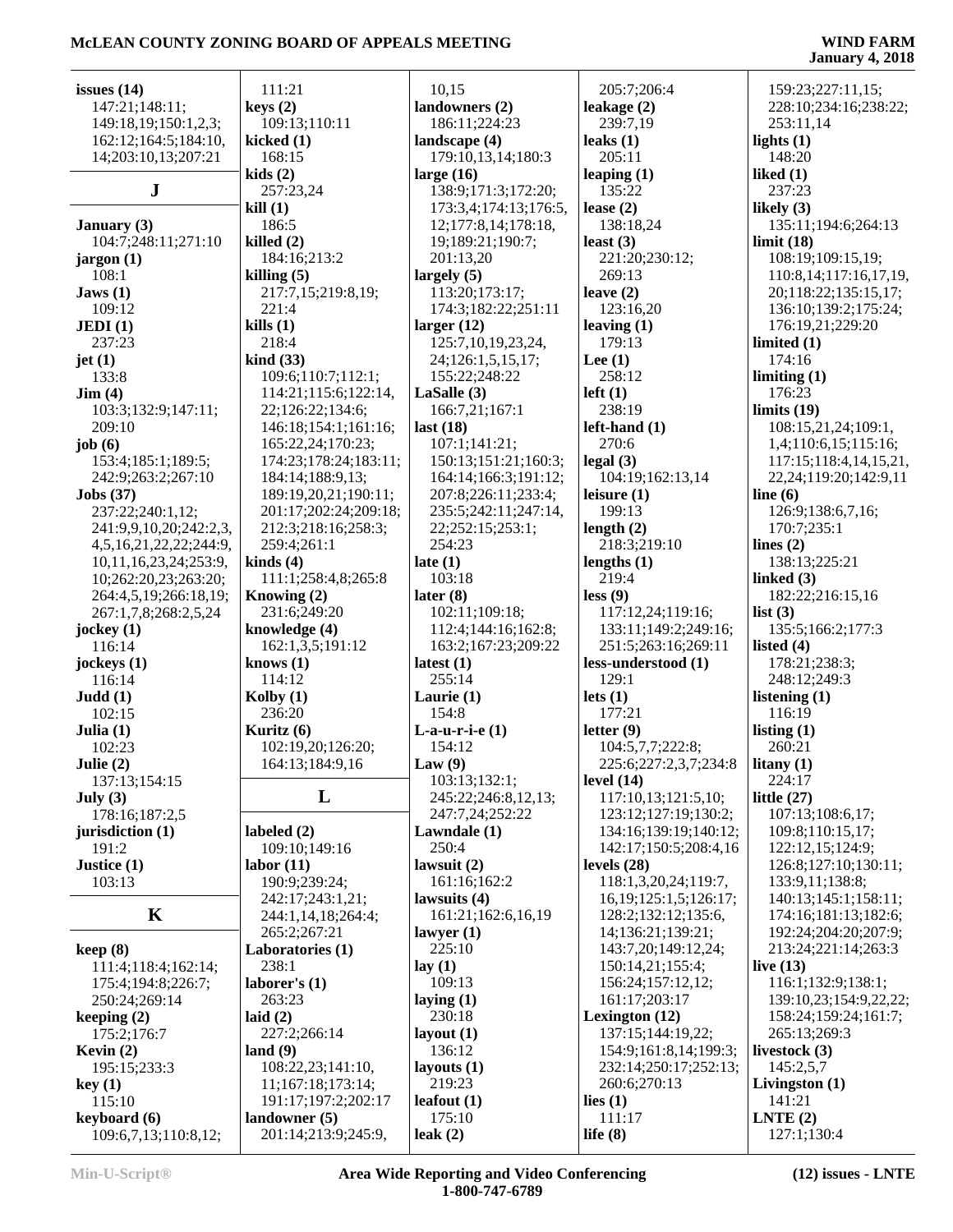**issues (14)**
147:21;148:11;
149:18,19;150:1,2,3;
162:12;164:5;184:10,
14;203:10,13;207:21

## J

**January (3)**
104:7;248:11;271:10
**jargon (1)**
108:1
**Jaws (1)**
109:12
**JEDI (1)**
237:23
**jet (1)**
133:8
**Jim (4)**
103:3;132:9;147:11;
209:10
**job (6)**
153:4;185:1;189:5;
242:9;263:2;267:10
**Jobs (37)**
237:22;240:1,12;
241:9,9,10,20;242:2,3,
4,5,16,21,22,22;244:9,
10,11,16,23,24;253:9,
10;262:20,23;263:20;
264:4,5,19;266:18,19;
267:1,7,8;268:2,5,24
**jockey (1)**
116:14
**jockeys (1)**
116:14
**Judd (1)**
102:15
**Julia (1)**
102:23
**Julie (2)**
137:13;154:15
**July (3)**
178:16;187:2,5
**jurisdiction (1)**
191:2
**Justice (1)**
103:13

## K

**keep (8)**
111:4;118:4;162:14;
175:4;194:8;226:7;
250:24;269:14
**keeping (2)**
175:2;176:7
**Kevin (2)**
195:15;233:3
**key (1)**
115:10
**keyboard (6)**
109:6,7,13;110:8,12;
111:21
**keys (2)**
109:13;110:11
**kicked (1)**
168:15
**kids (2)**
257:23,24
**kill (1)**
186:5
**killed (2)**
184:16;213:2
**killing (5)**
217:7,15;219:8,19;
221:4
**kills (1)**
218:4
**kind (33)**
109:6;110:7;112:1;
114:21;115:6;122:14,
22;126:22;134:6;
146:18;154:1;161:16;
165:22,24;170:23;
174:23;178:24;183:11;
184:14;188:9,13;
189:19,20,21;190:11;
201:17;202:24;209:18;
212:3;218:16;258:3;
259:4;261:1
**kinds (4)**
111:1;258:4,8;265:8
**Knowing (2)**
231:6;249:20
**knowledge (4)**
162:1,3,5;191:12
**knows (1)**
114:12
**Kolby (1)**
236:20
**Kuritz (6)**
102:19,20;126:20;
164:13;184:9,16

## L

**labeled (2)**
109:10;149:16
**labor (11)**
190:9;239:24;
242:17;243:1,21;
244:1,14,18;264:4;
265:2;267:21
**Laboratories (1)**
238:1
**laborer's (1)**
263:23
**laid (2)**
227:2;266:14
**land (9)**
108:22,23;141:10,
11;167:18;173:14;
191:17;197:2;202:17
**landowner (5)**
201:14;213:9;245:9,
10,15
**landowners (2)**
186:11;224:23
**landscape (4)**
179:10,13,14;180:3
**large (16)**
138:9;171:3;172:20;
173:3,4;174:13;176:5,
12;177:8,14;178:18,
19;189:21;190:7;
201:13,20
**largely (5)**
113:20;173:17;
174:3;182:22;251:11
**larger (12)**
125:7,10,19,23,24,
24;126:1,5,15,17;
155:22;248:22
**LaSalle (3)**
166:7,21;167:1
**last (18)**
107:1;141:21;
150:13;151:21;160:3;
164:14;166:3;191:12;
207:8;226:11;233:4;
235:5;242:11;247:14,
22;252:15;253:1;
254:23
**late (1)**
103:18
**later (8)**
102:11;109:18;
112:4;144:16;162:8;
163:2;167:23;209:22
**latest (1)**
255:14
**Laurie (1)**
154:8
**L-a-u-r-i-e (1)**
154:12
**Law (9)**
103:13;132:1;
245:22;246:8,12,13;
247:7,24;252:22
**Lawndale (1)**
250:4
**lawsuit (2)**
161:16;162:2
**lawsuits (4)**
161:21;162:6,16,19
**lawyer (1)**
225:10
**lay (1)**
109:13
**laying (1)**
230:18
**layout (1)**
136:12
**layouts (1)**
219:23
**leafout (1)**
175:10
**leak (2)**
205:7;206:4
**leakage (2)**
239:7,19
**leaks (1)**
205:11
**leaping (1)**
135:22
**lease (2)**
138:18,24
**least (3)**
221:20;230:12;
269:13
**leave (2)**
123:16,20
**leaving (1)**
179:13
**Lee (1)**
258:12
**left (1)**
238:19
**left-hand (1)**
270:6
**legal (3)**
104:19;162:13,14
**leisure (1)**
199:13
**length (2)**
218:3;219:10
**lengths (1)**
219:4
**less (9)**
117:12,24;119:16;
133:11;149:2;249:16;
251:5;263:16;269:11
**less-understood (1)**
129:1
**lets (1)**
177:21
**letter (9)**
104:5,7,7;222:8;
225:6;227:2,3,7;234:8
**level (14)**
117:10,13;121:5,10;
123:12;127:19;130:2;
134:16;139:19;140:12;
142:17;150:5;208:4,16
**levels (28)**
118:1,3,20,24;119:7,
16,19;125:1,5;126:17;
128:2;132:12;135:6,
14;136:21;139:21;
143:7,20;149:12,24;
150:14,21;155:4;
156:24;157:12,12;
161:17;203:17
**Lexington (12)**
137:15;144:19,22;
154:9;161:8,14;199:3;
232:14;250:17;252:13;
260:6;270:13
**lies (1)**
111:17
**life (8)**
159:23;227:11,15;
228:10;234:16;238:22;
253:11,14
**lights (1)**
148:20
**liked (1)**
237:23
**likely (3)**
135:11;194:6;264:13
**limit (18)**
108:19;109:15,19;
110:8,14;117:16,17,19,
20;118:22;135:15,17;
136:10;139:2;175:24;
176:19,21;229:20
**limited (1)**
174:16
**limiting (1)**
176:23
**limits (19)**
108:15,21,24;109:1,
1,4;110:6,15;115:16;
117:15;118:4,14,15,21,
22,24;119:20;142:9,11
**line (6)**
126:9;138:6,7,16;
170:7;235:1
**lines (2)**
138:13;225:21
**linked (3)**
182:22;216:15,16
**list (3)**
135:5;166:2;177:3
**listed (4)**
178:21;238:3;
248:12;249:3
**listening (1)**
116:19
**listing (1)**
260:21
**litany (1)**
224:17
**little (27)**
107:13;108:6,17;
109:8;110:15,17;
122:12,15;124:9;
126:8;127:10;130:11;
133:9,11;138:8;
140:13;145:1;158:11;
174:16;181:13;182:6;
192:24;204:20;207:9;
213:24;221:14;263:3
**live (13)**
116:1;132:9;138:1;
139:10,23;154:9,22,22;
158:24;159:24;161:7;
265:13;269:3
**livestock (3)**
145:2,5,7
**Livingston (1)**
141:21
**LNTE (2)**
127:1;130:4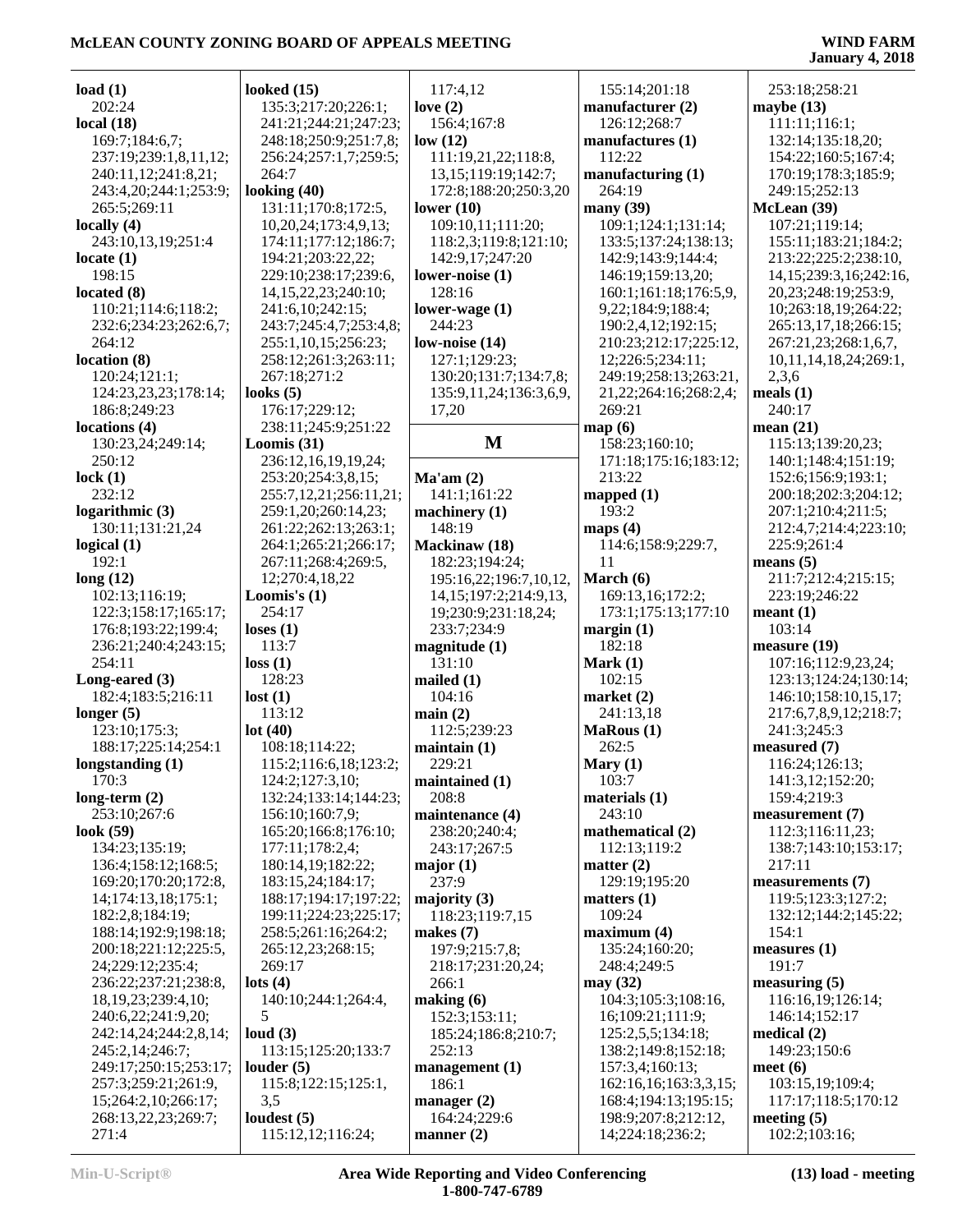**load (1)**
202:24
**local (18)**
169:7;184:6,7;
237:19;239:1,8,11,12;
240:11,12;241:8,21;
243:4,20;244:1;253:9;
265:5;269:11
**locally (4)**
243:10,13,19;251:4
**locate (1)**
198:15
**located (8)**
110:21;114:6;118:2;
232:6;234:23;262:6,7;
264:12
**location (8)**
120:24;121:1;
124:23,23,23;178:14;
186:8;249:23
**locations (4)**
130:23,24;249:14;
250:12
**lock (1)**
232:12
**logarithmic (3)**
130:11;131:21,24
**logical (1)**
192:1
**long (12)**
102:13;116:19;
122:3;158:17;165:17;
176:8;193:22;199:4;
236:21;240:4;243:15;
254:11
**Long-eared (3)**
182:4;183:5;216:11
**longer (5)**
123:10;175:3;
188:17;225:14;254:1
**longstanding (1)**
170:3
**long-term (2)**
253:10;267:6
**look (59)**
134:23;135:19;
136:4;158:12;168:5;
169:20;170:20;172:8,
14;174:13,18;175:1;
182:2,8;184:19;
188:14;192:9;198:18;
200:18;221:12;225:5,
24;229:12;235:4;
236:22;237:21;238:8,
18,19,23;239:4,10;
240:6,22;241:9,20;
242:14,24;244:2,8,14;
245:2,14;246:7;
249:17;250:15;253:17;
257:3;259:21;261:9,
15;264:2,10;266:17;
268:13,22,23;269:7;
271:4
**looked (15)**
135:3;217:20;226:1;
241:21;244:21;247:23;
248:18;250:9;251:7,8;
256:24;257:1,7;259:5;
264:7
**looking (40)**
131:11;170:8;172:5,
10,20,24;173:4,9,13;
174:11;177:12;186:7;
194:21;203:22,22;
229:10;238:17;239:6,
14,15,22,23;240:10;
241:6,10;242:15;
243:7;245:4,7;253:4,8;
255:1,10,15;256:23;
258:12;261:3;263:11;
267:18;271:2
**looks (5)**
176:17;229:12;
238:11;245:9;251:22
**Loomis (31)**
236:12,16,19,19,24;
253:20;254:3,8,15;
255:7,12,21;256:11,21;
259:1,20;260:14,23;
261:22;262:13;263:1;
264:1;265:21;266:17;
267:11;268:4;269:5,
12;270:4,18,22
**Loomis's (1)**
254:17
**loses (1)**
113:7
**loss (1)**
128:23
**lost (1)**
113:12
**lot (40)**
108:18;114:22;
115:2;116:6,18;123:2;
124:2;127:3,10;
132:24;133:14;144:23;
156:10;160:7,9;
165:20;166:8;176:10;
177:11;178:2,4;
180:14,19;182:22;
183:15,24;184:17;
188:17;194:17;197:22;
199:11;224:23;225:17;
258:5;261:16;264:2;
265:12,23;268:15;
269:17
**lots (4)**
140:10;244:1;264:4,
5
**loud (3)**
113:15;125:20;133:7
**louder (5)**
115:8;122:15;125:1,
3,5
**loudest (5)**
115:12,12;116:24;
117:4,12
**love (2)**
156:4;167:8
**low (12)**
111:19,21,22;118:8,
13,15;119:19;142:7;
172:8;188:20;250:3,20
**lower (10)**
109:10,11;111:20;
118:2,3;119:8;121:10;
142:9,17;247:20
**lower-noise (1)**
128:16
**lower-wage (1)**
244:23
**low-noise (14)**
127:1;129:23;
130:20;131:7;134:7,8;
135:9,11,24;136:3,6,9,
17,20

## M

**Ma'am (2)**
141:1;161:22
**machinery (1)**
148:19
**Mackinaw (18)**
182:23;194:24;
195:16,22;196:7,10,12,
14,15;197:2;214:9,13,
19;230:9;231:18,24;
233:7;234:9
**magnitude (1)**
131:10
**mailed (1)**
104:16
**main (2)**
112:5;239:23
**maintain (1)**
229:21
**maintained (1)**
208:8
**maintenance (4)**
238:20;240:4;
243:17;267:5
**major (1)**
237:9
**majority (3)**
118:23;119:7,15
**makes (7)**
197:9;215:7,8;
218:17;231:20,24;
266:1
**making (6)**
152:3;153:11;
185:24;186:8;210:7;
252:13
**management (1)**
186:1
**manager (2)**
164:24;229:6
**manner (2)**
155:14;201:18
**manufacturer (2)**
126:12;268:7
**manufactures (1)**
112:22
**manufacturing (1)**
264:19
**many (39)**
109:1;124:1;131:14;
133:5;137:24;138:13;
142:9;143:9;144:4;
146:19;159:13,20;
160:1;161:18;176:5,9,
9,22;184:9;188:4;
190:2,4,12;192:15;
210:23;212:17;225:12,
12;226:5;234:11;
249:19;258:13;263:21,
21,22;264:16;268:2,4;
269:21
**map (6)**
158:23;160:10;
171:18;175:16;183:12;
213:22
**mapped (1)**
193:2
**maps (4)**
114:6;158:9;229:7,
11
**March (6)**
169:13,16;172:2;
173:1;175:13;177:10
**margin (1)**
182:18
**Mark (1)**
102:15
**market (2)**
241:13,18
**MaRous (1)**
262:5
**Mary (1)**
103:7
**materials (1)**
243:10
**mathematical (2)**
112:13;119:2
**matter (2)**
129:19;195:20
**matters (1)**
109:24
**maximum (4)**
135:24;160:20;
248:4;249:5
**may (32)**
104:3;105:3;108:16,
16;109:21;111:9;
125:2,5,5;134:18;
138:2;149:8;152:18;
157:3,4;160:13;
162:16,16;163:3,3,15;
168:4;194:13;195:15;
198:9;207:8;212:12,
14;224:18;236:2;
253:18;258:21
**maybe (13)**
111:11;116:1;
132:14;135:18,20;
154:22;160:5;167:4;
170:19;178:3;185:9;
249:15;252:13
**McLean (39)**
107:21;119:14;
155:11;183:21;184:2;
213:22;225:2;238:10,
14,15;239:3,16;242:16,
20,23;248:19;253:9,
10;263:18,19;264:22;
265:13,17,18;266:15;
267:21,23;268:1,6,7,
10,11,14,18,24;269:1,
2,3,6
**meals (1)**
240:17
**mean (21)**
115:13;139:20,23;
140:1;148:4;151:19;
152:6;156:9;193:1;
200:18;202:3;204:12;
207:1;210:4;211:5;
212:4,7;214:4;223:10;
225:9;261:4
**means (5)**
211:7;212:4;215:15;
223:19;246:22
**meant (1)**
103:14
**measure (19)**
107:16;112:9,23,24;
123:13;124:24;130:14;
146:10;158:10,15,17;
217:6,7,8,9,12;218:7;
241:3;245:3
**measured (7)**
116:24;126:13;
141:3,12;152:20;
159:4;219:3
**measurement (7)**
112:3;116:11,23;
138:7;143:10;153:17;
217:11
**measurements (7)**
119:5;123:3;127:2;
132:12;144:2;145:22;
154:1
**measures (1)**
191:7
**measuring (5)**
116:16,19;126:14;
146:14;152:17
**medical (2)**
149:23;150:6
**meet (6)**
103:15,19;109:4;
117:17;118:5;170:12
**meeting (5)**
102:2;103:16;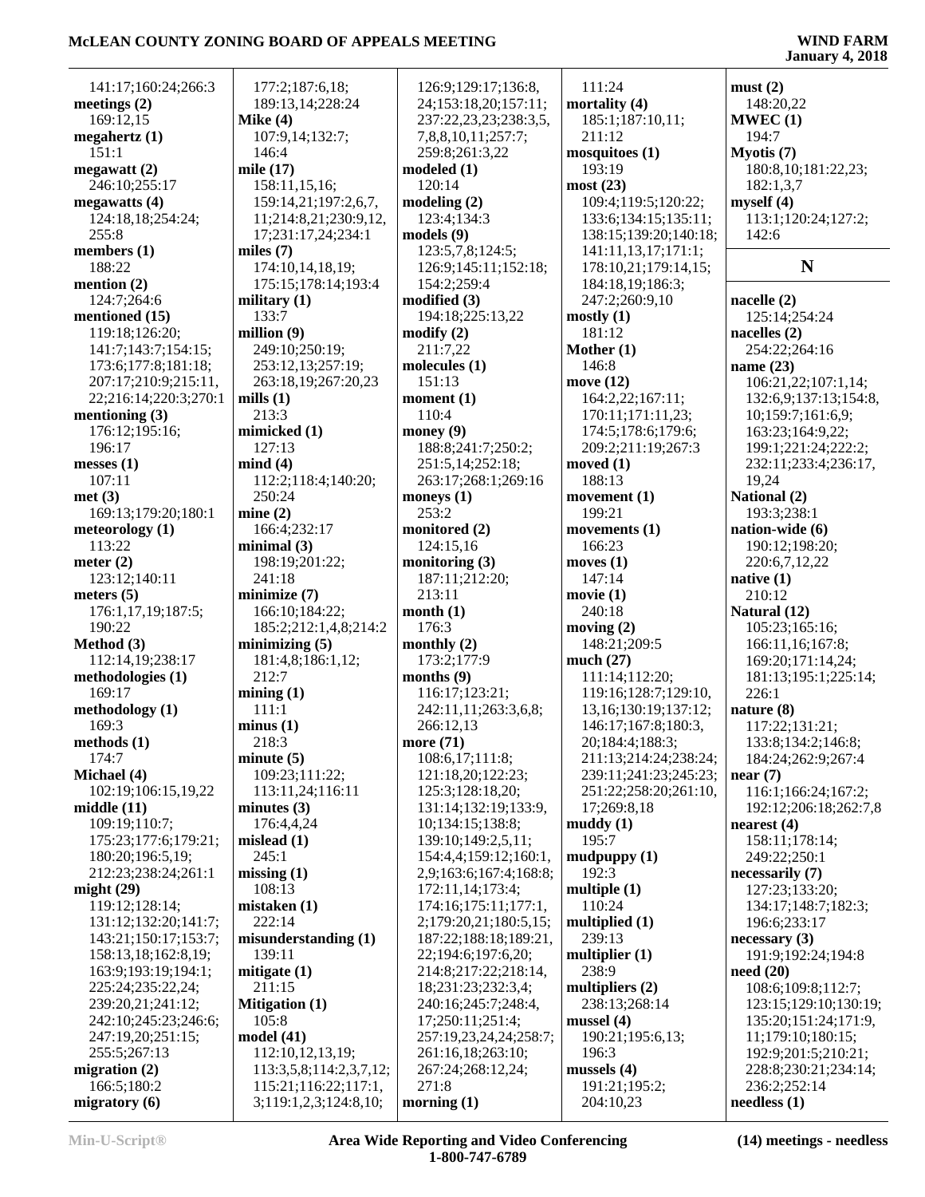141:17;160:24;266:3
**meetings (2)**
169:12,15
**megahertz (1)**
151:1
**megawatt (2)**
246:10;255:17
**megawatts (4)**
124:18,18;254:24;
255:8
**members (1)**
188:22
**mention (2)**
124:7;264:6
**mentioned (15)**
119:18;126:20;
141:7;143:7;154:15;
173:6;177:8;181:18;
207:17;210:9;215:11,
22;216:14;220:3;270:1
**mentioning (3)**
176:12;195:16;
196:17
**messes (1)**
107:11
**met (3)**
169:13;179:20;180:1
**meteorology (1)**
113:22
**meter (2)**
123:12;140:11
**meters (5)**
176:1,17,19;187:5;
190:22
**Method (3)**
112:14,19;238:17
**methodologies (1)**
169:17
**methodology (1)**
169:3
**methods (1)**
174:7
**Michael (4)**
102:19;106:15,19,22
**middle (11)**
109:19;110:7;
175:23;177:6;179:21;
180:20;196:5,19;
212:23;238:24;261:1
**might (29)**
119:12;128:14;
131:12;132:20;141:7;
143:21;150:17;153:7;
158:13,18;162:8,19;
163:9;193:19;194:1;
225:24;235:22,24;
239:20,21;241:12;
242:10;245:23;246:6;
247:19,20;251:15;
255:5;267:13
**migration (2)**
166:5;180:2
**migratory (6)**
177:2;187:6,18;
189:13,14;228:24
**Mike (4)**
107:9,14;132:7;
146:4
**mile (17)**
158:11,15,16;
159:14,21;197:2,6,7,
11;214:8,21;230:9,12,
17;231:17,24;234:1
**miles (7)**
174:10,14,18,19;
175:15;178:14;193:4
**military (1)**
133:7
**million (9)**
249:10;250:19;
253:12,13;257:19;
263:18,19;267:20,23
**mills (1)**
213:3
**mimicked (1)**
127:13
**mind (4)**
112:2;118:4;140:20;
250:24
**mine (2)**
166:4;232:17
**minimal (3)**
198:19;201:22;
241:18
**minimize (7)**
166:10;184:22;
185:2;212:1,4,8;214:2
**minimizing (5)**
181:4,8;186:1,12;
212:7
**mining (1)**
111:1
**minus (1)**
218:3
**minute (5)**
109:23;111:22;
113:11,24;116:11
**minutes (3)**
176:4,4,24
**mislead (1)**
245:1
**missing (1)**
108:13
**mistaken (1)**
222:14
**misunderstanding (1)**
139:11
**mitigate (1)**
211:15
**Mitigation (1)**
105:8
**model (41)**
112:10,12,13,19;
113:3,5,8;114:2,3,7,12;
115:21;116:22;117:1,
3;119:1,2,3;124:8,10;
126:9;129:17;136:8,
24;153:18,20;157:11;
237:22,23,23;238:3,5,
7,8,8,10,11;257:7;
259:8;261:3,22
**modeled (1)**
120:14
**modeling (2)**
123:4;134:3
**models (9)**
123:5,7,8;124:5;
126:9;145:11;152:18;
154:2;259:4
**modified (3)**
194:18;225:13,22
**modify (2)**
211:7,22
**molecules (1)**
151:13
**moment (1)**
110:4
**money (9)**
188:8;241:7;250:2;
251:5,14;252:18;
263:17;268:1;269:16
**moneys (1)**
253:2
**monitored (2)**
124:15,16
**monitoring (3)**
187:11;212:20;
213:11
**month (1)**
176:3
**monthly (2)**
173:2;177:9
**months (9)**
116:17;123:21;
242:11,11;263:3,6,8;
266:12,13
**more (71)**
108:6,17;111:8;
121:18,20;122:23;
125:3;128:18,20;
131:14;132:19;133:9,
10;134:15;138:8;
139:10;149:2,5,11;
154:4,4,15;159:12;160:1,
2,9;163:6;167:4;168:8;
172:11,14;173:4;
174:16;175:11;177:1,
2;179:20,21;180:5,15;
187:22;188:18;189:21,
22;194:6;197:6,20;
214:8;217:22;218:14,
18;231:23;232:3,4;
240:16;245:7;248:4,
17;250:11;251:4;
257:19,23,24,24;258:7;
261:16,18;263:10;
267:24;268:12,24;
271:8
**morning (1)**
111:24
**mortality (4)**
185:1;187:10,11;
211:12
**mosquitoes (1)**
193:19
**most (23)**
109:4;119:5;120:22;
133:6;134:15;135:11;
138:15;139:20;140:18;
141:11,13,17;171:1;
178:10,21;179:14,15;
184:18,19;186:3;
247:2;260:9,10
**mostly (1)**
181:12
**Mother (1)**
146:8
**move (12)**
164:2,22;167:11;
170:11;171:11,23;
174:5;178:6;179:6;
209:2;211:19;267:3
**moved (1)**
188:13
**movement (1)**
199:21
**movements (1)**
166:23
**moves (1)**
147:14
**movie (1)**
240:18
**moving (2)**
148:21;209:5
**much (27)**
111:14;112:20;
119:16;128:7;129:10,
13,16;130:19;137:12;
146:17;167:8;180:3,
20;184:4;188:3;
211:13;214:24;238:24;
239:11;241:23;245:23;
251:22;258:20;261:10,
17;269:8,18
**muddy (1)**
195:7
**mudpuppy (1)**
192:3
**multiple (1)**
110:24
**multiplied (1)**
239:13
**multiplier (1)**
238:9
**multipliers (2)**
238:13;268:14
**mussel (4)**
190:21;195:6,13;
196:3
**mussels (4)**
191:21;195:2;
204:10,23
**must (2)**
148:20,22
**MWEC (1)**
194:7
**Myotis (7)**
180:8,10;181:22,23;
182:1,3,7
**myself (4)**
113:1;120:24;127:2;
142:6

## N

**nacelle (2)**
125:14;254:24
**nacelles (2)**
254:22;264:16
**name (23)**
106:21,22;107:1,14;
132:6,9;137:13;154:8,
10;159:7;161:6,9;
163:23;164:9,22;
199:1;221:24;222:2;
232:11;233:4;236:17,
19,24
**National (2)**
193:3;238:1
**nation-wide (6)**
190:12;198:20;
220:6,7,12,22
**native (1)**
210:12
**Natural (12)**
105:23;165:16;
166:11,16;167:8;
169:20;171:14,24;
181:13;195:1;225:14;
226:1
**nature (8)**
117:22;131:21;
133:8;134:2;146:8;
184:24;262:9;267:4
**near (7)**
116:1;166:24;167:2;
192:12;206:18;262:7,8
**nearest (4)**
158:11;178:14;
249:22;250:1
**necessarily (7)**
127:23;133:20;
134:17;148:7;182:3;
196:6;233:17
**necessary (3)**
191:9;192:24;194:8
**need (20)**
108:6;109:8;112:7;
123:15;129:10;130:19;
135:20;151:24;171:9,
11;179:10;180:15;
192:9;201:5;210:21;
228:8;230:21;234:14;
236:2;252:14
**needless (1)**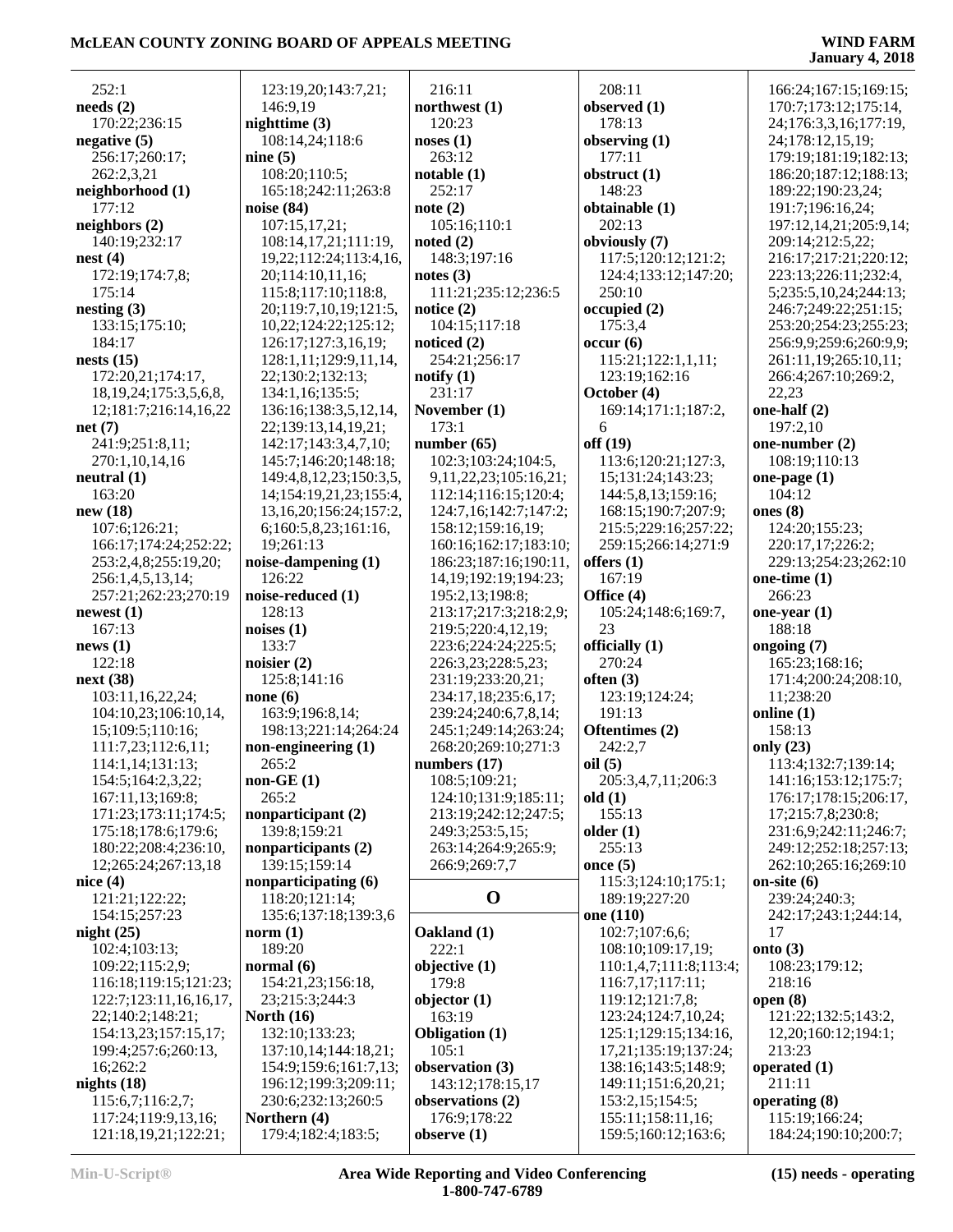252:1
**needs (2)**
170:22;236:15
**negative (5)**
256:17;260:17;
262:2,3,21
**neighborhood (1)**
177:12
**neighbors (2)**
140:19;232:17
**nest (4)**
172:19;174:7,8;
175:14
**nesting (3)**
133:15;175:10;
184:17
**nests (15)**
172:20,21;174:17,
18,19,24;175:3,5,6,8,
12;181:7;216:14,16,22
**net (7)**
241:9;251:8,11;
270:1,10,14,16
**neutral (1)**
163:20
**new (18)**
107:6;126:21;
166:17;174:24;252:22;
253:2,4,8;255:19,20;
256:1,4,5,13,14;
257:21;262:23;270:19
**newest (1)**
167:13
**news (1)**
122:18
**next (38)**
103:11,16,22,24;
104:10,23;106:10,14,
15;109:5;110:16;
111:7,23;112:6,11;
114:1,14;131:13;
154:5;164:2,3,22;
167:11,13;169:8;
171:23;173:11;174:5;
175:18;178:6;179:6;
180:22;208:4;236:10,
12;265:24;267:13,18
**nice (4)**
121:21;122:22;
154:15;257:23
**night (25)**
102:4;103:13;
109:22;115:2,9;
116:18;119:15;121:23;
122:7;123:11,16,17,
22;140:2;148:21;
154:13,23;157:15,17;
199:4;257:6;260:13,
16;262:2
**nights (18)**
115:6,7;116:2,7;
117:24;119:9,13,16;
121:18,19,21;122:21;
123:19,20;143:7,21;
146:9,19
**nighttime (3)**
108:14,24;118:6
**nine (5)**
108:20;110:5;
165:18;242:11;263:8
**noise (84)**
107:15,17,21;
108:14,17,21;111:19,
19,22;112:24;113:4,16,
20;114:10,11,16;
115:8;117:10;118:8,
20;119:7,10,19;121:5,
10,22;124:22;125:12;
126:17;127:3,16,19;
128:1,11;129:9,11,14,
22;130:2;132:13;
134:1,16;135:5;
136:16;138:3,5,12,14,
22;139:13,14,19,21;
142:17;143:3,4,7,10;
145:7;146:20;148:18;
149:4,8,12,23;150:3,5,
14;154:19,21,23;155:4,
13,16,20;156:24;157:2,
6;160:5,8,23;161:16,
19;261:13
**noise-dampening (1)**
126:22
**noise-reduced (1)**
128:13
**noises (1)**
133:7
**noisier (2)**
125:8;141:16
**none (6)**
163:9;196:8,14;
198:13;221:14;264:24
**non-engineering (1)**
265:2
**non-GE (1)**
265:2
**nonparticipant (2)**
139:8;159:21
**nonparticipants (2)**
139:15;159:14
**nonparticipating (6)**
118:20;121:14;
135:6;137:18;139:3,6
**norm (1)**
189:20
**normal (6)**
154:21,23;156:18,
23;215:3;244:3
**North (16)**
132:10;133:23;
137:10,14;144:18,21;
154:9;159:6;161:7,13;
196:12;199:3;209:11;
230:6;232:13;260:5
**Northern (4)**
179:4;182:4;183:5;
216:11
**northwest (1)**
120:23
**noses (1)**
263:12
**notable (1)**
252:17
**note (2)**
105:16;110:1
**noted (2)**
148:3;197:16
**notes (3)**
111:21;235:12;236:5
**notice (2)**
104:15;117:18
**noticed (2)**
254:21;256:17
**notify (1)**
231:17
**November (1)**
173:1
**number (65)**
102:3;103:24;104:5,
9,11,22,23;105:16,21;
112:14;116:15;120:4;
124:7,16;142:7;147:2;
158:12;159:16,19;
160:16;162:17;183:10;
186:23;187:16;190:11,
14,19;192:19;194:23;
195:2,13;198:8;
213:17;217:3;218:2,9;
219:5;220:4,12,19;
223:6;224:24;225:5;
226:3,23;228:5,23;
231:19;233:20,21;
234:17,18;235:6,17;
239:24;240:6,7,8,14;
245:1;249:14;263:24;
268:20;269:10;271:3
**numbers (17)**
108:5;109:21;
124:10;131:9;185:11;
213:19;242:12;247:5;
249:3;253:5,15;
263:14;264:9;265:9;
266:9;269:7,7

## O

**Oakland (1)**
222:1
**objective (1)**
179:8
**objector (1)**
163:19
**Obligation (1)**
105:1
**observation (3)**
143:12;178:15,17
**observations (2)**
176:9;178:22
**observe (1)**
208:11
**observed (1)**
178:13
**observing (1)**
177:11
**obstruct (1)**
148:23
**obtainable (1)**
202:13
**obviously (7)**
117:5;120:12;121:2;
124:4;133:12;147:20;
250:10
**occupied (2)**
175:3,4
**occur (6)**
115:21;122:1,1,11;
123:19;162:16
**October (4)**
169:14;171:1;187:2,
6
**off (19)**
113:6;120:21;127:3,
15;131:24;143:23;
144:5,8,13;159:16;
168:15;190:7;207:9;
215:5;229:16;257:22;
259:15;266:14;271:9
**offers (1)**
167:19
**Office (4)**
105:24;148:6;169:7,
23
**officially (1)**
270:24
**often (3)**
123:19;124:24;
191:13
**Oftentimes (2)**
242:2,7
**oil (5)**
205:3,4,7,11;206:3
**old (1)**
155:13
**older (1)**
255:13
**once (5)**
115:3;124:10;175:1;
189:19;227:20
**one (110)**
102:7;107:6,6;
108:10;109:17,19;
110:1,4,7;111:8;113:4;
116:7,17;117:11;
119:12;121:7,8;
123:24;124:7,10,24;
125:1;129:15;134:16,
17,21;135:19;137:24;
138:16;143:5;148:9;
149:11;151:6,20,21;
153:2,15;154:5;
155:11;158:11,16;
159:5;160:12;163:6;
166:24;167:15;169:15;
170:7;173:12;175:14,
24;176:3,3,16;177:19,
24;178:12,15,19;
179:19;181:19;182:13;
186:20;187:12;188:13;
189:22;190:23,24;
191:7;196:16,24;
197:12,14,21;205:9,14;
209:14;212:5,22;
216:17;217:21;220:12;
223:13;226:11;232:4,
5;235:5,10,24;244:13;
246:7;249:22;251:15;
253:20;254:23;255:23;
256:9,9;259:6;260:9,9;
261:11,19;265:10,11;
266:4;267:10;269:2,
22,23
**one-half (2)**
197:2,10
**one-number (2)**
108:19;110:13
**one-page (1)**
104:12
**ones (8)**
124:20;155:23;
220:17,17;226:2;
229:13;254:23;262:10
**one-time (1)**
266:23
**one-year (1)**
188:18
**ongoing (7)**
165:23;168:16;
171:4;200:24;208:10,
11;238:20
**online (1)**
158:13
**only (23)**
113:4;132:7;139:14;
141:16;153:12;175:7;
176:17;178:15;206:17,
17;215:7,8;230:8;
231:6,9;242:11;246:7;
249:12;252:18;257:13;
262:10;265:16;269:10
**on-site (6)**
239:24;240:3;
242:17;243:1;244:14,
17
**onto (3)**
108:23;179:12;
218:16
**open (8)**
121:22;132:5;143:2,
12,20;160:12;194:1;
213:23
**operated (1)**
211:11
**operating (8)**
115:19;166:24;
184:24;190:10;200:7;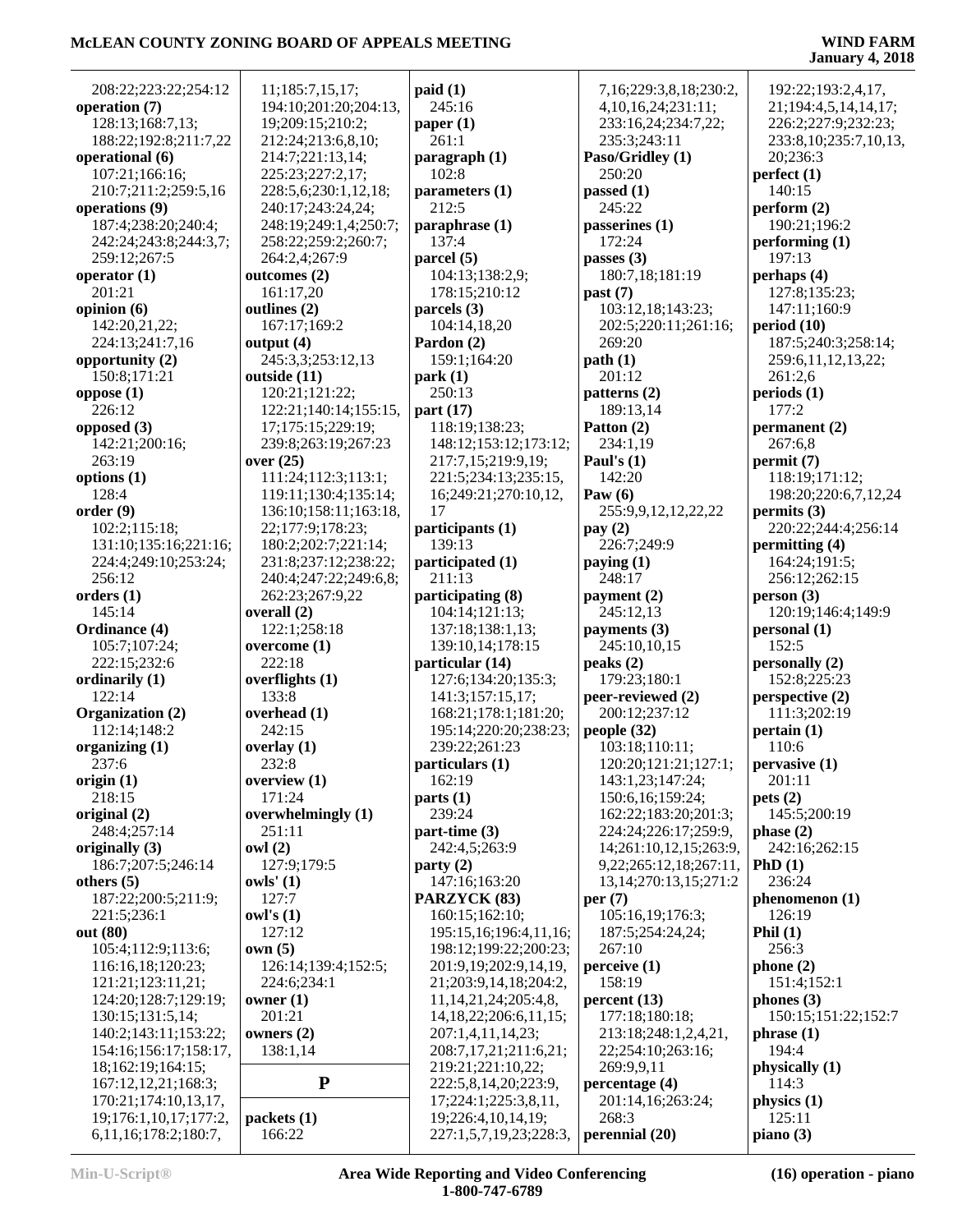208:22;223:22;254:12
**operation (7)**
128:13;168:7,13;
188:22;192:8;211:7,22
**operational (6)**
107:21;166:16;
210:7;211:2;259:5,16
**operations (9)**
187:4;238:20;240:4;
242:24;243:8;244:3,7;
259:12;267:5
**operator (1)**
201:21
**opinion (6)**
142:20,21,22;
224:13;241:7,16
**opportunity (2)**
150:8;171:21
**oppose (1)**
226:12
**opposed (3)**
142:21;200:16;
263:19
**options (1)**
128:4
**order (9)**
102:2;115:18;
131:10;135:16;221:16;
224:4;249:10;253:24;
256:12
**orders (1)**
145:14
**Ordinance (4)**
105:7;107:24;
222:15;232:6
**ordinarily (1)**
122:14
**Organization (2)**
112:14;148:2
**organizing (1)**
237:6
**origin (1)**
218:15
**original (2)**
248:4;257:14
**originally (3)**
186:7;207:5;246:14
**others (5)**
187:22;200:5;211:9;
221:5;236:1
**out (80)**
105:4;112:9;113:6;
116:16,18;120:23;
121:21;123:11,21;
124:20;128:7;129:19;
130:15;131:5,14;
140:2;143:11;153:22;
154:16;156:17;158:17,
18;162:19;164:15;
167:12,12,21;168:3;
170:21;174:10,13,17,
19;176:1,10,17;177:2,
6,11,16;178:2;180:7,
11;185:7,15,17;
194:10;201:20;204:13,
19;209:15;210:2;
212:24;213:6,8,10;
214:7;221:13,14;
225:23;227:2,17;
228:5,6;230:1,12,18;
240:17;243:24,24;
248:19;249:1,4;250:7;
258:22;259:2;260:7;
264:2,4;267:9
**outcomes (2)**
161:17,20
**outlines (2)**
167:17;169:2
**output (4)**
245:3,3;253:12,13
**outside (11)**
120:21;121:22;
122:21;140:14;155:15,
17;175:15;229:19;
239:8;263:19;267:23
**over (25)**
111:24;112:3;113:1;
119:11;130:4;135:14;
136:10;158:11;163:18,
22;177:9;178:23;
180:2;202:7;221:14;
231:8;237:12;238:22;
240:4;247:22;249:6,8;
262:23;267:9,22
**overall (2)**
122:1;258:18
**overcome (1)**
222:18
**overflights (1)**
133:8
**overhead (1)**
242:15
**overlay (1)**
232:8
**overview (1)**
171:24
**overwhelmingly (1)**
251:11
**owl (2)**
127:9;179:5
**owls' (1)**
127:7
**owl's (1)**
127:12
**own (5)**
126:14;139:4;152:5;
224:6;234:1
**owner (1)**
201:21
**owners (2)**
138:1,14

## P

**packets (1)**
166:22
**paid (1)**
245:16
**paper (1)**
261:1
**paragraph (1)**
102:8
**parameters (1)**
212:5
**paraphrase (1)**
137:4
**parcel (5)**
104:13;138:2,9;
178:15;210:12
**parcels (3)**
104:14,18,20
**Pardon (2)**
159:1;164:20
**park (1)**
250:13
**part (17)**
118:19;138:23;
148:12;153:12;173:12;
217:7,15;219:9,19;
221:5;234:13;235:15,
16;249:21;270:10,12,
17
**participants (1)**
139:13
**participated (1)**
211:13
**participating (8)**
104:14;121:13;
137:18;138:1,13;
139:10,14;178:15
**particular (14)**
127:6;134:20;135:3;
141:3;157:15,17;
168:21;178:1;181:20;
195:14;220:20;238:23;
239:22;261:23
**particulars (1)**
162:19
**parts (1)**
239:24
**part-time (3)**
242:4,5;263:9
**party (2)**
147:16;163:20
**PARZYCK (83)**
160:15;162:10;
195:15,16;196:4,11,16;
198:12;199:22;200:23;
201:9,19;202:9,14,19,
21;203:9,14,18;204:2,
11,14,21,24;205:4,8,
14,18,22;206:6,11,15;
207:1,4,11,14,23;
208:7,17,21;211:6,21;
219:21;221:10,22;
222:5,8,14,20;223:9,
17;224:1;225:3,8,11,
19;226:4,10,14,19;
227:1,5,7,19,23;228:3,
7,16;229:3,8,18;230:2,
4,10,16,24;231:11;
233:16,24;234:7,22;
235:3;243:11
**Paso/Gridley (1)**
250:20
**passed (1)**
245:22
**passerines (1)**
172:24
**passes (3)**
180:7,18;181:19
**past (7)**
103:12,18;143:23;
202:5;220:11;261:16;
269:20
**path (1)**
201:12
**patterns (2)**
189:13,14
**Patton (2)**
234:1,19
**Paul's (1)**
142:20
**Paw (6)**
255:9,9,12,12,22,22
**pay (2)**
226:7;249:9
**paying (1)**
248:17
**payment (2)**
245:12,13
**payments (3)**
245:10,10,15
**peaks (2)**
179:23;180:1
**peer-reviewed (2)**
200:12;237:12
**people (32)**
103:18;110:11;
120:20;121:21;127:1;
143:1,23;147:24;
150:6,16;159:24;
162:22;183:20;201:3;
224:24;226:17;259:9,
14;261:10,12,15;263:9,
9,22;265:12,18;267:11,
13,14;270:13,15;271:2
**per (7)**
105:16,19;176:3;
187:5;254:24,24;
267:10
**perceive (1)**
158:19
**percent (13)**
177:18;180:18;
213:18;248:1,2,4,21,
22;254:10;263:16;
269:9,9,11
**percentage (4)**
201:14,16;263:24;
268:3
**perennial (20)**
192:22;193:2,4,17,
21;194:4,5,14,14,17;
226:2;227:9;232:23;
233:8,10;235:7,10,13,
20;236:3
**perfect (1)**
140:15
**perform (2)**
190:21;196:2
**performing (1)**
197:13
**perhaps (4)**
127:8;135:23;
147:11;160:9
**period (10)**
187:5;240:3;258:14;
259:6,11,12,13,22;
261:2,6
**periods (1)**
177:2
**permanent (2)**
267:6,8
**permit (7)**
118:19;171:12;
198:20;220:6,7,12,24
**permits (3)**
220:22;244:4;256:14
**permitting (4)**
164:24;191:5;
256:12;262:15
**person (3)**
120:19;146:4;149:9
**personal (1)**
152:5
**personally (2)**
152:8;225:23
**perspective (2)**
111:3;202:19
**pertain (1)**
110:6
**pervasive (1)**
201:11
**pets (2)**
145:5;200:19
**phase (2)**
242:16;262:15
**PhD (1)**
236:24
**phenomenon (1)**
126:19
**Phil (1)**
256:3
**phone (2)**
151:4;152:1
**phones (3)**
150:15;151:22;152:7
**phrase (1)**
194:4
**physically (1)**
114:3
**physics (1)**
125:11
**piano (3)**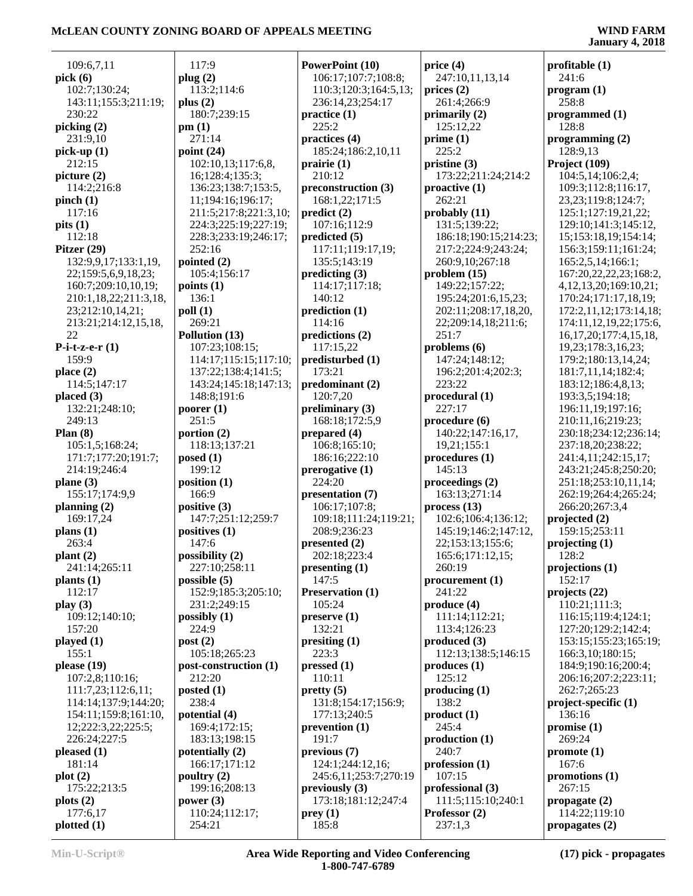109:6,7,11
**pick (6)**
102:7;130:24;
143:11;155:3;211:19;
230:22
**picking (2)**
231:9,10
**pick-up (1)**
212:15
**picture (2)**
114:2;216:8
**pinch (1)**
117:16
**pits (1)**
112:18
**Pitzer (29)**
132:9,9,17;133:1,19,
22;159:5,6,9,18,23;
160:7;209:10,10,19;
210:1,18,22;211:3,18,
23;212:10,14,21;
213:21;214:12,15,18,
22
**P-i-t-z-e-r (1)**
159:9
**place (2)**
114:5;147:17
**placed (3)**
132:21;248:10;
249:13
**Plan (8)**
105:1,5;168:24;
171:7;177:20;191:7;
214:19;246:4
**plane (3)**
155:17;174:9,9
**planning (2)**
169:17,24
**plans (1)**
263:4
**plant (2)**
241:14;265:11
**plants (1)**
112:17
**play (3)**
109:12;140:10;
157:20
**played (1)**
155:1
**please (19)**
107:2,8;110:16;
111:7,23;112:6,11;
114:14;137:9;144:20;
154:11;159:8;161:10,
12;222:3,22;225:5;
226:24;227:5
**pleased (1)**
181:14
**plot (2)**
175:22;213:5
**plots (2)**
177:6,17
**plotted (1)**
117:9
**plug (2)**
113:2;114:6
**plus (2)**
180:7;239:15
**pm (1)**
271:14
**point (24)**
102:10,13;117:6,8,
16;128:4;135:3;
136:23;138:7;153:5,
11;194:16;196:17;
211:5;217:8;221:3,10;
224:3;225:19;227:19;
228:3;233:19;246:17;
252:16
**pointed (2)**
105:4;156:17
**points (1)**
136:1
**poll (1)**
269:21
**Pollution (13)**
107:23;108:15;
114:17;115:15;117:10;
137:22;138:4;141:5;
143:24;145:18;147:13;
148:8;191:6
**poorer (1)**
251:5
**portion (2)**
118:13;137:21
**posed (1)**
199:12
**position (1)**
166:9
**positive (3)**
147:7;251:12;259:7
**positives (1)**
147:6
**possibility (2)**
227:10;258:11
**possible (5)**
152:9;185:3;205:10;
231:2;249:15
**possibly (1)**
224:9
**post (2)**
105:18;265:23
**post-construction (1)**
212:20
**posted (1)**
238:4
**potential (4)**
169:4;172:15;
183:13;198:15
**potentially (2)**
166:17;171:12
**poultry (2)**
199:16;208:13
**power (3)**
110:24;112:17;
254:21
**PowerPoint (10)**
106:17;107:7;108:8;
110:3;120:3;164:5,13;
236:14,23;254:17
**practice (1)**
225:2
**practices (4)**
185:24;186:2,10,11
**prairie (1)**
210:12
**preconstruction (3)**
168:1,22;171:5
**predict (2)**
107:16;112:9
**predicted (5)**
117:11;119:17,19;
135:5;143:19
**predicting (3)**
114:17;117:18;
140:12
**prediction (1)**
114:16
**predictions (2)**
117:15,22
**predisturbed (1)**
173:21
**predominant (2)**
120:7,20
**preliminary (3)**
168:18;172:5,9
**prepared (4)**
106:8;165:10;
186:16;222:10
**prerogative (1)**
224:20
**presentation (7)**
106:17;107:8;
109:18;111:24;119:21;
208:9;236:23
**presented (2)**
202:18;223:4
**presenting (1)**
147:5
**Preservation (1)**
105:24
**preserve (1)**
132:21
**presiting (1)**
223:3
**pressed (1)**
110:11
**pretty (5)**
131:8;154:17;156:9;
177:13;240:5
**prevention (1)**
191:7
**previous (7)**
124:1;244:12,16;
245:6,11;253:7;270:19
**previously (3)**
173:18;181:12;247:4
**prey (1)**
185:8
**price (4)**
247:10,11,13,14
**prices (2)**
261:4;266:9
**primarily (2)**
125:12,22
**prime (1)**
225:2
**pristine (3)**
173:22;211:24;214:2
**proactive (1)**
262:21
**probably (11)**
131:5;139:22;
186:18;190:15;214:23;
217:2;224:9;243:24;
260:9,10;267:18
**problem (15)**
149:22;157:22;
195:24;201:6,15,23;
202:11;208:17,18,20,
22;209:14,18;211:6;
251:7
**problems (6)**
147:24;148:12;
196:2;201:4;202:3;
223:22
**procedural (1)**
227:17
**procedure (6)**
140:22;147:16,17,
19,21;155:1
**procedures (1)**
145:13
**proceedings (2)**
163:13;271:14
**process (13)**
102:6;106:4;136:12;
145:19;146:2;147:12,
22;153:13;155:6;
165:6;171:12,15;
260:19
**procurement (1)**
241:22
**produce (4)**
111:14;112:21;
113:4;126:23
**produced (3)**
112:13;138:5;146:15
**produces (1)**
125:12
**producing (1)**
138:2
**product (1)**
245:4
**production (1)**
240:7
**profession (1)**
107:15
**professional (3)**
111:5;115:10;240:1
**Professor (2)**
237:1,3
**profitable (1)**
241:6
**program (1)**
258:8
**programmed (1)**
128:8
**programming (2)**
128:9,13
**Project (109)**
104:5,14;106:2,4;
109:3;112:8;116:17,
23,23;119:8;124:7;
125:1;127:19,21,22;
129:10;141:3;145:12,
15;153:18,19;154:14;
156:3;159:11;161:24;
165:2,5,14;166:1;
167:20,22,22,23;168:2,
4,12,13,20;169:10,21;
170:24;171:17,18,19;
172:2,11,12;173:14,18;
174:11,12,19,22;175:6,
16,17,20;177:4,15,18,
19,23;178:3,16,23;
179:2;180:13,14,24;
181:7,11,14;182:4;
183:12;186:4,8,13;
193:3,5;194:18;
196:11,19;197:16;
210:11,16;219:23;
230:18;234:12;236:14;
237:18,20;238:22;
241:4,11;242:15,17;
243:21;245:8;250:20;
251:18;253:10,11,14;
262:19;264:4;265:24;
266:20;267:3,4
**projected (2)**
159:15;253:11
**projecting (1)**
128:2
**projections (1)**
152:17
**projects (22)**
110:21;111:3;
116:15;119:4;124:1;
127:20;129:2;142:4;
153:15;155:23;165:19;
166:3,10;180:15;
184:9;190:16;200:4;
206:16;207:2;223:11;
262:7;265:23
**project-specific (1)**
136:16
**promise (1)**
269:24
**promote (1)**
167:6
**promotions (1)**
267:15
**propagate (2)**
114:22;119:10
**propagates (2)**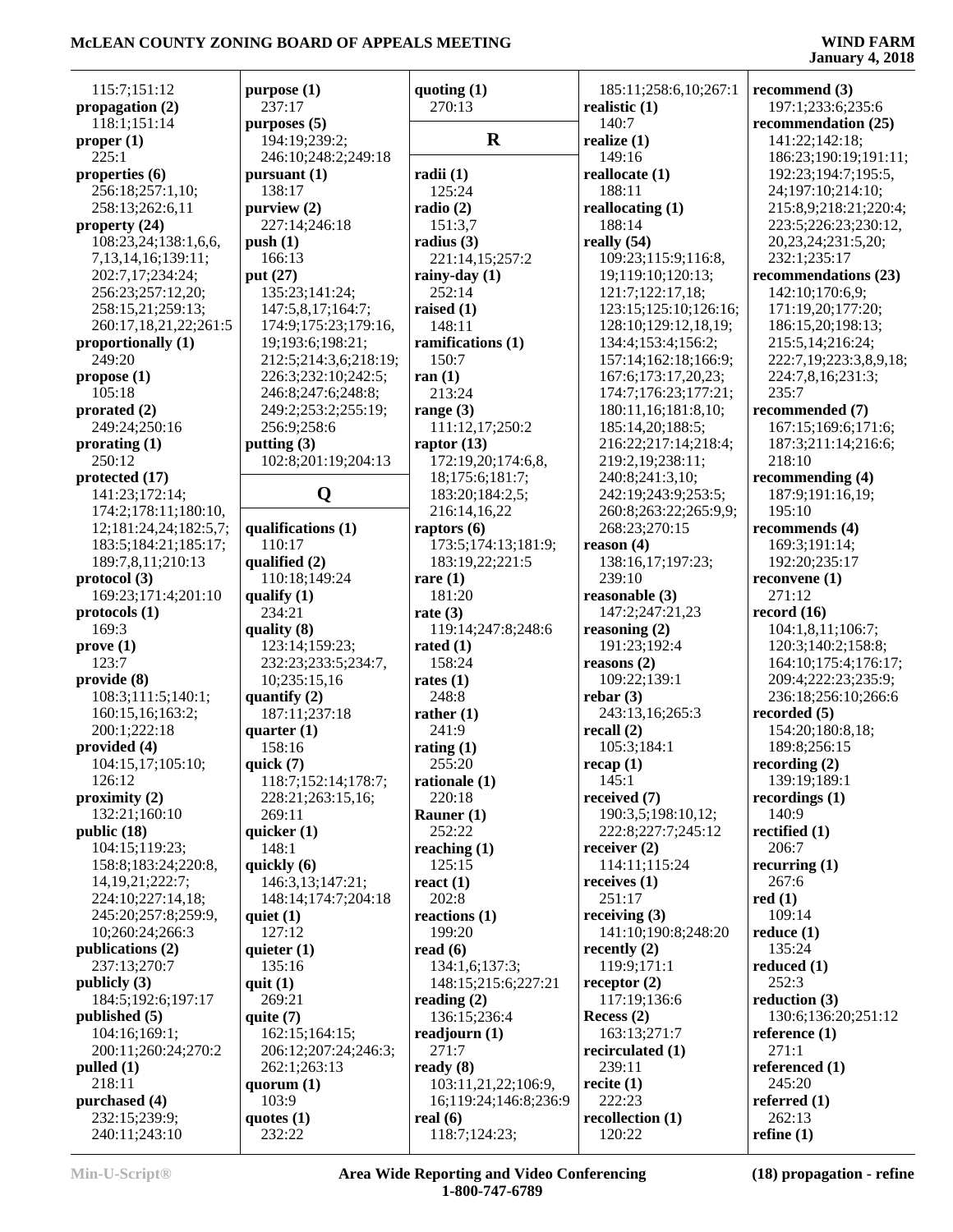115:7;151:12
**propagation (2)**
118:1;151:14
**proper (1)**
225:1
**properties (6)**
256:18;257:1,10;
258:13;262:6,11
**property (24)**
108:23,24;138:1,6,6,
7,13,14,16;139:11;
202:7,17;234:24;
256:23;257:12,20;
258:15,21;259:13;
260:17,18,21,22;261:5
**proportionally (1)**
249:20
**propose (1)**
105:18
**prorated (2)**
249:24;250:16
**prorating (1)**
250:12
**protected (17)**
141:23;172:14;
174:2;178:11;180:10,
12;181:24,24;182:5,7;
183:5;184:21;185:17;
189:7,8,11;210:13
**protocol (3)**
169:23;171:4;201:10
**protocols (1)**
169:3
**prove (1)**
123:7
**provide (8)**
108:3;111:5;140:1;
160:15,16;163:2;
200:1;222:18
**provided (4)**
104:15,17;105:10;
126:12
**proximity (2)**
132:21;160:10
**public (18)**
104:15;119:23;
158:8;183:24;220:8,
14,19,21;222:7;
224:10;227:14,18;
245:20;257:8;259:9,
10;260:24;266:3
**publications (2)**
237:13;270:7
**publicly (3)**
184:5;192:6;197:17
**published (5)**
104:16;169:1;
200:11;260:24;270:2
**pulled (1)**
218:11
**purchased (4)**
232:15;239:9;
240:11;243:10
**purpose (1)**
237:17
**purposes (5)**
194:19;239:2;
246:10;248:2;249:18
**pursuant (1)**
138:17
**purview (2)**
227:14;246:18
**push (1)**
166:13
**put (27)**
135:23;141:24;
147:5,8,17;164:7;
174:9;175:23;179:16,
19;193:6;198:21;
212:5;214:3,6;218:19;
226:3;232:10;242:5;
246:8;247:6;248:8;
249:2;253:2;255:19;
256:9;258:6
**putting (3)**
102:8;201:19;204:13

## Q

**qualifications (1)**
110:17
**qualified (2)**
110:18;149:24
**qualify (1)**
234:21
**quality (8)**
123:14;159:23;
232:23;233:5;234:7,
10;235:15,16
**quantify (2)**
187:11;237:18
**quarter (1)**
158:16
**quick (7)**
118:7;152:14;178:7;
228:21;263:15,16;
269:11
**quicker (1)**
148:1
**quickly (6)**
146:3,13;147:21;
148:14;174:7;204:18
**quiet (1)**
127:12
**quieter (1)**
135:16
**quit (1)**
269:21
**quite (7)**
162:15;164:15;
206:12;207:24;246:3;
262:1;263:13
**quorum (1)**
103:9
**quotes (1)**
232:22
**quoting (1)**
270:13

## R

**radii (1)**
125:24
**radio (2)**
151:3,7
**radius (3)**
221:14,15;257:2
**rainy-day (1)**
252:14
**raised (1)**
148:11
**ramifications (1)**
150:7
**ran (1)**
213:24
**range (3)**
111:12,17;250:2
**raptor (13)**
172:19,20;174:6,8,
18;175:6;181:7;
183:20;184:2,5;
216:14,16,22
**raptors (6)**
173:5;174:13;181:9;
183:19,22;221:5
**rare (1)**
181:20
**rate (3)**
119:14;247:8;248:6
**rated (1)**
158:24
**rates (1)**
248:8
**rather (1)**
241:9
**rating (1)**
255:20
**rationale (1)**
220:18
**Rauner (1)**
252:22
**reaching (1)**
125:15
**react (1)**
202:8
**reactions (1)**
199:20
**read (6)**
134:1,6;137:3;
148:15;215:6;227:21
**reading (2)**
136:15;236:4
**readjourn (1)**
271:7
**ready (8)**
103:11,21,22;106:9,
16;119:24;146:8;236:9
**real (6)**
118:7;124:23;
185:11;258:6,10;267:1
**realistic (1)**
140:7
**realize (1)**
149:16
**reallocate (1)**
188:11
**reallocating (1)**
188:14
**really (54)**
109:23;115:9;116:8,
19;119:10;120:13;
121:7;122:17,18;
123:15;125:10;126:16;
128:10;129:12,18,19;
134:4;153:4;156:2;
157:14;162:18;166:9;
167:6;173:17,20,23;
174:7;176:23;177:21;
180:11,16;181:8,10;
185:14,20;188:5;
216:22;217:14;218:4;
219:2,19;238:11;
240:8;241:3,10;
242:19;243:9;253:5;
260:8;263:22;265:9,9;
268:23;270:15
**reason (4)**
138:16,17;197:23;
239:10
**reasonable (3)**
147:2;247:21,23
**reasoning (2)**
191:23;192:4
**reasons (2)**
109:22;139:1
**rebar (3)**
243:13,16;265:3
**recall (2)**
105:3;184:1
**recap (1)**
145:1
**received (7)**
190:3,5;198:10,12;
222:8;227:7;245:12
**receiver (2)**
114:11;115:24
**receives (1)**
251:17
**receiving (3)**
141:10;190:8;248:20
**recently (2)**
119:9;171:1
**receptor (2)**
117:19;136:6
**Recess (2)**
163:13;271:7
**recirculated (1)**
239:11
**recite (1)**
222:23
**recollection (1)**
120:22
**recommend (3)**
197:1;233:6;235:6
**recommendation (25)**
141:22;142:18;
186:23;190:19;191:11;
192:23;194:7;195:5,
24;197:10;214:10;
215:8,9;218:21;220:4;
223:5;226:23;230:12,
20,23,24;231:5,20;
232:1;235:17
**recommendations (23)**
142:10;170:6,9;
171:19,20;177:20;
186:15,20;198:13;
215:5,14;216:24;
222:7,19;223:3,8,9,18;
224:7,8,16;231:3;
235:7
**recommended (7)**
167:15;169:6;171:6;
187:3;211:14;216:6;
218:10
**recommending (4)**
187:9;191:16,19;
195:10
**recommends (4)**
169:3;191:14;
192:20;235:17
**reconvene (1)**
271:12
**record (16)**
104:1,8,11;106:7;
120:3;140:2;158:8;
164:10;175:4;176:17;
209:4;222:23;235:9;
236:18;256:10;266:6
**recorded (5)**
154:20;180:8,18;
189:8;256:15
**recording (2)**
139:19;189:1
**recordings (1)**
140:9
**rectified (1)**
206:7
**recurring (1)**
267:6
**red (1)**
109:14
**reduce (1)**
135:24
**reduced (1)**
252:3
**reduction (3)**
130:6;136:20;251:12
**reference (1)**
271:1
**referenced (1)**
245:20
**referred (1)**
262:13
**refine (1)**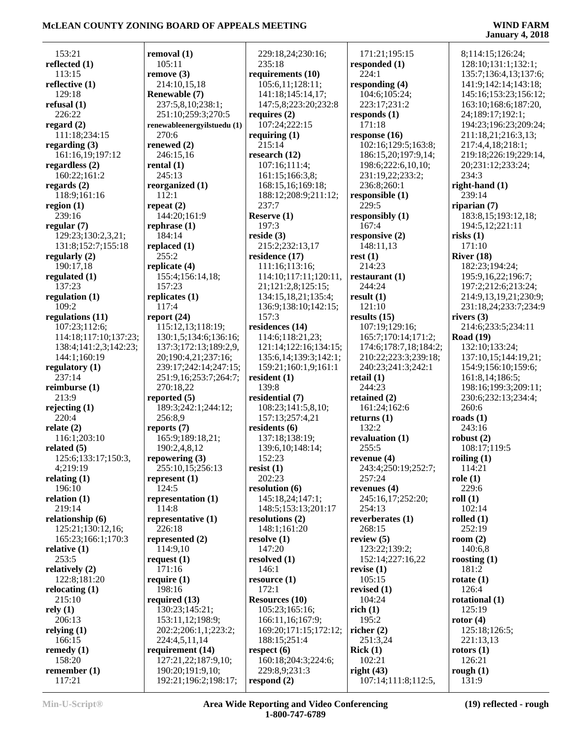153:21
**reflected (1)**
113:15
**reflective (1)**
129:18
**refusal (1)**
226:22
**regard (2)**
111:18;234:15
**regarding (3)**
161:16,19;197:12
**regardless (2)**
160:22;161:2
**regards (2)**
118:9;161:16
**region (1)**
239:16
**regular (7)**
129:23;130:2,3,21;
131:8;152:7;155:18
**regularly (2)**
190:17,18
**regulated (1)**
137:23
**regulation (1)**
109:2
**regulations (11)**
107:23;112:6;
114:18;117:10;137:23;
138:4;141:2,3;142:23;
144:1;160:19
**regulatory (1)**
237:14
**reimburse (1)**
213:9
**rejecting (1)**
220:4
**relate (2)**
116:1;203:10
**related (5)**
125:6;133:17;150:3,
4;219:19
**relating (1)**
196:10
**relation (1)**
219:14
**relationship (6)**
125:21;130:12,16;
165:23;166:1;170:3
**relative (1)**
253:5
**relatively (2)**
122:8;181:20
**relocating (1)**
215:10
**rely (1)**
206:13
**relying (1)**
166:15
**remedy (1)**
158:20
**remember (1)**
117:21
**removal (1)**
105:11
**remove (3)**
214:10,15,18
**Renewable (7)**
237:5,8,10;238:1;
251:10;259:3;270:5
**renewableenergyilstuedu (1)**
270:6
**renewed (2)**
246:15,16
**rental (1)**
245:13
**reorganized (1)**
112:1
**repeat (2)**
144:20;161:9
**rephrase (1)**
184:14
**replaced (1)**
255:2
**replicate (4)**
155:4;156:14,18;
157:23
**replicates (1)**
117:4
**report (24)**
115:12,13;118:19;
130:1,5;134:6;136:16;
137:3;172:13;189:2,9,
20;190:4,21;237:16;
239:17;242:14;247:15;
251:9,16;253:7;264:7;
270:18,22
**reported (5)**
189:3;242:1;244:12;
256:8,9
**reports (7)**
165:9;189:18,21;
190:2,4,8,12
**repowering (3)**
255:10,15;256:13
**represent (1)**
124:5
**representation (1)**
114:8
**representative (1)**
226:18
**represented (2)**
114:9,10
**request (1)**
171:16
**require (1)**
198:16
**required (13)**
130:23;145:21;
153:11,12;198:9;
202:2;206:1,1;223:2;
224:4,5,11,14
**requirement (14)**
127:21,22;187:9,10;
190:20;191:9,10;
192:21;196:2;198:17;
229:18,24;230:16;
235:18
**requirements (10)**
105:6,11;128:11;
141:18;145:14,17;
147:5,8;223:20;232:8
**requires (2)**
107:24;222:15
**requiring (1)**
215:14
**research (12)**
107:16;111:4;
161:15;166:3,8;
168:15,16;169:18;
188:12;208:9;211:12;
237:7
**Reserve (1)**
197:3
**reside (3)**
215:2;232:13,17
**residence (17)**
111:16;113:16;
114:10;117:11;120:11,
21;121:2,8;125:15;
134:15,18,21;135:4;
136:9;138:10;142:15;
157:3
**residences (14)**
114:6;118:21,23;
121:14;122:16;134:15;
135:6,14;139:3;142:1;
159:21;160:1,9;161:1
**resident (1)**
139:8
**residential (7)**
108:23;141:5,8,10;
157:13;257:4,21
**residents (6)**
137:18;138:19;
139:6,10;148:14;
152:23
**resist (1)**
202:23
**resolution (6)**
145:18,24;147:1;
148:5;153:13;201:17
**resolutions (2)**
148:1;161:20
**resolve (1)**
147:20
**resolved (1)**
146:1
**resource (1)**
172:1
**Resources (10)**
105:23;165:16;
166:11,16;167:9;
169:20;171:15;172:12;
188:15;251:4
**respect (6)**
160:18;204:3;224:6;
229:8,9;231:3
**respond (2)**
171:21;195:15
**responded (1)**
224:1
**responding (4)**
104:6;105:24;
223:17;231:2
**responds (1)**
171:18
**response (16)**
102:16;129:5;163:8;
186:15,20;197:9,14;
198:6;222:6,10,10;
231:19,22;233:2;
236:8;260:1
**responsible (1)**
229:5
**responsibly (1)**
167:4
**responsive (2)**
148:11,13
**rest (1)**
214:23
**restaurant (1)**
244:24
**result (1)**
121:10
**results (15)**
107:19;129:16;
165:7;170:14;171:2;
174:6;178:7,18;184:2;
210:22;223:3;239:18;
240:23;241:3;242:1
**retail (1)**
244:23
**retained (2)**
161:24;162:6
**returns (1)**
132:2
**revaluation (1)**
255:5
**revenue (4)**
243:4;250:19;252:7;
257:24
**revenues (4)**
245:16,17;252:20;
254:13
**reverberates (1)**
268:15
**review (5)**
123:22;139:2;
152:14;227:16,22
**revise (1)**
105:15
**revised (1)**
104:24
**rich (1)**
195:2
**richer (2)**
251:3,24
**Rick (1)**
102:21
**right (43)**
107:14;111:8;112:5,
8;114:15;126:24;
128:10;131:1;132:1;
135:7;136:4,13;137:6;
141:9;142:14;143:18;
145:16;153:23;156:12;
163:10;168:6;187:20,
24;189:17;192:1;
194:23;196:23;209:24;
211:18,21;216:3,13;
217:4,4,18;218:1;
219:18;226:19;229:14,
20;231:12;233:24;
234:3
**right-hand (1)**
239:14
**riparian (7)**
183:8,15;193:12,18;
194:5,12;221:11
**risks (1)**
171:10
**River (18)**
182:23;194:24;
195:9,16,22;196:7;
197:2;212:6;213:24;
214:9,13,19,21;230:9;
231:18,24;233:7;234:9
**rivers (3)**
214:6;233:5;234:11
**Road (19)**
132:10;133:24;
137:10,15;144:19,21;
154:9;156:10;159:6;
161:8,14;186:5;
198:16;199:3;209:11;
230:6;232:13;234:4;
260:6
**roads (1)**
243:16
**robust (2)**
108:17;119:5
**roiling (1)**
114:21
**role (1)**
229:6
**roll (1)**
102:14
**rolled (1)**
252:19
**room (2)**
140:6,8
**roosting (1)**
181:2
**rotate (1)**
126:4
**rotational (1)**
125:19
**rotor (4)**
125:18;126:5;
221:13,13
**rotors (1)**
126:21
**rough (1)**
131:9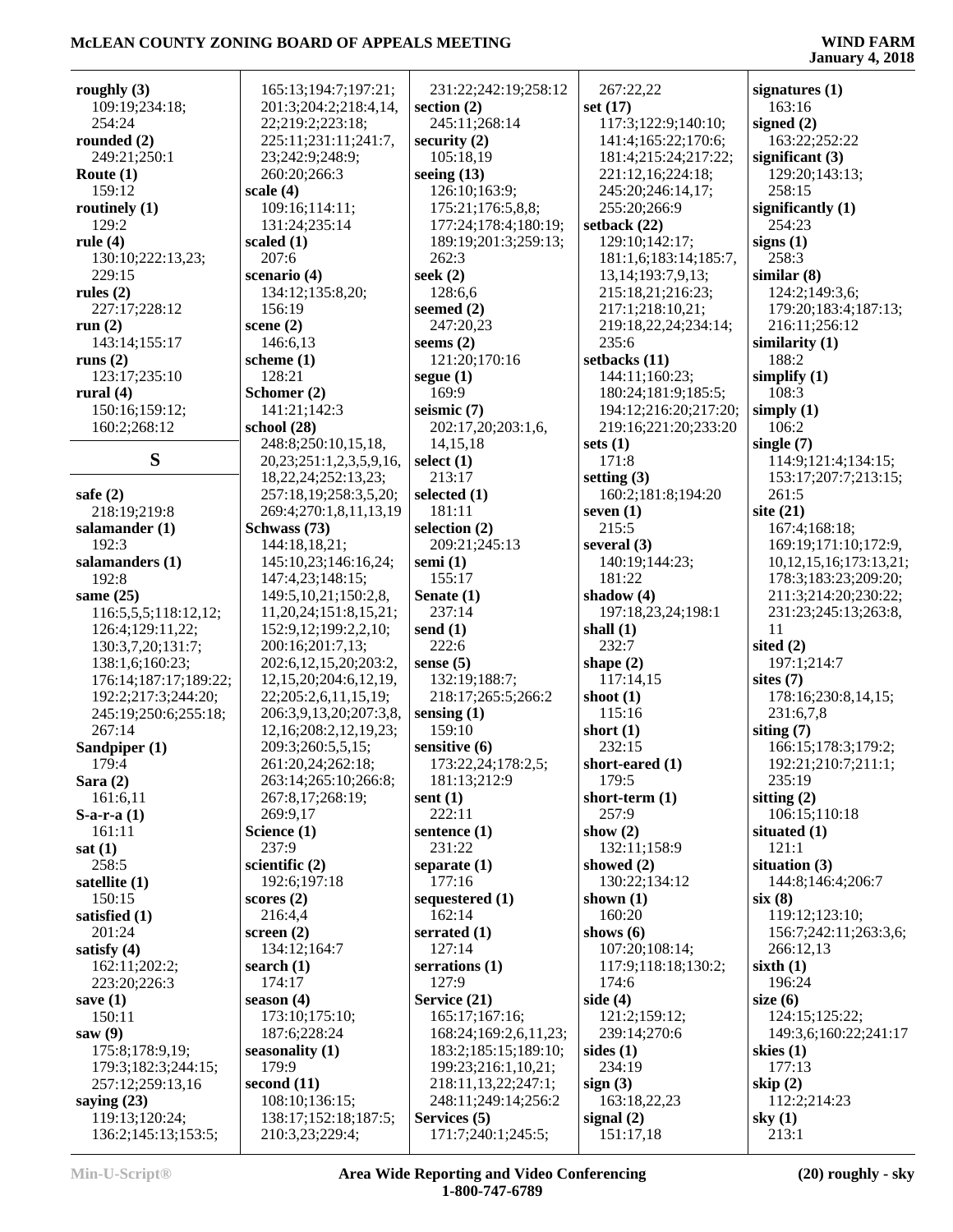**roughly (3)**
109:19;234:18;
254:24
**rounded (2)**
249:21;250:1
**Route (1)**
159:12
**routinely (1)**
129:2
**rule (4)**
130:10;222:13,23;
229:15
**rules (2)**
227:17;228:12
**run (2)**
143:14;155:17
**runs (2)**
123:17;235:10
**rural (4)**
150:16;159:12;
160:2;268:12

## S

**safe (2)**
218:19;219:8
**salamander (1)**
192:3
**salamanders (1)**
192:8
**same (25)**
116:5,5,5;118:12,12;
126:4;129:11,22;
130:3,7,20;131:7;
138:1,6;160:23;
176:14;187:17;189:22;
192:2;217:3;244:20;
245:19;250:6;255:18;
267:14
**Sandpiper (1)**
179:4
**Sara (2)**
161:6,11
**S-a-r-a (1)**
161:11
**sat (1)**
258:5
**satellite (1)**
150:15
**satisfied (1)**
201:24
**satisfy (4)**
162:11;202:2;
223:20;226:3
**save (1)**
150:11
**saw (9)**
175:8;178:9,19;
179:3;182:3;244:15;
257:12;259:13,16
**saying (23)**
119:13;120:24;
136:2;145:13;153:5;
165:13;194:7;197:21;
201:3;204:2;218:4,14,
22;219:2;223:18;
225:11;231:11;241:7,
23;242:9;248:9;
260:20;266:3
**scale (4)**
109:16;114:11;
131:24;235:14
**scaled (1)**
207:6
**scenario (4)**
134:12;135:8,20;
156:19
**scene (2)**
146:6,13
**scheme (1)**
128:21
**Schomer (2)**
141:21;142:3
**school (28)**
248:8;250:10,15,18,
20,23;251:1,2,3,5,9,16,
18,22,24;252:13,23;
257:18,19;258:3,5,20;
269:4;270:1,8,11,13,19
**Schwass (73)**
144:18,18,21;
145:10,23;146:16,24;
147:4,23;148:15;
149:5,10,21;150:2,8,
11,20,24;151:8,15,21;
152:9,12;199:2,2,10;
200:16;201:7,13;
202:6,12,15,20;203:2,
12,15,20;204:6,12,19,
22;205:2,6,11,15,19;
206:3,9,13,20;207:3,8,
12,16;208:2,12,19,23;
209:3;260:5,5,15;
261:20,24;262:18;
263:14;265:10;266:8;
267:8,17;268:19;
269:9,17
**Science (1)**
237:9
**scientific (2)**
192:6;197:18
**scores (2)**
216:4,4
**screen (2)**
134:12;164:7
**search (1)**
174:17
**season (4)**
173:10;175:10;
187:6;228:24
**seasonality (1)**
179:9
**second (11)**
108:10;136:15;
138:17;152:18;187:5;
210:3,23;229:4;
231:22;242:19;258:12
**section (2)**
245:11;268:14
**security (2)**
105:18,19
**seeing (13)**
126:10;163:9;
175:21;176:5,8,8;
177:24;178:4;180:19;
189:19;201:3;259:13;
262:3
**seek (2)**
128:6,6
**seemed (2)**
247:20,23
**seems (2)**
121:20;170:16
**segue (1)**
169:9
**seismic (7)**
202:17,20;203:1,6,
14,15,18
**select (1)**
213:17
**selected (1)**
181:11
**selection (2)**
209:21;245:13
**semi (1)**
155:17
**Senate (1)**
237:14
**send (1)**
222:6
**sense (5)**
132:19;188:7;
218:17;265:5;266:2
**sensing (1)**
159:10
**sensitive (6)**
173:22,24;178:2,5;
181:13;212:9
**sent (1)**
222:11
**sentence (1)**
231:22
**separate (1)**
177:16
**sequestered (1)**
162:14
**serrated (1)**
127:14
**serrations (1)**
127:9
**Service (21)**
165:17;167:16;
168:24;169:2,6,11,23;
183:2;185:15;189:10;
199:23;216:1,10,21;
218:11,13,22;247:1;
248:11;249:14;256:2
**Services (5)**
171:7;240:1;245:5;
267:22,22
**set (17)**
117:3;122:9;140:10;
141:4;165:22;170:6;
181:4;215:24;217:22;
221:12,16;224:18;
245:20;246:14,17;
255:20;266:9
**setback (22)**
129:10;142:17;
181:1,6;183:14;185:7,
13,14;193:7,9,13;
215:18,21;216:23;
217:1;218:10,21;
219:18,22,24;234:14;
235:6
**setbacks (11)**
144:11;160:23;
180:24;181:9;185:5;
194:12;216:20;217:20;
219:16;221:20;233:20
**sets (1)**
171:8
**setting (3)**
160:2;181:8;194:20
**seven (1)**
215:5
**several (3)**
140:19;144:23;
181:22
**shadow (4)**
197:18,23,24;198:1
**shall (1)**
232:7
**shape (2)**
117:14,15
**shoot (1)**
115:16
**short (1)**
232:15
**short-eared (1)**
179:5
**short-term (1)**
257:9
**show (2)**
132:11;158:9
**showed (2)**
130:22;134:12
**shown (1)**
160:20
**shows (6)**
107:20;108:14;
117:9;118:18;130:2;
174:6
**side (4)**
121:2;159:12;
239:14;270:6
**sides (1)**
234:19
**sign (3)**
163:18,22,23
**signal (2)**
151:17,18
**signatures (1)**
163:16
**signed (2)**
163:22;252:22
**significant (3)**
129:20;143:13;
258:15
**significantly (1)**
254:23
**signs (1)**
258:3
**similar (8)**
124:2;149:3,6;
179:20;183:4;187:13;
216:11;256:12
**similarity (1)**
188:2
**simplify (1)**
108:3
**simply (1)**
106:2
**single (7)**
114:9;121:4;134:15;
153:17;207:7;213:15;
261:5
**site (21)**
167:4;168:18;
169:19;171:10;172:9,
10,12,15,16;173:13,21;
178:3;183:23;209:20;
211:3;214:20;230:22;
231:23;245:13;263:8,
11
**sited (2)**
197:1;214:7
**sites (7)**
178:16;230:8,14,15;
231:6,7,8
**siting (7)**
166:15;178:3;179:2;
192:21;210:7;211:1;
235:19
**sitting (2)**
106:15;110:18
**situated (1)**
121:1
**situation (3)**
144:8;146:4;206:7
**six (8)**
119:12;123:10;
156:7;242:11;263:3,6;
266:12,13
**sixth (1)**
196:24
**size (6)**
124:15;125:22;
149:3,6;160:22;241:17
**skies (1)**
177:13
**skip (2)**
112:2;214:23
**sky (1)**
213:1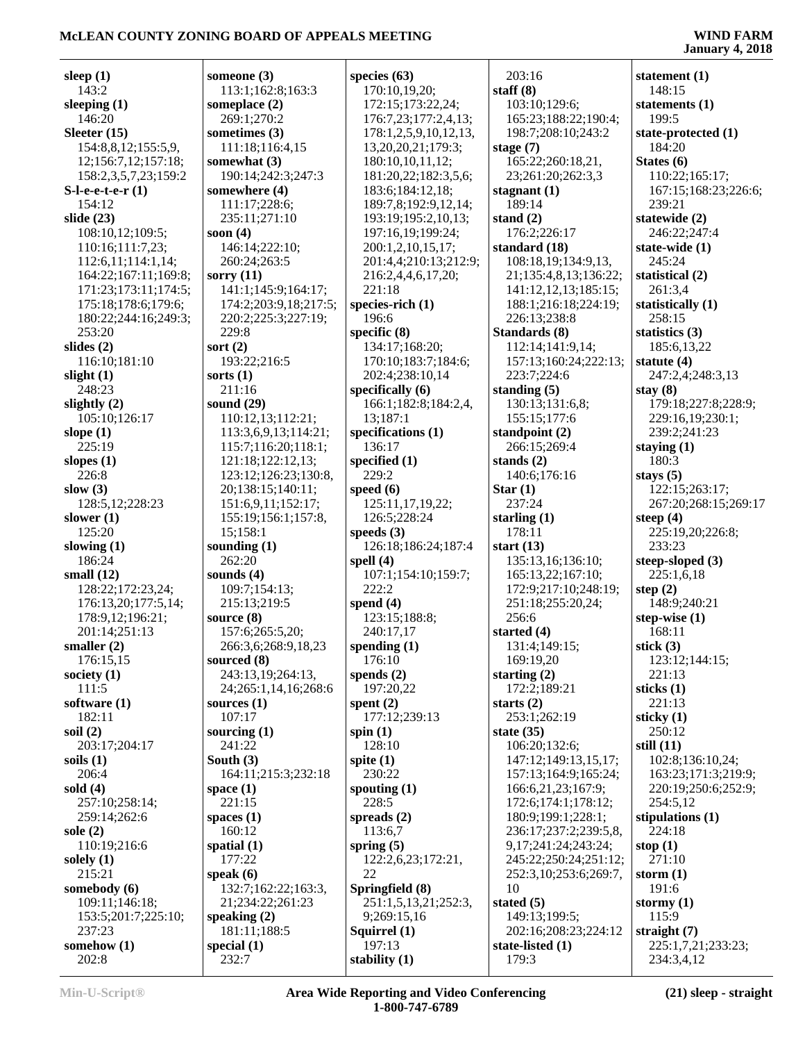**sleep (1)**
143:2
**sleeping (1)**
146:20
**Sleeter (15)**
154:8,8,12;155:5,9,12;156:7,12;157:18;158:2,3,5,7,23;159:2
**S-l-e-e-t-e-r (1)**
154:12
**slide (23)**
108:10,12;109:5;110:16;111:7,23;112:6,11;114:1,14;164:22;167:11;169:8;171:23;173:11;174:5;175:18;178:6;179:6;180:22;244:16;249:3;253:20
**slides (2)**
116:10;181:10
**slight (1)**
248:23
**slightly (2)**
105:10;126:17
**slope (1)**
225:19
**slopes (1)**
226:8
**slow (3)**
128:5,12;228:23
**slower (1)**
125:20
**slowing (1)**
186:24
**small (12)**
128:22;172:23,24;176:13,20;177:5,14;178:9,12;196:21;201:14;251:13
**smaller (2)**
176:15,15
**society (1)**
111:5
**software (1)**
182:11
**soil (2)**
203:17;204:17
**soils (1)**
206:4
**sold (4)**
257:10;258:14;259:14;262:6
**sole (2)**
110:19;216:6
**solely (1)**
215:21
**somebody (6)**
109:11;146:18;153:5;201:7;225:10;237:23
**somehow (1)**
202:8
**someone (3)**
113:1;162:8;163:3
**someplace (2)**
269:1;270:2
**sometimes (3)**
111:18;116:4,15
**somewhat (3)**
190:14;242:3;247:3
**somewhere (4)**
111:17;228:6;235:11;271:10
**soon (4)**
146:14;222:10;260:24;263:5
**sorry (11)**
141:1;145:9;164:17;174:2;203:9,18;217:5;220:2;225:3;227:19;229:8
**sort (2)**
193:22;216:5
**sorts (1)**
211:16
**sound (29)**
110:12,13;112:21;113:3,6,9,13;114:21;115:7;116:20;118:1;121:18;122:12,13;123:12;126:23;130:8,20;138:15;140:11;151:6,9,11;152:17;155:19;156:1;157:8,15;158:1
**sounding (1)**
262:20
**sounds (4)**
109:7;154:13;215:13;219:5
**source (8)**
157:6;265:5,20;266:3,6;268:9,18,23
**sourced (8)**
243:13,19;264:13,24;265:1,14,16;268:6
**sources (1)**
107:17
**sourcing (1)**
241:22
**South (3)**
164:11;215:3;232:18
**space (1)**
221:15
**spaces (1)**
160:12
**spatial (1)**
177:22
**speak (6)**
132:7;162:22;163:3,21;234:22;261:23
**speaking (2)**
181:11;188:5
**special (1)**
232:7
**species (63)**
170:10,19,20;172:15;173:22,24;176:7,23;177:2,4,13;178:1,2,5,9,10,12,13,13,20,20,21;179:3;180:10,10,11,12;181:20,22;182:3,5,6;183:6;184:12,18;189:7,8;192:9,12,14;193:19;195:2,10,13;197:16,19;199:24;200:1,2,10,15,17;201:4,4;210:13;212:9;216:2,4,4,6,17,20;221:18
**species-rich (1)**
196:6
**specific (8)**
134:17;168:20;170:10;183:7;184:6;202:4;238:10,14
**specifically (6)**
166:1;182:8;184:2,4,13;187:1
**specifications (1)**
136:17
**specified (1)**
229:2
**speed (6)**
125:11,17,19,22;126:5;228:24
**speeds (3)**
126:18;186:24;187:4
**spell (4)**
107:1;154:10;159:7;222:2
**spend (4)**
123:15;188:8;240:17,17
**spending (1)**
176:10
**spends (2)**
197:20,22
**spent (2)**
177:12;239:13
**spin (1)**
128:10
**spite (1)**
230:22
**spouting (1)**
228:5
**spreads (2)**
113:6,7
**spring (5)**
122:2,6,23;172:21,22
**Springfield (8)**
251:1,5,13,21;252:3,9;269:15,16
**Squirrel (1)**
197:13
**stability (1)**
203:16
**staff (8)**
103:10;129:6;165:23;188:22;190:4;198:7;208:10;243:2
**stage (7)**
165:22;260:18,21,23;261:20;262:3,3
**stagnant (1)**
189:14
**stand (2)**
176:2;226:17
**standard (18)**
108:18,19;134:9,13,21;135:4,8,13;136:22;141:12,12,13;185:15;188:1;216:18;224:19;226:13;238:8
**Standards (8)**
112:14;141:9,14;157:13;160:24;222:13;223:7;224:6
**standing (5)**
130:13;131:6,8;155:15;177:6
**standpoint (2)**
266:15;269:4
**stands (2)**
140:6;176:16
**Star (1)**
237:24
**starling (1)**
178:11
**start (13)**
135:13,16;136:10;165:13,22;167:10;172:9;217:10;248:19;251:18;255:20,24;256:6
**started (4)**
131:4;149:15;169:19,20
**starting (2)**
172:2;189:21
**starts (2)**
253:1;262:19
**state (35)**
106:20;132:6;147:12;149:13,15,17;157:13;164:9;165:24;166:6,21,23;167:9;172:6;174:1;178:12;180:9;199:1;228:1;236:17;237:2;239:5,8,9,17;241:24;243:24;245:22;250:24;251:12;252:3,10;253:6;269:7,10
**stated (5)**
149:13;199:5;202:16;208:23;224:12
**state-listed (1)**
179:3
**statement (1)**
148:15
**statements (1)**
199:5
**state-protected (1)**
184:20
**States (6)**
110:22;165:17;167:15;168:23;226:6;239:21
**statewide (2)**
246:22;247:4
**state-wide (1)**
245:24
**statistical (2)**
261:3,4
**statistically (1)**
258:15
**statistics (3)**
185:6,13,22
**statute (4)**
247:2,4;248:3,13
**stay (8)**
179:18;227:8;228:9;229:16,19;230:1;239:2;241:23
**staying (1)**
180:3
**stays (5)**
122:15;263:17;267:20;268:15;269:17
**steep (4)**
225:19,20;226:8;233:23
**steep-sloped (3)**
225:1,6,18
**step (2)**
148:9;240:21
**step-wise (1)**
168:11
**stick (3)**
123:12;144:15;221:13
**sticks (1)**
221:13
**sticky (1)**
250:12
**still (11)**
102:8;136:10,24;163:23;171:3;219:9;220:19;250:6;252:9;254:5,12
**stipulations (1)**
224:18
**stop (1)**
271:10
**storm (1)**
191:6
**stormy (1)**
115:9
**straight (7)**
225:1,7,21;233:23;234:3,4,12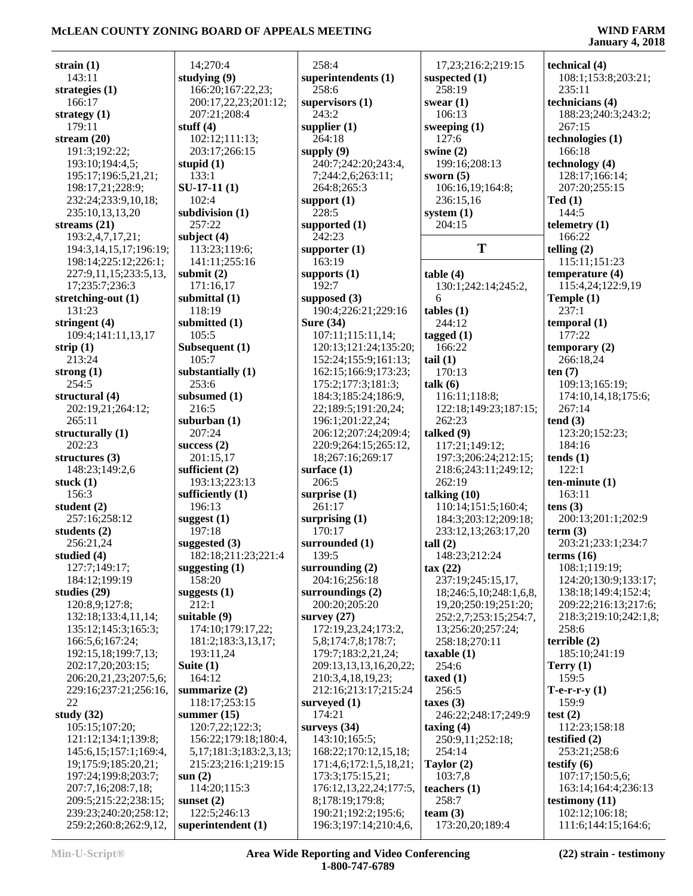**strain (1)**
143:11
**strategies (1)**
166:17
**strategy (1)**
179:11
**stream (20)**
191:3;192:22;
193:10;194:4,5;
195:17;196:5,21,21;
198:17,21;228:9;
232:24;233:9,10,18;
235:10,13,13,20
**streams (21)**
193:2,4,7,17,21;
194:3,14,15,17;196:19;
198:14;225:12;226:1;
227:9,11,15;233:5,13,
17;235:7;236:3
**stretching-out (1)**
131:23
**stringent (4)**
109:4;141:11,13,17
**strip (1)**
213:24
**strong (1)**
254:5
**structural (4)**
202:19,21;264:12;
265:11
**structurally (1)**
202:23
**structures (3)**
148:23;149:2,6
**stuck (1)**
156:3
**student (2)**
257:16;258:12
**students (2)**
256:21,24
**studied (4)**
127:7;149:17;
184:12;199:19
**studies (29)**
120:8,9;127:8;
132:18;133:4,11,14;
135:12;145:3;165:3;
166:5,6;167:24;
192:15,18;199:7,13;
202:17,20;203:15;
206:20,21,23;207:5,6;
229:16;237:21;256:16,
22
**study (32)**
105:15;107:20;
121:12;134:1;139:8;
145:6,15;157:1;169:4,
19;175:9;185:20,21;
197:24;199:8;203:7;
207:7,16;208:7,18;
209:5;215:22;238:15;
239:23;240:20;258:12;
259:2;260:8;262:9,12,
14;270:4
**studying (9)**
166:20;167:22,23;
200:17,22,23;201:12;
207:21;208:4
**stuff (4)**
102:12;111:13;
203:17;266:15
**stupid (1)**
133:1
**SU-17-11 (1)**
102:4
**subdivision (1)**
257:22
**subject (4)**
113:23;119:6;
141:11;255:16
**submit (2)**
171:16,17
**submittal (1)**
118:19
**submitted (1)**
105:5
**Subsequent (1)**
105:7
**substantially (1)**
253:6
**subsumed (1)**
216:5
**suburban (1)**
207:24
**success (2)**
201:15,17
**sufficient (2)**
193:13;223:13
**sufficiently (1)**
196:13
**suggest (1)**
197:18
**suggested (3)**
182:18;211:23;221:4
**suggesting (1)**
158:20
**suggests (1)**
212:1
**suitable (9)**
174:10;179:17,22;
181:2;183:3,13,17;
193:11,24
**Suite (1)**
164:12
**summarize (2)**
118:17;253:15
**summer (15)**
120:7,22;122:3;
156:22;179:18;180:4,
5,17;181:3;183:2,3,13;
215:23;216:1;219:15
**sun (2)**
114:20;115:3
**sunset (2)**
122:5;246:13
**superintendent (1)**
258:4
**superintendents (1)**
258:6
**supervisors (1)**
243:2
**supplier (1)**
264:18
**supply (9)**
240:7;242:20;243:4,
7;244:2,6;263:11;
264:8;265:3
**support (1)**
228:5
**supported (1)**
242:23
**supporter (1)**
163:19
**supports (1)**
192:7
**supposed (3)**
190:4;226:21;229:16
**Sure (34)**
107:11;115:11,14;
120:13;121:24;135:20;
152:24;155:9;161:13;
162:15;166:9;173:23;
175:2;177:3;181:3;
184:3;185:24;186:9,
22;189:5;191:20,24;
196:1;201:22,24;
206:12;207:24;209:4;
220:9;264:15;265:12,
18;267:16;269:17
**surface (1)**
206:5
**surprise (1)**
261:17
**surprising (1)**
170:17
**surrounded (1)**
139:5
**surrounding (2)**
204:16;256:18
**surroundings (2)**
200:20;205:20
**survey (27)**
172:19,23,24;173:2,
5,8;174:7,8;178:7;
179:7;183:2,21,24;
209:13,13,13,16,20,22;
210:3,4,18,19,23;
212:16;213:17;215:24
**surveyed (1)**
174:21
**surveys (34)**
143:10;165:5;
168:22;170:12,15,18;
171:4,6;172:1,5,18,21;
173:3;175:15,21;
176:12,13,22,24;177:5,
8;178:19;179:8;
190:21;192:2;195:6;
196:3;197:14;210:4,6,
17,23;216:2;219:15
**suspected (1)**
258:19
**swear (1)**
106:13
**sweeping (1)**
127:6
**swine (2)**
199:16;208:13
**sworn (5)**
106:16,19;164:8;
236:15,16
**system (1)**
204:15

## T

**table (4)**
130:1;242:14;245:2,
6
**tables (1)**
244:12
**tagged (1)**
166:22
**tail (1)**
170:13
**talk (6)**
116:11;118:8;
122:18;149:23;187:15;
262:23
**talked (9)**
117:21;149:12;
197:3;206:24;212:15;
218:6;243:11;249:12;
262:19
**talking (10)**
110:14;151:5;160:4;
184:3;203:12;209:18;
233:12,13;263:17,20
**tall (2)**
148:23;212:24
**tax (22)**
237:19;245:15,17,
18;246:5,10;248:1,6,8,
19,20;250:19;251:20;
252:2,7;253:15;254:7,
13;256:20;257:24;
258:18;270:11
**taxable (1)**
254:6
**taxed (1)**
256:5
**taxes (3)**
246:22;248:17;249:9
**taxing (4)**
250:9,11;252:18;
254:14
**Taylor (2)**
103:7,8
**teachers (1)**
258:7
**team (3)**
173:20,20;189:4
**technical (4)**
108:1;153:8;203:21;
235:11
**technicians (4)**
188:23;240:3;243:2;
267:15
**technologies (1)**
166:18
**technology (4)**
128:17;166:14;
207:20;255:15
**Ted (1)**
144:5
**telemetry (1)**
166:22
**telling (2)**
115:11;151:23
**temperature (4)**
115:4,24;122:9,19
**Temple (1)**
237:1
**temporal (1)**
177:22
**temporary (2)**
266:18,24
**ten (7)**
109:13;165:19;
174:10,14,18;175:6;
267:14
**tend (3)**
123:20;152:23;
184:16
**tends (1)**
122:1
**ten-minute (1)**
163:11
**tens (3)**
200:13;201:1;202:9
**term (3)**
203:21;233:1;234:7
**terms (16)**
108:1;119:19;
124:20;130:9;133:17;
138:18;149:4;152:4;
209:22;216:13;217:6;
218:3;219:10;242:1,8;
258:6
**terrible (2)**
185:10;241:19
**Terry (1)**
159:5
**T-e-r-r-y (1)**
159:9
**test (2)**
112:23;158:18
**testified (2)**
253:21;258:6
**testify (6)**
107:17;150:5,6;
163:14;164:4;236:13
**testimony (11)**
102:12;106:18;
111:6;144:15;164:6;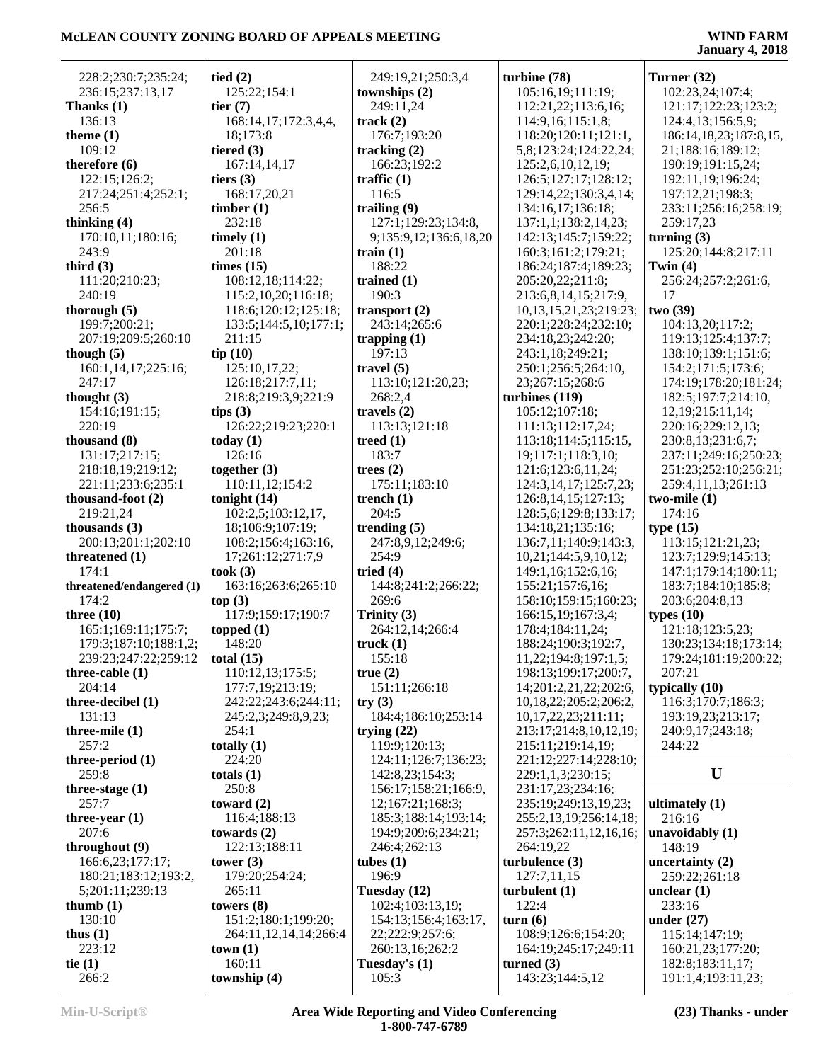228:2;230:7;235:24;
236:15;237:13,17

**Thanks (1)**
136:13

**theme (1)**
109:12

**therefore (6)**
122:15;126:2;
217:24;251:4;252:1;
256:5

**thinking (4)**
170:10,11;180:16;
243:9

**third (3)**
111:20;210:23;
240:19

**thorough (5)**
199:7;200:21;
207:19;209:5;260:10

**though (5)**
160:1,14,17;225:16;
247:17

**thought (3)**
154:16;191:15;
220:19

**thousand (8)**
131:17;217:15;
218:18,19;219:12;
221:11;233:6;235:1

**thousand-foot (2)**
219:21,24

**thousands (3)**
200:13;201:1;202:10

**threatened (1)**
174:1

**threatened/endangered (1)**
174:2

**three (10)**
165:1;169:11;175:7;
179:3;187:10;188:1,2;
239:23;247:22;259:12

**three-cable (1)**
204:14

**three-decibel (1)**
131:13

**three-mile (1)**
257:2

**three-period (1)**
259:8

**three-stage (1)**
257:7

**three-year (1)**
207:6

**throughout (9)**
166:6,23;177:17;
180:21;183:12;193:2,
5;201:11;239:13

**thumb (1)**
130:10

**thus (1)**
223:12

**tie (1)**
266:2

**tied (2)**
125:22;154:1

**tier (7)**
168:14,17;172:3,4,4,
18;173:8

**tiered (3)**
167:14,14,17

**tiers (3)**
168:17,20,21

**timber (1)**
232:18

**timely (1)**
201:18

**times (15)**
108:12,18;114:22;
115:2,10,20;116:18;
118:6;120:12;125:18;
133:5;144:5,10;177:1;
211:15

**tip (10)**
125:10,17,22;
126:18;217:7,11;
218:8;219:3,9;221:9

**tips (3)**
126:22;219:23;220:1

**today (1)**
126:16

**together (3)**
110:11,12;154:2

**tonight (14)**
102:2,5;103:12,17,
18;106:9;107:19;
108:2;156:4;163:16,
17;261:12;271:7,9

**took (3)**
163:16;263:6;265:10

**top (3)**
117:9;159:17;190:7

**topped (1)**
148:20

**total (15)**
110:12,13;175:5;
177:7,19;213:19;
242:22;243:6;244:11;
245:2,3;249:8,9,23;
254:1

**totally (1)**
224:20

**totals (1)**
250:8

**toward (2)**
116:4;188:13

**towards (2)**
122:13;188:11

**tower (3)**
179:20;254:24;
265:11

**towers (8)**
151:2;180:1;199:20;
264:11,12,14,14;266:4

**town (1)**
160:11

**township (4)**
249:19,21;250:3,4

**townships (2)**
249:11,24

**track (2)**
176:7;193:20

**tracking (2)**
166:23;192:2

**traffic (1)**
116:5

**trailing (9)**
127:1;129:23;134:8,
9;135:9,12;136:6,18,20

**train (1)**
188:22

**trained (1)**
190:3

**transport (2)**
243:14;265:6

**trapping (1)**
197:13

**travel (5)**
113:10;121:20,23;
268:2,4

**travels (2)**
113:13;121:18

**treed (1)**
183:7

**trees (2)**
175:11;183:10

**trench (1)**
204:5

**trending (5)**
247:8,9,12;249:6;
254:9

**tried (4)**
144:8;241:2;266:22;
269:6

**Trinity (3)**
264:12,14;266:4

**truck (1)**
155:18

**true (2)**
151:11;266:18

**try (3)**
184:4;186:10;253:14

**trying (22)**
119:9;120:13;
124:11;126:7;136:23;
142:8,23;154:3;
156:17;158:21;166:9,
12;167:21;168:3;
185:3;188:14;193:14;
194:9;209:6;234:21;
246:4;262:13

**tubes (1)**
196:9

**Tuesday (12)**
102:4;103:13,19;
154:13;156:4;163:17,
22;222:9;257:6;
260:13,16;262:2

**Tuesday's (1)**
105:3

**turbine (78)**
105:16,19;111:19;
112:21,22;113:6,16;
114:9,16;115:1,8;
118:20;120:11;121:1,
5,8;123:24;124:22,24;
125:2,6,10,12,19;
126:5;127:17;128:12;
129:14,22;130:3,4,14;
134:16,17;136:18;
137:1,1;138:2,14,23;
142:13;145:7;159:22;
160:3;161:2;179:21;
186:24;187:4;189:23;
205:20,22;211:8;
213:6,8,14,15;217:9,
10,13,15,21,23;219:23;
220:1;228:24;232:10;
234:18,23;242:20;
243:1,18;249:21;
250:1;256:5;264:10,
23;267:15;268:6

**turbines (119)**
105:12;107:18;
111:13;112:17,24;
113:18;114:5;115:15,
19;117:1;118:3,10;
121:6;123:6,11,24;
124:3,14,17;125:7,23;
126:8,14,15;127:13;
128:5,6;129:8;133:17;
134:18,21;135:16;
136:7,11;140:9;143:3,
10,21;144:5,9,10,12;
149:1,16;152:6,16;
155:21;157:6,16;
158:10;159:15;160:23;
166:15,19;167:3,4;
178:4;184:11,24;
188:24;190:3;192:7,
11,22;194:8;197:1,5;
198:13;199:17;200:7,
14;201:2,21,22;202:6,
10,18,22;205:2;206:2,
10,17,22,23;211:11;
213:17;214:8,10,12,19;
215:11;219:14,19;
221:12;227:14;228:10;
229:1,1,3;230:15;
231:17,23;234:16;
235:19;249:13,19,23;
255:2,13,19;256:14,18;
257:3;262:11,12,16,16;
264:19,22

**turbulence (3)**
127:7,11,15

**turbulent (1)**
122:4

**turn (6)**
108:9;126:6;154:20;
164:19;245:17;249:11

**turned (3)**
143:23;144:5,12

**Turner (32)**
102:23,24;107:4;
121:17;122:23;123:2;
124:4,13;156:5,9;
186:14,18,23;187:8,15,
21;188:16;189:12;
190:19;191:15,24;
192:11,19;196:24;
197:12,21;198:3;
233:11;256:16;258:19;
259:17,23

**turning (3)**
125:20;144:8;217:11

**Twin (4)**
256:24;257:2;261:6,
17

**two (39)**
104:13,20;117:2;
119:13;125:4;137:7;
138:10;139:1;151:6;
154:2;171:5;173:6;
174:19;178:20;181:24;
182:5;197:7;214:10,
12,19;215:11,14;
220:16;229:12,13;
230:8,13;231:6,7;
237:11;249:16;250:23;
251:23;252:10;256:21;
259:4,11,13;261:13

**two-mile (1)**
174:16

**type (15)**
113:15;121:21,23;
123:7;129:9;145:13;
147:1;179:14;180:11;
183:7;184:10;185:8;
203:6;204:8,13

**types (10)**
121:18;123:5,23;
130:23;134:18;173:14;
179:24;181:19;200:22;
207:21

**typically (10)**
116:3;170:7;186:3;
193:19,23;213:17;
240:9,17;243:18;
244:22

## U

**ultimately (1)**
216:16

**unavoidably (1)**
148:19

**uncertainty (2)**
259:22;261:18

**unclear (1)**
233:16

**under (27)**
115:14;147:19;
160:21,23;177:20;
182:8;183:11,17;
191:1,4;193:11,23;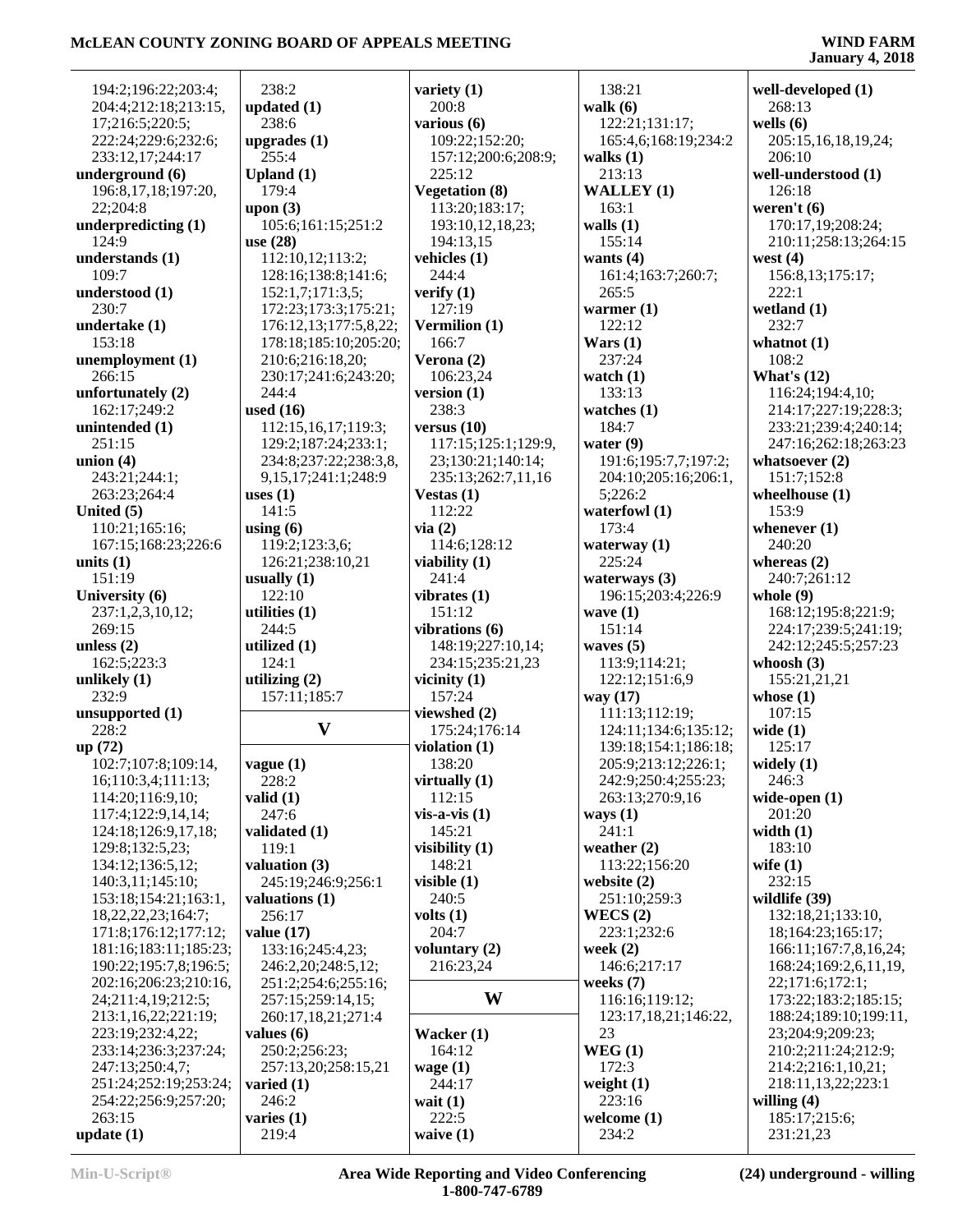194:2;196:22;203:4;
204:4;212:18;213:15,
17;216:5;220:5;
222:24;229:6;232:6;
233:12,17;244:17

**underground (6)**
196:8,17,18;197:20,
22;204:8

**underpredicting (1)**
124:9

**understands (1)**
109:7

**understood (1)**
230:7

**undertake (1)**
153:18

**unemployment (1)**
266:15

**unfortunately (2)**
162:17;249:2

**unintended (1)**
251:15

**union (4)**
243:21;244:1;
263:23;264:4

**United (5)**
110:21;165:16;
167:15;168:23;226:6

**units (1)**
151:19

**University (6)**
237:1,2,3,10,12;
269:15

**unless (2)**
162:5;223:3

**unlikely (1)**
232:9

**unsupported (1)**
228:2

**up (72)**
102:7;107:8;109:14,
16;110:3,4;111:13;
114:20;116:9,10;
117:4;122:9,14,14;
124:18;126:9,17,18;
129:8;132:5,23;
134:12;136:5,12;
140:3,11;145:10;
153:18;154:21;163:1,
18,22,22,23;164:7;
171:8;176:12;177:12;
181:16;183:11;185:23;
190:22;195:7,8;196:5;
202:16;206:23;210:16,
24;211:4,19;212:5;
213:1,16,22;221:19;
223:19;232:4,22;
233:14;236:3;237:24;
247:13;250:4,7;
251:24;252:19;253:24;
254:22;256:9;257:20;
263:15

**update (1)**
238:2

**updated (1)**
238:6

**upgrades (1)**
255:4

**Upland (1)**
179:4

**upon (3)**
105:6;161:15;251:2

**use (28)**
112:10,12;113:2;
128:16;138:8;141:6;
152:1,7;171:3,5;
172:23;173:3;175:21;
176:12,13;177:5,8,22;
178:18;185:10;205:20;
210:6;216:18,20;
230:17;241:6;243:20;
244:4

**used (16)**
112:15,16,17;119:3;
129:2;187:24;233:1;
234:8;237:22;238:3,8,
9,15,17;241:1;248:9

**uses (1)**
141:5

**using (6)**
119:2;123:3,6;
126:21;238:10,21

**usually (1)**
122:10

**utilities (1)**
244:5

**utilized (1)**
124:1

**utilizing (2)**
157:11;185:7

## V

**vague (1)**
228:2

**valid (1)**
247:6

**validated (1)**
119:1

**valuation (3)**
245:19;246:9;256:1

**valuations (1)**
256:17

**value (17)**
133:16;245:4,23;
246:2,20;248:5,12;
251:2;254:6;255:16;
257:15;259:14,15;
260:17,18,21;271:4

**values (6)**
250:2;256:23;
257:13,20;258:15,21

**varied (1)**
246:2

**varies (1)**
219:4

**variety (1)**
200:8

**various (6)**
109:22;152:20;
157:12;200:6;208:9;
225:12

**Vegetation (8)**
113:20;183:17;
193:10,12,18,23;
194:13,15

**vehicles (1)**
244:4

**verify (1)**
127:19

**Vermilion (1)**
166:7

**Verona (2)**
106:23,24

**version (1)**
238:3

**versus (10)**
117:15;125:1;129:9,
23;130:21;140:14;
235:13;262:7,11,16

**Vestas (1)**
112:22

**via (2)**
114:6;128:12

**viability (1)**
241:4

**vibrates (1)**
151:12

**vibrations (6)**
148:19;227:10,14;
234:15;235:21,23

**vicinity (1)**
157:24

**viewshed (2)**
175:24;176:14

**violation (1)**
138:20

**virtually (1)**
112:15

**vis-a-vis (1)**
145:21

**visibility (1)**
148:21

**visible (1)**
240:5

**volts (1)**
204:7

**voluntary (2)**
216:23,24

## W

**Wacker (1)**
164:12

**wage (1)**
244:17

**wait (1)**
222:5

**waive (1)**
138:21

**walk (6)**
122:21;131:17;
165:4,6;168:19;234:2

**walks (1)**
213:13

**WALLEY (1)**
163:1

**walls (1)**
155:14

**wants (4)**
161:4;163:7;260:7;
265:5

**warmer (1)**
122:12

**Wars (1)**
237:24

**watch (1)**
133:13

**watches (1)**
184:7

**water (9)**
191:6;195:7,7;197:2;
204:10;205:16;206:1,
5;226:2

**waterfowl (1)**
173:4

**waterway (1)**
225:24

**waterways (3)**
196:15;203:4;226:9

**wave (1)**
151:14

**waves (5)**
113:9;114:21;
122:12;151:6,9

**way (17)**
111:13;112:19;
124:11;134:6;135:12;
139:18;154:1;186:18;
205:9;213:12;226:1;
242:9;250:4;255:23;
263:13;270:9,16

**ways (1)**
241:1

**weather (2)**
113:22;156:20

**website (2)**
251:10;259:3

**WECS (2)**
223:1;232:6

**week (2)**
146:6;217:17

**weeks (7)**
116:16;119:12;
123:17,18,21;146:22,
23

**WEG (1)**
172:3

**weight (1)**
223:16

**welcome (1)**
234:2

**well-developed (1)**
268:13

**wells (6)**
205:15,16,18,19,24;
206:10

**well-understood (1)**
126:18

**weren't (6)**
170:17,19;208:24;
210:11;258:13;264:15

**west (4)**
156:8,13;175:17;
222:1

**wetland (1)**
232:7

**whatnot (1)**
108:2

**What's (12)**
116:24;194:4,10;
214:17;227:19;228:3;
233:21;239:4;240:14;
247:16;262:18;263:23

**whatsoever (2)**
151:7;152:8

**wheelhouse (1)**
153:9

**whenever (1)**
240:20

**whereas (2)**
240:7;261:12

**whole (9)**
168:12;195:8;221:9;
224:17;239:5;241:19;
242:12;245:5;257:23

**whoosh (3)**
155:21,21,21

**whose (1)**
107:15

**wide (1)**
125:17

**widely (1)**
246:3

**wide-open (1)**
201:20

**width (1)**
183:10

**wife (1)**
232:15

**wildlife (39)**
132:18,21;133:10,
18;164:23;165:17;
166:11;167:7,8,16,24;
168:24;169:2,6,11,19,
22;171:6;172:1;
173:22;183:2;185:15;
188:24;189:10;199:11,
23;204:9;209:23;
210:2;211:24;212:9;
214:2;216:1,10,21;
218:11,13,22;223:1

**willing (4)**
185:17;215:6;
231:21,23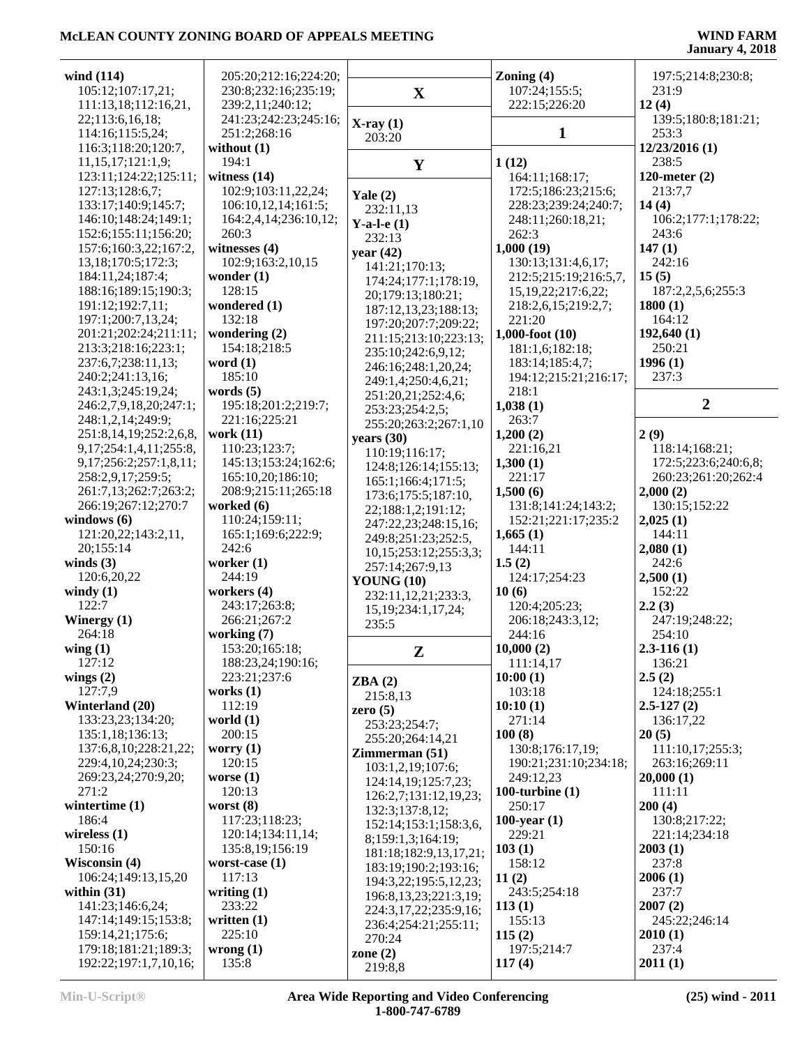**wind (114)**
105:12;107:17,21;111:13,18;112:16,21,22;113:6,16,18;114:16;115:5,24;116:3;118:20;120:7,11,15,17;121:1,9;123:11;124:22;125:11;127:13;128:6,7;133:17;140:9;145:7;146:10;148:24;149:1;152:6;155:11;156:20;157:6;160:3,22;167:2,13,18;170:5;172:3;184:11,24;187:4;188:16;189:15;190:3;191:12;192:7,11;197:1;200:7,13,24;201:21;202:24;211:11;213:3;218:16;223:1;237:6,7;238:11,13;240:2;241:13,16;243:1,3;245:19,24;246:2,7,9,18,20;247:1;248:1,2,14;249:9;251:8,14,19;252:2,6,8,9,17;254:1,4,11;255:8,9,17;256:2;257:1,8,11;258:2,9,17;259:5;261:7,13;262:7;263:2;266:19;267:12;270:7

**windows (6)**
121:20,22;143:2,11,20;155:14

**winds (3)**
120:6,20,22

**windy (1)**
122:7

**Winergy (1)**
264:18

**wing (1)**
127:12

**wings (2)**
127:7,9

**Winterland (20)**
133:23,23;134:20;135:1,18;136:13;137:6,8,10;228:21,22;229:4,10,24;230:3;269:23,24;270:9,20;271:2

**wintertime (1)**
186:4

**wireless (1)**
150:16

**Wisconsin (4)**
106:24;149:13,15,20

**within (31)**
141:23;146:6,24;147:14;149:15;153:8;159:14,21;175:6;179:18;181:21;189:3;192:22;197:1,7,10,16;205:20;212:16;224:20;230:8;232:16;235:19;239:2,11;240:12;241:23;242:23;245:16;251:2;268:16

**without (1)**
194:1

**witness (14)**
102:9;103:11,22,24;106:10,12,14;161:5;164:2,4,14;236:10,12;260:3

**witnesses (4)**
102:9;163:2,10,15

**wonder (1)**
128:15

**wondered (1)**
132:18

**wondering (2)**
154:18;218:5

**word (1)**
185:10

**words (5)**
195:18;201:2;219:7;221:16;225:21

**work (11)**
110:23;123:7;145:13;153:24;162:6;165:10,20;186:10;208:9;215:11;265:18

**worked (6)**
110:24;159:11;165:1;169:6;222:9;242:6

**worker (1)**
244:19

**workers (4)**
243:17;263:8;266:21;267:2

**working (7)**
153:20;165:18;188:23,24;190:16;223:21;237:6

**works (1)**
112:19

**world (1)**
200:15

**worry (1)**
120:15

**worse (1)**
120:13

**worst (8)**
117:23;118:23;120:14;134:11,14;135:8,19;156:19

**worst-case (1)**
117:13

**writing (1)**
233:22

**written (1)**
225:10

**wrong (1)**
135:8

## X

**X-ray (1)**
203:20

## Y

**Yale (2)**
232:11,13

**Y-a-l-e (1)**
232:13

**year (42)**
141:21;170:13;174:24;177:1;178:19,20;179:13;180:21;187:12,13,23;188:13;197:20;207:7;209:22;211:15;213:10;223:13;235:10;242:6,9,12;246:16;248:1,20,24;249:1,4;250:4,6,21;251:20,21;252:4,6;253:23;254:2,5;255:20;263:2;267:1,10

**years (30)**
110:19;116:17;124:8;126:14;155:13;165:1;166:4;171:5;173:6;175:5;187:10,22;188:1,2;191:12;247:22,23;248:15,16;249:8;251:23;252:5,10,15;253:12;255:3,3;257:14;267:9,13

**YOUNG (10)**
232:11,12,21;233:3,15,19;234:1,17,24;235:5

## Z

**ZBA (2)**
215:8,13

**zero (5)**
253:23;254:7;255:20;264:14,21

**Zimmerman (51)**
103:1,2,19;107:6;124:14,19;125:7,23;126:2,7;131:12,19,23;132:3;137:8,12;152:14;153:1;158:3,6,8;159:1,3;164:19;181:18;182:9,13,17,21;183:19;190:2;193:16;194:3,22;195:5,12,23;196:8,13,23;221:3,19;224:3,17,22;235:9,16;236:4;254:21;255:11;270:24

**zone (2)**
219:8,8

**Zoning (4)**
107:24;155:5;222:15;226:20

## 1

**1 (12)**
164:11;168:17;172:5;186:23;215:6;228:23;239:24;240:7;248:11;260:18,21;262:3

**1,000 (19)**
130:13;131:4,6,17;212:5;215:19;216:5,7,15,19,22;217:6,22;218:2,6,15;219:2,7;221:20

**1,000-foot (10)**
181:1,6;182:18;183:14;185:4,7;194:12;215:21;216:17;218:1

**1,038 (1)**
263:7

**1,200 (2)**
221:16,21

**1,300 (1)**
221:17

**1,500 (6)**
131:8;141:24;143:2;152:21;221:17;235:2

**1,665 (1)**
144:11

**1.5 (2)**
124:17;254:23

**10 (6)**
120:4;205:23;206:18;243:3,12;244:16

**10,000 (2)**
111:14,17

**10:00 (1)**
103:18

**10:10 (1)**
271:14

**100 (8)**
130:8;176:17,19;190:21;231:10;234:18;249:12,23

**100-turbine (1)**
250:17

**100-year (1)**
229:21

**103 (1)**
158:12

**11 (2)**
243:5;254:18

**113 (1)**
155:13

**115 (2)**
197:5;214:7

**117 (4)**
197:5;214:8;230:8;231:9

**12 (4)**
139:5;180:8;181:21;253:3

**12/23/2016 (1)**
238:5

**120-meter (2)**
213:7,7

**14 (4)**
106:2;177:1;178:22;243:6

**147 (1)**
242:16

**15 (5)**
187:2,2,5,6;255:3

**1800 (1)**
164:12

**192,640 (1)**
250:21

**1996 (1)**
237:3

## 2

**2 (9)**
118:14;168:21;172:5;223:6;240:6,8;260:23;261:20;262:4

**2,000 (2)**
130:15;152:22

**2,025 (1)**
144:11

**2,080 (1)**
242:6

**2,500 (1)**
152:22

**2.2 (3)**
247:19;248:22;254:10

**2.3-116 (1)**
136:21

**2.5 (2)**
124:18;255:1

**2.5-127 (2)**
136:17,22

**20 (5)**
111:10,17;255:3;263:16;269:11

**20,000 (1)**
111:11

**200 (4)**
130:8;217:22;221:14;234:18

**2003 (1)**
237:8

**2006 (1)**
237:7

**2007 (2)**
245:22;246:14

**2010 (1)**
237:4

**2011 (1)**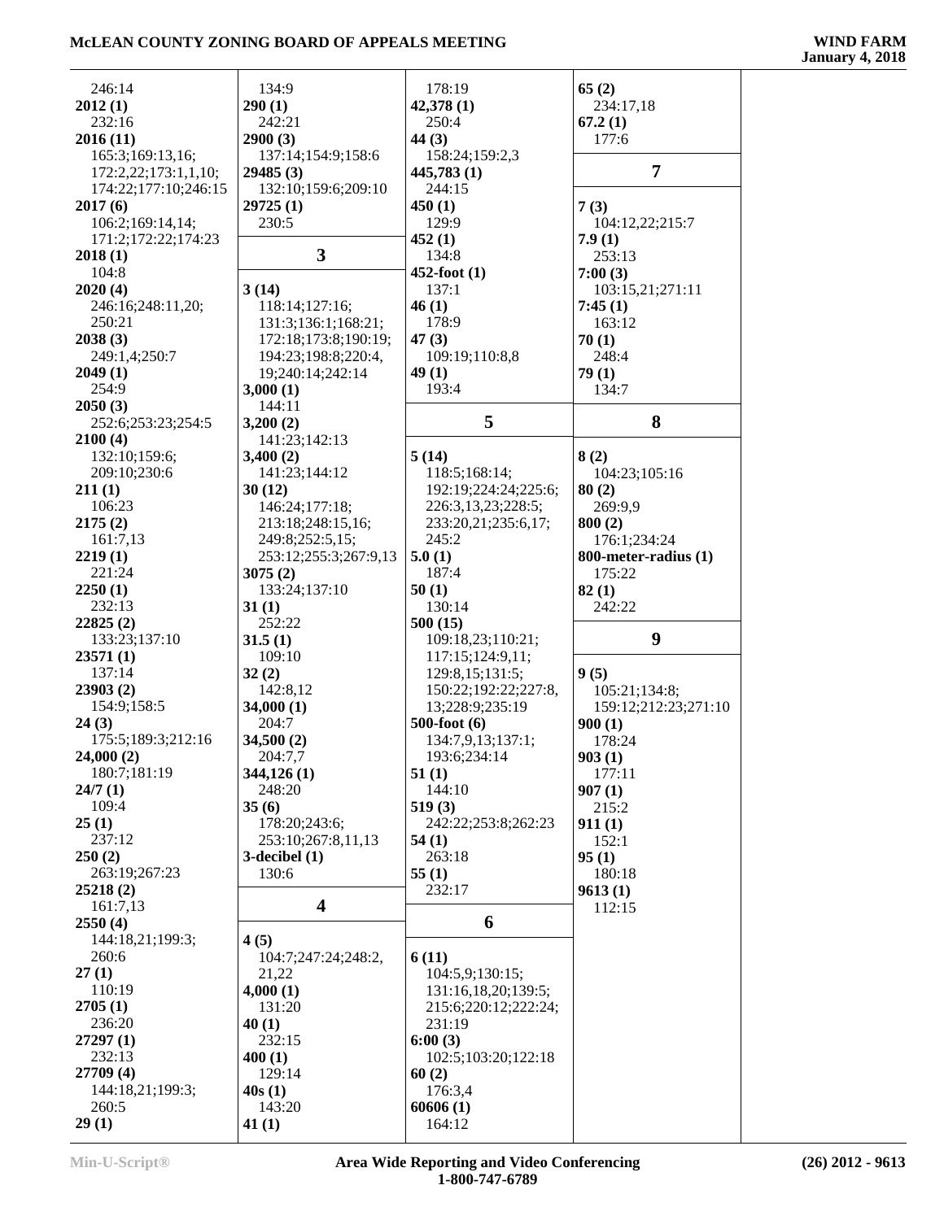246:14
**2012 (1)**
232:16
**2016 (11)**
165:3;169:13,16;
172:2,22;173:1,1,10;
174:22;177:10;246:15
**2017 (6)**
106:2;169:14,14;
171:2;172:22;174:23
**2018 (1)**
104:8
**2020 (4)**
246:16;248:11,20;
250:21
**2038 (3)**
249:1,4;250:7
**2049 (1)**
254:9
**2050 (3)**
252:6;253:23;254:5
**2100 (4)**
132:10;159:6;
209:10;230:6
**211 (1)**
106:23
**2175 (2)**
161:7,13
**2219 (1)**
221:24
**2250 (1)**
232:13
**22825 (2)**
133:23;137:10
**23571 (1)**
137:14
**23903 (2)**
154:9;158:5
**24 (3)**
175:5;189:3;212:16
**24,000 (2)**
180:7;181:19
**24/7 (1)**
109:4
**25 (1)**
237:12
**250 (2)**
263:19;267:23
**25218 (2)**
161:7,13
**2550 (4)**
144:18,21;199:3;
260:6
**27 (1)**
110:19
**2705 (1)**
236:20
**27297 (1)**
232:13
**27709 (4)**
144:18,21;199:3;
260:5
**29 (1)**
134:9
**290 (1)**
242:21
**2900 (3)**
137:14;154:9;158:6
**29485 (3)**
132:10;159:6;209:10
**29725 (1)**
230:5

## 3

**3 (14)**
118:14;127:16;
131:3;136:1;168:21;
172:18;173:8;190:19;
194:23;198:8;220:4,
19;240:14;242:14
**3,000 (1)**
144:11
**3,200 (2)**
141:23;142:13
**3,400 (2)**
141:23;144:12
**30 (12)**
146:24;177:18;
213:18;248:15,16;
249:8;252:5,15;
253:12;255:3;267:9,13
**3075 (2)**
133:24;137:10
**31 (1)**
252:22
**31.5 (1)**
109:10
**32 (2)**
142:8,12
**34,000 (1)**
204:7
**34,500 (2)**
204:7,7
**344,126 (1)**
248:20
**35 (6)**
178:20;243:6;
253:10;267:8,11,13
**3-decibel (1)**
130:6

## 4

**4 (5)**
104:7;247:24;248:2,
21,22
**4,000 (1)**
131:20
**40 (1)**
232:15
**400 (1)**
129:14
**40s (1)**
143:20
**41 (1)**
178:19
**42,378 (1)**
250:4
**44 (3)**
158:24;159:2,3
**445,783 (1)**
244:15
**450 (1)**
129:9
**452 (1)**
134:8
**452-foot (1)**
137:1
**46 (1)**
178:9
**47 (3)**
109:19;110:8,8
**49 (1)**
193:4

## 5

**5 (14)**
118:5;168:14;
192:19;224:24;225:6;
226:3,13,23;228:5;
233:20,21;235:6,17;
245:2
**5.0 (1)**
187:4
**50 (1)**
130:14
**500 (15)**
109:18,23;110:21;
117:15;124:9,11;
129:8,15;131:5;
150:22;192:22;227:8,
13;228:9;235:19
**500-foot (6)**
134:7,9,13;137:1;
193:6;234:14
**51 (1)**
144:10
**519 (3)**
242:22;253:8;262:23
**54 (1)**
263:18
**55 (1)**
232:17

## 6

**6 (11)**
104:5,9;130:15;
131:16,18,20;139:5;
215:6;220:12;222:24;
231:19
**6:00 (3)**
102:5;103:20;122:18
**60 (2)**
176:3,4
**60606 (1)**
164:12
**65 (2)**
234:17,18
**67.2 (1)**
177:6

## 7

**7 (3)**
104:12,22;215:7
**7.9 (1)**
253:13
**7:00 (3)**
103:15,21;271:11
**7:45 (1)**
163:12
**70 (1)**
248:4
**79 (1)**
134:7

## 8

**8 (2)**
104:23;105:16
**80 (2)**
269:9,9
**800 (2)**
176:1;234:24
**800-meter-radius (1)**
175:22
**82 (1)**
242:22

## 9

**9 (5)**
105:21;134:8;
159:12;212:23;271:10
**900 (1)**
178:24
**903 (1)**
177:11
**907 (1)**
215:2
**911 (1)**
152:1
**95 (1)**
180:18
**9613 (1)**
112:15